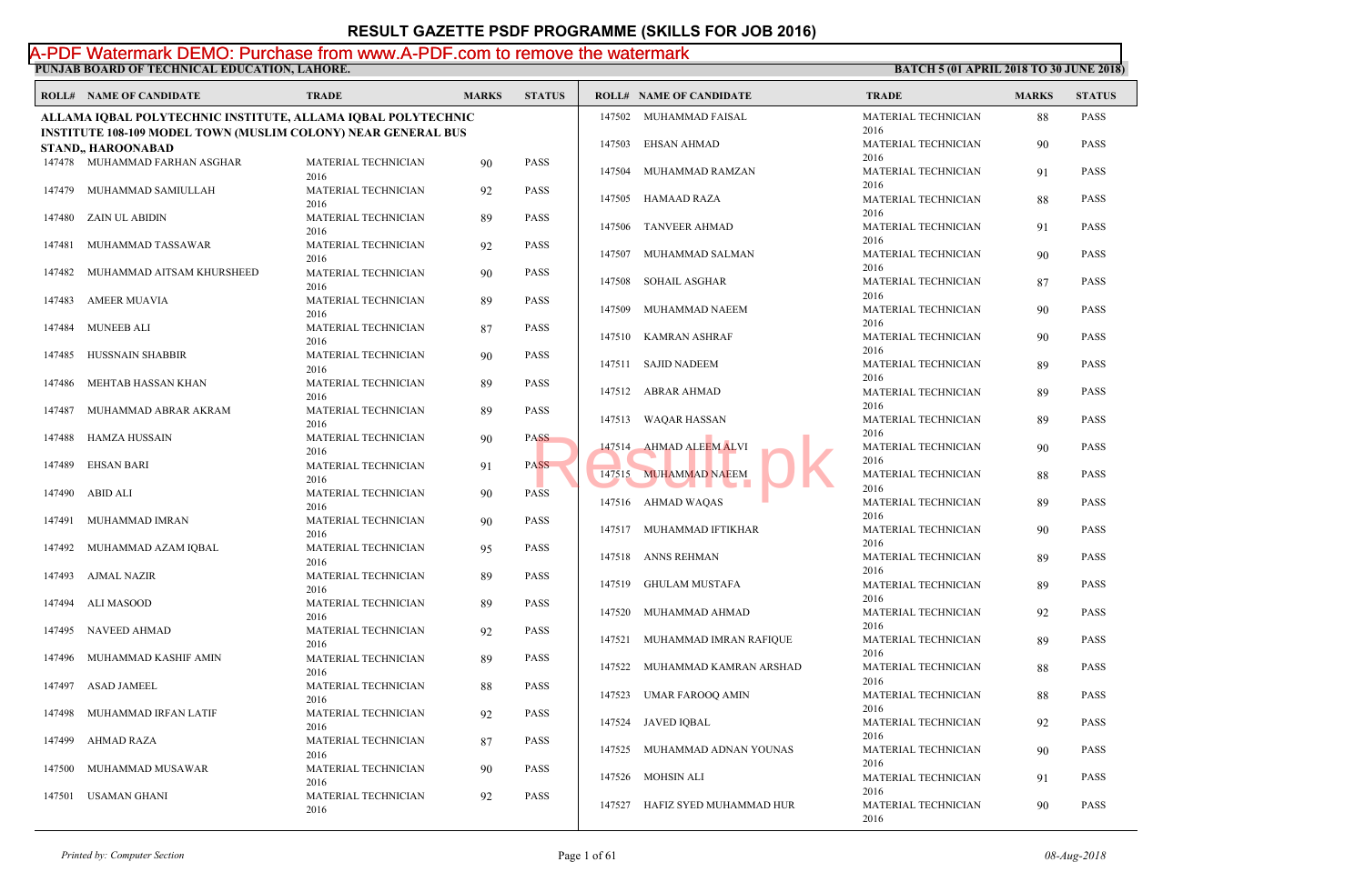# RESULT GAZETTE PSDF PROGRAMME (SKILLS FOR JOB 2016)

**PUNJAB BOARD OF TECHNICAL EDUCATION, LAHORE.**

**BATCH 5 (01 APRIL 2018 TO 30 JUNE 2018)**

**ALLAMA IQBAL POLYTECHNIC INSTITUTE, ALLAMA IQBAL POLYTECHNIC INSTITUTE 108-109 MODEL TOWN (MUSLIM COLONY) NEAR GENERAL BUS STAND,, HAROONABAD**

| ROLL# | NAME OF CANDIDATE | TRADE | MARKS | STATUS |
|---|---|---|---|---|
| 147478 | MUHAMMAD FARHAN ASGHAR | MATERIAL TECHNICIAN 2016 | 90 | PASS |
| 147479 | MUHAMMAD SAMIULLAH | MATERIAL TECHNICIAN 2016 | 92 | PASS |
| 147480 | ZAIN UL ABIDIN | MATERIAL TECHNICIAN 2016 | 89 | PASS |
| 147481 | MUHAMMAD TASSAWAR | MATERIAL TECHNICIAN 2016 | 92 | PASS |
| 147482 | MUHAMMAD AITSAM KHURSHEED | MATERIAL TECHNICIAN 2016 | 90 | PASS |
| 147483 | AMEER MUAVIA | MATERIAL TECHNICIAN 2016 | 89 | PASS |
| 147484 | MUNEEB ALI | MATERIAL TECHNICIAN 2016 | 87 | PASS |
| 147485 | HUSSNAIN SHABBIR | MATERIAL TECHNICIAN 2016 | 90 | PASS |
| 147486 | MEHTAB HASSAN KHAN | MATERIAL TECHNICIAN 2016 | 89 | PASS |
| 147487 | MUHAMMAD ABRAR AKRAM | MATERIAL TECHNICIAN 2016 | 89 | PASS |
| 147488 | HAMZA HUSSAIN | MATERIAL TECHNICIAN 2016 | 90 | PASS |
| 147489 | EHSAN BARI | MATERIAL TECHNICIAN 2016 | 91 | PASS |
| 147490 | ABID ALI | MATERIAL TECHNICIAN 2016 | 90 | PASS |
| 147491 | MUHAMMAD IMRAN | MATERIAL TECHNICIAN 2016 | 90 | PASS |
| 147492 | MUHAMMAD AZAM IQBAL | MATERIAL TECHNICIAN 2016 | 95 | PASS |
| 147493 | AJMAL NAZIR | MATERIAL TECHNICIAN 2016 | 89 | PASS |
| 147494 | ALI MASOOD | MATERIAL TECHNICIAN 2016 | 89 | PASS |
| 147495 | NAVEED AHMAD | MATERIAL TECHNICIAN 2016 | 92 | PASS |
| 147496 | MUHAMMAD KASHIF AMIN | MATERIAL TECHNICIAN 2016 | 89 | PASS |
| 147497 | ASAD JAMEEL | MATERIAL TECHNICIAN 2016 | 88 | PASS |
| 147498 | MUHAMMAD IRFAN LATIF | MATERIAL TECHNICIAN 2016 | 92 | PASS |
| 147499 | AHMAD RAZA | MATERIAL TECHNICIAN 2016 | 87 | PASS |
| 147500 | MUHAMMAD MUSAWAR | MATERIAL TECHNICIAN 2016 | 90 | PASS |
| 147501 | USAMAN GHANI | MATERIAL TECHNICIAN 2016 | 92 | PASS |
| 147502 | MUHAMMAD FAISAL | MATERIAL TECHNICIAN 2016 | 88 | PASS |
| 147503 | EHSAN AHMAD | MATERIAL TECHNICIAN 2016 | 90 | PASS |
| 147504 | MUHAMMAD RAMZAN | MATERIAL TECHNICIAN 2016 | 91 | PASS |
| 147505 | HAMAAD RAZA | MATERIAL TECHNICIAN 2016 | 88 | PASS |
| 147506 | TANVEER AHMAD | MATERIAL TECHNICIAN 2016 | 91 | PASS |
| 147507 | MUHAMMAD SALMAN | MATERIAL TECHNICIAN 2016 | 90 | PASS |
| 147508 | SOHAIL ASGHAR | MATERIAL TECHNICIAN 2016 | 87 | PASS |
| 147509 | MUHAMMAD NAEEM | MATERIAL TECHNICIAN 2016 | 90 | PASS |
| 147510 | KAMRAN ASHRAF | MATERIAL TECHNICIAN 2016 | 90 | PASS |
| 147511 | SAJID NADEEM | MATERIAL TECHNICIAN 2016 | 89 | PASS |
| 147512 | ABRAR AHMAD | MATERIAL TECHNICIAN 2016 | 89 | PASS |
| 147513 | WAQAR HASSAN | MATERIAL TECHNICIAN 2016 | 89 | PASS |
| 147514 | AHMAD ALEEM ALVI | MATERIAL TECHNICIAN 2016 | 90 | PASS |
| 147515 | MUHAMMAD NAEEM | MATERIAL TECHNICIAN 2016 | 88 | PASS |
| 147516 | AHMAD WAQAS | MATERIAL TECHNICIAN 2016 | 89 | PASS |
| 147517 | MUHAMMAD IFTIKHAR | MATERIAL TECHNICIAN 2016 | 90 | PASS |
| 147518 | ANNS REHMAN | MATERIAL TECHNICIAN 2016 | 89 | PASS |
| 147519 | GHULAM MUSTAFA | MATERIAL TECHNICIAN 2016 | 89 | PASS |
| 147520 | MUHAMMAD AHMAD | MATERIAL TECHNICIAN 2016 | 92 | PASS |
| 147521 | MUHAMMAD IMRAN RAFIQUE | MATERIAL TECHNICIAN 2016 | 89 | PASS |
| 147522 | MUHAMMAD KAMRAN ARSHAD | MATERIAL TECHNICIAN 2016 | 88 | PASS |
| 147523 | UMAR FAROOQ AMIN | MATERIAL TECHNICIAN 2016 | 88 | PASS |
| 147524 | JAVED IQBAL | MATERIAL TECHNICIAN 2016 | 92 | PASS |
| 147525 | MUHAMMAD ADNAN YOUNAS | MATERIAL TECHNICIAN 2016 | 90 | PASS |
| 147526 | MOHSIN ALI | MATERIAL TECHNICIAN 2016 | 91 | PASS |
| 147527 | HAFIZ SYED MUHAMMAD HUR | MATERIAL TECHNICIAN 2016 | 90 | PASS |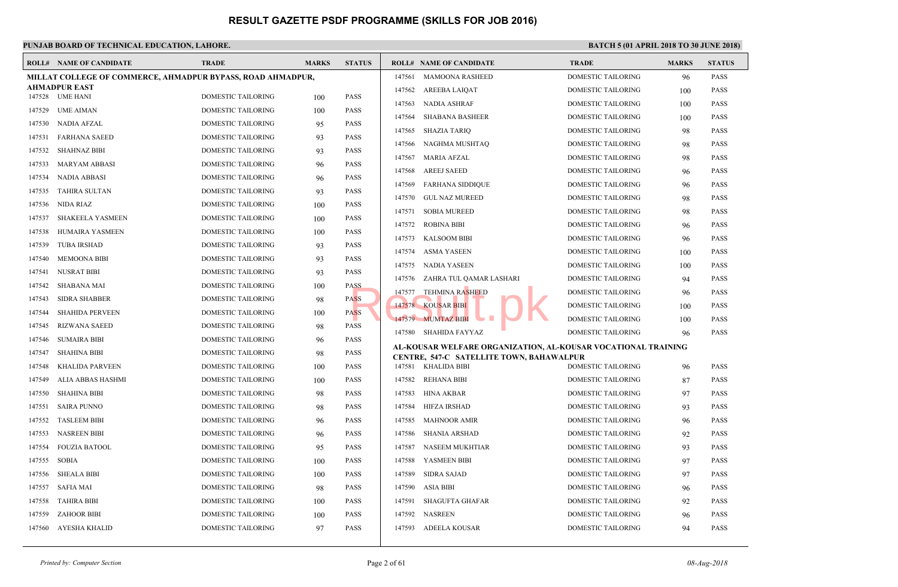# RESULT GAZETTE PSDF PROGRAMME (SKILLS FOR JOB 2016)

**PUNJAB BOARD OF TECHNICAL EDUCATION, LAHORE.**

**BATCH 5 (01 APRIL 2018 TO 30 JUNE 2018)**

**MILLAT COLLEGE OF COMMERCE, AHMADPUR BYPASS, ROAD AHMADPUR, AHMADPUR EAST**

| ROLL# | NAME OF CANDIDATE | TRADE | MARKS | STATUS |
|---|---|---|---|---|
| 147528 | UME HANI | DOMESTIC TAILORING | 100 | PASS |
| 147529 | UME AIMAN | DOMESTIC TAILORING | 100 | PASS |
| 147530 | NADIA AFZAL | DOMESTIC TAILORING | 95 | PASS |
| 147531 | FARHANA SAEED | DOMESTIC TAILORING | 93 | PASS |
| 147532 | SHAHNAZ BIBI | DOMESTIC TAILORING | 93 | PASS |
| 147533 | MARYAM ABBASI | DOMESTIC TAILORING | 96 | PASS |
| 147534 | NADIA ABBASI | DOMESTIC TAILORING | 96 | PASS |
| 147535 | TAHIRA SULTAN | DOMESTIC TAILORING | 93 | PASS |
| 147536 | NIDA RIAZ | DOMESTIC TAILORING | 100 | PASS |
| 147537 | SHAKEELA YASMEEN | DOMESTIC TAILORING | 100 | PASS |
| 147538 | HUMAIRA YASMEEN | DOMESTIC TAILORING | 100 | PASS |
| 147539 | TUBA IRSHAD | DOMESTIC TAILORING | 93 | PASS |
| 147540 | MEMOONA BIBI | DOMESTIC TAILORING | 93 | PASS |
| 147541 | NUSRAT BIBI | DOMESTIC TAILORING | 93 | PASS |
| 147542 | SHABANA MAI | DOMESTIC TAILORING | 100 | PASS |
| 147543 | SIDRA SHABBER | DOMESTIC TAILORING | 98 | PASS |
| 147544 | SHAHIDA PERVEEN | DOMESTIC TAILORING | 100 | PASS |
| 147545 | RIZWANA SAEED | DOMESTIC TAILORING | 98 | PASS |
| 147546 | SUMAIRA BIBI | DOMESTIC TAILORING | 96 | PASS |
| 147547 | SHAHINA BIBI | DOMESTIC TAILORING | 98 | PASS |
| 147548 | KHALIDA PARVEEN | DOMESTIC TAILORING | 100 | PASS |
| 147549 | ALIA ABBAS HASHMI | DOMESTIC TAILORING | 100 | PASS |
| 147550 | SHAHINA BIBI | DOMESTIC TAILORING | 98 | PASS |
| 147551 | SAIRA PUNNO | DOMESTIC TAILORING | 98 | PASS |
| 147552 | TASLEEM BIBI | DOMESTIC TAILORING | 96 | PASS |
| 147553 | NASREEN BIBI | DOMESTIC TAILORING | 96 | PASS |
| 147554 | FOUZIA BATOOL | DOMESTIC TAILORING | 95 | PASS |
| 147555 | SOBIA | DOMESTIC TAILORING | 100 | PASS |
| 147556 | SHEALA BIBI | DOMESTIC TAILORING | 100 | PASS |
| 147557 | SAFIA MAI | DOMESTIC TAILORING | 98 | PASS |
| 147558 | TAHIRA BIBI | DOMESTIC TAILORING | 100 | PASS |
| 147559 | ZAHOOR BIBI | DOMESTIC TAILORING | 100 | PASS |
| 147560 | AYESHA KHALID | DOMESTIC TAILORING | 97 | PASS |
| 147561 | MAMOONA RASHEED | DOMESTIC TAILORING | 96 | PASS |
| 147562 | AREEBA LAIQAT | DOMESTIC TAILORING | 100 | PASS |
| 147563 | NADIA ASHRAF | DOMESTIC TAILORING | 100 | PASS |
| 147564 | SHABANA BASHEER | DOMESTIC TAILORING | 100 | PASS |
| 147565 | SHAZIA TARIQ | DOMESTIC TAILORING | 98 | PASS |
| 147566 | NAGHMA MUSHTAQ | DOMESTIC TAILORING | 98 | PASS |
| 147567 | MARIA AFZAL | DOMESTIC TAILORING | 98 | PASS |
| 147568 | AREEJ SAEED | DOMESTIC TAILORING | 96 | PASS |
| 147569 | FARHANA SIDDIQUE | DOMESTIC TAILORING | 96 | PASS |
| 147570 | GUL NAZ MUREED | DOMESTIC TAILORING | 98 | PASS |
| 147571 | SOBIA MUREED | DOMESTIC TAILORING | 98 | PASS |
| 147572 | ROBINA BIBI | DOMESTIC TAILORING | 96 | PASS |
| 147573 | KALSOOM BIBI | DOMESTIC TAILORING | 96 | PASS |
| 147574 | ASMA YASEEN | DOMESTIC TAILORING | 100 | PASS |
| 147575 | NADIA YASEEN | DOMESTIC TAILORING | 100 | PASS |
| 147576 | ZAHRA TUL QAMAR LASHARI | DOMESTIC TAILORING | 94 | PASS |
| 147577 | TEHMINA RASHEED | DOMESTIC TAILORING | 96 | PASS |
| 147578 | KOUSAR BIBI | DOMESTIC TAILORING | 100 | PASS |
| 147579 | MUMTAZ BIBI | DOMESTIC TAILORING | 100 | PASS |
| 147580 | SHAHIDA FAYYAZ | DOMESTIC TAILORING | 96 | PASS |

**AL-KOUSAR WELFARE ORGANIZATION, AL-KOUSAR VOCATIONAL TRAINING CENTRE, 547-C SATELLITE TOWN, BAHAWALPUR**

| ROLL# | NAME OF CANDIDATE | TRADE | MARKS | STATUS |
|---|---|---|---|---|
| 147581 | KHALIDA BIBI | DOMESTIC TAILORING | 96 | PASS |
| 147582 | REHANA BIBI | DOMESTIC TAILORING | 87 | PASS |
| 147583 | HINA AKBAR | DOMESTIC TAILORING | 97 | PASS |
| 147584 | HIFZA IRSHAD | DOMESTIC TAILORING | 93 | PASS |
| 147585 | MAHNOOR AMIR | DOMESTIC TAILORING | 96 | PASS |
| 147586 | SHANIA ARSHAD | DOMESTIC TAILORING | 92 | PASS |
| 147587 | NASEEM MUKHTIAR | DOMESTIC TAILORING | 93 | PASS |
| 147588 | YASMEEN BIBI | DOMESTIC TAILORING | 97 | PASS |
| 147589 | SIDRA SAJAD | DOMESTIC TAILORING | 97 | PASS |
| 147590 | ASIA BIBI | DOMESTIC TAILORING | 96 | PASS |
| 147591 | SHAGUFTA GHAFAR | DOMESTIC TAILORING | 92 | PASS |
| 147592 | NASREEN | DOMESTIC TAILORING | 96 | PASS |
| 147593 | ADEELA KOUSAR | DOMESTIC TAILORING | 94 | PASS |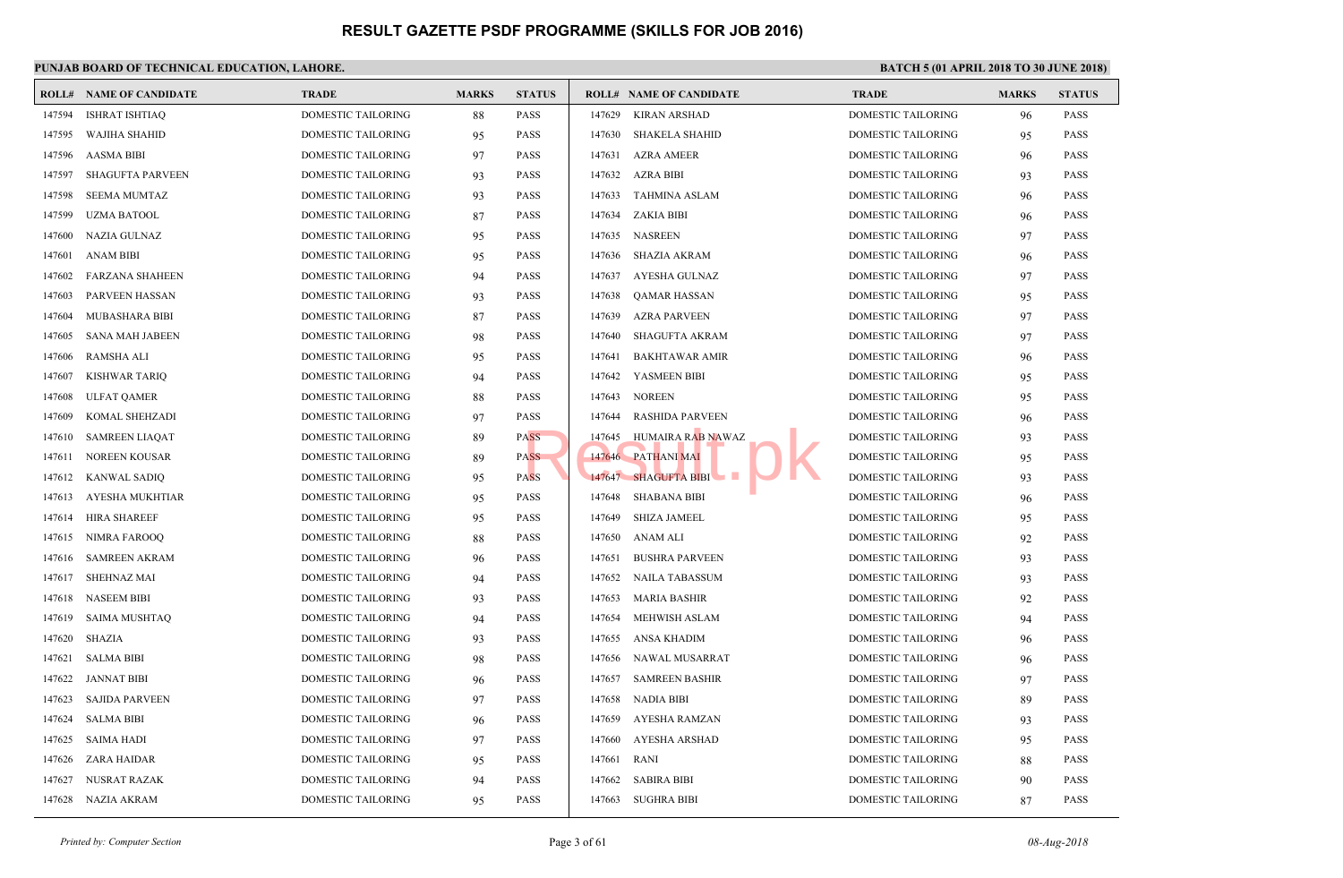# RESULT GAZETTE PSDF PROGRAMME (SKILLS FOR JOB 2016)

**PUNJAB BOARD OF TECHNICAL EDUCATION, LAHORE.**

**BATCH 5 (01 APRIL 2018 TO 30 JUNE 2018)**

| ROLL# | NAME OF CANDIDATE | TRADE | MARKS | STATUS |
|---|---|---|---|---|
| 147594 | ISHRAT ISHTIAQ | DOMESTIC TAILORING | 88 | PASS |
| 147595 | WAJIHA SHAHID | DOMESTIC TAILORING | 95 | PASS |
| 147596 | AASMA BIBI | DOMESTIC TAILORING | 97 | PASS |
| 147597 | SHAGUFTA PARVEEN | DOMESTIC TAILORING | 93 | PASS |
| 147598 | SEEMA MUMTAZ | DOMESTIC TAILORING | 93 | PASS |
| 147599 | UZMA BATOOL | DOMESTIC TAILORING | 87 | PASS |
| 147600 | NAZIA GULNAZ | DOMESTIC TAILORING | 95 | PASS |
| 147601 | ANAM BIBI | DOMESTIC TAILORING | 95 | PASS |
| 147602 | FARZANA SHAHEEN | DOMESTIC TAILORING | 94 | PASS |
| 147603 | PARVEEN HASSAN | DOMESTIC TAILORING | 93 | PASS |
| 147604 | MUBASHARA BIBI | DOMESTIC TAILORING | 87 | PASS |
| 147605 | SANA MAH JABEEN | DOMESTIC TAILORING | 98 | PASS |
| 147606 | RAMSHA ALI | DOMESTIC TAILORING | 95 | PASS |
| 147607 | KISHWAR TARIQ | DOMESTIC TAILORING | 94 | PASS |
| 147608 | ULFAT QAMER | DOMESTIC TAILORING | 88 | PASS |
| 147609 | KOMAL SHEHZADI | DOMESTIC TAILORING | 97 | PASS |
| 147610 | SAMREEN LIAQAT | DOMESTIC TAILORING | 89 | PASS |
| 147611 | NOREEN KOUSAR | DOMESTIC TAILORING | 89 | PASS |
| 147612 | KANWAL SADIQ | DOMESTIC TAILORING | 95 | PASS |
| 147613 | AYESHA MUKHTIAR | DOMESTIC TAILORING | 95 | PASS |
| 147614 | HIRA SHAREEF | DOMESTIC TAILORING | 95 | PASS |
| 147615 | NIMRA FAROOQ | DOMESTIC TAILORING | 88 | PASS |
| 147616 | SAMREEN AKRAM | DOMESTIC TAILORING | 96 | PASS |
| 147617 | SHEHNAZ MAI | DOMESTIC TAILORING | 94 | PASS |
| 147618 | NASEEM BIBI | DOMESTIC TAILORING | 93 | PASS |
| 147619 | SAIMA MUSHTAQ | DOMESTIC TAILORING | 94 | PASS |
| 147620 | SHAZIA | DOMESTIC TAILORING | 93 | PASS |
| 147621 | SALMA BIBI | DOMESTIC TAILORING | 98 | PASS |
| 147622 | JANNAT BIBI | DOMESTIC TAILORING | 96 | PASS |
| 147623 | SAJIDA PARVEEN | DOMESTIC TAILORING | 97 | PASS |
| 147624 | SALMA BIBI | DOMESTIC TAILORING | 96 | PASS |
| 147625 | SAIMA HADI | DOMESTIC TAILORING | 97 | PASS |
| 147626 | ZARA HAIDAR | DOMESTIC TAILORING | 95 | PASS |
| 147627 | NUSRAT RAZAK | DOMESTIC TAILORING | 94 | PASS |
| 147628 | NAZIA AKRAM | DOMESTIC TAILORING | 95 | PASS |
| 147629 | KIRAN ARSHAD | DOMESTIC TAILORING | 96 | PASS |
| 147630 | SHAKELA SHAHID | DOMESTIC TAILORING | 95 | PASS |
| 147631 | AZRA AMEER | DOMESTIC TAILORING | 96 | PASS |
| 147632 | AZRA BIBI | DOMESTIC TAILORING | 93 | PASS |
| 147633 | TAHMINA ASLAM | DOMESTIC TAILORING | 96 | PASS |
| 147634 | ZAKIA BIBI | DOMESTIC TAILORING | 96 | PASS |
| 147635 | NASREEN | DOMESTIC TAILORING | 97 | PASS |
| 147636 | SHAZIA AKRAM | DOMESTIC TAILORING | 96 | PASS |
| 147637 | AYESHA GULNAZ | DOMESTIC TAILORING | 97 | PASS |
| 147638 | QAMAR HASSAN | DOMESTIC TAILORING | 95 | PASS |
| 147639 | AZRA PARVEEN | DOMESTIC TAILORING | 97 | PASS |
| 147640 | SHAGUFTA AKRAM | DOMESTIC TAILORING | 97 | PASS |
| 147641 | BAKHTAWAR AMIR | DOMESTIC TAILORING | 96 | PASS |
| 147642 | YASMEEN BIBI | DOMESTIC TAILORING | 95 | PASS |
| 147643 | NOREEN | DOMESTIC TAILORING | 95 | PASS |
| 147644 | RASHIDA PARVEEN | DOMESTIC TAILORING | 96 | PASS |
| 147645 | HUMAIRA RAB NAWAZ | DOMESTIC TAILORING | 93 | PASS |
| 147646 | PATHANI MAI | DOMESTIC TAILORING | 95 | PASS |
| 147647 | SHAGUFTA BIBI | DOMESTIC TAILORING | 93 | PASS |
| 147648 | SHABANA BIBI | DOMESTIC TAILORING | 96 | PASS |
| 147649 | SHIZA JAMEEL | DOMESTIC TAILORING | 95 | PASS |
| 147650 | ANAM ALI | DOMESTIC TAILORING | 92 | PASS |
| 147651 | BUSHRA PARVEEN | DOMESTIC TAILORING | 93 | PASS |
| 147652 | NAILA TABASSUM | DOMESTIC TAILORING | 93 | PASS |
| 147653 | MARIA BASHIR | DOMESTIC TAILORING | 92 | PASS |
| 147654 | MEHWISH ASLAM | DOMESTIC TAILORING | 94 | PASS |
| 147655 | ANSA KHADIM | DOMESTIC TAILORING | 96 | PASS |
| 147656 | NAWAL MUSARRAT | DOMESTIC TAILORING | 96 | PASS |
| 147657 | SAMREEN BASHIR | DOMESTIC TAILORING | 97 | PASS |
| 147658 | NADIA BIBI | DOMESTIC TAILORING | 89 | PASS |
| 147659 | AYESHA RAMZAN | DOMESTIC TAILORING | 93 | PASS |
| 147660 | AYESHA ARSHAD | DOMESTIC TAILORING | 95 | PASS |
| 147661 | RANI | DOMESTIC TAILORING | 88 | PASS |
| 147662 | SABIRA BIBI | DOMESTIC TAILORING | 90 | PASS |
| 147663 | SUGHRA BIBI | DOMESTIC TAILORING | 87 | PASS |

*Printed by: Computer Section*

*08-Aug-2018*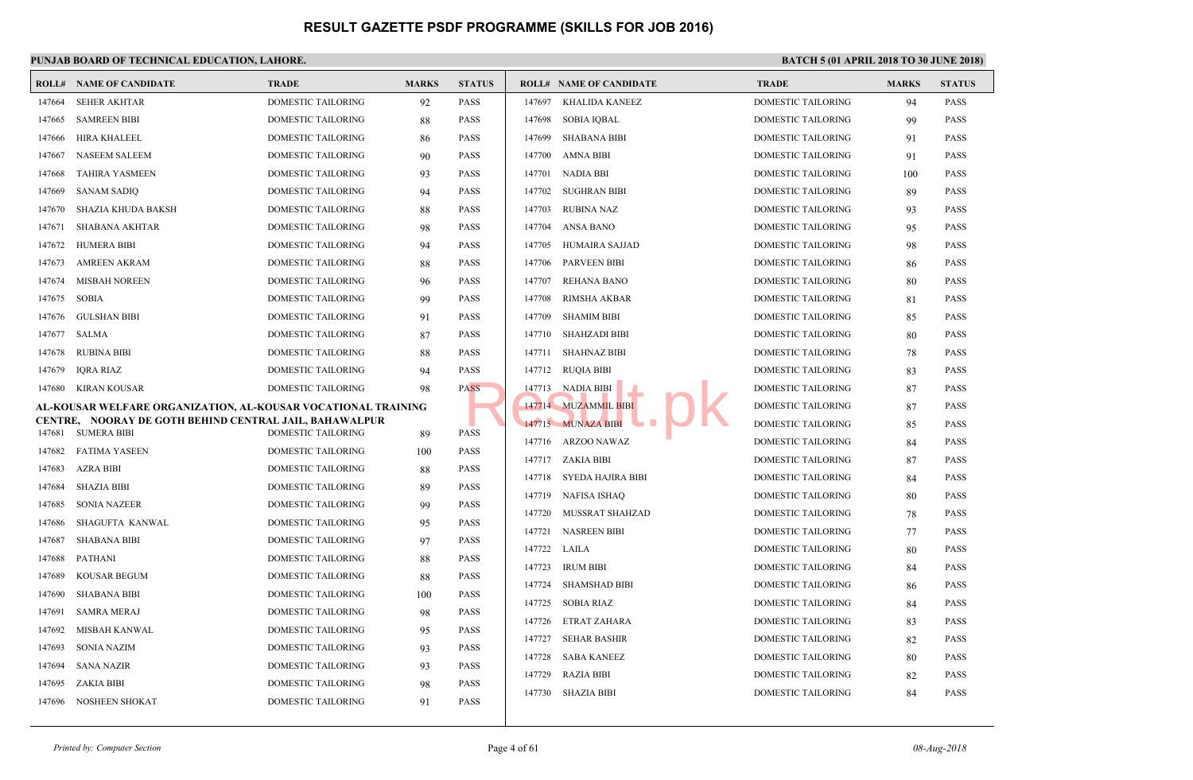# RESULT GAZETTE PSDF PROGRAMME (SKILLS FOR JOB 2016)

**PUNJAB BOARD OF TECHNICAL EDUCATION, LAHORE.**

**BATCH 5 (01 APRIL 2018 TO 30 JUNE 2018)**

| ROLL# | NAME OF CANDIDATE | TRADE | MARKS | STATUS |
|---|---|---|---|---|
| 147664 | SEHER AKHTAR | DOMESTIC TAILORING | 92 | PASS |
| 147665 | SAMREEN BIBI | DOMESTIC TAILORING | 88 | PASS |
| 147666 | HIRA KHALEEL | DOMESTIC TAILORING | 86 | PASS |
| 147667 | NASEEM SALEEM | DOMESTIC TAILORING | 90 | PASS |
| 147668 | TAHIRA YASMEEN | DOMESTIC TAILORING | 93 | PASS |
| 147669 | SANAM SADIQ | DOMESTIC TAILORING | 94 | PASS |
| 147670 | SHAZIA KHUDA BAKSH | DOMESTIC TAILORING | 88 | PASS |
| 147671 | SHABANA AKHTAR | DOMESTIC TAILORING | 98 | PASS |
| 147672 | HUMERA BIBI | DOMESTIC TAILORING | 94 | PASS |
| 147673 | AMREEN AKRAM | DOMESTIC TAILORING | 88 | PASS |
| 147674 | MISBAH NOREEN | DOMESTIC TAILORING | 96 | PASS |
| 147675 | SOBIA | DOMESTIC TAILORING | 99 | PASS |
| 147676 | GULSHAN BIBI | DOMESTIC TAILORING | 91 | PASS |
| 147677 | SALMA | DOMESTIC TAILORING | 87 | PASS |
| 147678 | RUBINA BIBI | DOMESTIC TAILORING | 88 | PASS |
| 147679 | IQRA RIAZ | DOMESTIC TAILORING | 94 | PASS |
| 147680 | KIRAN KOUSAR | DOMESTIC TAILORING | 98 | PASS |

**AL-KOUSAR WELFARE ORGANIZATION, AL-KOUSAR VOCATIONAL TRAINING CENTRE, NOORAY DE GOTH BEHIND CENTRAL JAIL, BAHAWALPUR**

| ROLL# | NAME OF CANDIDATE | TRADE | MARKS | STATUS |
|---|---|---|---|---|
| 147681 | SUMERA BIBI | DOMESTIC TAILORING | 89 | PASS |
| 147682 | FATIMA YASEEN | DOMESTIC TAILORING | 100 | PASS |
| 147683 | AZRA BIBI | DOMESTIC TAILORING | 88 | PASS |
| 147684 | SHAZIA BIBI | DOMESTIC TAILORING | 89 | PASS |
| 147685 | SONIA NAZEER | DOMESTIC TAILORING | 99 | PASS |
| 147686 | SHAGUFTA KANWAL | DOMESTIC TAILORING | 95 | PASS |
| 147687 | SHABANA BIBI | DOMESTIC TAILORING | 97 | PASS |
| 147688 | PATHANI | DOMESTIC TAILORING | 88 | PASS |
| 147689 | KOUSAR BEGUM | DOMESTIC TAILORING | 88 | PASS |
| 147690 | SHABANA BIBI | DOMESTIC TAILORING | 100 | PASS |
| 147691 | SAMRA MERAJ | DOMESTIC TAILORING | 98 | PASS |
| 147692 | MISBAH KANWAL | DOMESTIC TAILORING | 95 | PASS |
| 147693 | SONIA NAZIM | DOMESTIC TAILORING | 93 | PASS |
| 147694 | SANA NAZIR | DOMESTIC TAILORING | 93 | PASS |
| 147695 | ZAKIA BIBI | DOMESTIC TAILORING | 98 | PASS |
| 147696 | NOSHEEN SHOKAT | DOMESTIC TAILORING | 91 | PASS |
| 147697 | KHALIDA KANEEZ | DOMESTIC TAILORING | 94 | PASS |
| 147698 | SOBIA IQBAL | DOMESTIC TAILORING | 99 | PASS |
| 147699 | SHABANA BIBI | DOMESTIC TAILORING | 91 | PASS |
| 147700 | AMNA BIBI | DOMESTIC TAILORING | 91 | PASS |
| 147701 | NADIA BBI | DOMESTIC TAILORING | 100 | PASS |
| 147702 | SUGHRAN BIBI | DOMESTIC TAILORING | 89 | PASS |
| 147703 | RUBINA NAZ | DOMESTIC TAILORING | 93 | PASS |
| 147704 | ANSA BANO | DOMESTIC TAILORING | 95 | PASS |
| 147705 | HUMAIRA SAJJAD | DOMESTIC TAILORING | 98 | PASS |
| 147706 | PARVEEN BIBI | DOMESTIC TAILORING | 86 | PASS |
| 147707 | REHANA BANO | DOMESTIC TAILORING | 80 | PASS |
| 147708 | RIMSHA AKBAR | DOMESTIC TAILORING | 81 | PASS |
| 147709 | SHAMIM BIBI | DOMESTIC TAILORING | 85 | PASS |
| 147710 | SHAHZADI BIBI | DOMESTIC TAILORING | 80 | PASS |
| 147711 | SHAHNAZ BIBI | DOMESTIC TAILORING | 78 | PASS |
| 147712 | RUQIA BIBI | DOMESTIC TAILORING | 83 | PASS |
| 147713 | NADIA BIBI | DOMESTIC TAILORING | 87 | PASS |
| 147714 | MUZAMMIL BIBI | DOMESTIC TAILORING | 87 | PASS |
| 147715 | MUNAZA BIBI | DOMESTIC TAILORING | 85 | PASS |
| 147716 | ARZOO NAWAZ | DOMESTIC TAILORING | 84 | PASS |
| 147717 | ZAKIA BIBI | DOMESTIC TAILORING | 87 | PASS |
| 147718 | SYEDA HAJIRA BIBI | DOMESTIC TAILORING | 84 | PASS |
| 147719 | NAFISA ISHAQ | DOMESTIC TAILORING | 80 | PASS |
| 147720 | MUSSRAT SHAHZAD | DOMESTIC TAILORING | 78 | PASS |
| 147721 | NASREEN BIBI | DOMESTIC TAILORING | 77 | PASS |
| 147722 | LAILA | DOMESTIC TAILORING | 80 | PASS |
| 147723 | IRUM BIBI | DOMESTIC TAILORING | 84 | PASS |
| 147724 | SHAMSHAD BIBI | DOMESTIC TAILORING | 86 | PASS |
| 147725 | SOBIA RIAZ | DOMESTIC TAILORING | 84 | PASS |
| 147726 | ETRAT ZAHARA | DOMESTIC TAILORING | 83 | PASS |
| 147727 | SEHAR BASHIR | DOMESTIC TAILORING | 82 | PASS |
| 147728 | SABA KANEEZ | DOMESTIC TAILORING | 80 | PASS |
| 147729 | RAZIA BIBI | DOMESTIC TAILORING | 82 | PASS |
| 147730 | SHAZIA BIBI | DOMESTIC TAILORING | 84 | PASS |

*Printed by: Computer Section* — *08-Aug-2018*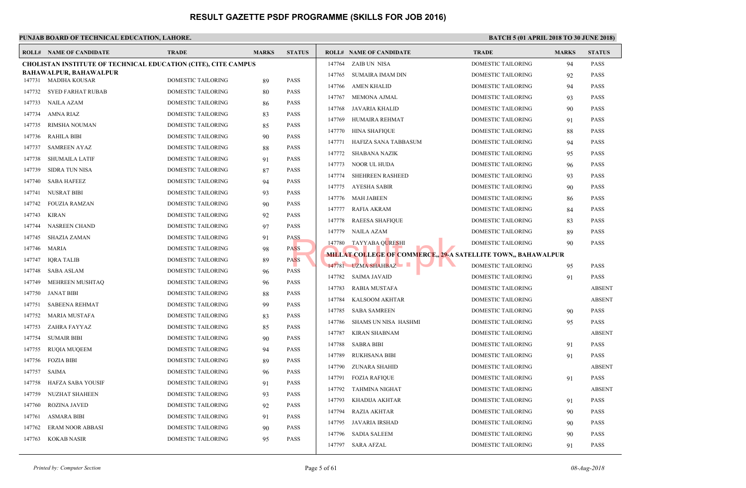# RESULT GAZETTE PSDF PROGRAMME (SKILLS FOR JOB 2016)

**PUNJAB BOARD OF TECHNICAL EDUCATION, LAHORE.**

**BATCH 5 (01 APRIL 2018 TO 30 JUNE 2018)**

**CHOLISTAN INSTITUTE OF TECHNICAL EDUCATION (CITE), CITE CAMPUS BAHAWALPUR, BAHAWALPUR**

| ROLL# | NAME OF CANDIDATE | TRADE | MARKS | STATUS |
|---|---|---|---|---|
| 147731 | MADIHA KOUSAR | DOMESTIC TAILORING | 89 | PASS |
| 147732 | SYED FARHAT RUBAB | DOMESTIC TAILORING | 80 | PASS |
| 147733 | NAILA AZAM | DOMESTIC TAILORING | 86 | PASS |
| 147734 | AMNA RIAZ | DOMESTIC TAILORING | 83 | PASS |
| 147735 | RIMSHA NOUMAN | DOMESTIC TAILORING | 85 | PASS |
| 147736 | RAHILA BIBI | DOMESTIC TAILORING | 90 | PASS |
| 147737 | SAMREEN AYAZ | DOMESTIC TAILORING | 88 | PASS |
| 147738 | SHUMAILA LATIF | DOMESTIC TAILORING | 91 | PASS |
| 147739 | SIDRA TUN NISA | DOMESTIC TAILORING | 87 | PASS |
| 147740 | SABA HAFEEZ | DOMESTIC TAILORING | 94 | PASS |
| 147741 | NUSRAT BIBI | DOMESTIC TAILORING | 93 | PASS |
| 147742 | FOUZIA RAMZAN | DOMESTIC TAILORING | 90 | PASS |
| 147743 | KIRAN | DOMESTIC TAILORING | 92 | PASS |
| 147744 | NASREEN CHAND | DOMESTIC TAILORING | 97 | PASS |
| 147745 | SHAZIA ZAMAN | DOMESTIC TAILORING | 91 | PASS |
| 147746 | MARIA | DOMESTIC TAILORING | 98 | PASS |
| 147747 | IQRA TALIB | DOMESTIC TAILORING | 89 | PASS |
| 147748 | SABA ASLAM | DOMESTIC TAILORING | 96 | PASS |
| 147749 | MEHREEN MUSHTAQ | DOMESTIC TAILORING | 96 | PASS |
| 147750 | JANAT BIBI | DOMESTIC TAILORING | 88 | PASS |
| 147751 | SABEENA REHMAT | DOMESTIC TAILORING | 99 | PASS |
| 147752 | MARIA MUSTAFA | DOMESTIC TAILORING | 83 | PASS |
| 147753 | ZAHRA FAYYAZ | DOMESTIC TAILORING | 85 | PASS |
| 147754 | SUMAIR BIBI | DOMESTIC TAILORING | 90 | PASS |
| 147755 | RUQIA MUQEEM | DOMESTIC TAILORING | 94 | PASS |
| 147756 | FOZIA BIBI | DOMESTIC TAILORING | 89 | PASS |
| 147757 | SAIMA | DOMESTIC TAILORING | 96 | PASS |
| 147758 | HAFZA SABA YOUSIF | DOMESTIC TAILORING | 91 | PASS |
| 147759 | NUZHAT SHAHEEN | DOMESTIC TAILORING | 93 | PASS |
| 147760 | ROZINA JAVED | DOMESTIC TAILORING | 92 | PASS |
| 147761 | ASMARA BIBI | DOMESTIC TAILORING | 91 | PASS |
| 147762 | ERAM NOOR ABBASI | DOMESTIC TAILORING | 90 | PASS |
| 147763 | KOKAB NASIR | DOMESTIC TAILORING | 95 | PASS |
| 147764 | ZAIB UN NISA | DOMESTIC TAILORING | 94 | PASS |
| 147765 | SUMAIRA IMAM DIN | DOMESTIC TAILORING | 92 | PASS |
| 147766 | AMEN KHALID | DOMESTIC TAILORING | 94 | PASS |
| 147767 | MEMONA AJMAL | DOMESTIC TAILORING | 93 | PASS |
| 147768 | JAVARIA KHALID | DOMESTIC TAILORING | 90 | PASS |
| 147769 | HUMAIRA REHMAT | DOMESTIC TAILORING | 91 | PASS |
| 147770 | HINA SHAFIQUE | DOMESTIC TAILORING | 88 | PASS |
| 147771 | HAFIZA SANA TABBASUM | DOMESTIC TAILORING | 94 | PASS |
| 147772 | SHABANA NAZIK | DOMESTIC TAILORING | 95 | PASS |
| 147773 | NOOR UL HUDA | DOMESTIC TAILORING | 96 | PASS |
| 147774 | SHEHREEN RASHEED | DOMESTIC TAILORING | 93 | PASS |
| 147775 | AYESHA SABIR | DOMESTIC TAILORING | 90 | PASS |
| 147776 | MAH JABEEN | DOMESTIC TAILORING | 86 | PASS |
| 147777 | RAFIA AKRAM | DOMESTIC TAILORING | 84 | PASS |
| 147778 | RAEESA SHAFIQUE | DOMESTIC TAILORING | 83 | PASS |
| 147779 | NAILA AZAM | DOMESTIC TAILORING | 89 | PASS |
| 147780 | TAYYABA QURESHI | DOMESTIC TAILORING | 90 | PASS |

**MILLAT COLLEGE OF COMMERCE,, 29-A SATELLITE TOWN,, BAHAWALPUR**

| ROLL# | NAME OF CANDIDATE | TRADE | MARKS | STATUS |
|---|---|---|---|---|
| 147781 | UZMA SHAHBAZ | DOMESTIC TAILORING | 95 | PASS |
| 147782 | SAIMA JAVAID | DOMESTIC TAILORING | 91 | PASS |
| 147783 | RABIA MUSTAFA | DOMESTIC TAILORING | | ABSENT |
| 147784 | KALSOOM AKHTAR | DOMESTIC TAILORING | | ABSENT |
| 147785 | SABA SAMREEN | DOMESTIC TAILORING | 90 | PASS |
| 147786 | SHAMS UN NISA HASHMI | DOMESTIC TAILORING | 95 | PASS |
| 147787 | KIRAN SHABNAM | DOMESTIC TAILORING | | ABSENT |
| 147788 | SABRA BIBI | DOMESTIC TAILORING | 91 | PASS |
| 147789 | RUKHSANA BIBI | DOMESTIC TAILORING | 91 | PASS |
| 147790 | ZUNARA SHAHID | DOMESTIC TAILORING | | ABSENT |
| 147791 | FOZIA RAFIQUE | DOMESTIC TAILORING | 91 | PASS |
| 147792 | TAHMINA NIGHAT | DOMESTIC TAILORING | | ABSENT |
| 147793 | KHADIJA AKHTAR | DOMESTIC TAILORING | 91 | PASS |
| 147794 | RAZIA AKHTAR | DOMESTIC TAILORING | 90 | PASS |
| 147795 | JAVARIA IRSHAD | DOMESTIC TAILORING | 90 | PASS |
| 147796 | SADIA SALEEM | DOMESTIC TAILORING | 90 | PASS |
| 147797 | SARA AFZAL | DOMESTIC TAILORING | 91 | PASS |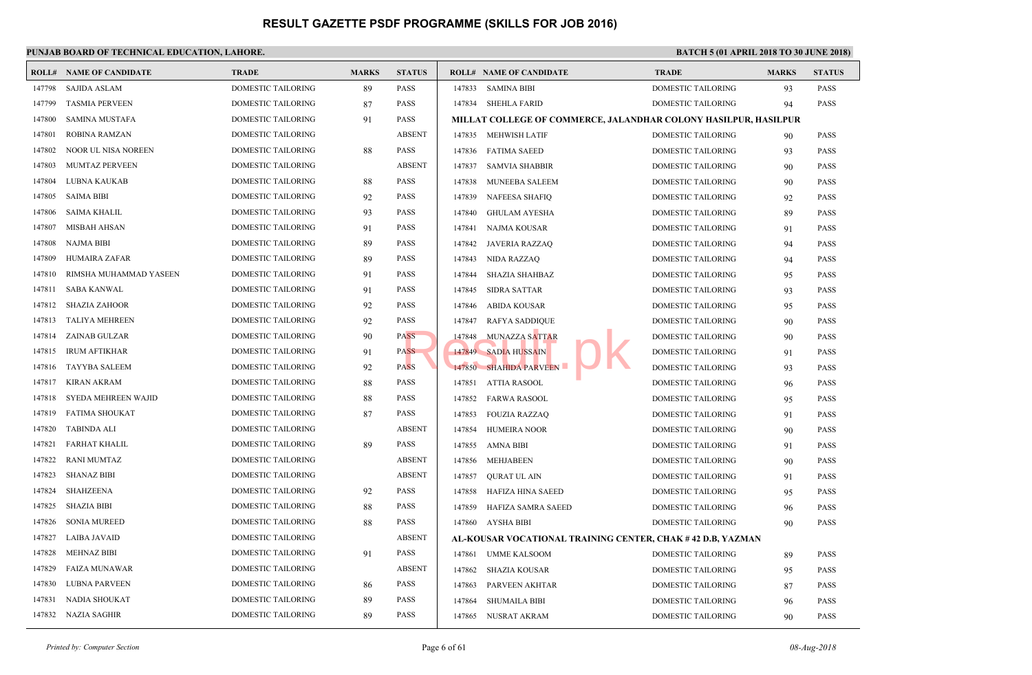# RESULT GAZETTE PSDF PROGRAMME (SKILLS FOR JOB 2016)

**PUNJAB BOARD OF TECHNICAL EDUCATION, LAHORE.**

**BATCH 5 (01 APRIL 2018 TO 30 JUNE 2018)**

| ROLL# | NAME OF CANDIDATE | TRADE | MARKS | STATUS |
|---|---|---|---|---|
| 147798 | SAJIDA ASLAM | DOMESTIC TAILORING | 89 | PASS |
| 147799 | TASMIA PERVEEN | DOMESTIC TAILORING | 87 | PASS |
| 147800 | SAMINA MUSTAFA | DOMESTIC TAILORING | 91 | PASS |
| 147801 | ROBINA RAMZAN | DOMESTIC TAILORING | | ABSENT |
| 147802 | NOOR UL NISA NOREEN | DOMESTIC TAILORING | 88 | PASS |
| 147803 | MUMTAZ PERVEEN | DOMESTIC TAILORING | | ABSENT |
| 147804 | LUBNA KAUKAB | DOMESTIC TAILORING | 88 | PASS |
| 147805 | SAIMA BIBI | DOMESTIC TAILORING | 92 | PASS |
| 147806 | SAIMA KHALIL | DOMESTIC TAILORING | 93 | PASS |
| 147807 | MISBAH AHSAN | DOMESTIC TAILORING | 91 | PASS |
| 147808 | NAJMA BIBI | DOMESTIC TAILORING | 89 | PASS |
| 147809 | HUMAIRA ZAFAR | DOMESTIC TAILORING | 89 | PASS |
| 147810 | RIMSHA MUHAMMAD YASEEN | DOMESTIC TAILORING | 91 | PASS |
| 147811 | SABA KANWAL | DOMESTIC TAILORING | 91 | PASS |
| 147812 | SHAZIA ZAHOOR | DOMESTIC TAILORING | 92 | PASS |
| 147813 | TALIYA MEHREEN | DOMESTIC TAILORING | 92 | PASS |
| 147814 | ZAINAB GULZAR | DOMESTIC TAILORING | 90 | PASS |
| 147815 | IRUM AFTIKHAR | DOMESTIC TAILORING | 91 | PASS |
| 147816 | TAYYBA SALEEM | DOMESTIC TAILORING | 92 | PASS |
| 147817 | KIRAN AKRAM | DOMESTIC TAILORING | 88 | PASS |
| 147818 | SYEDA MEHREEN WAJID | DOMESTIC TAILORING | 88 | PASS |
| 147819 | FATIMA SHOUKAT | DOMESTIC TAILORING | 87 | PASS |
| 147820 | TABINDA ALI | DOMESTIC TAILORING | | ABSENT |
| 147821 | FARHAT KHALIL | DOMESTIC TAILORING | 89 | PASS |
| 147822 | RANI MUMTAZ | DOMESTIC TAILORING | | ABSENT |
| 147823 | SHANAZ BIBI | DOMESTIC TAILORING | | ABSENT |
| 147824 | SHAHZEENA | DOMESTIC TAILORING | 92 | PASS |
| 147825 | SHAZIA BIBI | DOMESTIC TAILORING | 88 | PASS |
| 147826 | SONIA MUREED | DOMESTIC TAILORING | 88 | PASS |
| 147827 | LAIBA JAVAID | DOMESTIC TAILORING | | ABSENT |
| 147828 | MEHNAZ BIBI | DOMESTIC TAILORING | 91 | PASS |
| 147829 | FAIZA MUNAWAR | DOMESTIC TAILORING | | ABSENT |
| 147830 | LUBNA PARVEEN | DOMESTIC TAILORING | 86 | PASS |
| 147831 | NADIA SHOUKAT | DOMESTIC TAILORING | 89 | PASS |
| 147832 | NAZIA SAGHIR | DOMESTIC TAILORING | 89 | PASS |
| 147833 | SAMINA BIBI | DOMESTIC TAILORING | 93 | PASS |
| 147834 | SHEHLA FARID | DOMESTIC TAILORING | 94 | PASS |

**MILLAT COLLEGE OF COMMERCE, JALANDHAR COLONY HASILPUR, HASILPUR**

| ROLL# | NAME OF CANDIDATE | TRADE | MARKS | STATUS |
|---|---|---|---|---|
| 147835 | MEHWISH LATIF | DOMESTIC TAILORING | 90 | PASS |
| 147836 | FATIMA SAEED | DOMESTIC TAILORING | 93 | PASS |
| 147837 | SAMVIA SHABBIR | DOMESTIC TAILORING | 90 | PASS |
| 147838 | MUNEEBA SALEEM | DOMESTIC TAILORING | 90 | PASS |
| 147839 | NAFEESA SHAFIQ | DOMESTIC TAILORING | 92 | PASS |
| 147840 | GHULAM AYESHA | DOMESTIC TAILORING | 89 | PASS |
| 147841 | NAJMA KOUSAR | DOMESTIC TAILORING | 91 | PASS |
| 147842 | JAVERIA RAZZAQ | DOMESTIC TAILORING | 94 | PASS |
| 147843 | NIDA RAZZAQ | DOMESTIC TAILORING | 94 | PASS |
| 147844 | SHAZIA SHAHBAZ | DOMESTIC TAILORING | 95 | PASS |
| 147845 | SIDRA SATTAR | DOMESTIC TAILORING | 93 | PASS |
| 147846 | ABIDA KOUSAR | DOMESTIC TAILORING | 95 | PASS |
| 147847 | RAFYA SADDIQUE | DOMESTIC TAILORING | 90 | PASS |
| 147848 | MUNAZZA SATTAR | DOMESTIC TAILORING | 90 | PASS |
| 147849 | SADIA HUSSAIN | DOMESTIC TAILORING | 91 | PASS |
| 147850 | SHAHIDA PARVEEN | DOMESTIC TAILORING | 93 | PASS |
| 147851 | ATTIA RASOOL | DOMESTIC TAILORING | 96 | PASS |
| 147852 | FARWA RASOOL | DOMESTIC TAILORING | 95 | PASS |
| 147853 | FOUZIA RAZZAQ | DOMESTIC TAILORING | 91 | PASS |
| 147854 | HUMEIRA NOOR | DOMESTIC TAILORING | 90 | PASS |
| 147855 | AMNA BIBI | DOMESTIC TAILORING | 91 | PASS |
| 147856 | MEHJABEEN | DOMESTIC TAILORING | 90 | PASS |
| 147857 | QURAT UL AIN | DOMESTIC TAILORING | 91 | PASS |
| 147858 | HAFIZA HINA SAEED | DOMESTIC TAILORING | 95 | PASS |
| 147859 | HAFIZA SAMRA SAEED | DOMESTIC TAILORING | 96 | PASS |
| 147860 | AYSHA BIBI | DOMESTIC TAILORING | 90 | PASS |

**AL-KOUSAR VOCATIONAL TRAINING CENTER, CHAK # 42 D.B, YAZMAN**

| ROLL# | NAME OF CANDIDATE | TRADE | MARKS | STATUS |
|---|---|---|---|---|
| 147861 | UMME KALSOOM | DOMESTIC TAILORING | 89 | PASS |
| 147862 | SHAZIA KOUSAR | DOMESTIC TAILORING | 95 | PASS |
| 147863 | PARVEEN AKHTAR | DOMESTIC TAILORING | 87 | PASS |
| 147864 | SHUMAILA BIBI | DOMESTIC TAILORING | 96 | PASS |
| 147865 | NUSRAT AKRAM | DOMESTIC TAILORING | 90 | PASS |

*Printed by: Computer Section* — *08-Aug-2018*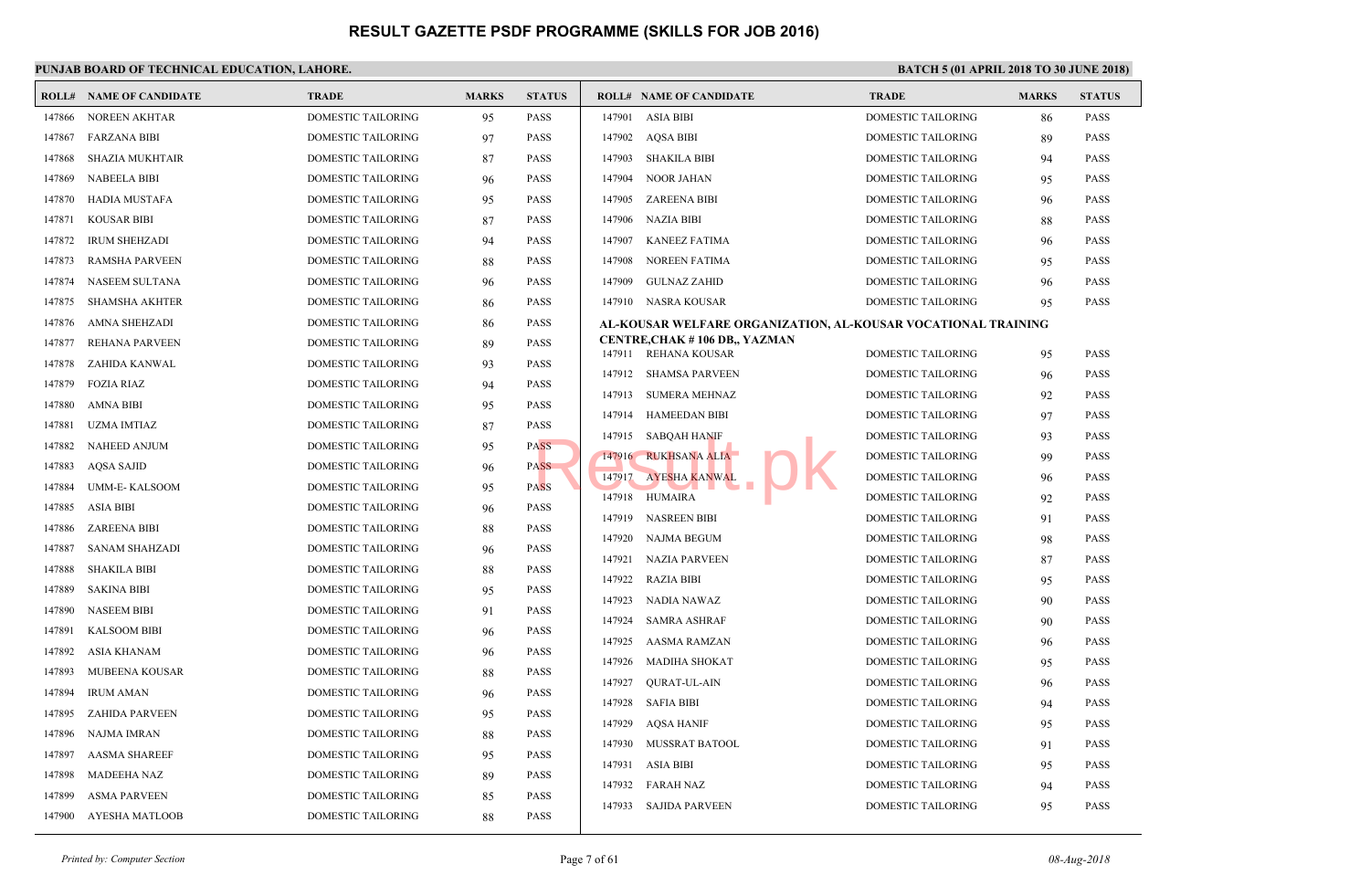# RESULT GAZETTE PSDF PROGRAMME (SKILLS FOR JOB 2016)

**PUNJAB BOARD OF TECHNICAL EDUCATION, LAHORE.**

**BATCH 5 (01 APRIL 2018 TO 30 JUNE 2018)**

| ROLL# | NAME OF CANDIDATE | TRADE | MARKS | STATUS |
|---|---|---|---|---|
| 147866 | NOREEN AKHTAR | DOMESTIC TAILORING | 95 | PASS |
| 147867 | FARZANA BIBI | DOMESTIC TAILORING | 97 | PASS |
| 147868 | SHAZIA MUKHTAIR | DOMESTIC TAILORING | 87 | PASS |
| 147869 | NABEELA BIBI | DOMESTIC TAILORING | 96 | PASS |
| 147870 | HADIA MUSTAFA | DOMESTIC TAILORING | 95 | PASS |
| 147871 | KOUSAR BIBI | DOMESTIC TAILORING | 87 | PASS |
| 147872 | IRUM SHEHZADI | DOMESTIC TAILORING | 94 | PASS |
| 147873 | RAMSHA PARVEEN | DOMESTIC TAILORING | 88 | PASS |
| 147874 | NASEEM SULTANA | DOMESTIC TAILORING | 96 | PASS |
| 147875 | SHAMSHA AKHTER | DOMESTIC TAILORING | 86 | PASS |
| 147876 | AMNA SHEHZADI | DOMESTIC TAILORING | 86 | PASS |
| 147877 | REHANA PARVEEN | DOMESTIC TAILORING | 89 | PASS |
| 147878 | ZAHIDA KANWAL | DOMESTIC TAILORING | 93 | PASS |
| 147879 | FOZIA RIAZ | DOMESTIC TAILORING | 94 | PASS |
| 147880 | AMNA BIBI | DOMESTIC TAILORING | 95 | PASS |
| 147881 | UZMA IMTIAZ | DOMESTIC TAILORING | 87 | PASS |
| 147882 | NAHEED ANJUM | DOMESTIC TAILORING | 95 | PASS |
| 147883 | AQSA SAJID | DOMESTIC TAILORING | 96 | PASS |
| 147884 | UMM-E- KALSOOM | DOMESTIC TAILORING | 95 | PASS |
| 147885 | ASIA BIBI | DOMESTIC TAILORING | 96 | PASS |
| 147886 | ZAREENA BIBI | DOMESTIC TAILORING | 88 | PASS |
| 147887 | SANAM SHAHZADI | DOMESTIC TAILORING | 96 | PASS |
| 147888 | SHAKILA BIBI | DOMESTIC TAILORING | 88 | PASS |
| 147889 | SAKINA BIBI | DOMESTIC TAILORING | 95 | PASS |
| 147890 | NASEEM BIBI | DOMESTIC TAILORING | 91 | PASS |
| 147891 | KALSOOM BIBI | DOMESTIC TAILORING | 96 | PASS |
| 147892 | ASIA KHANAM | DOMESTIC TAILORING | 96 | PASS |
| 147893 | MUBEENA KOUSAR | DOMESTIC TAILORING | 88 | PASS |
| 147894 | IRUM AMAN | DOMESTIC TAILORING | 96 | PASS |
| 147895 | ZAHIDA PARVEEN | DOMESTIC TAILORING | 95 | PASS |
| 147896 | NAJMA IMRAN | DOMESTIC TAILORING | 88 | PASS |
| 147897 | AASMA SHAREEF | DOMESTIC TAILORING | 95 | PASS |
| 147898 | MADEEHA NAZ | DOMESTIC TAILORING | 89 | PASS |
| 147899 | ASMA PARVEEN | DOMESTIC TAILORING | 85 | PASS |
| 147900 | AYESHA MATLOOB | DOMESTIC TAILORING | 88 | PASS |
| 147901 | ASIA BIBI | DOMESTIC TAILORING | 86 | PASS |
| 147902 | AQSA BIBI | DOMESTIC TAILORING | 89 | PASS |
| 147903 | SHAKILA BIBI | DOMESTIC TAILORING | 94 | PASS |
| 147904 | NOOR JAHAN | DOMESTIC TAILORING | 95 | PASS |
| 147905 | ZAREENA BIBI | DOMESTIC TAILORING | 96 | PASS |
| 147906 | NAZIA BIBI | DOMESTIC TAILORING | 88 | PASS |
| 147907 | KANEEZ FATIMA | DOMESTIC TAILORING | 96 | PASS |
| 147908 | NOREEN FATIMA | DOMESTIC TAILORING | 95 | PASS |
| 147909 | GULNAZ ZAHID | DOMESTIC TAILORING | 96 | PASS |
| 147910 | NASRA KOUSAR | DOMESTIC TAILORING | 95 | PASS |

**AL-KOUSAR WELFARE ORGANIZATION, AL-KOUSAR VOCATIONAL TRAINING CENTRE,CHAK # 106 DB,, YAZMAN**

| ROLL# | NAME OF CANDIDATE | TRADE | MARKS | STATUS |
|---|---|---|---|---|
| 147911 | REHANA KOUSAR | DOMESTIC TAILORING | 95 | PASS |
| 147912 | SHAMSA PARVEEN | DOMESTIC TAILORING | 96 | PASS |
| 147913 | SUMERA MEHNAZ | DOMESTIC TAILORING | 92 | PASS |
| 147914 | HAMEEDAN BIBI | DOMESTIC TAILORING | 97 | PASS |
| 147915 | SABQAH HANIF | DOMESTIC TAILORING | 93 | PASS |
| 147916 | RUKHSANA ALIA | DOMESTIC TAILORING | 99 | PASS |
| 147917 | AYESHA KANWAL | DOMESTIC TAILORING | 96 | PASS |
| 147918 | HUMAIRA | DOMESTIC TAILORING | 92 | PASS |
| 147919 | NASREEN BIBI | DOMESTIC TAILORING | 91 | PASS |
| 147920 | NAJMA BEGUM | DOMESTIC TAILORING | 98 | PASS |
| 147921 | NAZIA PARVEEN | DOMESTIC TAILORING | 87 | PASS |
| 147922 | RAZIA BIBI | DOMESTIC TAILORING | 95 | PASS |
| 147923 | NADIA NAWAZ | DOMESTIC TAILORING | 90 | PASS |
| 147924 | SAMRA ASHRAF | DOMESTIC TAILORING | 90 | PASS |
| 147925 | AASMA RAMZAN | DOMESTIC TAILORING | 96 | PASS |
| 147926 | MADIHA SHOKAT | DOMESTIC TAILORING | 95 | PASS |
| 147927 | QURAT-UL-AIN | DOMESTIC TAILORING | 96 | PASS |
| 147928 | SAFIA BIBI | DOMESTIC TAILORING | 94 | PASS |
| 147929 | AQSA HANIF | DOMESTIC TAILORING | 95 | PASS |
| 147930 | MUSSRAT BATOOL | DOMESTIC TAILORING | 91 | PASS |
| 147931 | ASIA BIBI | DOMESTIC TAILORING | 95 | PASS |
| 147932 | FARAH NAZ | DOMESTIC TAILORING | 94 | PASS |
| 147933 | SAJIDA PARVEEN | DOMESTIC TAILORING | 95 | PASS |

*Printed by: Computer Section* — *08-Aug-2018*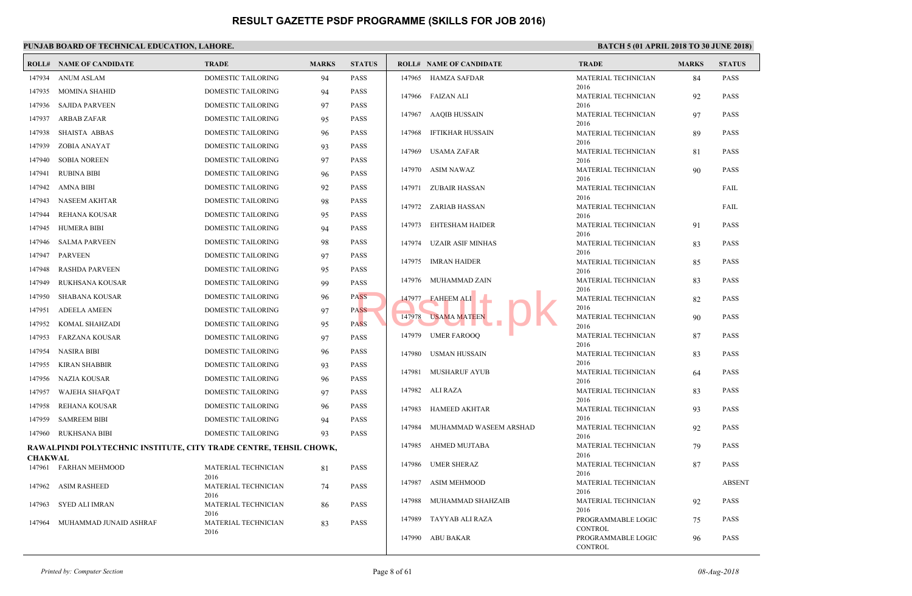# RESULT GAZETTE PSDF PROGRAMME (SKILLS FOR JOB 2016)

**PUNJAB BOARD OF TECHNICAL EDUCATION, LAHORE.**

**BATCH 5 (01 APRIL 2018 TO 30 JUNE 2018)**

| ROLL# | NAME OF CANDIDATE | TRADE | MARKS | STATUS |
|---|---|---|---|---|
| 147934 | ANUM ASLAM | DOMESTIC TAILORING | 94 | PASS |
| 147935 | MOMINA SHAHID | DOMESTIC TAILORING | 94 | PASS |
| 147936 | SAJIDA PARVEEN | DOMESTIC TAILORING | 97 | PASS |
| 147937 | ARBAB ZAFAR | DOMESTIC TAILORING | 95 | PASS |
| 147938 | SHAISTA ABBAS | DOMESTIC TAILORING | 96 | PASS |
| 147939 | ZOBIA ANAYAT | DOMESTIC TAILORING | 93 | PASS |
| 147940 | SOBIA NOREEN | DOMESTIC TAILORING | 97 | PASS |
| 147941 | RUBINA BIBI | DOMESTIC TAILORING | 96 | PASS |
| 147942 | AMNA BIBI | DOMESTIC TAILORING | 92 | PASS |
| 147943 | NASEEM AKHTAR | DOMESTIC TAILORING | 98 | PASS |
| 147944 | REHANA KOUSAR | DOMESTIC TAILORING | 95 | PASS |
| 147945 | HUMERA BIBI | DOMESTIC TAILORING | 94 | PASS |
| 147946 | SALMA PARVEEN | DOMESTIC TAILORING | 98 | PASS |
| 147947 | PARVEEN | DOMESTIC TAILORING | 97 | PASS |
| 147948 | RASHDA PARVEEN | DOMESTIC TAILORING | 95 | PASS |
| 147949 | RUKHSANA KOUSAR | DOMESTIC TAILORING | 99 | PASS |
| 147950 | SHABANA KOUSAR | DOMESTIC TAILORING | 96 | PASS |
| 147951 | ADEELA AMEEN | DOMESTIC TAILORING | 97 | PASS |
| 147952 | KOMAL SHAHZADI | DOMESTIC TAILORING | 95 | PASS |
| 147953 | FARZANA KOUSAR | DOMESTIC TAILORING | 97 | PASS |
| 147954 | NASIRA BIBI | DOMESTIC TAILORING | 96 | PASS |
| 147955 | KIRAN SHABBIR | DOMESTIC TAILORING | 93 | PASS |
| 147956 | NAZIA KOUSAR | DOMESTIC TAILORING | 96 | PASS |
| 147957 | WAJEHA SHAFQAT | DOMESTIC TAILORING | 97 | PASS |
| 147958 | REHANA KOUSAR | DOMESTIC TAILORING | 96 | PASS |
| 147959 | SAMREEM BIBI | DOMESTIC TAILORING | 94 | PASS |
| 147960 | RUKHSANA BIBI | DOMESTIC TAILORING | 93 | PASS |

**RAWALPINDI POLYTECHNIC INSTITUTE, CITY TRADE CENTRE, TEHSIL CHOWK, CHAKWAL**

| ROLL# | NAME OF CANDIDATE | TRADE | MARKS | STATUS |
|---|---|---|---|---|
| 147961 | FARHAN MEHMOOD | MATERIAL TECHNICIAN 2016 | 81 | PASS |
| 147962 | ASIM RASHEED | MATERIAL TECHNICIAN 2016 | 74 | PASS |
| 147963 | SYED ALI IMRAN | MATERIAL TECHNICIAN 2016 | 86 | PASS |
| 147964 | MUHAMMAD JUNAID ASHRAF | MATERIAL TECHNICIAN 2016 | 83 | PASS |
| 147965 | HAMZA SAFDAR | MATERIAL TECHNICIAN 2016 | 84 | PASS |
| 147966 | FAIZAN ALI | MATERIAL TECHNICIAN 2016 | 92 | PASS |
| 147967 | AAQIB HUSSAIN | MATERIAL TECHNICIAN 2016 | 97 | PASS |
| 147968 | IFTIKHAR HUSSAIN | MATERIAL TECHNICIAN 2016 | 89 | PASS |
| 147969 | USAMA ZAFAR | MATERIAL TECHNICIAN 2016 | 81 | PASS |
| 147970 | ASIM NAWAZ | MATERIAL TECHNICIAN 2016 | 90 | PASS |
| 147971 | ZUBAIR HASSAN | MATERIAL TECHNICIAN 2016 | | FAIL |
| 147972 | ZARIAB HASSAN | MATERIAL TECHNICIAN 2016 | | FAIL |
| 147973 | EHTESHAM HAIDER | MATERIAL TECHNICIAN 2016 | 91 | PASS |
| 147974 | UZAIR ASIF MINHAS | MATERIAL TECHNICIAN 2016 | 83 | PASS |
| 147975 | IMRAN HAIDER | MATERIAL TECHNICIAN 2016 | 85 | PASS |
| 147976 | MUHAMMAD ZAIN | MATERIAL TECHNICIAN 2016 | 83 | PASS |
| 147977 | FAHEEM ALI | MATERIAL TECHNICIAN 2016 | 82 | PASS |
| 147978 | USAMA MATEEN | MATERIAL TECHNICIAN 2016 | 90 | PASS |
| 147979 | UMER FAROOQ | MATERIAL TECHNICIAN 2016 | 87 | PASS |
| 147980 | USMAN HUSSAIN | MATERIAL TECHNICIAN 2016 | 83 | PASS |
| 147981 | MUSHARUF AYUB | MATERIAL TECHNICIAN 2016 | 64 | PASS |
| 147982 | ALI RAZA | MATERIAL TECHNICIAN 2016 | 83 | PASS |
| 147983 | HAMEED AKHTAR | MATERIAL TECHNICIAN 2016 | 93 | PASS |
| 147984 | MUHAMMAD WASEEM ARSHAD | MATERIAL TECHNICIAN 2016 | 92 | PASS |
| 147985 | AHMED MUJTABA | MATERIAL TECHNICIAN 2016 | 79 | PASS |
| 147986 | UMER SHERAZ | MATERIAL TECHNICIAN 2016 | 87 | PASS |
| 147987 | ASIM MEHMOOD | MATERIAL TECHNICIAN 2016 | | ABSENT |
| 147988 | MUHAMMAD SHAHZAIB | MATERIAL TECHNICIAN 2016 | 92 | PASS |
| 147989 | TAYYAB ALI RAZA | PROGRAMMABLE LOGIC CONTROL | 75 | PASS |
| 147990 | ABU BAKAR | PROGRAMMABLE LOGIC CONTROL | 96 | PASS |

*Printed by: Computer Section* — *08-Aug-2018*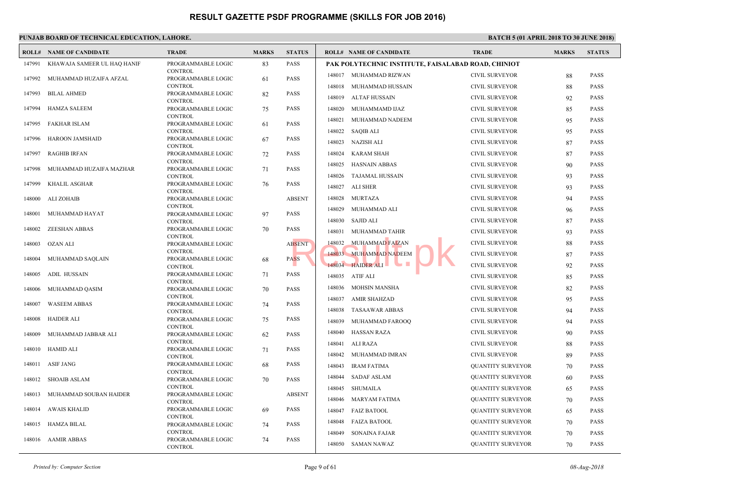# RESULT GAZETTE PSDF PROGRAMME (SKILLS FOR JOB 2016)

**PUNJAB BOARD OF TECHNICAL EDUCATION, LAHORE.**

**BATCH 5 (01 APRIL 2018 TO 30 JUNE 2018)**

| ROLL# | NAME OF CANDIDATE | TRADE | MARKS | STATUS |
|---|---|---|---|---|
| 147991 | KHAWAJA SAMEER UL HAQ HANIF | PROGRAMMABLE LOGIC CONTROL | 83 | PASS |
| 147992 | MUHAMMAD HUZAIFA AFZAL | PROGRAMMABLE LOGIC CONTROL | 61 | PASS |
| 147993 | BILAL AHMED | PROGRAMMABLE LOGIC CONTROL | 82 | PASS |
| 147994 | HAMZA SALEEM | PROGRAMMABLE LOGIC CONTROL | 75 | PASS |
| 147995 | FAKHAR ISLAM | PROGRAMMABLE LOGIC CONTROL | 61 | PASS |
| 147996 | HAROON JAMSHAID | PROGRAMMABLE LOGIC CONTROL | 67 | PASS |
| 147997 | RAGHIB IRFAN | PROGRAMMABLE LOGIC CONTROL | 72 | PASS |
| 147998 | MUHAMMAD HUZAIFA MAZHAR | PROGRAMMABLE LOGIC CONTROL | 71 | PASS |
| 147999 | KHALIL ASGHAR | PROGRAMMABLE LOGIC CONTROL | 76 | PASS |
| 148000 | ALI ZOHAIB | PROGRAMMABLE LOGIC CONTROL | | ABSENT |
| 148001 | MUHAMMAD HAYAT | PROGRAMMABLE LOGIC CONTROL | 97 | PASS |
| 148002 | ZEESHAN ABBAS | PROGRAMMABLE LOGIC CONTROL | 70 | PASS |
| 148003 | OZAN ALI | PROGRAMMABLE LOGIC CONTROL | | ABSENT |
| 148004 | MUHAMMAD SAQLAIN | PROGRAMMABLE LOGIC CONTROL | 68 | PASS |
| 148005 | ADIL HUSSAIN | PROGRAMMABLE LOGIC CONTROL | 71 | PASS |
| 148006 | MUHAMMAD QASIM | PROGRAMMABLE LOGIC CONTROL | 70 | PASS |
| 148007 | WASEEM ABBAS | PROGRAMMABLE LOGIC CONTROL | 74 | PASS |
| 148008 | HAIDER ALI | PROGRAMMABLE LOGIC CONTROL | 75 | PASS |
| 148009 | MUHAMMAD JABBAR ALI | PROGRAMMABLE LOGIC CONTROL | 62 | PASS |
| 148010 | HAMID ALI | PROGRAMMABLE LOGIC CONTROL | 71 | PASS |
| 148011 | ASIF JANG | PROGRAMMABLE LOGIC CONTROL | 68 | PASS |
| 148012 | SHOAIB ASLAM | PROGRAMMABLE LOGIC CONTROL | 70 | PASS |
| 148013 | MUHAMMAD SOUBAN HAIDER | PROGRAMMABLE LOGIC CONTROL | | ABSENT |
| 148014 | AWAIS KHALID | PROGRAMMABLE LOGIC CONTROL | 69 | PASS |
| 148015 | HAMZA BILAL | PROGRAMMABLE LOGIC CONTROL | 74 | PASS |
| 148016 | AAMIR ABBAS | PROGRAMMABLE LOGIC CONTROL | 74 | PASS |

**PAK POLYTECHNIC INSTITUTE, FAISALABAD ROAD, CHINIOT**

| ROLL# | NAME OF CANDIDATE | TRADE | MARKS | STATUS |
|---|---|---|---|---|
| 148017 | MUHAMMAD RIZWAN | CIVIL SURVEYOR | 88 | PASS |
| 148018 | MUHAMMAD HUSSAIN | CIVIL SURVEYOR | 88 | PASS |
| 148019 | ALTAF HUSSAIN | CIVIL SURVEYOR | 92 | PASS |
| 148020 | MUHAMMAMD IJAZ | CIVIL SURVEYOR | 85 | PASS |
| 148021 | MUHAMMAD NADEEM | CIVIL SURVEYOR | 95 | PASS |
| 148022 | SAQIB ALI | CIVIL SURVEYOR | 95 | PASS |
| 148023 | NAZISH ALI | CIVIL SURVEYOR | 87 | PASS |
| 148024 | KARAM SHAH | CIVIL SURVEYOR | 87 | PASS |
| 148025 | HASNAIN ABBAS | CIVIL SURVEYOR | 90 | PASS |
| 148026 | TAJAMAL HUSSAIN | CIVIL SURVEYOR | 93 | PASS |
| 148027 | ALI SHER | CIVIL SURVEYOR | 93 | PASS |
| 148028 | MURTAZA | CIVIL SURVEYOR | 94 | PASS |
| 148029 | MUHAMMAD ALI | CIVIL SURVEYOR | 96 | PASS |
| 148030 | SAJID ALI | CIVIL SURVEYOR | 87 | PASS |
| 148031 | MUHAMMAD TAHIR | CIVIL SURVEYOR | 93 | PASS |
| 148032 | MUHAMMAD FAIZAN | CIVIL SURVEYOR | 88 | PASS |
| 148033 | MUHAMMAD NADEEM | CIVIL SURVEYOR | 87 | PASS |
| 148034 | HAIDER ALI | CIVIL SURVEYOR | 92 | PASS |
| 148035 | ATIF ALI | CIVIL SURVEYOR | 85 | PASS |
| 148036 | MOHSIN MANSHA | CIVIL SURVEYOR | 82 | PASS |
| 148037 | AMIR SHAHZAD | CIVIL SURVEYOR | 95 | PASS |
| 148038 | TASAAWAR ABBAS | CIVIL SURVEYOR | 94 | PASS |
| 148039 | MUHAMMAD FAROOQ | CIVIL SURVEYOR | 94 | PASS |
| 148040 | HASSAN RAZA | CIVIL SURVEYOR | 90 | PASS |
| 148041 | ALI RAZA | CIVIL SURVEYOR | 88 | PASS |
| 148042 | MUHAMMAD IMRAN | CIVIL SURVEYOR | 89 | PASS |
| 148043 | IRAM FATIMA | QUANTITY SURVEYOR | 70 | PASS |
| 148044 | SADAF ASLAM | QUANTITY SURVEYOR | 60 | PASS |
| 148045 | SHUMAILA | QUANTITY SURVEYOR | 65 | PASS |
| 148046 | MARYAM FATIMA | QUANTITY SURVEYOR | 70 | PASS |
| 148047 | FAIZ BATOOL | QUANTITY SURVEYOR | 65 | PASS |
| 148048 | FAIZA BATOOL | QUANTITY SURVEYOR | 70 | PASS |
| 148049 | SONAINA FAJAR | QUANTITY SURVEYOR | 70 | PASS |
| 148050 | SAMAN NAWAZ | QUANTITY SURVEYOR | 70 | PASS |

*Printed by: Computer Section* | *08-Aug-2018*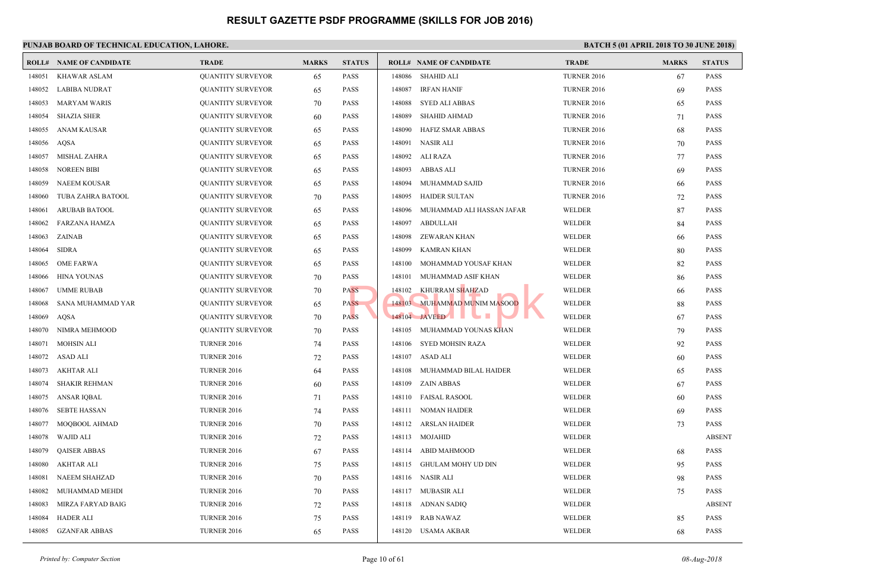# RESULT GAZETTE PSDF PROGRAMME (SKILLS FOR JOB 2016)

**PUNJAB BOARD OF TECHNICAL EDUCATION, LAHORE.**

**BATCH 5 (01 APRIL 2018 TO 30 JUNE 2018)**

| ROLL# | NAME OF CANDIDATE | TRADE | MARKS | STATUS |
|---|---|---|---|---|
| 148051 | KHAWAR ASLAM | QUANTITY SURVEYOR | 65 | PASS |
| 148052 | LABIBA NUDRAT | QUANTITY SURVEYOR | 65 | PASS |
| 148053 | MARYAM WARIS | QUANTITY SURVEYOR | 70 | PASS |
| 148054 | SHAZIA SHER | QUANTITY SURVEYOR | 60 | PASS |
| 148055 | ANAM KAUSAR | QUANTITY SURVEYOR | 65 | PASS |
| 148056 | AQSA | QUANTITY SURVEYOR | 65 | PASS |
| 148057 | MISHAL ZAHRA | QUANTITY SURVEYOR | 65 | PASS |
| 148058 | NOREEN BIBI | QUANTITY SURVEYOR | 65 | PASS |
| 148059 | NAEEM KOUSAR | QUANTITY SURVEYOR | 65 | PASS |
| 148060 | TUBA ZAHRA BATOOL | QUANTITY SURVEYOR | 70 | PASS |
| 148061 | ARUBAB BATOOL | QUANTITY SURVEYOR | 65 | PASS |
| 148062 | FARZANA HAMZA | QUANTITY SURVEYOR | 65 | PASS |
| 148063 | ZAINAB | QUANTITY SURVEYOR | 65 | PASS |
| 148064 | SIDRA | QUANTITY SURVEYOR | 65 | PASS |
| 148065 | OME FARWA | QUANTITY SURVEYOR | 65 | PASS |
| 148066 | HINA YOUNAS | QUANTITY SURVEYOR | 70 | PASS |
| 148067 | UMME RUBAB | QUANTITY SURVEYOR | 70 | PASS |
| 148068 | SANA MUHAMMAD YAR | QUANTITY SURVEYOR | 65 | PASS |
| 148069 | AQSA | QUANTITY SURVEYOR | 70 | PASS |
| 148070 | NIMRA MEHMOOD | QUANTITY SURVEYOR | 70 | PASS |
| 148071 | MOHSIN ALI | TURNER 2016 | 74 | PASS |
| 148072 | ASAD ALI | TURNER 2016 | 72 | PASS |
| 148073 | AKHTAR ALI | TURNER 2016 | 64 | PASS |
| 148074 | SHAKIR REHMAN | TURNER 2016 | 60 | PASS |
| 148075 | ANSAR IQBAL | TURNER 2016 | 71 | PASS |
| 148076 | SEBTE HASSAN | TURNER 2016 | 74 | PASS |
| 148077 | MOQBOOL AHMAD | TURNER 2016 | 70 | PASS |
| 148078 | WAJID ALI | TURNER 2016 | 72 | PASS |
| 148079 | QAISER ABBAS | TURNER 2016 | 67 | PASS |
| 148080 | AKHTAR ALI | TURNER 2016 | 75 | PASS |
| 148081 | NAEEM SHAHZAD | TURNER 2016 | 70 | PASS |
| 148082 | MUHAMMAD MEHDI | TURNER 2016 | 70 | PASS |
| 148083 | MIRZA FARYAD BAIG | TURNER 2016 | 72 | PASS |
| 148084 | HADER ALI | TURNER 2016 | 75 | PASS |
| 148085 | GZANFAR ABBAS | TURNER 2016 | 65 | PASS |
| 148086 | SHAHID ALI | TURNER 2016 | 67 | PASS |
| 148087 | IRFAN HANIF | TURNER 2016 | 69 | PASS |
| 148088 | SYED ALI ABBAS | TURNER 2016 | 65 | PASS |
| 148089 | SHAHID AHMAD | TURNER 2016 | 71 | PASS |
| 148090 | HAFIZ SMAR ABBAS | TURNER 2016 | 68 | PASS |
| 148091 | NASIR ALI | TURNER 2016 | 70 | PASS |
| 148092 | ALI RAZA | TURNER 2016 | 77 | PASS |
| 148093 | ABBAS ALI | TURNER 2016 | 69 | PASS |
| 148094 | MUHAMMAD SAJID | TURNER 2016 | 66 | PASS |
| 148095 | HAIDER SULTAN | TURNER 2016 | 72 | PASS |
| 148096 | MUHAMMAD ALI HASSAN JAFAR | WELDER | 87 | PASS |
| 148097 | ABDULLAH | WELDER | 84 | PASS |
| 148098 | ZEWARAN KHAN | WELDER | 66 | PASS |
| 148099 | KAMRAN KHAN | WELDER | 80 | PASS |
| 148100 | MOHAMMAD YOUSAF KHAN | WELDER | 82 | PASS |
| 148101 | MUHAMMAD ASIF KHAN | WELDER | 86 | PASS |
| 148102 | KHURRAM SHAHZAD | WELDER | 66 | PASS |
| 148103 | MUHAMMAD MUNIM MASOOD | WELDER | 88 | PASS |
| 148104 | JAVEED | WELDER | 67 | PASS |
| 148105 | MUHAMMAD YOUNAS KHAN | WELDER | 79 | PASS |
| 148106 | SYED MOHSIN RAZA | WELDER | 92 | PASS |
| 148107 | ASAD ALI | WELDER | 60 | PASS |
| 148108 | MUHAMMAD BILAL HAIDER | WELDER | 65 | PASS |
| 148109 | ZAIN ABBAS | WELDER | 67 | PASS |
| 148110 | FAISAL RASOOL | WELDER | 60 | PASS |
| 148111 | NOMAN HAIDER | WELDER | 69 | PASS |
| 148112 | ARSLAN HAIDER | WELDER | 73 | PASS |
| 148113 | MOJAHID | WELDER | | ABSENT |
| 148114 | ABID MAHMOOD | WELDER | 68 | PASS |
| 148115 | GHULAM MOHY UD DIN | WELDER | 95 | PASS |
| 148116 | NASIR ALI | WELDER | 98 | PASS |
| 148117 | MUBASIR ALI | WELDER | 75 | PASS |
| 148118 | ADNAN SADIQ | WELDER | | ABSENT |
| 148119 | RAB NAWAZ | WELDER | 85 | PASS |
| 148120 | USAMA AKBAR | WELDER | 68 | PASS |

*Printed by: Computer Section*

*08-Aug-2018*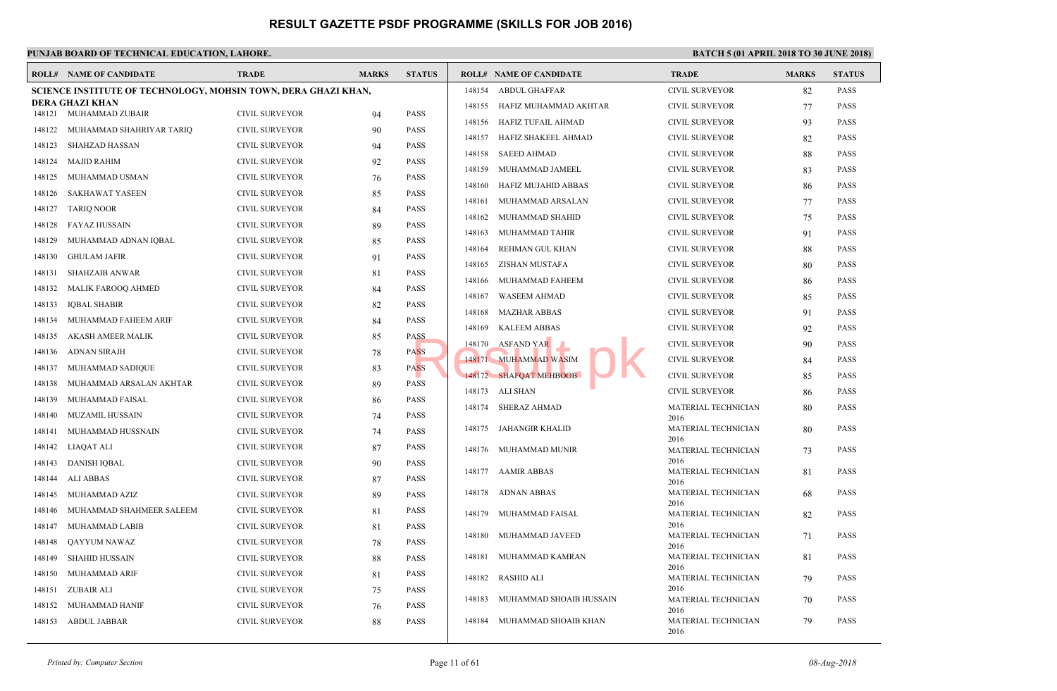# RESULT GAZETTE PSDF PROGRAMME (SKILLS FOR JOB 2016)

**PUNJAB BOARD OF TECHNICAL EDUCATION, LAHORE.**

**BATCH 5 (01 APRIL 2018 TO 30 JUNE 2018)**

**SCIENCE INSTITUTE OF TECHNOLOGY, MOHSIN TOWN, DERA GHAZI KHAN, DERA GHAZI KHAN**

| ROLL# | NAME OF CANDIDATE | TRADE | MARKS | STATUS |
|---|---|---|---|---|
| 148121 | MUHAMMAD ZUBAIR | CIVIL SURVEYOR | 94 | PASS |
| 148122 | MUHAMMAD SHAHRIYAR TARIQ | CIVIL SURVEYOR | 90 | PASS |
| 148123 | SHAHZAD HASSAN | CIVIL SURVEYOR | 94 | PASS |
| 148124 | MAJID RAHIM | CIVIL SURVEYOR | 92 | PASS |
| 148125 | MUHAMMAD USMAN | CIVIL SURVEYOR | 76 | PASS |
| 148126 | SAKHAWAT YASEEN | CIVIL SURVEYOR | 85 | PASS |
| 148127 | TARIQ NOOR | CIVIL SURVEYOR | 84 | PASS |
| 148128 | FAYAZ HUSSAIN | CIVIL SURVEYOR | 89 | PASS |
| 148129 | MUHAMMAD ADNAN IQBAL | CIVIL SURVEYOR | 85 | PASS |
| 148130 | GHULAM JAFIR | CIVIL SURVEYOR | 91 | PASS |
| 148131 | SHAHZAIB ANWAR | CIVIL SURVEYOR | 81 | PASS |
| 148132 | MALIK FAROOQ AHMED | CIVIL SURVEYOR | 84 | PASS |
| 148133 | IQBAL SHABIR | CIVIL SURVEYOR | 82 | PASS |
| 148134 | MUHAMMAD FAHEEM ARIF | CIVIL SURVEYOR | 84 | PASS |
| 148135 | AKASH AMEER MALIK | CIVIL SURVEYOR | 85 | PASS |
| 148136 | ADNAN SIRAJH | CIVIL SURVEYOR | 78 | PASS |
| 148137 | MUHAMMAD SADIQUE | CIVIL SURVEYOR | 83 | PASS |
| 148138 | MUHAMMAD ARSALAN AKHTAR | CIVIL SURVEYOR | 89 | PASS |
| 148139 | MUHAMMAD FAISAL | CIVIL SURVEYOR | 86 | PASS |
| 148140 | MUZAMIL HUSSAIN | CIVIL SURVEYOR | 74 | PASS |
| 148141 | MUHAMMAD HUSSNAIN | CIVIL SURVEYOR | 74 | PASS |
| 148142 | LIAQAT ALI | CIVIL SURVEYOR | 87 | PASS |
| 148143 | DANISH IQBAL | CIVIL SURVEYOR | 90 | PASS |
| 148144 | ALI ABBAS | CIVIL SURVEYOR | 87 | PASS |
| 148145 | MUHAMMAD AZIZ | CIVIL SURVEYOR | 89 | PASS |
| 148146 | MUHAMMAD SHAHMEER SALEEM | CIVIL SURVEYOR | 81 | PASS |
| 148147 | MUHAMMAD LABIB | CIVIL SURVEYOR | 81 | PASS |
| 148148 | QAYYUM NAWAZ | CIVIL SURVEYOR | 78 | PASS |
| 148149 | SHAHID HUSSAIN | CIVIL SURVEYOR | 88 | PASS |
| 148150 | MUHAMMAD ARIF | CIVIL SURVEYOR | 81 | PASS |
| 148151 | ZUBAIR ALI | CIVIL SURVEYOR | 75 | PASS |
| 148152 | MUHAMMAD HANIF | CIVIL SURVEYOR | 76 | PASS |
| 148153 | ABDUL JABBAR | CIVIL SURVEYOR | 88 | PASS |
| 148154 | ABDUL GHAFFAR | CIVIL SURVEYOR | 82 | PASS |
| 148155 | HAFIZ MUHAMMAD AKHTAR | CIVIL SURVEYOR | 77 | PASS |
| 148156 | HAFIZ TUFAIL AHMAD | CIVIL SURVEYOR | 93 | PASS |
| 148157 | HAFIZ SHAKEEL AHMAD | CIVIL SURVEYOR | 82 | PASS |
| 148158 | SAEED AHMAD | CIVIL SURVEYOR | 88 | PASS |
| 148159 | MUHAMMAD JAMEEL | CIVIL SURVEYOR | 83 | PASS |
| 148160 | HAFIZ MUJAHID ABBAS | CIVIL SURVEYOR | 86 | PASS |
| 148161 | MUHAMMAD ARSALAN | CIVIL SURVEYOR | 77 | PASS |
| 148162 | MUHAMMAD SHAHID | CIVIL SURVEYOR | 75 | PASS |
| 148163 | MUHAMMAD TAHIR | CIVIL SURVEYOR | 91 | PASS |
| 148164 | REHMAN GUL KHAN | CIVIL SURVEYOR | 88 | PASS |
| 148165 | ZISHAN MUSTAFA | CIVIL SURVEYOR | 80 | PASS |
| 148166 | MUHAMMAD FAHEEM | CIVIL SURVEYOR | 86 | PASS |
| 148167 | WASEEM AHMAD | CIVIL SURVEYOR | 85 | PASS |
| 148168 | MAZHAR ABBAS | CIVIL SURVEYOR | 91 | PASS |
| 148169 | KALEEM ABBAS | CIVIL SURVEYOR | 92 | PASS |
| 148170 | ASFAND YAR | CIVIL SURVEYOR | 90 | PASS |
| 148171 | MUHAMMAD WASIM | CIVIL SURVEYOR | 84 | PASS |
| 148172 | SHAFQAT MEHBOOB | CIVIL SURVEYOR | 85 | PASS |
| 148173 | ALI SHAN | CIVIL SURVEYOR | 86 | PASS |
| 148174 | SHERAZ AHMAD | MATERIAL TECHNICIAN 2016 | 80 | PASS |
| 148175 | JAHANGIR KHALID | MATERIAL TECHNICIAN 2016 | 80 | PASS |
| 148176 | MUHAMMAD MUNIR | MATERIAL TECHNICIAN 2016 | 73 | PASS |
| 148177 | AAMIR ABBAS | MATERIAL TECHNICIAN 2016 | 81 | PASS |
| 148178 | ADNAN ABBAS | MATERIAL TECHNICIAN 2016 | 68 | PASS |
| 148179 | MUHAMMAD FAISAL | MATERIAL TECHNICIAN 2016 | 82 | PASS |
| 148180 | MUHAMMAD JAVEED | MATERIAL TECHNICIAN 2016 | 71 | PASS |
| 148181 | MUHAMMAD KAMRAN | MATERIAL TECHNICIAN 2016 | 81 | PASS |
| 148182 | RASHID ALI | MATERIAL TECHNICIAN 2016 | 79 | PASS |
| 148183 | MUHAMMAD SHOAIB HUSSAIN | MATERIAL TECHNICIAN 2016 | 70 | PASS |
| 148184 | MUHAMMAD SHOAIB KHAN | MATERIAL TECHNICIAN 2016 | 79 | PASS |

*Printed by: Computer Section* | *08-Aug-2018*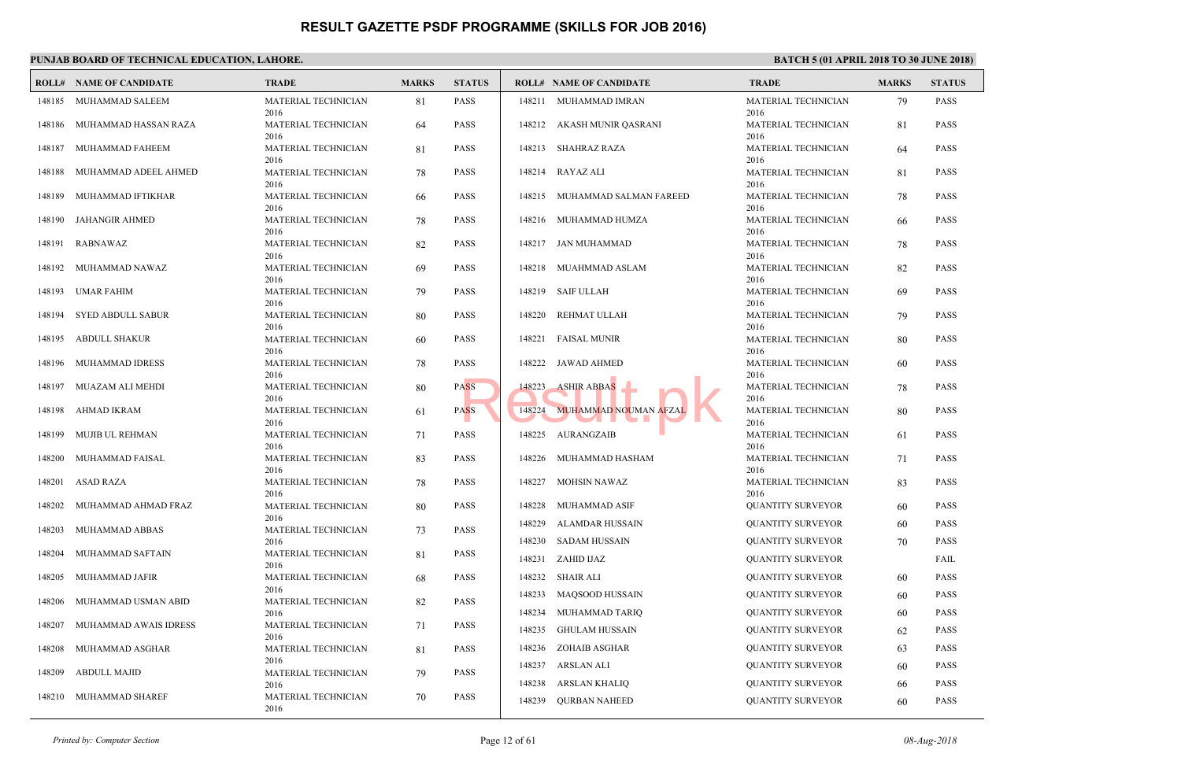# RESULT GAZETTE PSDF PROGRAMME (SKILLS FOR JOB 2016)

**PUNJAB BOARD OF TECHNICAL EDUCATION, LAHORE.**

**BATCH 5 (01 APRIL 2018 TO 30 JUNE 2018)**

| ROLL# | NAME OF CANDIDATE | TRADE | MARKS | STATUS |
|---|---|---|---|---|
| 148185 | MUHAMMAD SALEEM | MATERIAL TECHNICIAN 2016 | 81 | PASS |
| 148186 | MUHAMMAD HASSAN RAZA | MATERIAL TECHNICIAN 2016 | 64 | PASS |
| 148187 | MUHAMMAD FAHEEM | MATERIAL TECHNICIAN 2016 | 81 | PASS |
| 148188 | MUHAMMAD ADEEL AHMED | MATERIAL TECHNICIAN 2016 | 78 | PASS |
| 148189 | MUHAMMAD IFTIKHAR | MATERIAL TECHNICIAN 2016 | 66 | PASS |
| 148190 | JAHANGIR AHMED | MATERIAL TECHNICIAN 2016 | 78 | PASS |
| 148191 | RABNAWAZ | MATERIAL TECHNICIAN 2016 | 82 | PASS |
| 148192 | MUHAMMAD NAWAZ | MATERIAL TECHNICIAN 2016 | 69 | PASS |
| 148193 | UMAR FAHIM | MATERIAL TECHNICIAN 2016 | 79 | PASS |
| 148194 | SYED ABDULL SABUR | MATERIAL TECHNICIAN 2016 | 80 | PASS |
| 148195 | ABDULL SHAKUR | MATERIAL TECHNICIAN 2016 | 60 | PASS |
| 148196 | MUHAMMAD IDRESS | MATERIAL TECHNICIAN 2016 | 78 | PASS |
| 148197 | MUAZAM ALI MEHDI | MATERIAL TECHNICIAN 2016 | 80 | PASS |
| 148198 | AHMAD IKRAM | MATERIAL TECHNICIAN 2016 | 61 | PASS |
| 148199 | MUJIB UL REHMAN | MATERIAL TECHNICIAN 2016 | 71 | PASS |
| 148200 | MUHAMMAD FAISAL | MATERIAL TECHNICIAN 2016 | 83 | PASS |
| 148201 | ASAD RAZA | MATERIAL TECHNICIAN 2016 | 78 | PASS |
| 148202 | MUHAMMAD AHMAD FRAZ | MATERIAL TECHNICIAN 2016 | 80 | PASS |
| 148203 | MUHAMMAD ABBAS | MATERIAL TECHNICIAN 2016 | 73 | PASS |
| 148204 | MUHAMMAD SAFTAIN | MATERIAL TECHNICIAN 2016 | 81 | PASS |
| 148205 | MUHAMMAD JAFIR | MATERIAL TECHNICIAN 2016 | 68 | PASS |
| 148206 | MUHAMMAD USMAN ABID | MATERIAL TECHNICIAN 2016 | 82 | PASS |
| 148207 | MUHAMMAD AWAIS IDRESS | MATERIAL TECHNICIAN 2016 | 71 | PASS |
| 148208 | MUHAMMAD ASGHAR | MATERIAL TECHNICIAN 2016 | 81 | PASS |
| 148209 | ABDULL MAJID | MATERIAL TECHNICIAN 2016 | 79 | PASS |
| 148210 | MUHAMMAD SHAREF | MATERIAL TECHNICIAN 2016 | 70 | PASS |
| 148211 | MUHAMMAD IMRAN | MATERIAL TECHNICIAN 2016 | 79 | PASS |
| 148212 | AKASH MUNIR QASRANI | MATERIAL TECHNICIAN 2016 | 81 | PASS |
| 148213 | SHAHRAZ RAZA | MATERIAL TECHNICIAN 2016 | 64 | PASS |
| 148214 | RAYAZ ALI | MATERIAL TECHNICIAN 2016 | 81 | PASS |
| 148215 | MUHAMMAD SALMAN FAREED | MATERIAL TECHNICIAN 2016 | 78 | PASS |
| 148216 | MUHAMMAD HUMZA | MATERIAL TECHNICIAN 2016 | 66 | PASS |
| 148217 | JAN MUHAMMAD | MATERIAL TECHNICIAN 2016 | 78 | PASS |
| 148218 | MUAHMMAD ASLAM | MATERIAL TECHNICIAN 2016 | 82 | PASS |
| 148219 | SAIF ULLAH | MATERIAL TECHNICIAN 2016 | 69 | PASS |
| 148220 | REHMAT ULLAH | MATERIAL TECHNICIAN 2016 | 79 | PASS |
| 148221 | FAISAL MUNIR | MATERIAL TECHNICIAN 2016 | 80 | PASS |
| 148222 | JAWAD AHMED | MATERIAL TECHNICIAN 2016 | 60 | PASS |
| 148223 | ASHIR ABBAS | MATERIAL TECHNICIAN 2016 | 78 | PASS |
| 148224 | MUHAMMAD NOUMAN AFZAL | MATERIAL TECHNICIAN 2016 | 80 | PASS |
| 148225 | AURANGZAIB | MATERIAL TECHNICIAN 2016 | 61 | PASS |
| 148226 | MUHAMMAD HASHAM | MATERIAL TECHNICIAN 2016 | 71 | PASS |
| 148227 | MOHSIN NAWAZ | MATERIAL TECHNICIAN 2016 | 83 | PASS |
| 148228 | MUHAMMAD ASIF | QUANTITY SURVEYOR | 60 | PASS |
| 148229 | ALAMDAR HUSSAIN | QUANTITY SURVEYOR | 60 | PASS |
| 148230 | SADAM HUSSAIN | QUANTITY SURVEYOR | 70 | PASS |
| 148231 | ZAHID IJAZ | QUANTITY SURVEYOR | | FAIL |
| 148232 | SHAIR ALI | QUANTITY SURVEYOR | 60 | PASS |
| 148233 | MAQSOOD HUSSAIN | QUANTITY SURVEYOR | 60 | PASS |
| 148234 | MUHAMMAD TARIQ | QUANTITY SURVEYOR | 60 | PASS |
| 148235 | GHULAM HUSSAIN | QUANTITY SURVEYOR | 62 | PASS |
| 148236 | ZOHAIB ASGHAR | QUANTITY SURVEYOR | 63 | PASS |
| 148237 | ARSLAN ALI | QUANTITY SURVEYOR | 60 | PASS |
| 148238 | ARSLAN KHALIQ | QUANTITY SURVEYOR | 66 | PASS |
| 148239 | QURBAN NAHEED | QUANTITY SURVEYOR | 60 | PASS |

*Printed by: Computer Section*

*08-Aug-2018*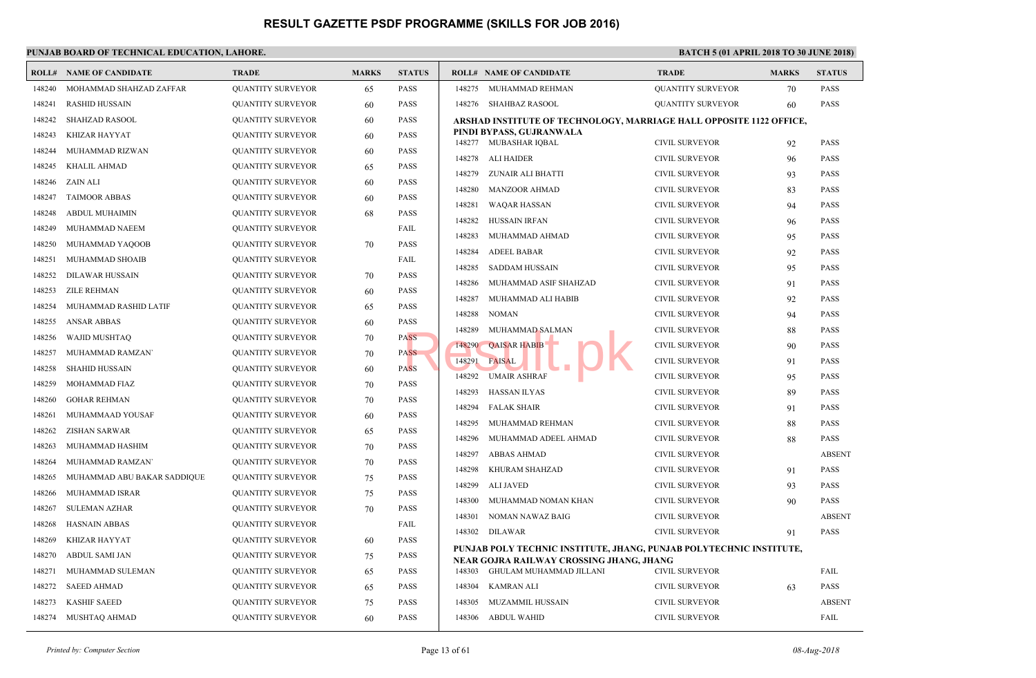# RESULT GAZETTE PSDF PROGRAMME (SKILLS FOR JOB 2016)

**PUNJAB BOARD OF TECHNICAL EDUCATION, LAHORE.**

**BATCH 5 (01 APRIL 2018 TO 30 JUNE 2018)**

| ROLL# | NAME OF CANDIDATE | TRADE | MARKS | STATUS |
|---|---|---|---|---|
| 148240 | MOHAMMAD SHAHZAD ZAFFAR | QUANTITY SURVEYOR | 65 | PASS |
| 148241 | RASHID HUSSAIN | QUANTITY SURVEYOR | 60 | PASS |
| 148242 | SHAHZAD RASOOL | QUANTITY SURVEYOR | 60 | PASS |
| 148243 | KHIZAR HAYYAT | QUANTITY SURVEYOR | 60 | PASS |
| 148244 | MUHAMMAD RIZWAN | QUANTITY SURVEYOR | 60 | PASS |
| 148245 | KHALIL AHMAD | QUANTITY SURVEYOR | 65 | PASS |
| 148246 | ZAIN ALI | QUANTITY SURVEYOR | 60 | PASS |
| 148247 | TAIMOOR ABBAS | QUANTITY SURVEYOR | 60 | PASS |
| 148248 | ABDUL MUHAIMIN | QUANTITY SURVEYOR | 68 | PASS |
| 148249 | MUHAMMAD NAEEM | QUANTITY SURVEYOR | | FAIL |
| 148250 | MUHAMMAD YAQOOB | QUANTITY SURVEYOR | 70 | PASS |
| 148251 | MUHAMMAD SHOAIB | QUANTITY SURVEYOR | | FAIL |
| 148252 | DILAWAR HUSSAIN | QUANTITY SURVEYOR | 70 | PASS |
| 148253 | ZILE REHMAN | QUANTITY SURVEYOR | 60 | PASS |
| 148254 | MUHAMMAD RASHID LATIF | QUANTITY SURVEYOR | 65 | PASS |
| 148255 | ANSAR ABBAS | QUANTITY SURVEYOR | 60 | PASS |
| 148256 | WAJID MUSHTAQ | QUANTITY SURVEYOR | 70 | PASS |
| 148257 | MUHAMMAD RAMZAN` | QUANTITY SURVEYOR | 70 | PASS |
| 148258 | SHAHID HUSSAIN | QUANTITY SURVEYOR | 60 | PASS |
| 148259 | MOHAMMAD FIAZ | QUANTITY SURVEYOR | 70 | PASS |
| 148260 | GOHAR REHMAN | QUANTITY SURVEYOR | 70 | PASS |
| 148261 | MUHAMMAAD YOUSAF | QUANTITY SURVEYOR | 60 | PASS |
| 148262 | ZISHAN SARWAR | QUANTITY SURVEYOR | 65 | PASS |
| 148263 | MUHAMMAD HASHIM | QUANTITY SURVEYOR | 70 | PASS |
| 148264 | MUHAMMAD RAMZAN` | QUANTITY SURVEYOR | 70 | PASS |
| 148265 | MUHAMMAD ABU BAKAR SADDIQUE | QUANTITY SURVEYOR | 75 | PASS |
| 148266 | MUHAMMAD ISRAR | QUANTITY SURVEYOR | 75 | PASS |
| 148267 | SULEMAN AZHAR | QUANTITY SURVEYOR | 70 | PASS |
| 148268 | HASNAIN ABBAS | QUANTITY SURVEYOR | | FAIL |
| 148269 | KHIZAR HAYYAT | QUANTITY SURVEYOR | 60 | PASS |
| 148270 | ABDUL SAMI JAN | QUANTITY SURVEYOR | 75 | PASS |
| 148271 | MUHAMMAD SULEMAN | QUANTITY SURVEYOR | 65 | PASS |
| 148272 | SAEED AHMAD | QUANTITY SURVEYOR | 65 | PASS |
| 148273 | KASHIF SAEED | QUANTITY SURVEYOR | 75 | PASS |
| 148274 | MUSHTAQ AHMAD | QUANTITY SURVEYOR | 60 | PASS |
| 148275 | MUHAMMAD REHMAN | QUANTITY SURVEYOR | 70 | PASS |
| 148276 | SHAHBAZ RASOOL | QUANTITY SURVEYOR | 60 | PASS |

**ARSHAD INSTITUTE OF TECHNOLOGY, MARRIAGE HALL OPPOSITE 1122 OFFICE, PINDI BYPASS, GUJRANWALA**

| ROLL# | NAME OF CANDIDATE | TRADE | MARKS | STATUS |
|---|---|---|---|---|
| 148277 | MUBASHAR IQBAL | CIVIL SURVEYOR | 92 | PASS |
| 148278 | ALI HAIDER | CIVIL SURVEYOR | 96 | PASS |
| 148279 | ZUNAIR ALI BHATTI | CIVIL SURVEYOR | 93 | PASS |
| 148280 | MANZOOR AHMAD | CIVIL SURVEYOR | 83 | PASS |
| 148281 | WAQAR HASSAN | CIVIL SURVEYOR | 94 | PASS |
| 148282 | HUSSAIN IRFAN | CIVIL SURVEYOR | 96 | PASS |
| 148283 | MUHAMMAD AHMAD | CIVIL SURVEYOR | 95 | PASS |
| 148284 | ADEEL BABAR | CIVIL SURVEYOR | 92 | PASS |
| 148285 | SADDAM HUSSAIN | CIVIL SURVEYOR | 95 | PASS |
| 148286 | MUHAMMAD ASIF SHAHZAD | CIVIL SURVEYOR | 91 | PASS |
| 148287 | MUHAMMAD ALI HABIB | CIVIL SURVEYOR | 92 | PASS |
| 148288 | NOMAN | CIVIL SURVEYOR | 94 | PASS |
| 148289 | MUHAMMAD SALMAN | CIVIL SURVEYOR | 88 | PASS |
| 148290 | QAISAR HABIB | CIVIL SURVEYOR | 90 | PASS |
| 148291 | FAISAL | CIVIL SURVEYOR | 91 | PASS |
| 148292 | UMAIR ASHRAF | CIVIL SURVEYOR | 95 | PASS |
| 148293 | HASSAN ILYAS | CIVIL SURVEYOR | 89 | PASS |
| 148294 | FALAK SHAIR | CIVIL SURVEYOR | 91 | PASS |
| 148295 | MUHAMMAD REHMAN | CIVIL SURVEYOR | 88 | PASS |
| 148296 | MUHAMMAD ADEEL AHMAD | CIVIL SURVEYOR | 88 | PASS |
| 148297 | ABBAS AHMAD | CIVIL SURVEYOR | | ABSENT |
| 148298 | KHURAM SHAHZAD | CIVIL SURVEYOR | 91 | PASS |
| 148299 | ALI JAVED | CIVIL SURVEYOR | 93 | PASS |
| 148300 | MUHAMMAD NOMAN KHAN | CIVIL SURVEYOR | 90 | PASS |
| 148301 | NOMAN NAWAZ BAIG | CIVIL SURVEYOR | | ABSENT |
| 148302 | DILAWAR | CIVIL SURVEYOR | 91 | PASS |

**PUNJAB POLY TECHNIC INSTITUTE, JHANG, PUNJAB POLYTECHNIC INSTITUTE, NEAR GOJRA RAILWAY CROSSING JHANG, JHANG**

| ROLL# | NAME OF CANDIDATE | TRADE | MARKS | STATUS |
|---|---|---|---|---|
| 148303 | GHULAM MUHAMMAD JILLANI | CIVIL SURVEYOR | | FAIL |
| 148304 | KAMRAN ALI | CIVIL SURVEYOR | 63 | PASS |
| 148305 | MUZAMMIL HUSSAIN | CIVIL SURVEYOR | | ABSENT |
| 148306 | ABDUL WAHID | CIVIL SURVEYOR | | FAIL |

*Printed by: Computer Section* 08-Aug-2018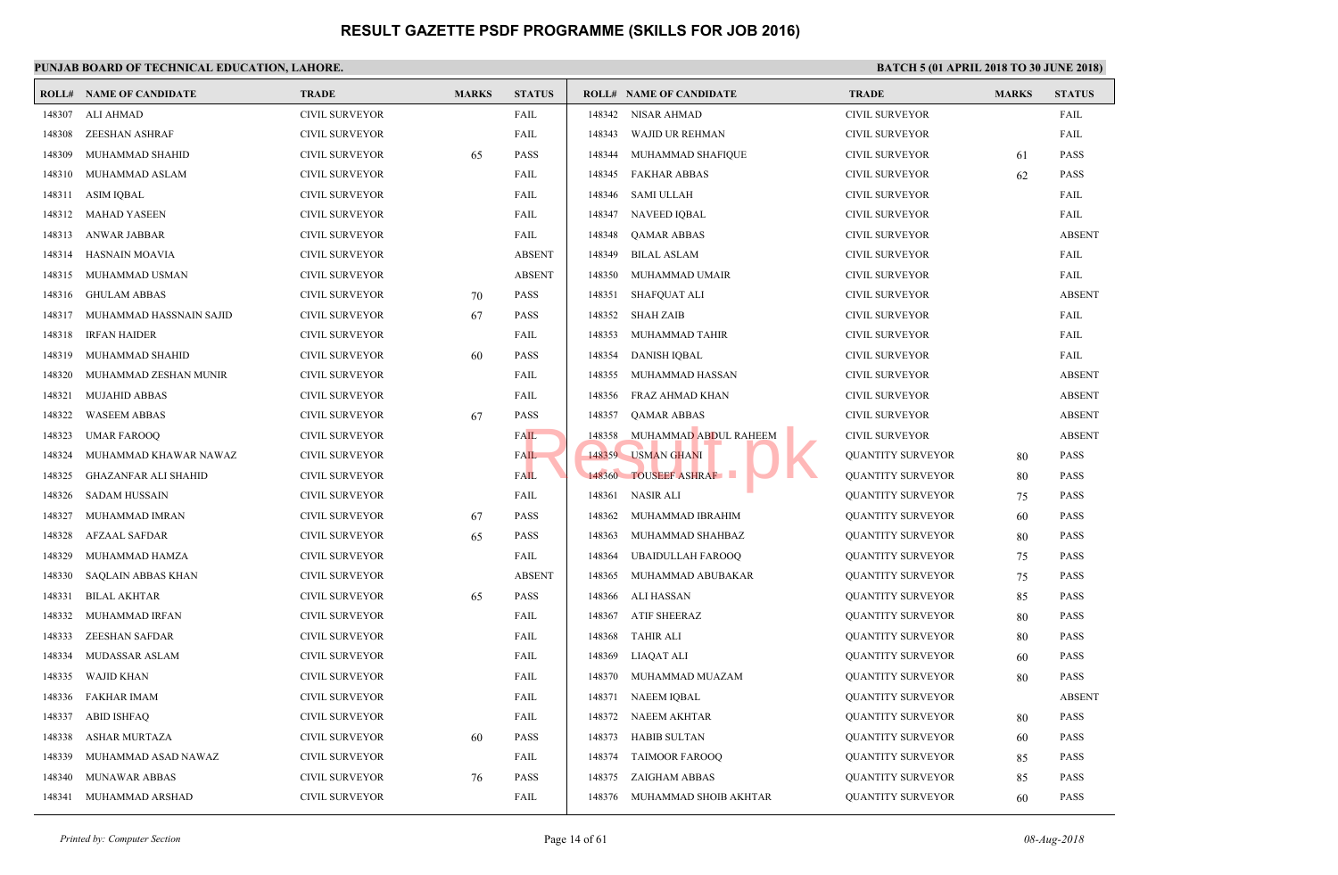# RESULT GAZETTE PSDF PROGRAMME (SKILLS FOR JOB 2016)

**PUNJAB BOARD OF TECHNICAL EDUCATION, LAHORE.**

**BATCH 5 (01 APRIL 2018 TO 30 JUNE 2018)**

| ROLL# | NAME OF CANDIDATE | TRADE | MARKS | STATUS |
|---|---|---|---|---|
| 148307 | ALI AHMAD | CIVIL SURVEYOR | | FAIL |
| 148308 | ZEESHAN ASHRAF | CIVIL SURVEYOR | | FAIL |
| 148309 | MUHAMMAD SHAHID | CIVIL SURVEYOR | 65 | PASS |
| 148310 | MUHAMMAD ASLAM | CIVIL SURVEYOR | | FAIL |
| 148311 | ASIM IQBAL | CIVIL SURVEYOR | | FAIL |
| 148312 | MAHAD YASEEN | CIVIL SURVEYOR | | FAIL |
| 148313 | ANWAR JABBAR | CIVIL SURVEYOR | | FAIL |
| 148314 | HASNAIN MOAVIA | CIVIL SURVEYOR | | ABSENT |
| 148315 | MUHAMMAD USMAN | CIVIL SURVEYOR | | ABSENT |
| 148316 | GHULAM ABBAS | CIVIL SURVEYOR | 70 | PASS |
| 148317 | MUHAMMAD HASSNAIN SAJID | CIVIL SURVEYOR | 67 | PASS |
| 148318 | IRFAN HAIDER | CIVIL SURVEYOR | | FAIL |
| 148319 | MUHAMMAD SHAHID | CIVIL SURVEYOR | 60 | PASS |
| 148320 | MUHAMMAD ZESHAN MUNIR | CIVIL SURVEYOR | | FAIL |
| 148321 | MUJAHID ABBAS | CIVIL SURVEYOR | | FAIL |
| 148322 | WASEEM ABBAS | CIVIL SURVEYOR | 67 | PASS |
| 148323 | UMAR FAROOQ | CIVIL SURVEYOR | | FAIL |
| 148324 | MUHAMMAD KHAWAR NAWAZ | CIVIL SURVEYOR | | FAIL |
| 148325 | GHAZANFAR ALI SHAHID | CIVIL SURVEYOR | | FAIL |
| 148326 | SADAM HUSSAIN | CIVIL SURVEYOR | | FAIL |
| 148327 | MUHAMMAD IMRAN | CIVIL SURVEYOR | 67 | PASS |
| 148328 | AFZAAL SAFDAR | CIVIL SURVEYOR | 65 | PASS |
| 148329 | MUHAMMAD HAMZA | CIVIL SURVEYOR | | FAIL |
| 148330 | SAQLAIN ABBAS KHAN | CIVIL SURVEYOR | | ABSENT |
| 148331 | BILAL AKHTAR | CIVIL SURVEYOR | 65 | PASS |
| 148332 | MUHAMMAD IRFAN | CIVIL SURVEYOR | | FAIL |
| 148333 | ZEESHAN SAFDAR | CIVIL SURVEYOR | | FAIL |
| 148334 | MUDASSAR ASLAM | CIVIL SURVEYOR | | FAIL |
| 148335 | WAJID KHAN | CIVIL SURVEYOR | | FAIL |
| 148336 | FAKHAR IMAM | CIVIL SURVEYOR | | FAIL |
| 148337 | ABID ISHFAQ | CIVIL SURVEYOR | | FAIL |
| 148338 | ASHAR MURTAZA | CIVIL SURVEYOR | 60 | PASS |
| 148339 | MUHAMMAD ASAD NAWAZ | CIVIL SURVEYOR | | FAIL |
| 148340 | MUNAWAR ABBAS | CIVIL SURVEYOR | 76 | PASS |
| 148341 | MUHAMMAD ARSHAD | CIVIL SURVEYOR | | FAIL |
| 148342 | NISAR AHMAD | CIVIL SURVEYOR | | FAIL |
| 148343 | WAJID UR REHMAN | CIVIL SURVEYOR | | FAIL |
| 148344 | MUHAMMAD SHAFIQUE | CIVIL SURVEYOR | 61 | PASS |
| 148345 | FAKHAR ABBAS | CIVIL SURVEYOR | 62 | PASS |
| 148346 | SAMI ULLAH | CIVIL SURVEYOR | | FAIL |
| 148347 | NAVEED IQBAL | CIVIL SURVEYOR | | FAIL |
| 148348 | QAMAR ABBAS | CIVIL SURVEYOR | | ABSENT |
| 148349 | BILAL ASLAM | CIVIL SURVEYOR | | FAIL |
| 148350 | MUHAMMAD UMAIR | CIVIL SURVEYOR | | FAIL |
| 148351 | SHAFQUAT ALI | CIVIL SURVEYOR | | ABSENT |
| 148352 | SHAH ZAIB | CIVIL SURVEYOR | | FAIL |
| 148353 | MUHAMMAD TAHIR | CIVIL SURVEYOR | | FAIL |
| 148354 | DANISH IQBAL | CIVIL SURVEYOR | | FAIL |
| 148355 | MUHAMMAD HASSAN | CIVIL SURVEYOR | | ABSENT |
| 148356 | FRAZ AHMAD KHAN | CIVIL SURVEYOR | | ABSENT |
| 148357 | QAMAR ABBAS | CIVIL SURVEYOR | | ABSENT |
| 148358 | MUHAMMAD ABDUL RAHEEM | CIVIL SURVEYOR | | ABSENT |
| 148359 | USMAN GHANI | QUANTITY SURVEYOR | 80 | PASS |
| 148360 | TOUSEEF ASHRAF | QUANTITY SURVEYOR | 80 | PASS |
| 148361 | NASIR ALI | QUANTITY SURVEYOR | 75 | PASS |
| 148362 | MUHAMMAD IBRAHIM | QUANTITY SURVEYOR | 60 | PASS |
| 148363 | MUHAMMAD SHAHBAZ | QUANTITY SURVEYOR | 80 | PASS |
| 148364 | UBAIDULLAH FAROOQ | QUANTITY SURVEYOR | 75 | PASS |
| 148365 | MUHAMMAD ABUBAKAR | QUANTITY SURVEYOR | 75 | PASS |
| 148366 | ALI HASSAN | QUANTITY SURVEYOR | 85 | PASS |
| 148367 | ATIF SHEERAZ | QUANTITY SURVEYOR | 80 | PASS |
| 148368 | TAHIR ALI | QUANTITY SURVEYOR | 80 | PASS |
| 148369 | LIAQAT ALI | QUANTITY SURVEYOR | 60 | PASS |
| 148370 | MUHAMMAD MUAZAM | QUANTITY SURVEYOR | 80 | PASS |
| 148371 | NAEEM IQBAL | QUANTITY SURVEYOR | | ABSENT |
| 148372 | NAEEM AKHTAR | QUANTITY SURVEYOR | 80 | PASS |
| 148373 | HABIB SULTAN | QUANTITY SURVEYOR | 60 | PASS |
| 148374 | TAIMOOR FAROOQ | QUANTITY SURVEYOR | 85 | PASS |
| 148375 | ZAIGHAM ABBAS | QUANTITY SURVEYOR | 85 | PASS |
| 148376 | MUHAMMAD SHOIB AKHTAR | QUANTITY SURVEYOR | 60 | PASS |

*Printed by: Computer Section*

*08-Aug-2018*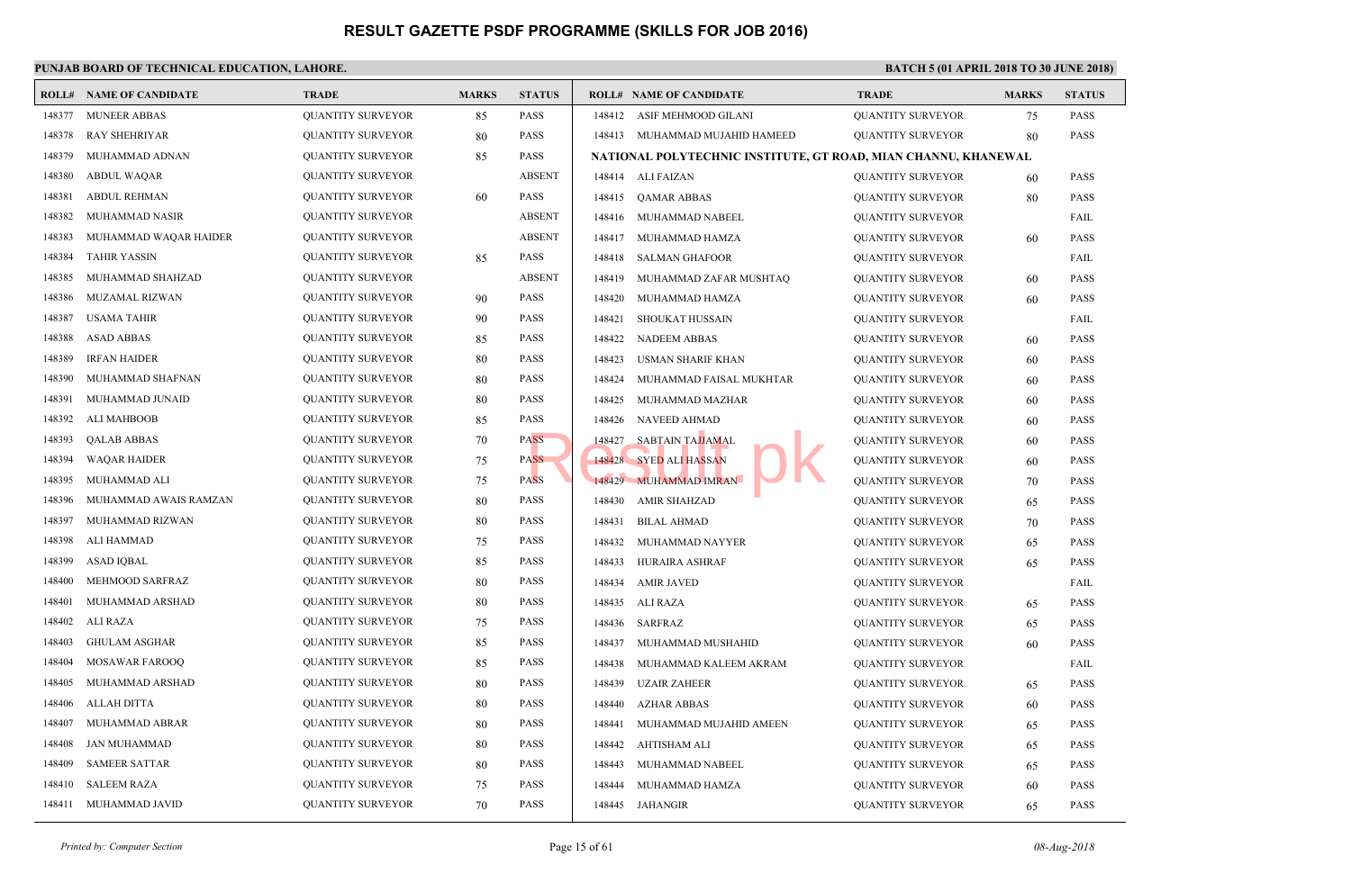# RESULT GAZETTE PSDF PROGRAMME (SKILLS FOR JOB 2016)

**PUNJAB BOARD OF TECHNICAL EDUCATION, LAHORE.**

**BATCH 5 (01 APRIL 2018 TO 30 JUNE 2018)**

| ROLL# | NAME OF CANDIDATE | TRADE | MARKS | STATUS |
|---|---|---|---|---|
| 148377 | MUNEER ABBAS | QUANTITY SURVEYOR | 85 | PASS |
| 148378 | RAY SHEHRIYAR | QUANTITY SURVEYOR | 80 | PASS |
| 148379 | MUHAMMAD ADNAN | QUANTITY SURVEYOR | 85 | PASS |
| 148380 | ABDUL WAQAR | QUANTITY SURVEYOR | | ABSENT |
| 148381 | ABDUL REHMAN | QUANTITY SURVEYOR | 60 | PASS |
| 148382 | MUHAMMAD NASIR | QUANTITY SURVEYOR | | ABSENT |
| 148383 | MUHAMMAD WAQAR HAIDER | QUANTITY SURVEYOR | | ABSENT |
| 148384 | TAHIR YASSIN | QUANTITY SURVEYOR | 85 | PASS |
| 148385 | MUHAMMAD SHAHZAD | QUANTITY SURVEYOR | | ABSENT |
| 148386 | MUZAMAL RIZWAN | QUANTITY SURVEYOR | 90 | PASS |
| 148387 | USAMA TAHIR | QUANTITY SURVEYOR | 90 | PASS |
| 148388 | ASAD ABBAS | QUANTITY SURVEYOR | 85 | PASS |
| 148389 | IRFAN HAIDER | QUANTITY SURVEYOR | 80 | PASS |
| 148390 | MUHAMMAD SHAFNAN | QUANTITY SURVEYOR | 80 | PASS |
| 148391 | MUHAMMAD JUNAID | QUANTITY SURVEYOR | 80 | PASS |
| 148392 | ALI MAHBOOB | QUANTITY SURVEYOR | 85 | PASS |
| 148393 | QALAB ABBAS | QUANTITY SURVEYOR | 70 | PASS |
| 148394 | WAQAR HAIDER | QUANTITY SURVEYOR | 75 | PASS |
| 148395 | MUHAMMAD ALI | QUANTITY SURVEYOR | 75 | PASS |
| 148396 | MUHAMMAD AWAIS RAMZAN | QUANTITY SURVEYOR | 80 | PASS |
| 148397 | MUHAMMAD RIZWAN | QUANTITY SURVEYOR | 80 | PASS |
| 148398 | ALI HAMMAD | QUANTITY SURVEYOR | 75 | PASS |
| 148399 | ASAD IQBAL | QUANTITY SURVEYOR | 85 | PASS |
| 148400 | MEHMOOD SARFRAZ | QUANTITY SURVEYOR | 80 | PASS |
| 148401 | MUHAMMAD ARSHAD | QUANTITY SURVEYOR | 80 | PASS |
| 148402 | ALI RAZA | QUANTITY SURVEYOR | 75 | PASS |
| 148403 | GHULAM ASGHAR | QUANTITY SURVEYOR | 85 | PASS |
| 148404 | MOSAWAR FAROOQ | QUANTITY SURVEYOR | 85 | PASS |
| 148405 | MUHAMMAD ARSHAD | QUANTITY SURVEYOR | 80 | PASS |
| 148406 | ALLAH DITTA | QUANTITY SURVEYOR | 80 | PASS |
| 148407 | MUHAMMAD ABRAR | QUANTITY SURVEYOR | 80 | PASS |
| 148408 | JAN MUHAMMAD | QUANTITY SURVEYOR | 80 | PASS |
| 148409 | SAMEER SATTAR | QUANTITY SURVEYOR | 80 | PASS |
| 148410 | SALEEM RAZA | QUANTITY SURVEYOR | 75 | PASS |
| 148411 | MUHAMMAD JAVID | QUANTITY SURVEYOR | 70 | PASS |
| 148412 | ASIF MEHMOOD GILANI | QUANTITY SURVEYOR | 75 | PASS |
| 148413 | MUHAMMAD MUJAHID HAMEED | QUANTITY SURVEYOR | 80 | PASS |

**NATIONAL POLYTECHNIC INSTITUTE, GT ROAD, MIAN CHANNU, KHANEWAL**

| ROLL# | NAME OF CANDIDATE | TRADE | MARKS | STATUS |
|---|---|---|---|---|
| 148414 | ALI FAIZAN | QUANTITY SURVEYOR | 60 | PASS |
| 148415 | QAMAR ABBAS | QUANTITY SURVEYOR | 80 | PASS |
| 148416 | MUHAMMAD NABEEL | QUANTITY SURVEYOR | | FAIL |
| 148417 | MUHAMMAD HAMZA | QUANTITY SURVEYOR | 60 | PASS |
| 148418 | SALMAN GHAFOOR | QUANTITY SURVEYOR | | FAIL |
| 148419 | MUHAMMAD ZAFAR MUSHTAQ | QUANTITY SURVEYOR | 60 | PASS |
| 148420 | MUHAMMAD HAMZA | QUANTITY SURVEYOR | 60 | PASS |
| 148421 | SHOUKAT HUSSAIN | QUANTITY SURVEYOR | | FAIL |
| 148422 | NADEEM ABBAS | QUANTITY SURVEYOR | 60 | PASS |
| 148423 | USMAN SHARIF KHAN | QUANTITY SURVEYOR | 60 | PASS |
| 148424 | MUHAMMAD FAISAL MUKHTAR | QUANTITY SURVEYOR | 60 | PASS |
| 148425 | MUHAMMAD MAZHAR | QUANTITY SURVEYOR | 60 | PASS |
| 148426 | NAVEED AHMAD | QUANTITY SURVEYOR | 60 | PASS |
| 148427 | SABTAIN TAJJAMAL | QUANTITY SURVEYOR | 60 | PASS |
| 148428 | SYED ALI HASSAN | QUANTITY SURVEYOR | 60 | PASS |
| 148429 | MUHAMMAD IMRAN | QUANTITY SURVEYOR | 70 | PASS |
| 148430 | AMIR SHAHZAD | QUANTITY SURVEYOR | 65 | PASS |
| 148431 | BILAL AHMAD | QUANTITY SURVEYOR | 70 | PASS |
| 148432 | MUHAMMAD NAYYER | QUANTITY SURVEYOR | 65 | PASS |
| 148433 | HURAIRA ASHRAF | QUANTITY SURVEYOR | 65 | PASS |
| 148434 | AMIR JAVED | QUANTITY SURVEYOR | | FAIL |
| 148435 | ALI RAZA | QUANTITY SURVEYOR | 65 | PASS |
| 148436 | SARFRAZ | QUANTITY SURVEYOR | 65 | PASS |
| 148437 | MUHAMMAD MUSHAHID | QUANTITY SURVEYOR | 60 | PASS |
| 148438 | MUHAMMAD KALEEM AKRAM | QUANTITY SURVEYOR | | FAIL |
| 148439 | UZAIR ZAHEER | QUANTITY SURVEYOR | 65 | PASS |
| 148440 | AZHAR ABBAS | QUANTITY SURVEYOR | 60 | PASS |
| 148441 | MUHAMMAD MUJAHID AMEEN | QUANTITY SURVEYOR | 65 | PASS |
| 148442 | AHTISHAM ALI | QUANTITY SURVEYOR | 65 | PASS |
| 148443 | MUHAMMAD NABEEL | QUANTITY SURVEYOR | 65 | PASS |
| 148444 | MUHAMMAD HAMZA | QUANTITY SURVEYOR | 60 | PASS |
| 148445 | JAHANGIR | QUANTITY SURVEYOR | 65 | PASS |

*Printed by: Computer Section*

*08-Aug-2018*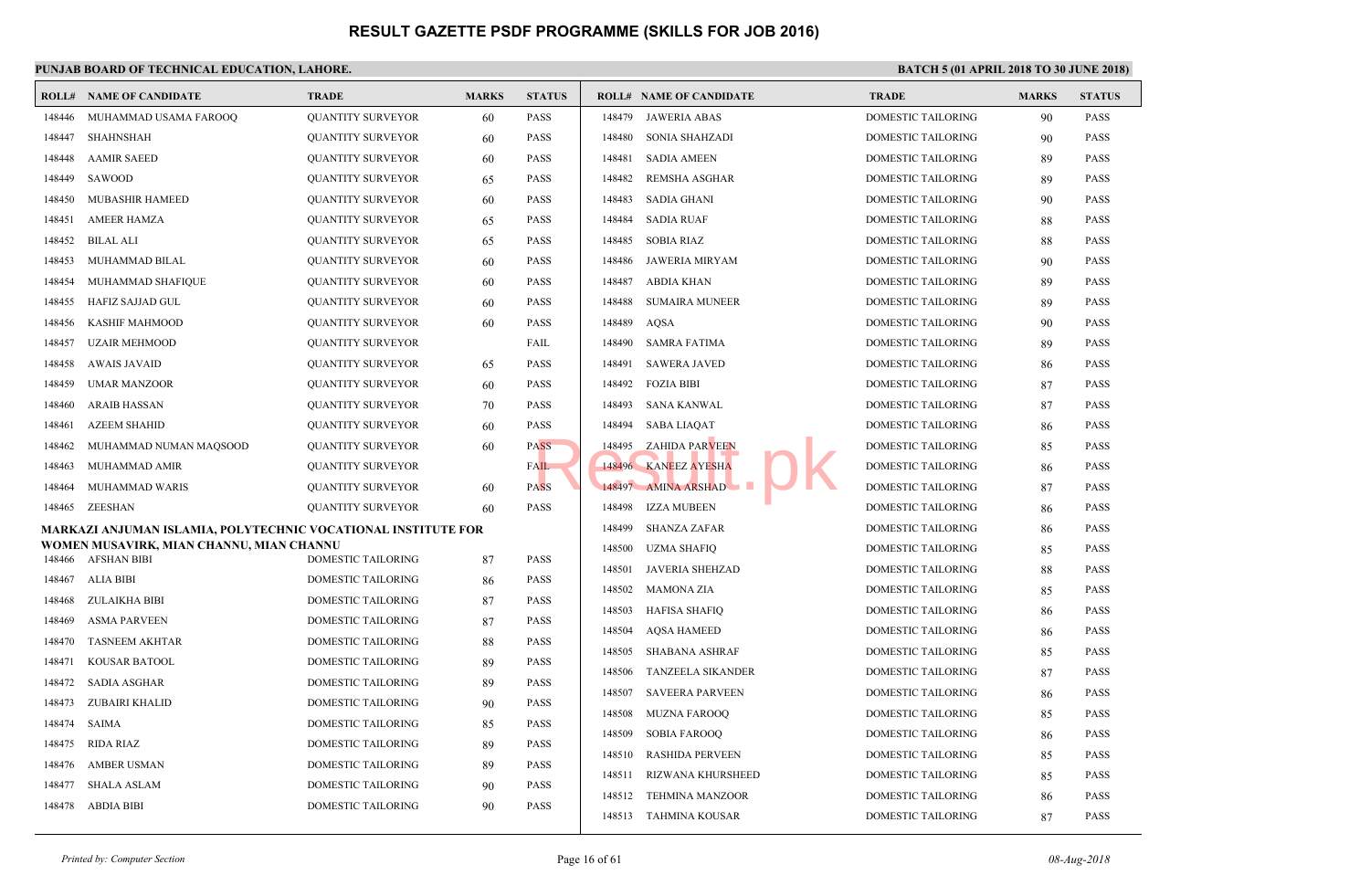# RESULT GAZETTE PSDF PROGRAMME (SKILLS FOR JOB 2016)

**PUNJAB BOARD OF TECHNICAL EDUCATION, LAHORE.** 　　　　**BATCH 5 (01 APRIL 2018 TO 30 JUNE 2018)**

| ROLL# | NAME OF CANDIDATE | TRADE | MARKS | STATUS |
|---|---|---|---|---|
| 148446 | MUHAMMAD USAMA FAROOQ | QUANTITY SURVEYOR | 60 | PASS |
| 148447 | SHAHNSHAH | QUANTITY SURVEYOR | 60 | PASS |
| 148448 | AAMIR SAEED | QUANTITY SURVEYOR | 60 | PASS |
| 148449 | SAWOOD | QUANTITY SURVEYOR | 65 | PASS |
| 148450 | MUBASHIR HAMEED | QUANTITY SURVEYOR | 60 | PASS |
| 148451 | AMEER HAMZA | QUANTITY SURVEYOR | 65 | PASS |
| 148452 | BILAL ALI | QUANTITY SURVEYOR | 65 | PASS |
| 148453 | MUHAMMAD BILAL | QUANTITY SURVEYOR | 60 | PASS |
| 148454 | MUHAMMAD SHAFIQUE | QUANTITY SURVEYOR | 60 | PASS |
| 148455 | HAFIZ SAJJAD GUL | QUANTITY SURVEYOR | 60 | PASS |
| 148456 | KASHIF MAHMOOD | QUANTITY SURVEYOR | 60 | PASS |
| 148457 | UZAIR MEHMOOD | QUANTITY SURVEYOR | | FAIL |
| 148458 | AWAIS JAVAID | QUANTITY SURVEYOR | 65 | PASS |
| 148459 | UMAR MANZOOR | QUANTITY SURVEYOR | 60 | PASS |
| 148460 | ARAIB HASSAN | QUANTITY SURVEYOR | 70 | PASS |
| 148461 | AZEEM SHAHID | QUANTITY SURVEYOR | 60 | PASS |
| 148462 | MUHAMMAD NUMAN MAQSOOD | QUANTITY SURVEYOR | 60 | PASS |
| 148463 | MUHAMMAD AMIR | QUANTITY SURVEYOR | | FAIL |
| 148464 | MUHAMMAD WARIS | QUANTITY SURVEYOR | 60 | PASS |
| 148465 | ZEESHAN | QUANTITY SURVEYOR | 60 | PASS |

**MARKAZI ANJUMAN ISLAMIA, POLYTECHNIC VOCATIONAL INSTITUTE FOR WOMEN MUSAVIRK, MIAN CHANNU, MIAN CHANNU**

| ROLL# | NAME OF CANDIDATE | TRADE | MARKS | STATUS |
|---|---|---|---|---|
| 148466 | AFSHAN BIBI | DOMESTIC TAILORING | 87 | PASS |
| 148467 | ALIA BIBI | DOMESTIC TAILORING | 86 | PASS |
| 148468 | ZULAIKHA BIBI | DOMESTIC TAILORING | 87 | PASS |
| 148469 | ASMA PARVEEN | DOMESTIC TAILORING | 87 | PASS |
| 148470 | TASNEEM AKHTAR | DOMESTIC TAILORING | 88 | PASS |
| 148471 | KOUSAR BATOOL | DOMESTIC TAILORING | 89 | PASS |
| 148472 | SADIA ASGHAR | DOMESTIC TAILORING | 89 | PASS |
| 148473 | ZUBAIRI KHALID | DOMESTIC TAILORING | 90 | PASS |
| 148474 | SAIMA | DOMESTIC TAILORING | 85 | PASS |
| 148475 | RIDA RIAZ | DOMESTIC TAILORING | 89 | PASS |
| 148476 | AMBER USMAN | DOMESTIC TAILORING | 89 | PASS |
| 148477 | SHALA ASLAM | DOMESTIC TAILORING | 90 | PASS |
| 148478 | ABDIA BIBI | DOMESTIC TAILORING | 90 | PASS |
| 148479 | JAWERIA ABAS | DOMESTIC TAILORING | 90 | PASS |
| 148480 | SONIA SHAHZADI | DOMESTIC TAILORING | 90 | PASS |
| 148481 | SADIA AMEEN | DOMESTIC TAILORING | 89 | PASS |
| 148482 | REMSHA ASGHAR | DOMESTIC TAILORING | 89 | PASS |
| 148483 | SADIA GHANI | DOMESTIC TAILORING | 90 | PASS |
| 148484 | SADIA RUAF | DOMESTIC TAILORING | 88 | PASS |
| 148485 | SOBIA RIAZ | DOMESTIC TAILORING | 88 | PASS |
| 148486 | JAWERIA MIRYAM | DOMESTIC TAILORING | 90 | PASS |
| 148487 | ABDIA KHAN | DOMESTIC TAILORING | 89 | PASS |
| 148488 | SUMAIRA MUNEER | DOMESTIC TAILORING | 89 | PASS |
| 148489 | AQSA | DOMESTIC TAILORING | 90 | PASS |
| 148490 | SAMRA FATIMA | DOMESTIC TAILORING | 89 | PASS |
| 148491 | SAWERA JAVED | DOMESTIC TAILORING | 86 | PASS |
| 148492 | FOZIA BIBI | DOMESTIC TAILORING | 87 | PASS |
| 148493 | SANA KANWAL | DOMESTIC TAILORING | 87 | PASS |
| 148494 | SABA LIAQAT | DOMESTIC TAILORING | 86 | PASS |
| 148495 | ZAHIDA PARVEEN | DOMESTIC TAILORING | 85 | PASS |
| 148496 | KANEEZ AYESHA | DOMESTIC TAILORING | 86 | PASS |
| 148497 | AMINA ARSHAD | DOMESTIC TAILORING | 87 | PASS |
| 148498 | IZZA MUBEEN | DOMESTIC TAILORING | 86 | PASS |
| 148499 | SHANZA ZAFAR | DOMESTIC TAILORING | 86 | PASS |
| 148500 | UZMA SHAFIQ | DOMESTIC TAILORING | 85 | PASS |
| 148501 | JAVERIA SHEHZAD | DOMESTIC TAILORING | 88 | PASS |
| 148502 | MAMONA ZIA | DOMESTIC TAILORING | 85 | PASS |
| 148503 | HAFISA SHAFIQ | DOMESTIC TAILORING | 86 | PASS |
| 148504 | AQSA HAMEED | DOMESTIC TAILORING | 86 | PASS |
| 148505 | SHABANA ASHRAF | DOMESTIC TAILORING | 85 | PASS |
| 148506 | TANZEELA SIKANDER | DOMESTIC TAILORING | 87 | PASS |
| 148507 | SAVEERA PARVEEN | DOMESTIC TAILORING | 86 | PASS |
| 148508 | MUZNA FAROOQ | DOMESTIC TAILORING | 85 | PASS |
| 148509 | SOBIA FAROOQ | DOMESTIC TAILORING | 86 | PASS |
| 148510 | RASHIDA PERVEEN | DOMESTIC TAILORING | 85 | PASS |
| 148511 | RIZWANA KHURSHEED | DOMESTIC TAILORING | 85 | PASS |
| 148512 | TEHMINA MANZOOR | DOMESTIC TAILORING | 86 | PASS |
| 148513 | TAHMINA KOUSAR | DOMESTIC TAILORING | 87 | PASS |

*Printed by: Computer Section* 　　　　*08-Aug-2018*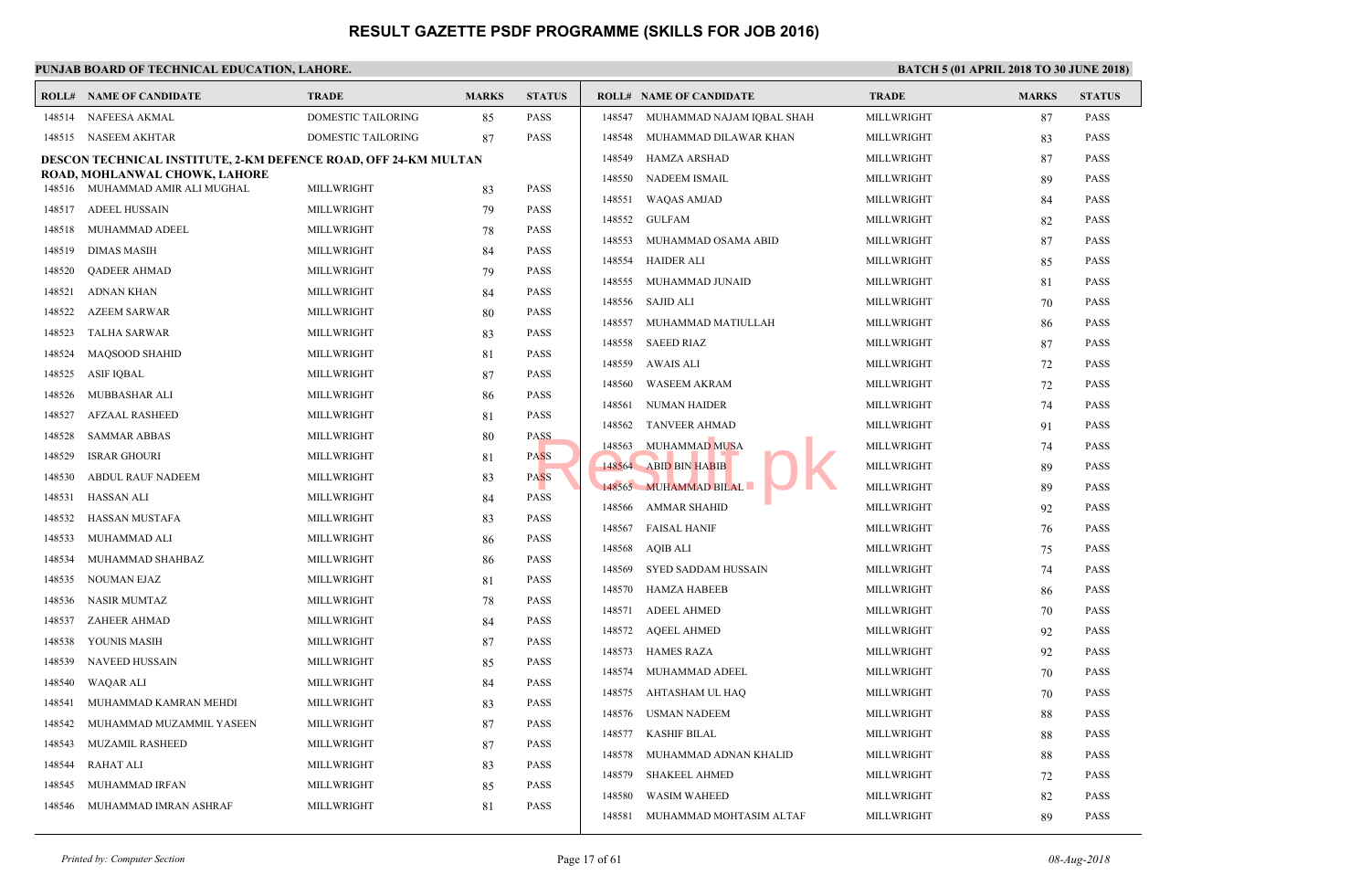# RESULT GAZETTE PSDF PROGRAMME (SKILLS FOR JOB 2016)

**PUNJAB BOARD OF TECHNICAL EDUCATION, LAHORE.**

**BATCH 5 (01 APRIL 2018 TO 30 JUNE 2018)**

| ROLL# | NAME OF CANDIDATE | TRADE | MARKS | STATUS |
|---|---|---|---|---|
| 148514 | NAFEESA AKMAL | DOMESTIC TAILORING | 85 | PASS |
| 148515 | NASEEM AKHTAR | DOMESTIC TAILORING | 87 | PASS |

**DESCON TECHNICAL INSTITUTE, 2-KM DEFENCE ROAD, OFF 24-KM MULTAN ROAD, MOHLANWAL CHOWK, LAHORE**

| ROLL# | NAME OF CANDIDATE | TRADE | MARKS | STATUS |
|---|---|---|---|---|
| 148516 | MUHAMMAD AMIR ALI MUGHAL | MILLWRIGHT | 83 | PASS |
| 148517 | ADEEL HUSSAIN | MILLWRIGHT | 79 | PASS |
| 148518 | MUHAMMAD ADEEL | MILLWRIGHT | 78 | PASS |
| 148519 | DIMAS MASIH | MILLWRIGHT | 84 | PASS |
| 148520 | QADEER AHMAD | MILLWRIGHT | 79 | PASS |
| 148521 | ADNAN KHAN | MILLWRIGHT | 84 | PASS |
| 148522 | AZEEM SARWAR | MILLWRIGHT | 80 | PASS |
| 148523 | TALHA SARWAR | MILLWRIGHT | 83 | PASS |
| 148524 | MAQSOOD SHAHID | MILLWRIGHT | 81 | PASS |
| 148525 | ASIF IQBAL | MILLWRIGHT | 87 | PASS |
| 148526 | MUBBASHAR ALI | MILLWRIGHT | 86 | PASS |
| 148527 | AFZAAL RASHEED | MILLWRIGHT | 81 | PASS |
| 148528 | SAMMAR ABBAS | MILLWRIGHT | 80 | PASS |
| 148529 | ISRAR GHOURI | MILLWRIGHT | 81 | PASS |
| 148530 | ABDUL RAUF NADEEM | MILLWRIGHT | 83 | PASS |
| 148531 | HASSAN ALI | MILLWRIGHT | 84 | PASS |
| 148532 | HASSAN MUSTAFA | MILLWRIGHT | 83 | PASS |
| 148533 | MUHAMMAD ALI | MILLWRIGHT | 86 | PASS |
| 148534 | MUHAMMAD SHAHBAZ | MILLWRIGHT | 86 | PASS |
| 148535 | NOUMAN EJAZ | MILLWRIGHT | 81 | PASS |
| 148536 | NASIR MUMTAZ | MILLWRIGHT | 78 | PASS |
| 148537 | ZAHEER AHMAD | MILLWRIGHT | 84 | PASS |
| 148538 | YOUNIS MASIH | MILLWRIGHT | 87 | PASS |
| 148539 | NAVEED HUSSAIN | MILLWRIGHT | 85 | PASS |
| 148540 | WAQAR ALI | MILLWRIGHT | 84 | PASS |
| 148541 | MUHAMMAD KAMRAN MEHDI | MILLWRIGHT | 83 | PASS |
| 148542 | MUHAMMAD MUZAMMIL YASEEN | MILLWRIGHT | 87 | PASS |
| 148543 | MUZAMIL RASHEED | MILLWRIGHT | 87 | PASS |
| 148544 | RAHAT ALI | MILLWRIGHT | 83 | PASS |
| 148545 | MUHAMMAD IRFAN | MILLWRIGHT | 85 | PASS |
| 148546 | MUHAMMAD IMRAN ASHRAF | MILLWRIGHT | 81 | PASS |
| 148547 | MUHAMMAD NAJAM IQBAL SHAH | MILLWRIGHT | 87 | PASS |
| 148548 | MUHAMMAD DILAWAR KHAN | MILLWRIGHT | 83 | PASS |
| 148549 | HAMZA ARSHAD | MILLWRIGHT | 87 | PASS |
| 148550 | NADEEM ISMAIL | MILLWRIGHT | 89 | PASS |
| 148551 | WAQAS AMJAD | MILLWRIGHT | 84 | PASS |
| 148552 | GULFAM | MILLWRIGHT | 82 | PASS |
| 148553 | MUHAMMAD OSAMA ABID | MILLWRIGHT | 87 | PASS |
| 148554 | HAIDER ALI | MILLWRIGHT | 85 | PASS |
| 148555 | MUHAMMAD JUNAID | MILLWRIGHT | 81 | PASS |
| 148556 | SAJID ALI | MILLWRIGHT | 70 | PASS |
| 148557 | MUHAMMAD MATIULLAH | MILLWRIGHT | 86 | PASS |
| 148558 | SAEED RIAZ | MILLWRIGHT | 87 | PASS |
| 148559 | AWAIS ALI | MILLWRIGHT | 72 | PASS |
| 148560 | WASEEM AKRAM | MILLWRIGHT | 72 | PASS |
| 148561 | NUMAN HAIDER | MILLWRIGHT | 74 | PASS |
| 148562 | TANVEER AHMAD | MILLWRIGHT | 91 | PASS |
| 148563 | MUHAMMAD MUSA | MILLWRIGHT | 74 | PASS |
| 148564 | ABID BIN HABIB | MILLWRIGHT | 89 | PASS |
| 148565 | MUHAMMAD BILAL | MILLWRIGHT | 89 | PASS |
| 148566 | AMMAR SHAHID | MILLWRIGHT | 92 | PASS |
| 148567 | FAISAL HANIF | MILLWRIGHT | 76 | PASS |
| 148568 | AQIB ALI | MILLWRIGHT | 75 | PASS |
| 148569 | SYED SADDAM HUSSAIN | MILLWRIGHT | 74 | PASS |
| 148570 | HAMZA HABEEB | MILLWRIGHT | 86 | PASS |
| 148571 | ADEEL AHMED | MILLWRIGHT | 70 | PASS |
| 148572 | AQEEL AHMED | MILLWRIGHT | 92 | PASS |
| 148573 | HAMES RAZA | MILLWRIGHT | 92 | PASS |
| 148574 | MUHAMMAD ADEEL | MILLWRIGHT | 70 | PASS |
| 148575 | AHTASHAM UL HAQ | MILLWRIGHT | 70 | PASS |
| 148576 | USMAN NADEEM | MILLWRIGHT | 88 | PASS |
| 148577 | KASHIF BILAL | MILLWRIGHT | 88 | PASS |
| 148578 | MUHAMMAD ADNAN KHALID | MILLWRIGHT | 88 | PASS |
| 148579 | SHAKEEL AHMED | MILLWRIGHT | 72 | PASS |
| 148580 | WASIM WAHEED | MILLWRIGHT | 82 | PASS |
| 148581 | MUHAMMAD MOHTASIM ALTAF | MILLWRIGHT | 89 | PASS |

*Printed by: Computer Section* — *08-Aug-2018*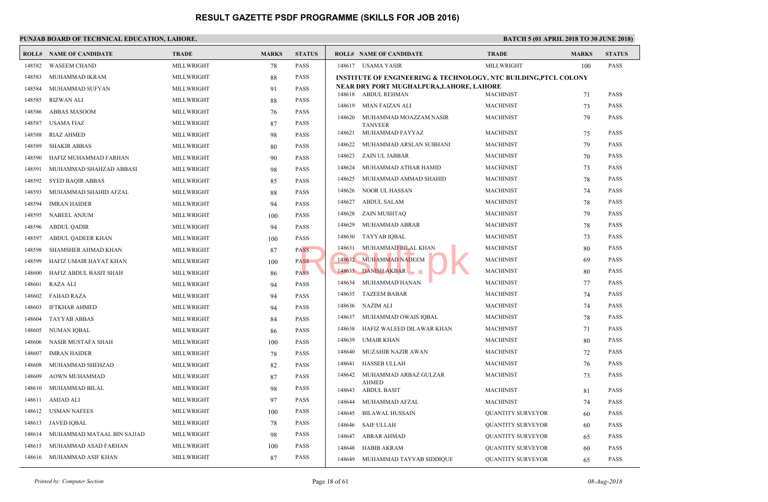# RESULT GAZETTE PSDF PROGRAMME (SKILLS FOR JOB 2016)

**PUNJAB BOARD OF TECHNICAL EDUCATION, LAHORE.**

**BATCH 5 (01 APRIL 2018 TO 30 JUNE 2018)**

| ROLL# | NAME OF CANDIDATE | TRADE | MARKS | STATUS |
|---|---|---|---|---|
| 148582 | WASEEM CHAND | MILLWRIGHT | 78 | PASS |
| 148583 | MUHAMMAD IKRAM | MILLWRIGHT | 88 | PASS |
| 148584 | MUHAMMAD SUFYAN | MILLWRIGHT | 91 | PASS |
| 148585 | RIZWAN ALI | MILLWRIGHT | 88 | PASS |
| 148586 | ABBAS MASOOM | MILLWRIGHT | 76 | PASS |
| 148587 | USAMA FIAZ | MILLWRIGHT | 87 | PASS |
| 148588 | RIAZ AHMED | MILLWRIGHT | 98 | PASS |
| 148589 | SHAKIR ABBAS | MILLWRIGHT | 80 | PASS |
| 148590 | HAFIZ MUHAMMAD FARHAN | MILLWRIGHT | 90 | PASS |
| 148591 | MUHAMMAD SHAHZAD ABBASI | MILLWRIGHT | 98 | PASS |
| 148592 | SYED BAQIR ABBAS | MILLWRIGHT | 85 | PASS |
| 148593 | MUHAMMAD SHAHID AFZAL | MILLWRIGHT | 88 | PASS |
| 148594 | IMRAN HAIDER | MILLWRIGHT | 94 | PASS |
| 148595 | NABEEL ANJUM | MILLWRIGHT | 100 | PASS |
| 148596 | ABDUL QADIR | MILLWRIGHT | 94 | PASS |
| 148597 | ABDUL QADEER KHAN | MILLWRIGHT | 100 | PASS |
| 148598 | SHAMSHER AHMAD KHAN | MILLWRIGHT | 87 | PASS |
| 148599 | HAFIZ UMAIR HAYAT KHAN | MILLWRIGHT | 100 | PASS |
| 148600 | HAFIZ ABDUL BASIT SHAH | MILLWRIGHT | 86 | PASS |
| 148601 | RAZA ALI | MILLWRIGHT | 94 | PASS |
| 148602 | FAHAD RAZA | MILLWRIGHT | 94 | PASS |
| 148603 | IFTKHAR AHMED | MILLWRIGHT | 94 | PASS |
| 148604 | TAYYAB ABBAS | MILLWRIGHT | 84 | PASS |
| 148605 | NUMAN IQBAL | MILLWRIGHT | 86 | PASS |
| 148606 | NASIR MUSTAFA SHAH | MILLWRIGHT | 100 | PASS |
| 148607 | IMRAN HAIDER | MILLWRIGHT | 78 | PASS |
| 148608 | MUHAMMAD SHEHZAD | MILLWRIGHT | 82 | PASS |
| 148609 | AOWN MUHAMMAD | MILLWRIGHT | 87 | PASS |
| 148610 | MUHAMMAD BILAL | MILLWRIGHT | 98 | PASS |
| 148611 | AMJAD ALI | MILLWRIGHT | 97 | PASS |
| 148612 | USMAN NAFEES | MILLWRIGHT | 100 | PASS |
| 148613 | JAVED IQBAL | MILLWRIGHT | 78 | PASS |
| 148614 | MUHAMMAD MATAAL BIN SAJJAD | MILLWRIGHT | 98 | PASS |
| 148615 | MUHAMMAD ASAD FARHAN | MILLWRIGHT | 100 | PASS |
| 148616 | MUHAMMAD ASIF KHAN | MILLWRIGHT | 87 | PASS |
| 148617 | USAMA YASIR | MILLWRIGHT | 100 | PASS |

**INSTITUTE OF ENGINEERING & TECHNOLOGY, NTC BUILDING,PTCL COLONY NEAR DRY PORT MUGHALPURA,LAHORE, LAHORE**

| ROLL# | NAME OF CANDIDATE | TRADE | MARKS | STATUS |
|---|---|---|---|---|
| 148618 | ABDUL REHMAN | MACHINIST | 71 | PASS |
| 148619 | MIAN FAIZAN ALI | MACHINIST | 73 | PASS |
| 148620 | MUHAMMAD MOAZZAM NASIR TANVEER | MACHINIST | 79 | PASS |
| 148621 | MUHAMMAD FAYYAZ | MACHINIST | 75 | PASS |
| 148622 | MUHAMMAD ARSLAN SUBHANI | MACHINIST | 79 | PASS |
| 148623 | ZAIN UL JABBAR | MACHINIST | 70 | PASS |
| 148624 | MUHAMMAD ATHAR HAMID | MACHINIST | 73 | PASS |
| 148625 | MUHAMMAD AMMAD SHAHID | MACHINIST | 78 | PASS |
| 148626 | NOOR UL HASSAN | MACHINIST | 74 | PASS |
| 148627 | ABDUL SALAM | MACHINIST | 78 | PASS |
| 148628 | ZAIN MUSHTAQ | MACHINIST | 79 | PASS |
| 148629 | MUHAMMAD ABRAR | MACHINIST | 78 | PASS |
| 148630 | TAYYAB IQBAL | MACHINIST | 73 | PASS |
| 148631 | MUHAMMAD BILAL KHAN | MACHINIST | 80 | PASS |
| 148632 | MUHAMMAD NADEEM | MACHINIST | 69 | PASS |
| 148633 | DANISH AKBAR | MACHINIST | 80 | PASS |
| 148634 | MUHAMMAD HANAN | MACHINIST | 77 | PASS |
| 148635 | TAZEEM BABAR | MACHINIST | 74 | PASS |
| 148636 | NAZIM ALI | MACHINIST | 74 | PASS |
| 148637 | MUHAMMAD OWAIS IQBAL | MACHINIST | 78 | PASS |
| 148638 | HAFIZ WALEED DILAWAR KHAN | MACHINIST | 71 | PASS |
| 148639 | UMAIR KHAN | MACHINIST | 80 | PASS |
| 148640 | MUZAHIR NAZIR AWAN | MACHINIST | 72 | PASS |
| 148641 | HASSEB ULLAH | MACHINIST | 76 | PASS |
| 148642 | MUHAMMAD ARBAZ GULZAR AHMED | MACHINIST | 73 | PASS |
| 148643 | ABDUL BASIT | MACHINIST | 81 | PASS |
| 148644 | MUHAMMAD AFZAL | MACHINIST | 74 | PASS |
| 148645 | BILAWAL HUSSAIN | QUANTITY SURVEYOR | 60 | PASS |
| 148646 | SAIF ULLAH | QUANTITY SURVEYOR | 60 | PASS |
| 148647 | ABRAR AHMAD | QUANTITY SURVEYOR | 65 | PASS |
| 148648 | HABIB AKRAM | QUANTITY SURVEYOR | 60 | PASS |
| 148649 | MUHAMMAD TAYYAB SIDDIQUE | QUANTITY SURVEYOR | 65 | PASS |

*Printed by: Computer Section* | *08-Aug-2018*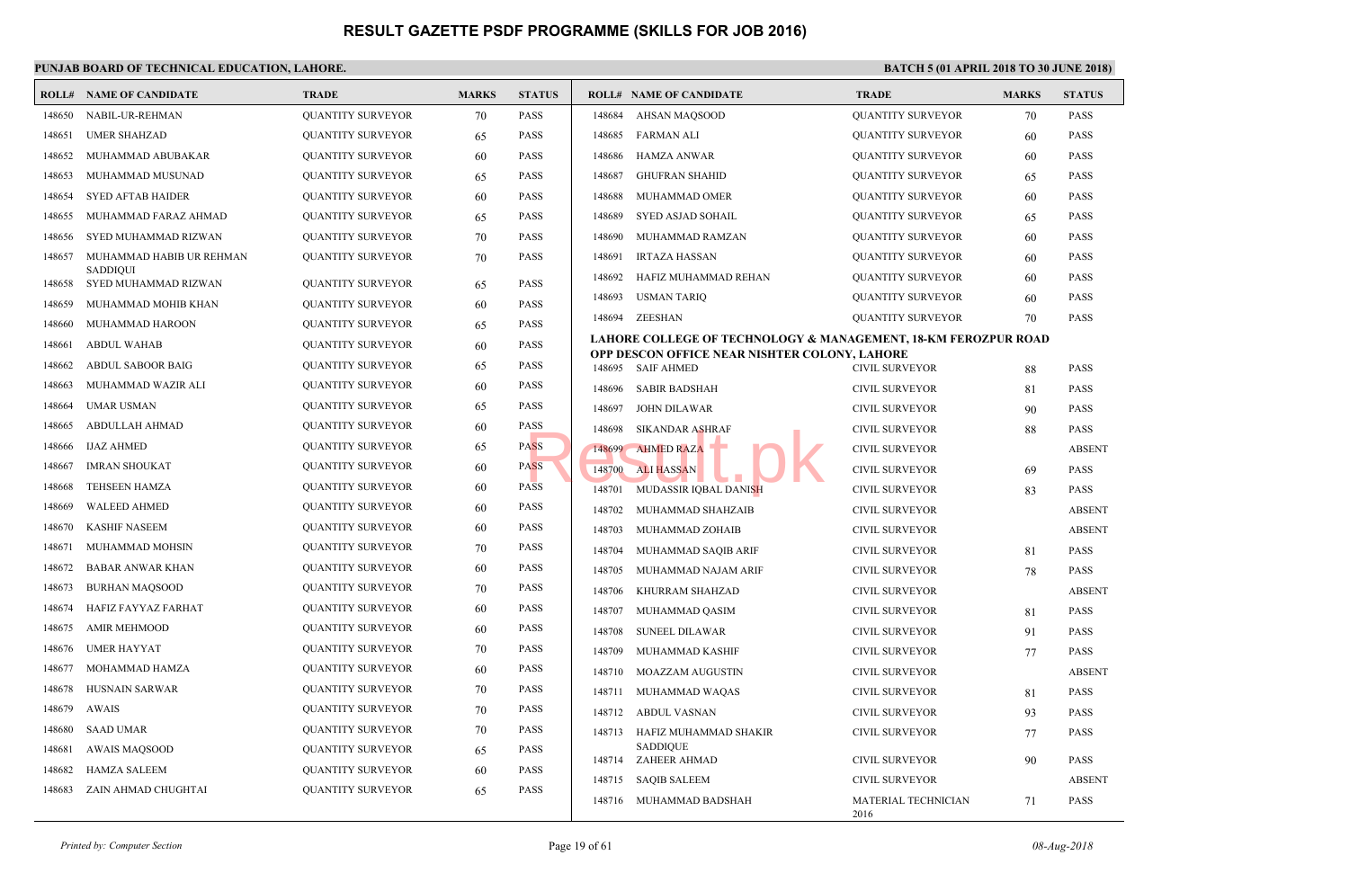# RESULT GAZETTE PSDF PROGRAMME (SKILLS FOR JOB 2016)

**PUNJAB BOARD OF TECHNICAL EDUCATION, LAHORE.**

**BATCH 5 (01 APRIL 2018 TO 30 JUNE 2018)**

| ROLL# | NAME OF CANDIDATE | TRADE | MARKS | STATUS |
|---|---|---|---|---|
| 148650 | NABIL-UR-REHMAN | QUANTITY SURVEYOR | 70 | PASS |
| 148651 | UMER SHAHZAD | QUANTITY SURVEYOR | 65 | PASS |
| 148652 | MUHAMMAD ABUBAKAR | QUANTITY SURVEYOR | 60 | PASS |
| 148653 | MUHAMMAD MUSUNAD | QUANTITY SURVEYOR | 65 | PASS |
| 148654 | SYED AFTAB HAIDER | QUANTITY SURVEYOR | 60 | PASS |
| 148655 | MUHAMMAD FARAZ AHMAD | QUANTITY SURVEYOR | 65 | PASS |
| 148656 | SYED MUHAMMAD RIZWAN | QUANTITY SURVEYOR | 70 | PASS |
| 148657 | MUHAMMAD HABIB UR REHMAN SADDIQUI | QUANTITY SURVEYOR | 70 | PASS |
| 148658 | SYED MUHAMMAD RIZWAN | QUANTITY SURVEYOR | 65 | PASS |
| 148659 | MUHAMMAD MOHIB KHAN | QUANTITY SURVEYOR | 60 | PASS |
| 148660 | MUHAMMAD HAROON | QUANTITY SURVEYOR | 65 | PASS |
| 148661 | ABDUL WAHAB | QUANTITY SURVEYOR | 60 | PASS |
| 148662 | ABDUL SABOOR BAIG | QUANTITY SURVEYOR | 65 | PASS |
| 148663 | MUHAMMAD WAZIR ALI | QUANTITY SURVEYOR | 60 | PASS |
| 148664 | UMAR USMAN | QUANTITY SURVEYOR | 65 | PASS |
| 148665 | ABDULLAH AHMAD | QUANTITY SURVEYOR | 60 | PASS |
| 148666 | IJAZ AHMED | QUANTITY SURVEYOR | 65 | PASS |
| 148667 | IMRAN SHOUKAT | QUANTITY SURVEYOR | 60 | PASS |
| 148668 | TEHSEEN HAMZA | QUANTITY SURVEYOR | 60 | PASS |
| 148669 | WALEED AHMED | QUANTITY SURVEYOR | 60 | PASS |
| 148670 | KASHIF NASEEM | QUANTITY SURVEYOR | 60 | PASS |
| 148671 | MUHAMMAD MOHSIN | QUANTITY SURVEYOR | 70 | PASS |
| 148672 | BABAR ANWAR KHAN | QUANTITY SURVEYOR | 60 | PASS |
| 148673 | BURHAN MAQSOOD | QUANTITY SURVEYOR | 70 | PASS |
| 148674 | HAFIZ FAYYAZ FARHAT | QUANTITY SURVEYOR | 60 | PASS |
| 148675 | AMIR MEHMOOD | QUANTITY SURVEYOR | 60 | PASS |
| 148676 | UMER HAYYAT | QUANTITY SURVEYOR | 70 | PASS |
| 148677 | MOHAMMAD HAMZA | QUANTITY SURVEYOR | 60 | PASS |
| 148678 | HUSNAIN SARWAR | QUANTITY SURVEYOR | 70 | PASS |
| 148679 | AWAIS | QUANTITY SURVEYOR | 70 | PASS |
| 148680 | SAAD UMAR | QUANTITY SURVEYOR | 70 | PASS |
| 148681 | AWAIS MAQSOOD | QUANTITY SURVEYOR | 65 | PASS |
| 148682 | HAMZA SALEEM | QUANTITY SURVEYOR | 60 | PASS |
| 148683 | ZAIN AHMAD CHUGHTAI | QUANTITY SURVEYOR | 65 | PASS |
| 148684 | AHSAN MAQSOOD | QUANTITY SURVEYOR | 70 | PASS |
| 148685 | FARMAN ALI | QUANTITY SURVEYOR | 60 | PASS |
| 148686 | HAMZA ANWAR | QUANTITY SURVEYOR | 60 | PASS |
| 148687 | GHUFRAN SHAHID | QUANTITY SURVEYOR | 65 | PASS |
| 148688 | MUHAMMAD OMER | QUANTITY SURVEYOR | 60 | PASS |
| 148689 | SYED ASJAD SOHAIL | QUANTITY SURVEYOR | 65 | PASS |
| 148690 | MUHAMMAD RAMZAN | QUANTITY SURVEYOR | 60 | PASS |
| 148691 | IRTAZA HASSAN | QUANTITY SURVEYOR | 60 | PASS |
| 148692 | HAFIZ MUHAMMAD REHAN | QUANTITY SURVEYOR | 60 | PASS |
| 148693 | USMAN TARIQ | QUANTITY SURVEYOR | 60 | PASS |
| 148694 | ZEESHAN | QUANTITY SURVEYOR | 70 | PASS |

**LAHORE COLLEGE OF TECHNOLOGY & MANAGEMENT, 18-KM FEROZPUR ROAD OPP DESCON OFFICE NEAR NISHTER COLONY, LAHORE**

| ROLL# | NAME OF CANDIDATE | TRADE | MARKS | STATUS |
|---|---|---|---|---|
| 148695 | SAIF AHMED | CIVIL SURVEYOR | 88 | PASS |
| 148696 | SABIR BADSHAH | CIVIL SURVEYOR | 81 | PASS |
| 148697 | JOHN DILAWAR | CIVIL SURVEYOR | 90 | PASS |
| 148698 | SIKANDAR ASHRAF | CIVIL SURVEYOR | 88 | PASS |
| 148699 | AHMED RAZA | CIVIL SURVEYOR | | ABSENT |
| 148700 | ALI HASSAN | CIVIL SURVEYOR | 69 | PASS |
| 148701 | MUDASSIR IQBAL DANISH | CIVIL SURVEYOR | 83 | PASS |
| 148702 | MUHAMMAD SHAHZAIB | CIVIL SURVEYOR | | ABSENT |
| 148703 | MUHAMMAD ZOHAIB | CIVIL SURVEYOR | | ABSENT |
| 148704 | MUHAMMAD SAQIB ARIF | CIVIL SURVEYOR | 81 | PASS |
| 148705 | MUHAMMAD NAJAM ARIF | CIVIL SURVEYOR | 78 | PASS |
| 148706 | KHURRAM SHAHZAD | CIVIL SURVEYOR | | ABSENT |
| 148707 | MUHAMMAD QASIM | CIVIL SURVEYOR | 81 | PASS |
| 148708 | SUNEEL DILAWAR | CIVIL SURVEYOR | 91 | PASS |
| 148709 | MUHAMMAD KASHIF | CIVIL SURVEYOR | 77 | PASS |
| 148710 | MOAZZAM AUGUSTIN | CIVIL SURVEYOR | | ABSENT |
| 148711 | MUHAMMAD WAQAS | CIVIL SURVEYOR | 81 | PASS |
| 148712 | ABDUL VASNAN | CIVIL SURVEYOR | 93 | PASS |
| 148713 | HAFIZ MUHAMMAD SHAKIR SADDIQUE | CIVIL SURVEYOR | 77 | PASS |
| 148714 | ZAHEER AHMAD | CIVIL SURVEYOR | 90 | PASS |
| 148715 | SAQIB SALEEM | CIVIL SURVEYOR | | ABSENT |
| 148716 | MUHAMMAD BADSHAH | MATERIAL TECHNICIAN 2016 | 71 | PASS |

*Printed by: Computer Section* — *08-Aug-2018*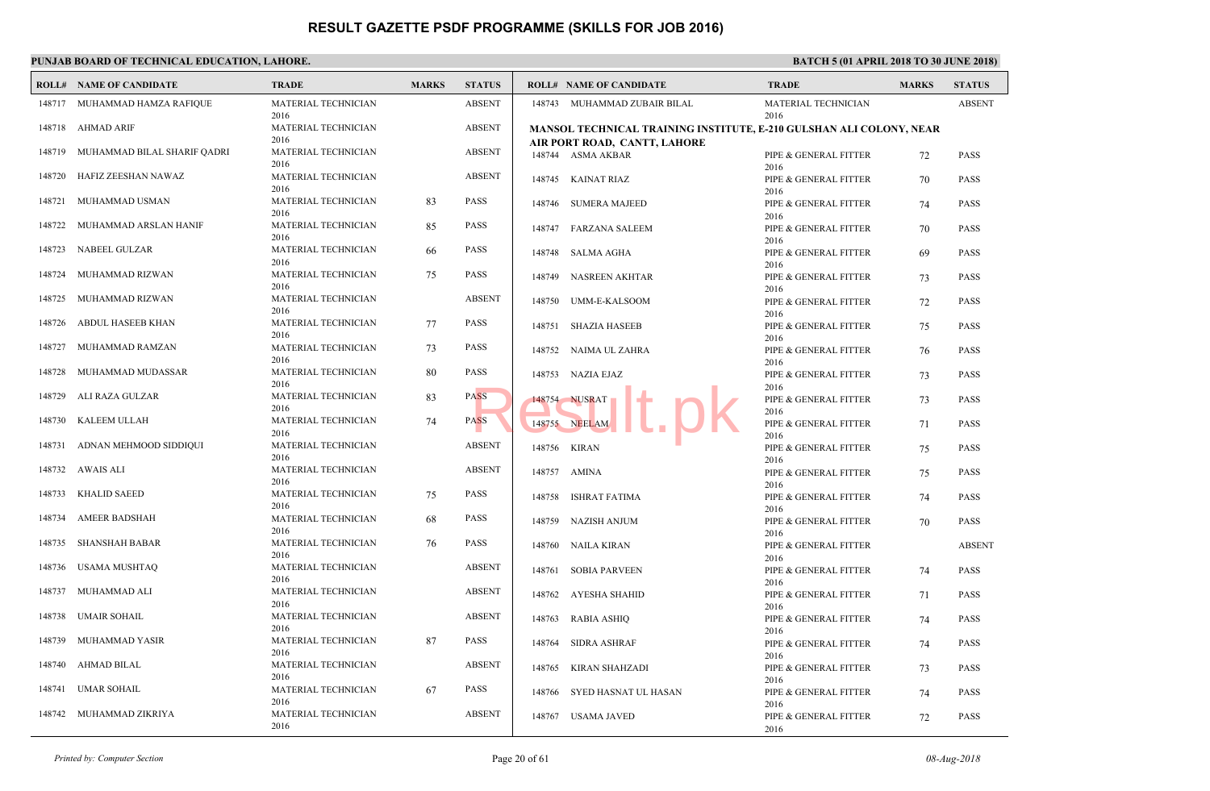# RESULT GAZETTE PSDF PROGRAMME (SKILLS FOR JOB 2016)

**PUNJAB BOARD OF TECHNICAL EDUCATION, LAHORE.**

**BATCH 5 (01 APRIL 2018 TO 30 JUNE 2018)**

| ROLL# | NAME OF CANDIDATE | TRADE | MARKS | STATUS |
|---|---|---|---|---|
| 148717 | MUHAMMAD HAMZA RAFIQUE | MATERIAL TECHNICIAN 2016 | | ABSENT |
| 148718 | AHMAD ARIF | MATERIAL TECHNICIAN 2016 | | ABSENT |
| 148719 | MUHAMMAD BILAL SHARIF QADRI | MATERIAL TECHNICIAN 2016 | | ABSENT |
| 148720 | HAFIZ ZEESHAN NAWAZ | MATERIAL TECHNICIAN 2016 | | ABSENT |
| 148721 | MUHAMMAD USMAN | MATERIAL TECHNICIAN 2016 | 83 | PASS |
| 148722 | MUHAMMAD ARSLAN HANIF | MATERIAL TECHNICIAN 2016 | 85 | PASS |
| 148723 | NABEEL GULZAR | MATERIAL TECHNICIAN 2016 | 66 | PASS |
| 148724 | MUHAMMAD RIZWAN | MATERIAL TECHNICIAN 2016 | 75 | PASS |
| 148725 | MUHAMMAD RIZWAN | MATERIAL TECHNICIAN 2016 | | ABSENT |
| 148726 | ABDUL HASEEB KHAN | MATERIAL TECHNICIAN 2016 | 77 | PASS |
| 148727 | MUHAMMAD RAMZAN | MATERIAL TECHNICIAN 2016 | 73 | PASS |
| 148728 | MUHAMMAD MUDASSAR | MATERIAL TECHNICIAN 2016 | 80 | PASS |
| 148729 | ALI RAZA GULZAR | MATERIAL TECHNICIAN 2016 | 83 | PASS |
| 148730 | KALEEM ULLAH | MATERIAL TECHNICIAN 2016 | 74 | PASS |
| 148731 | ADNAN MEHMOOD SIDDIQUI | MATERIAL TECHNICIAN 2016 | | ABSENT |
| 148732 | AWAIS ALI | MATERIAL TECHNICIAN 2016 | | ABSENT |
| 148733 | KHALID SAEED | MATERIAL TECHNICIAN 2016 | 75 | PASS |
| 148734 | AMEER BADSHAH | MATERIAL TECHNICIAN 2016 | 68 | PASS |
| 148735 | SHANSHAH BABAR | MATERIAL TECHNICIAN 2016 | 76 | PASS |
| 148736 | USAMA MUSHTAQ | MATERIAL TECHNICIAN 2016 | | ABSENT |
| 148737 | MUHAMMAD ALI | MATERIAL TECHNICIAN 2016 | | ABSENT |
| 148738 | UMAIR SOHAIL | MATERIAL TECHNICIAN 2016 | | ABSENT |
| 148739 | MUHAMMAD YASIR | MATERIAL TECHNICIAN 2016 | 87 | PASS |
| 148740 | AHMAD BILAL | MATERIAL TECHNICIAN 2016 | | ABSENT |
| 148741 | UMAR SOHAIL | MATERIAL TECHNICIAN 2016 | 67 | PASS |
| 148742 | MUHAMMAD ZIKRIYA | MATERIAL TECHNICIAN 2016 | | ABSENT |
| 148743 | MUHAMMAD ZUBAIR BILAL | MATERIAL TECHNICIAN 2016 | | ABSENT |

**MANSOL TECHNICAL TRAINING INSTITUTE, E-210 GULSHAN ALI COLONY, NEAR AIR PORT ROAD, CANTT, LAHORE**

| ROLL# | NAME OF CANDIDATE | TRADE | MARKS | STATUS |
|---|---|---|---|---|
| 148744 | ASMA AKBAR | PIPE & GENERAL FITTER 2016 | 72 | PASS |
| 148745 | KAINAT RIAZ | PIPE & GENERAL FITTER 2016 | 70 | PASS |
| 148746 | SUMERA MAJEED | PIPE & GENERAL FITTER 2016 | 74 | PASS |
| 148747 | FARZANA SALEEM | PIPE & GENERAL FITTER 2016 | 70 | PASS |
| 148748 | SALMA AGHA | PIPE & GENERAL FITTER 2016 | 69 | PASS |
| 148749 | NASREEN AKHTAR | PIPE & GENERAL FITTER 2016 | 73 | PASS |
| 148750 | UMM-E-KALSOOM | PIPE & GENERAL FITTER 2016 | 72 | PASS |
| 148751 | SHAZIA HASEEB | PIPE & GENERAL FITTER 2016 | 75 | PASS |
| 148752 | NAIMA UL ZAHRA | PIPE & GENERAL FITTER 2016 | 76 | PASS |
| 148753 | NAZIA EJAZ | PIPE & GENERAL FITTER 2016 | 73 | PASS |
| 148754 | NUSRAT | PIPE & GENERAL FITTER 2016 | 73 | PASS |
| 148755 | NEELAM | PIPE & GENERAL FITTER 2016 | 71 | PASS |
| 148756 | KIRAN | PIPE & GENERAL FITTER 2016 | 75 | PASS |
| 148757 | AMINA | PIPE & GENERAL FITTER 2016 | 75 | PASS |
| 148758 | ISHRAT FATIMA | PIPE & GENERAL FITTER 2016 | 74 | PASS |
| 148759 | NAZISH ANJUM | PIPE & GENERAL FITTER 2016 | 70 | PASS |
| 148760 | NAILA KIRAN | PIPE & GENERAL FITTER 2016 | | ABSENT |
| 148761 | SOBIA PARVEEN | PIPE & GENERAL FITTER 2016 | 74 | PASS |
| 148762 | AYESHA SHAHID | PIPE & GENERAL FITTER 2016 | 71 | PASS |
| 148763 | RABIA ASHIQ | PIPE & GENERAL FITTER 2016 | 74 | PASS |
| 148764 | SIDRA ASHRAF | PIPE & GENERAL FITTER 2016 | 74 | PASS |
| 148765 | KIRAN SHAHZADI | PIPE & GENERAL FITTER 2016 | 73 | PASS |
| 148766 | SYED HASNAT UL HASAN | PIPE & GENERAL FITTER 2016 | 74 | PASS |
| 148767 | USAMA JAVED | PIPE & GENERAL FITTER 2016 | 72 | PASS |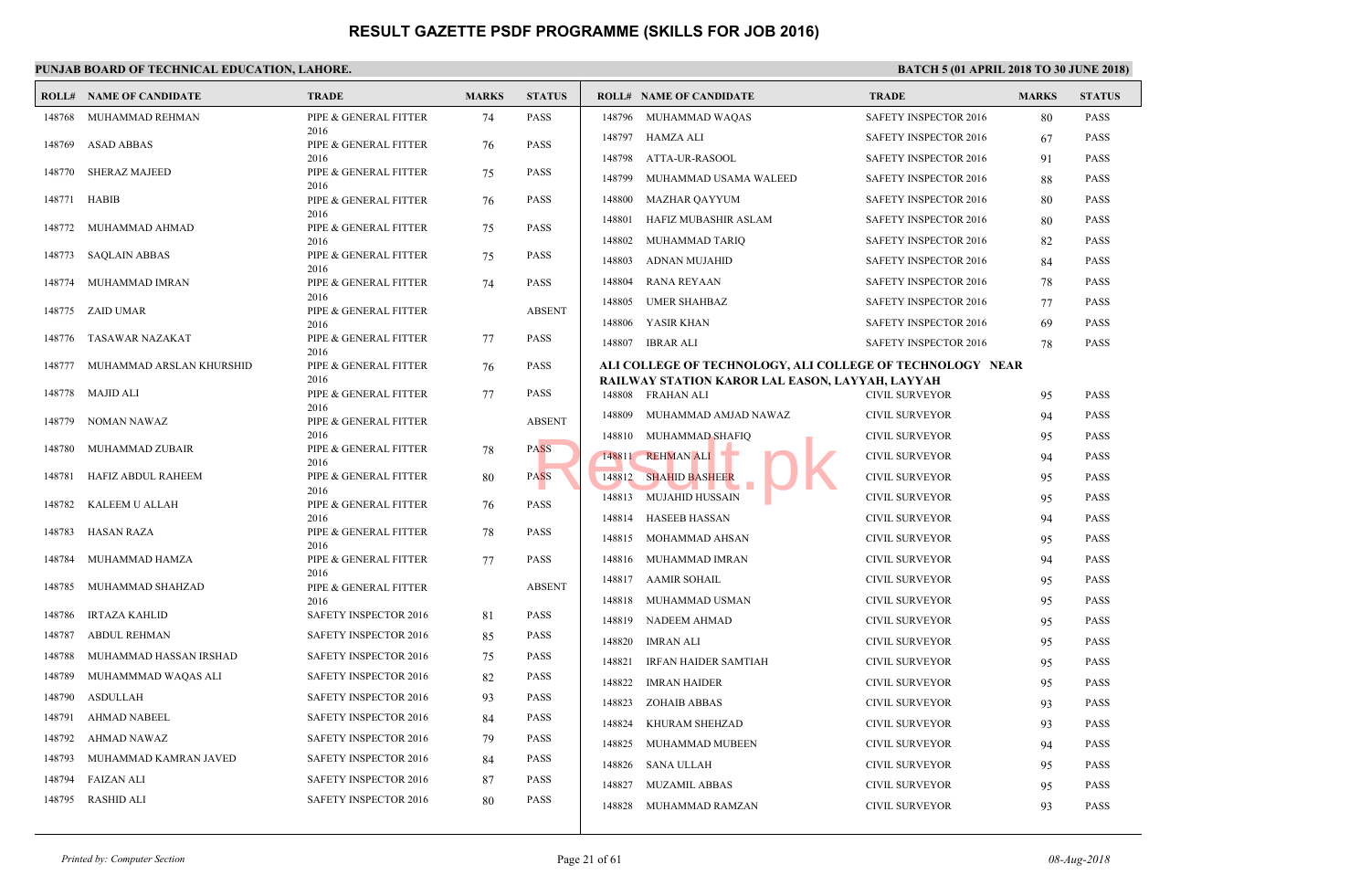# RESULT GAZETTE PSDF PROGRAMME (SKILLS FOR JOB 2016)

**PUNJAB BOARD OF TECHNICAL EDUCATION, LAHORE.**

**BATCH 5 (01 APRIL 2018 TO 30 JUNE 2018)**

| ROLL# | NAME OF CANDIDATE | TRADE | MARKS | STATUS |
|---|---|---|---|---|
| 148768 | MUHAMMAD REHMAN | PIPE & GENERAL FITTER 2016 | 74 | PASS |
| 148769 | ASAD ABBAS | PIPE & GENERAL FITTER 2016 | 76 | PASS |
| 148770 | SHERAZ MAJEED | PIPE & GENERAL FITTER 2016 | 75 | PASS |
| 148771 | HABIB | PIPE & GENERAL FITTER 2016 | 76 | PASS |
| 148772 | MUHAMMAD AHMAD | PIPE & GENERAL FITTER 2016 | 75 | PASS |
| 148773 | SAQLAIN ABBAS | PIPE & GENERAL FITTER 2016 | 75 | PASS |
| 148774 | MUHAMMAD IMRAN | PIPE & GENERAL FITTER 2016 | 74 | PASS |
| 148775 | ZAID UMAR | PIPE & GENERAL FITTER 2016 | | ABSENT |
| 148776 | TASAWAR NAZAKAT | PIPE & GENERAL FITTER 2016 | 77 | PASS |
| 148777 | MUHAMMAD ARSLAN KHURSHID | PIPE & GENERAL FITTER 2016 | 76 | PASS |
| 148778 | MAJID ALI | PIPE & GENERAL FITTER 2016 | 77 | PASS |
| 148779 | NOMAN NAWAZ | PIPE & GENERAL FITTER 2016 | | ABSENT |
| 148780 | MUHAMMAD ZUBAIR | PIPE & GENERAL FITTER 2016 | 78 | PASS |
| 148781 | HAFIZ ABDUL RAHEEM | PIPE & GENERAL FITTER 2016 | 80 | PASS |
| 148782 | KALEEM U ALLAH | PIPE & GENERAL FITTER 2016 | 76 | PASS |
| 148783 | HASAN RAZA | PIPE & GENERAL FITTER 2016 | 78 | PASS |
| 148784 | MUHAMMAD HAMZA | PIPE & GENERAL FITTER 2016 | 77 | PASS |
| 148785 | MUHAMMAD SHAHZAD | PIPE & GENERAL FITTER 2016 | | ABSENT |
| 148786 | IRTAZA KAHLID | SAFETY INSPECTOR 2016 | 81 | PASS |
| 148787 | ABDUL REHMAN | SAFETY INSPECTOR 2016 | 85 | PASS |
| 148788 | MUHAMMAD HASSAN IRSHAD | SAFETY INSPECTOR 2016 | 75 | PASS |
| 148789 | MUHAMMMAD WAQAS ALI | SAFETY INSPECTOR 2016 | 82 | PASS |
| 148790 | ASDULLAH | SAFETY INSPECTOR 2016 | 93 | PASS |
| 148791 | AHMAD NABEEL | SAFETY INSPECTOR 2016 | 84 | PASS |
| 148792 | AHMAD NAWAZ | SAFETY INSPECTOR 2016 | 79 | PASS |
| 148793 | MUHAMMAD KAMRAN JAVED | SAFETY INSPECTOR 2016 | 84 | PASS |
| 148794 | FAIZAN ALI | SAFETY INSPECTOR 2016 | 87 | PASS |
| 148795 | RASHID ALI | SAFETY INSPECTOR 2016 | 80 | PASS |
| 148796 | MUHAMMAD WAQAS | SAFETY INSPECTOR 2016 | 80 | PASS |
| 148797 | HAMZA ALI | SAFETY INSPECTOR 2016 | 67 | PASS |
| 148798 | ATTA-UR-RASOOL | SAFETY INSPECTOR 2016 | 91 | PASS |
| 148799 | MUHAMMAD USAMA WALEED | SAFETY INSPECTOR 2016 | 88 | PASS |
| 148800 | MAZHAR QAYYUM | SAFETY INSPECTOR 2016 | 80 | PASS |
| 148801 | HAFIZ MUBASHIR ASLAM | SAFETY INSPECTOR 2016 | 80 | PASS |
| 148802 | MUHAMMAD TARIQ | SAFETY INSPECTOR 2016 | 82 | PASS |
| 148803 | ADNAN MUJAHID | SAFETY INSPECTOR 2016 | 84 | PASS |
| 148804 | RANA REYAAN | SAFETY INSPECTOR 2016 | 78 | PASS |
| 148805 | UMER SHAHBAZ | SAFETY INSPECTOR 2016 | 77 | PASS |
| 148806 | YASIR KHAN | SAFETY INSPECTOR 2016 | 69 | PASS |
| 148807 | IBRAR ALI | SAFETY INSPECTOR 2016 | 78 | PASS |

**ALI COLLEGE OF TECHNOLOGY, ALI COLLEGE OF TECHNOLOGY NEAR RAILWAY STATION KAROR LAL EASON, LAYYAH, LAYYAH**

| ROLL# | NAME OF CANDIDATE | TRADE | MARKS | STATUS |
|---|---|---|---|---|
| 148808 | FRAHAN ALI | CIVIL SURVEYOR | 95 | PASS |
| 148809 | MUHAMMAD AMJAD NAWAZ | CIVIL SURVEYOR | 94 | PASS |
| 148810 | MUHAMMAD SHAFIQ | CIVIL SURVEYOR | 95 | PASS |
| 148811 | REHMAN ALI | CIVIL SURVEYOR | 94 | PASS |
| 148812 | SHAHID BASHEER | CIVIL SURVEYOR | 95 | PASS |
| 148813 | MUJAHID HUSSAIN | CIVIL SURVEYOR | 95 | PASS |
| 148814 | HASEEB HASSAN | CIVIL SURVEYOR | 94 | PASS |
| 148815 | MOHAMMAD AHSAN | CIVIL SURVEYOR | 95 | PASS |
| 148816 | MUHAMMAD IMRAN | CIVIL SURVEYOR | 94 | PASS |
| 148817 | AAMIR SOHAIL | CIVIL SURVEYOR | 95 | PASS |
| 148818 | MUHAMMAD USMAN | CIVIL SURVEYOR | 95 | PASS |
| 148819 | NADEEM AHMAD | CIVIL SURVEYOR | 95 | PASS |
| 148820 | IMRAN ALI | CIVIL SURVEYOR | 95 | PASS |
| 148821 | IRFAN HAIDER SAMTIAH | CIVIL SURVEYOR | 95 | PASS |
| 148822 | IMRAN HAIDER | CIVIL SURVEYOR | 95 | PASS |
| 148823 | ZOHAIB ABBAS | CIVIL SURVEYOR | 93 | PASS |
| 148824 | KHURAM SHEHZAD | CIVIL SURVEYOR | 93 | PASS |
| 148825 | MUHAMMAD MUBEEN | CIVIL SURVEYOR | 94 | PASS |
| 148826 | SANA ULLAH | CIVIL SURVEYOR | 95 | PASS |
| 148827 | MUZAMIL ABBAS | CIVIL SURVEYOR | 95 | PASS |
| 148828 | MUHAMMAD RAMZAN | CIVIL SURVEYOR | 93 | PASS |

*Printed by: Computer Section* *08-Aug-2018*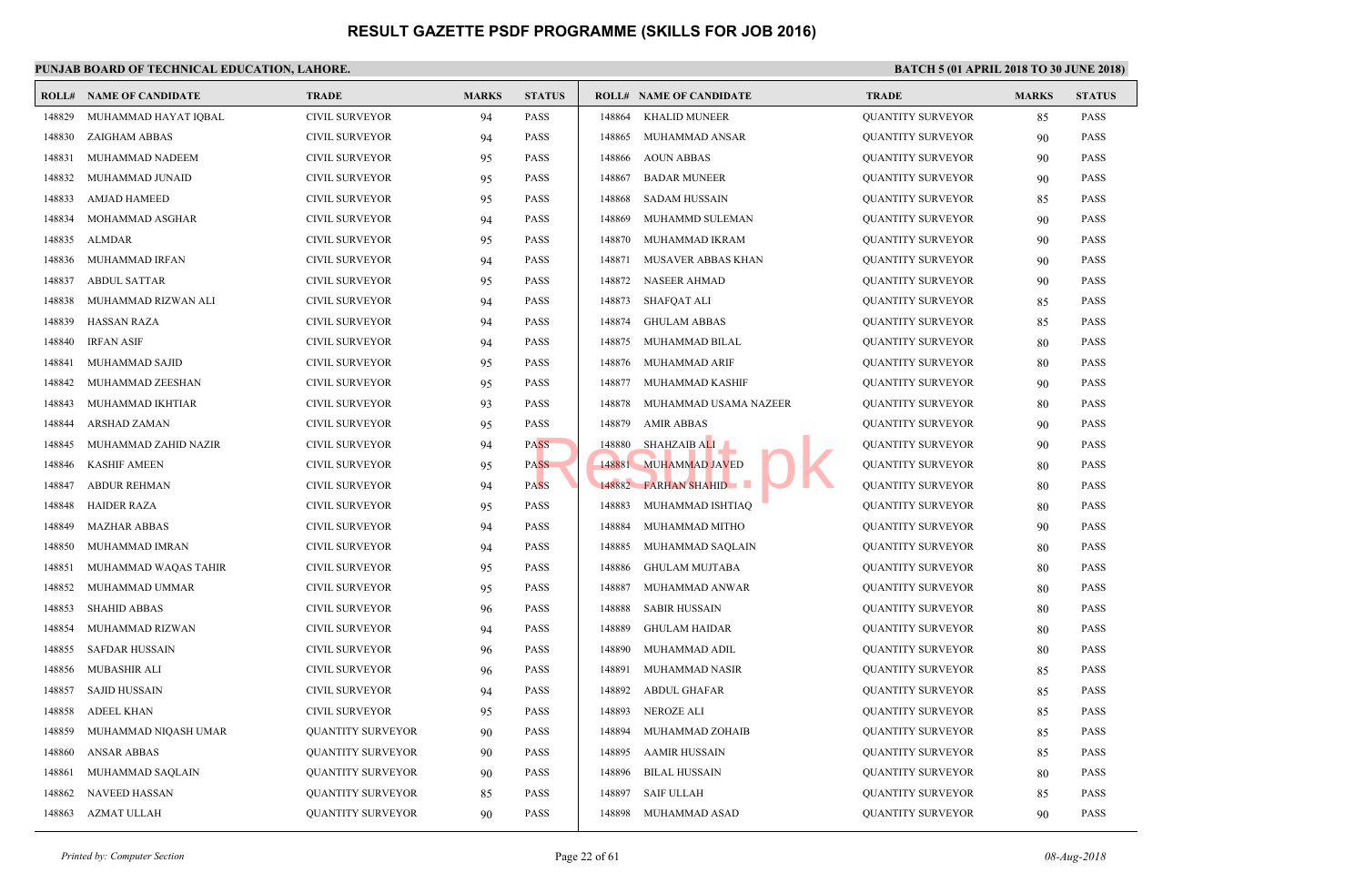# RESULT GAZETTE PSDF PROGRAMME (SKILLS FOR JOB 2016)

**PUNJAB BOARD OF TECHNICAL EDUCATION, LAHORE.**

**BATCH 5 (01 APRIL 2018 TO 30 JUNE 2018)**

| ROLL# | NAME OF CANDIDATE | TRADE | MARKS | STATUS |
|---|---|---|---|---|
| 148829 | MUHAMMAD HAYAT IQBAL | CIVIL SURVEYOR | 94 | PASS |
| 148830 | ZAIGHAM ABBAS | CIVIL SURVEYOR | 94 | PASS |
| 148831 | MUHAMMAD NADEEM | CIVIL SURVEYOR | 95 | PASS |
| 148832 | MUHAMMAD JUNAID | CIVIL SURVEYOR | 95 | PASS |
| 148833 | AMJAD HAMEED | CIVIL SURVEYOR | 95 | PASS |
| 148834 | MOHAMMAD ASGHAR | CIVIL SURVEYOR | 94 | PASS |
| 148835 | ALMDAR | CIVIL SURVEYOR | 95 | PASS |
| 148836 | MUHAMMAD IRFAN | CIVIL SURVEYOR | 94 | PASS |
| 148837 | ABDUL SATTAR | CIVIL SURVEYOR | 95 | PASS |
| 148838 | MUHAMMAD RIZWAN ALI | CIVIL SURVEYOR | 94 | PASS |
| 148839 | HASSAN RAZA | CIVIL SURVEYOR | 94 | PASS |
| 148840 | IRFAN ASIF | CIVIL SURVEYOR | 94 | PASS |
| 148841 | MUHAMMAD SAJID | CIVIL SURVEYOR | 95 | PASS |
| 148842 | MUHAMMAD ZEESHAN | CIVIL SURVEYOR | 95 | PASS |
| 148843 | MUHAMMAD IKHTIAR | CIVIL SURVEYOR | 93 | PASS |
| 148844 | ARSHAD ZAMAN | CIVIL SURVEYOR | 95 | PASS |
| 148845 | MUHAMMAD ZAHID NAZIR | CIVIL SURVEYOR | 94 | PASS |
| 148846 | KASHIF AMEEN | CIVIL SURVEYOR | 95 | PASS |
| 148847 | ABDUR REHMAN | CIVIL SURVEYOR | 94 | PASS |
| 148848 | HAIDER RAZA | CIVIL SURVEYOR | 95 | PASS |
| 148849 | MAZHAR ABBAS | CIVIL SURVEYOR | 94 | PASS |
| 148850 | MUHAMMAD IMRAN | CIVIL SURVEYOR | 94 | PASS |
| 148851 | MUHAMMAD WAQAS TAHIR | CIVIL SURVEYOR | 95 | PASS |
| 148852 | MUHAMMAD UMMAR | CIVIL SURVEYOR | 95 | PASS |
| 148853 | SHAHID ABBAS | CIVIL SURVEYOR | 96 | PASS |
| 148854 | MUHAMMAD RIZWAN | CIVIL SURVEYOR | 94 | PASS |
| 148855 | SAFDAR HUSSAIN | CIVIL SURVEYOR | 96 | PASS |
| 148856 | MUBASHIR ALI | CIVIL SURVEYOR | 96 | PASS |
| 148857 | SAJID HUSSAIN | CIVIL SURVEYOR | 94 | PASS |
| 148858 | ADEEL KHAN | CIVIL SURVEYOR | 95 | PASS |
| 148859 | MUHAMMAD NIQASH UMAR | QUANTITY SURVEYOR | 90 | PASS |
| 148860 | ANSAR ABBAS | QUANTITY SURVEYOR | 90 | PASS |
| 148861 | MUHAMMAD SAQLAIN | QUANTITY SURVEYOR | 90 | PASS |
| 148862 | NAVEED HASSAN | QUANTITY SURVEYOR | 85 | PASS |
| 148863 | AZMAT ULLAH | QUANTITY SURVEYOR | 90 | PASS |
| 148864 | KHALID MUNEER | QUANTITY SURVEYOR | 85 | PASS |
| 148865 | MUHAMMAD ANSAR | QUANTITY SURVEYOR | 90 | PASS |
| 148866 | AOUN ABBAS | QUANTITY SURVEYOR | 90 | PASS |
| 148867 | BADAR MUNEER | QUANTITY SURVEYOR | 90 | PASS |
| 148868 | SADAM HUSSAIN | QUANTITY SURVEYOR | 85 | PASS |
| 148869 | MUHAMMD SULEMAN | QUANTITY SURVEYOR | 90 | PASS |
| 148870 | MUHAMMAD IKRAM | QUANTITY SURVEYOR | 90 | PASS |
| 148871 | MUSAVER ABBAS KHAN | QUANTITY SURVEYOR | 90 | PASS |
| 148872 | NASEER AHMAD | QUANTITY SURVEYOR | 90 | PASS |
| 148873 | SHAFQAT ALI | QUANTITY SURVEYOR | 85 | PASS |
| 148874 | GHULAM ABBAS | QUANTITY SURVEYOR | 85 | PASS |
| 148875 | MUHAMMAD BILAL | QUANTITY SURVEYOR | 80 | PASS |
| 148876 | MUHAMMAD ARIF | QUANTITY SURVEYOR | 80 | PASS |
| 148877 | MUHAMMAD KASHIF | QUANTITY SURVEYOR | 90 | PASS |
| 148878 | MUHAMMAD USAMA NAZEER | QUANTITY SURVEYOR | 80 | PASS |
| 148879 | AMIR ABBAS | QUANTITY SURVEYOR | 90 | PASS |
| 148880 | SHAHZAIB ALI | QUANTITY SURVEYOR | 90 | PASS |
| 148881 | MUHAMMAD JAVED | QUANTITY SURVEYOR | 80 | PASS |
| 148882 | FARHAN SHAHID | QUANTITY SURVEYOR | 80 | PASS |
| 148883 | MUHAMMAD ISHTIAQ | QUANTITY SURVEYOR | 80 | PASS |
| 148884 | MUHAMMAD MITHO | QUANTITY SURVEYOR | 90 | PASS |
| 148885 | MUHAMMAD SAQLAIN | QUANTITY SURVEYOR | 80 | PASS |
| 148886 | GHULAM MUJTABA | QUANTITY SURVEYOR | 80 | PASS |
| 148887 | MUHAMMAD ANWAR | QUANTITY SURVEYOR | 80 | PASS |
| 148888 | SABIR HUSSAIN | QUANTITY SURVEYOR | 80 | PASS |
| 148889 | GHULAM HAIDAR | QUANTITY SURVEYOR | 80 | PASS |
| 148890 | MUHAMMAD ADIL | QUANTITY SURVEYOR | 80 | PASS |
| 148891 | MUHAMMAD NASIR | QUANTITY SURVEYOR | 85 | PASS |
| 148892 | ABDUL GHAFAR | QUANTITY SURVEYOR | 85 | PASS |
| 148893 | NEROZE ALI | QUANTITY SURVEYOR | 85 | PASS |
| 148894 | MUHAMMAD ZOHAIB | QUANTITY SURVEYOR | 85 | PASS |
| 148895 | AAMIR HUSSAIN | QUANTITY SURVEYOR | 85 | PASS |
| 148896 | BILAL HUSSAIN | QUANTITY SURVEYOR | 80 | PASS |
| 148897 | SAIF ULLAH | QUANTITY SURVEYOR | 85 | PASS |
| 148898 | MUHAMMAD ASAD | QUANTITY SURVEYOR | 90 | PASS |

*Printed by: Computer Section*

*08-Aug-2018*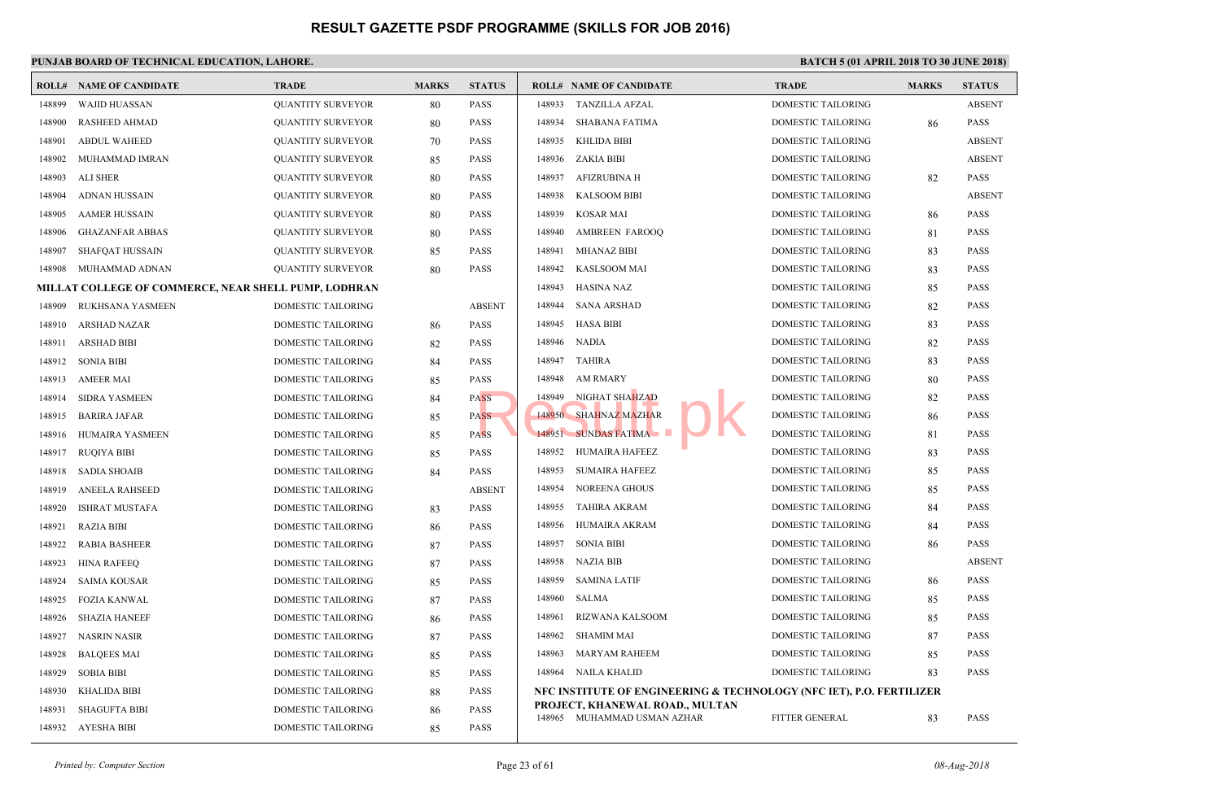# RESULT GAZETTE PSDF PROGRAMME (SKILLS FOR JOB 2016)

**PUNJAB BOARD OF TECHNICAL EDUCATION, LAHORE.**

**BATCH 5 (01 APRIL 2018 TO 30 JUNE 2018)**

| ROLL# | NAME OF CANDIDATE | TRADE | MARKS | STATUS |
|---|---|---|---|---|
| 148899 | WAJID HUASSAN | QUANTITY SURVEYOR | 80 | PASS |
| 148900 | RASHEED AHMAD | QUANTITY SURVEYOR | 80 | PASS |
| 148901 | ABDUL WAHEED | QUANTITY SURVEYOR | 70 | PASS |
| 148902 | MUHAMMAD IMRAN | QUANTITY SURVEYOR | 85 | PASS |
| 148903 | ALI SHER | QUANTITY SURVEYOR | 80 | PASS |
| 148904 | ADNAN HUSSAIN | QUANTITY SURVEYOR | 80 | PASS |
| 148905 | AAMER HUSSAIN | QUANTITY SURVEYOR | 80 | PASS |
| 148906 | GHAZANFAR ABBAS | QUANTITY SURVEYOR | 80 | PASS |
| 148907 | SHAFQAT HUSSAIN | QUANTITY SURVEYOR | 85 | PASS |
| 148908 | MUHAMMAD ADNAN | QUANTITY SURVEYOR | 80 | PASS |
| **MILLAT COLLEGE OF COMMERCE, NEAR SHELL PUMP, LODHRAN** | | | | |
| 148909 | RUKHSANA YASMEEN | DOMESTIC TAILORING | | ABSENT |
| 148910 | ARSHAD NAZAR | DOMESTIC TAILORING | 86 | PASS |
| 148911 | ARSHAD BIBI | DOMESTIC TAILORING | 82 | PASS |
| 148912 | SONIA BIBI | DOMESTIC TAILORING | 84 | PASS |
| 148913 | AMEER MAI | DOMESTIC TAILORING | 85 | PASS |
| 148914 | SIDRA YASMEEN | DOMESTIC TAILORING | 84 | PASS |
| 148915 | BARIRA JAFAR | DOMESTIC TAILORING | 85 | PASS |
| 148916 | HUMAIRA YASMEEN | DOMESTIC TAILORING | 85 | PASS |
| 148917 | RUQIYA BIBI | DOMESTIC TAILORING | 85 | PASS |
| 148918 | SADIA SHOAIB | DOMESTIC TAILORING | 84 | PASS |
| 148919 | ANEELA RAHSEED | DOMESTIC TAILORING | | ABSENT |
| 148920 | ISHRAT MUSTAFA | DOMESTIC TAILORING | 83 | PASS |
| 148921 | RAZIA BIBI | DOMESTIC TAILORING | 86 | PASS |
| 148922 | RABIA BASHEER | DOMESTIC TAILORING | 87 | PASS |
| 148923 | HINA RAFEEQ | DOMESTIC TAILORING | 87 | PASS |
| 148924 | SAIMA KOUSAR | DOMESTIC TAILORING | 85 | PASS |
| 148925 | FOZIA KANWAL | DOMESTIC TAILORING | 87 | PASS |
| 148926 | SHAZIA HANEEF | DOMESTIC TAILORING | 86 | PASS |
| 148927 | NASRIN NASIR | DOMESTIC TAILORING | 87 | PASS |
| 148928 | BALQEES MAI | DOMESTIC TAILORING | 85 | PASS |
| 148929 | SOBIA BIBI | DOMESTIC TAILORING | 85 | PASS |
| 148930 | KHALIDA BIBI | DOMESTIC TAILORING | 88 | PASS |
| 148931 | SHAGUFTA BIBI | DOMESTIC TAILORING | 86 | PASS |
| 148932 | AYESHA BIBI | DOMESTIC TAILORING | 85 | PASS |
| 148933 | TANZILLA AFZAL | DOMESTIC TAILORING | | ABSENT |
| 148934 | SHABANA FATIMA | DOMESTIC TAILORING | 86 | PASS |
| 148935 | KHLIDA BIBI | DOMESTIC TAILORING | | ABSENT |
| 148936 | ZAKIA BIBI | DOMESTIC TAILORING | | ABSENT |
| 148937 | AFIZRUBINA H | DOMESTIC TAILORING | 82 | PASS |
| 148938 | KALSOOM BIBI | DOMESTIC TAILORING | | ABSENT |
| 148939 | KOSAR MAI | DOMESTIC TAILORING | 86 | PASS |
| 148940 | AMBREEN FAROOQ | DOMESTIC TAILORING | 81 | PASS |
| 148941 | MHANAZ BIBI | DOMESTIC TAILORING | 83 | PASS |
| 148942 | KASLSOOM MAI | DOMESTIC TAILORING | 83 | PASS |
| 148943 | HASINA NAZ | DOMESTIC TAILORING | 85 | PASS |
| 148944 | SANA ARSHAD | DOMESTIC TAILORING | 82 | PASS |
| 148945 | HASA BIBI | DOMESTIC TAILORING | 83 | PASS |
| 148946 | NADIA | DOMESTIC TAILORING | 82 | PASS |
| 148947 | TAHIRA | DOMESTIC TAILORING | 83 | PASS |
| 148948 | AM RMARY | DOMESTIC TAILORING | 80 | PASS |
| 148949 | NIGHAT SHAHZAD | DOMESTIC TAILORING | 82 | PASS |
| 148950 | SHAHNAZ MAZHAR | DOMESTIC TAILORING | 86 | PASS |
| 148951 | SUNDAS FATIMA | DOMESTIC TAILORING | 81 | PASS |
| 148952 | HUMAIRA HAFEEZ | DOMESTIC TAILORING | 83 | PASS |
| 148953 | SUMAIRA HAFEEZ | DOMESTIC TAILORING | 85 | PASS |
| 148954 | NOREENA GHOUS | DOMESTIC TAILORING | 85 | PASS |
| 148955 | TAHIRA AKRAM | DOMESTIC TAILORING | 84 | PASS |
| 148956 | HUMAIRA AKRAM | DOMESTIC TAILORING | 84 | PASS |
| 148957 | SONIA BIBI | DOMESTIC TAILORING | 86 | PASS |
| 148958 | NAZIA BIB | DOMESTIC TAILORING | | ABSENT |
| 148959 | SAMINA LATIF | DOMESTIC TAILORING | 86 | PASS |
| 148960 | SALMA | DOMESTIC TAILORING | 85 | PASS |
| 148961 | RIZWANA KALSOOM | DOMESTIC TAILORING | 85 | PASS |
| 148962 | SHAMIM MAI | DOMESTIC TAILORING | 87 | PASS |
| 148963 | MARYAM RAHEEM | DOMESTIC TAILORING | 85 | PASS |
| 148964 | NAILA KHALID | DOMESTIC TAILORING | 83 | PASS |
| **NFC INSTITUTE OF ENGINEERING & TECHNOLOGY (NFC IET), P.O. FERTILIZER PROJECT, KHANEWAL ROAD., MULTAN** | | | | |
| 148965 | MUHAMMAD USMAN AZHAR | FITTER GENERAL | 83 | PASS |

*Printed by: Computer Section* — *08-Aug-2018*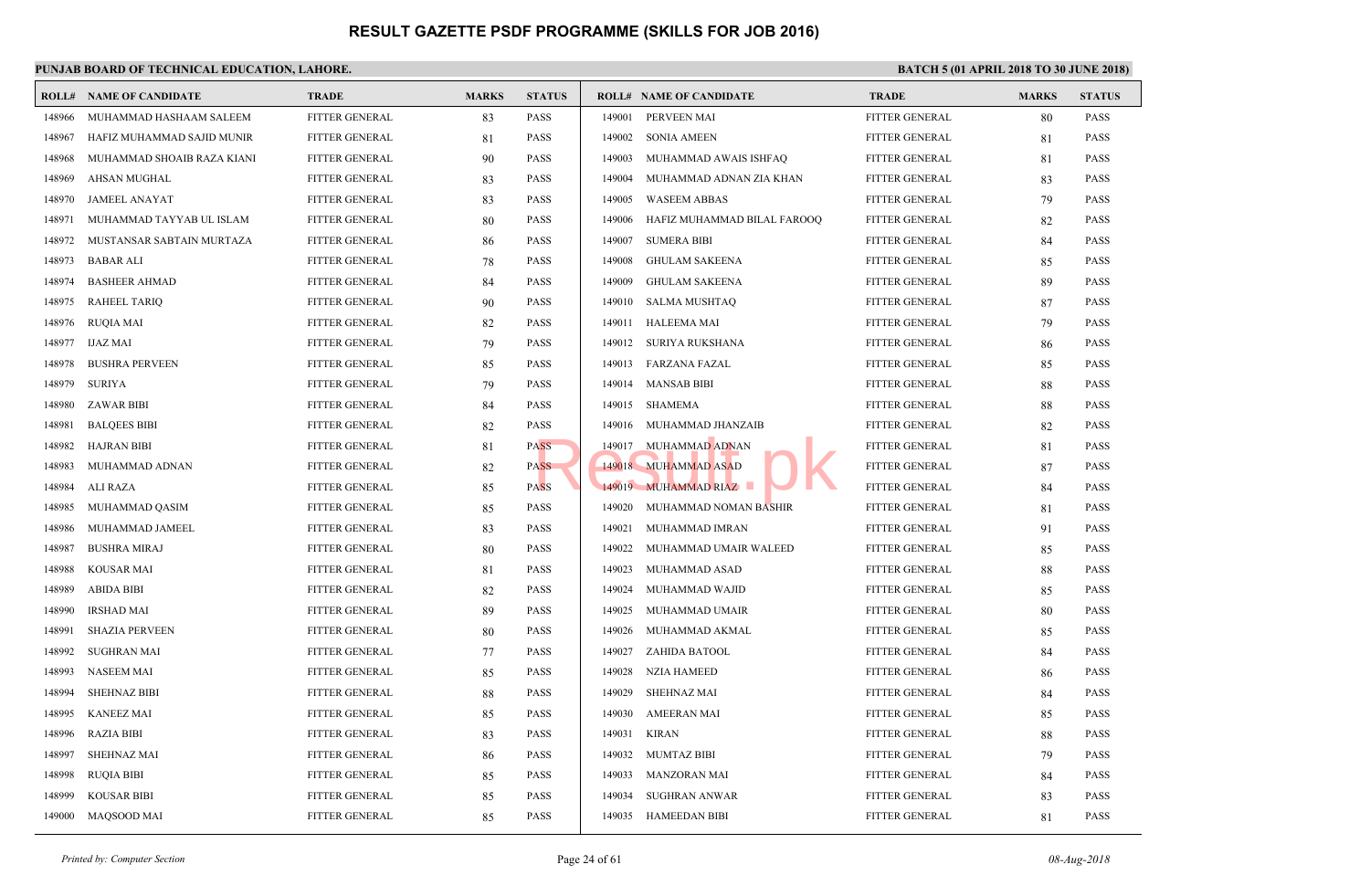# RESULT GAZETTE PSDF PROGRAMME (SKILLS FOR JOB 2016)

**PUNJAB BOARD OF TECHNICAL EDUCATION, LAHORE.**

**BATCH 5 (01 APRIL 2018 TO 30 JUNE 2018)**

| ROLL# | NAME OF CANDIDATE | TRADE | MARKS | STATUS |
|---|---|---|---|---|
| 148966 | MUHAMMAD HASHAAM SALEEM | FITTER GENERAL | 83 | PASS |
| 148967 | HAFIZ MUHAMMAD SAJID MUNIR | FITTER GENERAL | 81 | PASS |
| 148968 | MUHAMMAD SHOAIB RAZA KIANI | FITTER GENERAL | 90 | PASS |
| 148969 | AHSAN MUGHAL | FITTER GENERAL | 83 | PASS |
| 148970 | JAMEEL ANAYAT | FITTER GENERAL | 83 | PASS |
| 148971 | MUHAMMAD TAYYAB UL ISLAM | FITTER GENERAL | 80 | PASS |
| 148972 | MUSTANSAR SABTAIN MURTAZA | FITTER GENERAL | 86 | PASS |
| 148973 | BABAR ALI | FITTER GENERAL | 78 | PASS |
| 148974 | BASHEER AHMAD | FITTER GENERAL | 84 | PASS |
| 148975 | RAHEEL TARIQ | FITTER GENERAL | 90 | PASS |
| 148976 | RUQIA MAI | FITTER GENERAL | 82 | PASS |
| 148977 | IJAZ MAI | FITTER GENERAL | 79 | PASS |
| 148978 | BUSHRA PERVEEN | FITTER GENERAL | 85 | PASS |
| 148979 | SURIYA | FITTER GENERAL | 79 | PASS |
| 148980 | ZAWAR BIBI | FITTER GENERAL | 84 | PASS |
| 148981 | BALQEES BIBI | FITTER GENERAL | 82 | PASS |
| 148982 | HAJRAN BIBI | FITTER GENERAL | 81 | PASS |
| 148983 | MUHAMMAD ADNAN | FITTER GENERAL | 82 | PASS |
| 148984 | ALI RAZA | FITTER GENERAL | 85 | PASS |
| 148985 | MUHAMMAD QASIM | FITTER GENERAL | 85 | PASS |
| 148986 | MUHAMMAD JAMEEL | FITTER GENERAL | 83 | PASS |
| 148987 | BUSHRA MIRAJ | FITTER GENERAL | 80 | PASS |
| 148988 | KOUSAR MAI | FITTER GENERAL | 81 | PASS |
| 148989 | ABIDA BIBI | FITTER GENERAL | 82 | PASS |
| 148990 | IRSHAD MAI | FITTER GENERAL | 89 | PASS |
| 148991 | SHAZIA PERVEEN | FITTER GENERAL | 80 | PASS |
| 148992 | SUGHRAN MAI | FITTER GENERAL | 77 | PASS |
| 148993 | NASEEM MAI | FITTER GENERAL | 85 | PASS |
| 148994 | SHEHNAZ BIBI | FITTER GENERAL | 88 | PASS |
| 148995 | KANEEZ MAI | FITTER GENERAL | 85 | PASS |
| 148996 | RAZIA BIBI | FITTER GENERAL | 83 | PASS |
| 148997 | SHEHNAZ MAI | FITTER GENERAL | 86 | PASS |
| 148998 | RUQIA BIBI | FITTER GENERAL | 85 | PASS |
| 148999 | KOUSAR BIBI | FITTER GENERAL | 85 | PASS |
| 149000 | MAQSOOD MAI | FITTER GENERAL | 85 | PASS |
| 149001 | PERVEEN MAI | FITTER GENERAL | 80 | PASS |
| 149002 | SONIA AMEEN | FITTER GENERAL | 81 | PASS |
| 149003 | MUHAMMAD AWAIS ISHFAQ | FITTER GENERAL | 81 | PASS |
| 149004 | MUHAMMAD ADNAN ZIA KHAN | FITTER GENERAL | 83 | PASS |
| 149005 | WASEEM ABBAS | FITTER GENERAL | 79 | PASS |
| 149006 | HAFIZ MUHAMMAD BILAL FAROOQ | FITTER GENERAL | 82 | PASS |
| 149007 | SUMERA BIBI | FITTER GENERAL | 84 | PASS |
| 149008 | GHULAM SAKEENA | FITTER GENERAL | 85 | PASS |
| 149009 | GHULAM SAKEENA | FITTER GENERAL | 89 | PASS |
| 149010 | SALMA MUSHTAQ | FITTER GENERAL | 87 | PASS |
| 149011 | HALEEMA MAI | FITTER GENERAL | 79 | PASS |
| 149012 | SURIYA RUKSHANA | FITTER GENERAL | 86 | PASS |
| 149013 | FARZANA FAZAL | FITTER GENERAL | 85 | PASS |
| 149014 | MANSAB BIBI | FITTER GENERAL | 88 | PASS |
| 149015 | SHAMEMA | FITTER GENERAL | 88 | PASS |
| 149016 | MUHAMMAD JHANZAIB | FITTER GENERAL | 82 | PASS |
| 149017 | MUHAMMAD ADNAN | FITTER GENERAL | 81 | PASS |
| 149018 | MUHAMMAD ASAD | FITTER GENERAL | 87 | PASS |
| 149019 | MUHAMMAD RIAZ | FITTER GENERAL | 84 | PASS |
| 149020 | MUHAMMAD NOMAN BASHIR | FITTER GENERAL | 81 | PASS |
| 149021 | MUHAMMAD IMRAN | FITTER GENERAL | 91 | PASS |
| 149022 | MUHAMMAD UMAIR WALEED | FITTER GENERAL | 85 | PASS |
| 149023 | MUHAMMAD ASAD | FITTER GENERAL | 88 | PASS |
| 149024 | MUHAMMAD WAJID | FITTER GENERAL | 85 | PASS |
| 149025 | MUHAMMAD UMAIR | FITTER GENERAL | 80 | PASS |
| 149026 | MUHAMMAD AKMAL | FITTER GENERAL | 85 | PASS |
| 149027 | ZAHIDA BATOOL | FITTER GENERAL | 84 | PASS |
| 149028 | NZIA HAMEED | FITTER GENERAL | 86 | PASS |
| 149029 | SHEHNAZ MAI | FITTER GENERAL | 84 | PASS |
| 149030 | AMEERAN MAI | FITTER GENERAL | 85 | PASS |
| 149031 | KIRAN | FITTER GENERAL | 88 | PASS |
| 149032 | MUMTAZ BIBI | FITTER GENERAL | 79 | PASS |
| 149033 | MANZORAN MAI | FITTER GENERAL | 84 | PASS |
| 149034 | SUGHRAN ANWAR | FITTER GENERAL | 83 | PASS |
| 149035 | HAMEEDAN BIBI | FITTER GENERAL | 81 | PASS |

*Printed by: Computer Section*

*08-Aug-2018*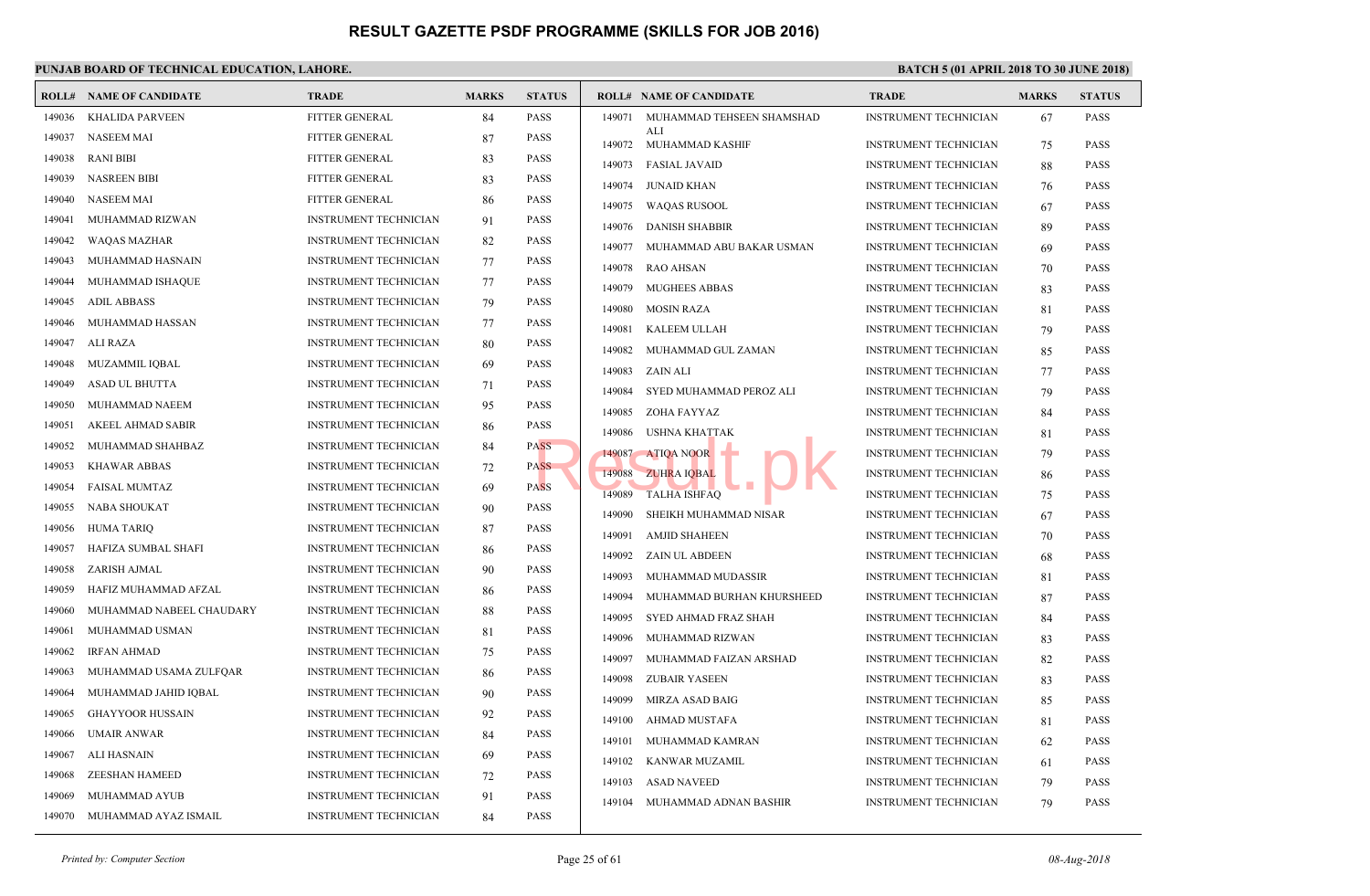# RESULT GAZETTE PSDF PROGRAMME (SKILLS FOR JOB 2016)

**PUNJAB BOARD OF TECHNICAL EDUCATION, LAHORE.**

**BATCH 5 (01 APRIL 2018 TO 30 JUNE 2018)**

| ROLL# | NAME OF CANDIDATE | TRADE | MARKS | STATUS |
|---|---|---|---|---|
| 149036 | KHALIDA PARVEEN | FITTER GENERAL | 84 | PASS |
| 149037 | NASEEM MAI | FITTER GENERAL | 87 | PASS |
| 149038 | RANI BIBI | FITTER GENERAL | 83 | PASS |
| 149039 | NASREEN BIBI | FITTER GENERAL | 83 | PASS |
| 149040 | NASEEM MAI | FITTER GENERAL | 86 | PASS |
| 149041 | MUHAMMAD RIZWAN | INSTRUMENT TECHNICIAN | 91 | PASS |
| 149042 | WAQAS MAZHAR | INSTRUMENT TECHNICIAN | 82 | PASS |
| 149043 | MUHAMMAD HASNAIN | INSTRUMENT TECHNICIAN | 77 | PASS |
| 149044 | MUHAMMAD ISHAQUE | INSTRUMENT TECHNICIAN | 77 | PASS |
| 149045 | ADIL ABBASS | INSTRUMENT TECHNICIAN | 79 | PASS |
| 149046 | MUHAMMAD HASSAN | INSTRUMENT TECHNICIAN | 77 | PASS |
| 149047 | ALI RAZA | INSTRUMENT TECHNICIAN | 80 | PASS |
| 149048 | MUZAMMIL IQBAL | INSTRUMENT TECHNICIAN | 69 | PASS |
| 149049 | ASAD UL BHUTTA | INSTRUMENT TECHNICIAN | 71 | PASS |
| 149050 | MUHAMMAD NAEEM | INSTRUMENT TECHNICIAN | 95 | PASS |
| 149051 | AKEEL AHMAD SABIR | INSTRUMENT TECHNICIAN | 86 | PASS |
| 149052 | MUHAMMAD SHAHBAZ | INSTRUMENT TECHNICIAN | 84 | PASS |
| 149053 | KHAWAR ABBAS | INSTRUMENT TECHNICIAN | 72 | PASS |
| 149054 | FAISAL MUMTAZ | INSTRUMENT TECHNICIAN | 69 | PASS |
| 149055 | NABA SHOUKAT | INSTRUMENT TECHNICIAN | 90 | PASS |
| 149056 | HUMA TARIQ | INSTRUMENT TECHNICIAN | 87 | PASS |
| 149057 | HAFIZA SUMBAL SHAFI | INSTRUMENT TECHNICIAN | 86 | PASS |
| 149058 | ZARISH AJMAL | INSTRUMENT TECHNICIAN | 90 | PASS |
| 149059 | HAFIZ MUHAMMAD AFZAL | INSTRUMENT TECHNICIAN | 86 | PASS |
| 149060 | MUHAMMAD NABEEL CHAUDARY | INSTRUMENT TECHNICIAN | 88 | PASS |
| 149061 | MUHAMMAD USMAN | INSTRUMENT TECHNICIAN | 81 | PASS |
| 149062 | IRFAN AHMAD | INSTRUMENT TECHNICIAN | 75 | PASS |
| 149063 | MUHAMMAD USAMA ZULFQAR | INSTRUMENT TECHNICIAN | 86 | PASS |
| 149064 | MUHAMMAD JAHID IQBAL | INSTRUMENT TECHNICIAN | 90 | PASS |
| 149065 | GHAYYOOR HUSSAIN | INSTRUMENT TECHNICIAN | 92 | PASS |
| 149066 | UMAIR ANWAR | INSTRUMENT TECHNICIAN | 84 | PASS |
| 149067 | ALI HASNAIN | INSTRUMENT TECHNICIAN | 69 | PASS |
| 149068 | ZEESHAN HAMEED | INSTRUMENT TECHNICIAN | 72 | PASS |
| 149069 | MUHAMMAD AYUB | INSTRUMENT TECHNICIAN | 91 | PASS |
| 149070 | MUHAMMAD AYAZ ISMAIL | INSTRUMENT TECHNICIAN | 84 | PASS |
| 149071 | MUHAMMAD TEHSEEN SHAMSHAD ALI | INSTRUMENT TECHNICIAN | 67 | PASS |
| 149072 | MUHAMMAD KASHIF | INSTRUMENT TECHNICIAN | 75 | PASS |
| 149073 | FASIAL JAVAID | INSTRUMENT TECHNICIAN | 88 | PASS |
| 149074 | JUNAID KHAN | INSTRUMENT TECHNICIAN | 76 | PASS |
| 149075 | WAQAS RUSOOL | INSTRUMENT TECHNICIAN | 67 | PASS |
| 149076 | DANISH SHABBIR | INSTRUMENT TECHNICIAN | 89 | PASS |
| 149077 | MUHAMMAD ABU BAKAR USMAN | INSTRUMENT TECHNICIAN | 69 | PASS |
| 149078 | RAO AHSAN | INSTRUMENT TECHNICIAN | 70 | PASS |
| 149079 | MUGHEES ABBAS | INSTRUMENT TECHNICIAN | 83 | PASS |
| 149080 | MOSIN RAZA | INSTRUMENT TECHNICIAN | 81 | PASS |
| 149081 | KALEEM ULLAH | INSTRUMENT TECHNICIAN | 79 | PASS |
| 149082 | MUHAMMAD GUL ZAMAN | INSTRUMENT TECHNICIAN | 85 | PASS |
| 149083 | ZAIN ALI | INSTRUMENT TECHNICIAN | 77 | PASS |
| 149084 | SYED MUHAMMAD PEROZ ALI | INSTRUMENT TECHNICIAN | 79 | PASS |
| 149085 | ZOHA FAYYAZ | INSTRUMENT TECHNICIAN | 84 | PASS |
| 149086 | USHNA KHATTAK | INSTRUMENT TECHNICIAN | 81 | PASS |
| 149087 | ATIQA NOOR | INSTRUMENT TECHNICIAN | 79 | PASS |
| 149088 | ZUHRA IQBAL | INSTRUMENT TECHNICIAN | 86 | PASS |
| 149089 | TALHA ISHFAQ | INSTRUMENT TECHNICIAN | 75 | PASS |
| 149090 | SHEIKH MUHAMMAD NISAR | INSTRUMENT TECHNICIAN | 67 | PASS |
| 149091 | AMJID SHAHEEN | INSTRUMENT TECHNICIAN | 70 | PASS |
| 149092 | ZAIN UL ABDEEN | INSTRUMENT TECHNICIAN | 68 | PASS |
| 149093 | MUHAMMAD MUDASSIR | INSTRUMENT TECHNICIAN | 81 | PASS |
| 149094 | MUHAMMAD BURHAN KHURSHEED | INSTRUMENT TECHNICIAN | 87 | PASS |
| 149095 | SYED AHMAD FRAZ SHAH | INSTRUMENT TECHNICIAN | 84 | PASS |
| 149096 | MUHAMMAD RIZWAN | INSTRUMENT TECHNICIAN | 83 | PASS |
| 149097 | MUHAMMAD FAIZAN ARSHAD | INSTRUMENT TECHNICIAN | 82 | PASS |
| 149098 | ZUBAIR YASEEN | INSTRUMENT TECHNICIAN | 83 | PASS |
| 149099 | MIRZA ASAD BAIG | INSTRUMENT TECHNICIAN | 85 | PASS |
| 149100 | AHMAD MUSTAFA | INSTRUMENT TECHNICIAN | 81 | PASS |
| 149101 | MUHAMMAD KAMRAN | INSTRUMENT TECHNICIAN | 62 | PASS |
| 149102 | KANWAR MUZAMIL | INSTRUMENT TECHNICIAN | 61 | PASS |
| 149103 | ASAD NAVEED | INSTRUMENT TECHNICIAN | 79 | PASS |
| 149104 | MUHAMMAD ADNAN BASHIR | INSTRUMENT TECHNICIAN | 79 | PASS |

*Printed by: Computer Section*

*08-Aug-2018*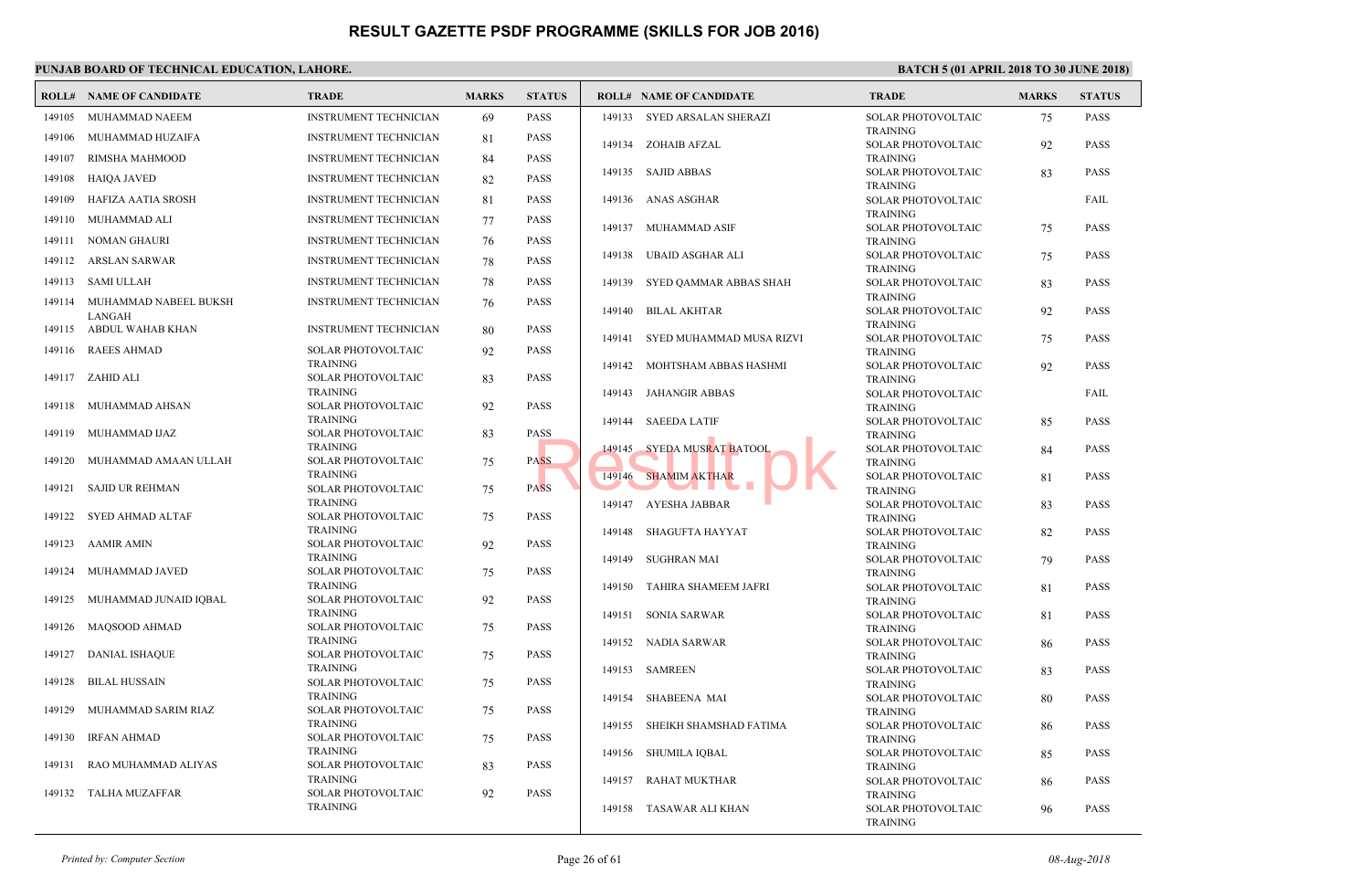# RESULT GAZETTE PSDF PROGRAMME (SKILLS FOR JOB 2016)

**PUNJAB BOARD OF TECHNICAL EDUCATION, LAHORE.**

**BATCH 5 (01 APRIL 2018 TO 30 JUNE 2018)**

| ROLL# | NAME OF CANDIDATE | TRADE | MARKS | STATUS |
|---|---|---|---|---|
| 149105 | MUHAMMAD NAEEM | INSTRUMENT TECHNICIAN | 69 | PASS |
| 149106 | MUHAMMAD HUZAIFA | INSTRUMENT TECHNICIAN | 81 | PASS |
| 149107 | RIMSHA MAHMOOD | INSTRUMENT TECHNICIAN | 84 | PASS |
| 149108 | HAIQA JAVED | INSTRUMENT TECHNICIAN | 82 | PASS |
| 149109 | HAFIZA AATIA SROSH | INSTRUMENT TECHNICIAN | 81 | PASS |
| 149110 | MUHAMMAD ALI | INSTRUMENT TECHNICIAN | 77 | PASS |
| 149111 | NOMAN GHAURI | INSTRUMENT TECHNICIAN | 76 | PASS |
| 149112 | ARSLAN SARWAR | INSTRUMENT TECHNICIAN | 78 | PASS |
| 149113 | SAMI ULLAH | INSTRUMENT TECHNICIAN | 78 | PASS |
| 149114 | MUHAMMAD NABEEL BUKSH LANGAH | INSTRUMENT TECHNICIAN | 76 | PASS |
| 149115 | ABDUL WAHAB KHAN | INSTRUMENT TECHNICIAN | 80 | PASS |
| 149116 | RAEES AHMAD | SOLAR PHOTOVOLTAIC TRAINING | 92 | PASS |
| 149117 | ZAHID ALI | SOLAR PHOTOVOLTAIC TRAINING | 83 | PASS |
| 149118 | MUHAMMAD AHSAN | SOLAR PHOTOVOLTAIC TRAINING | 92 | PASS |
| 149119 | MUHAMMAD IJAZ | SOLAR PHOTOVOLTAIC TRAINING | 83 | PASS |
| 149120 | MUHAMMAD AMAAN ULLAH | SOLAR PHOTOVOLTAIC TRAINING | 75 | PASS |
| 149121 | SAJID UR REHMAN | SOLAR PHOTOVOLTAIC TRAINING | 75 | PASS |
| 149122 | SYED AHMAD ALTAF | SOLAR PHOTOVOLTAIC TRAINING | 75 | PASS |
| 149123 | AAMIR AMIN | SOLAR PHOTOVOLTAIC TRAINING | 92 | PASS |
| 149124 | MUHAMMAD JAVED | SOLAR PHOTOVOLTAIC TRAINING | 75 | PASS |
| 149125 | MUHAMMAD JUNAID IQBAL | SOLAR PHOTOVOLTAIC TRAINING | 92 | PASS |
| 149126 | MAQSOOD AHMAD | SOLAR PHOTOVOLTAIC TRAINING | 75 | PASS |
| 149127 | DANIAL ISHAQUE | SOLAR PHOTOVOLTAIC TRAINING | 75 | PASS |
| 149128 | BILAL HUSSAIN | SOLAR PHOTOVOLTAIC TRAINING | 75 | PASS |
| 149129 | MUHAMMAD SARIM RIAZ | SOLAR PHOTOVOLTAIC TRAINING | 75 | PASS |
| 149130 | IRFAN AHMAD | SOLAR PHOTOVOLTAIC TRAINING | 75 | PASS |
| 149131 | RAO MUHAMMAD ALIYAS | SOLAR PHOTOVOLTAIC TRAINING | 83 | PASS |
| 149132 | TALHA MUZAFFAR | SOLAR PHOTOVOLTAIC TRAINING | 92 | PASS |
| 149133 | SYED ARSALAN SHERAZI | SOLAR PHOTOVOLTAIC TRAINING | 75 | PASS |
| 149134 | ZOHAIB AFZAL | SOLAR PHOTOVOLTAIC TRAINING | 92 | PASS |
| 149135 | SAJID ABBAS | SOLAR PHOTOVOLTAIC TRAINING | 83 | PASS |
| 149136 | ANAS ASGHAR | SOLAR PHOTOVOLTAIC TRAINING | | FAIL |
| 149137 | MUHAMMAD ASIF | SOLAR PHOTOVOLTAIC TRAINING | 75 | PASS |
| 149138 | UBAID ASGHAR ALI | SOLAR PHOTOVOLTAIC TRAINING | 75 | PASS |
| 149139 | SYED QAMMAR ABBAS SHAH | SOLAR PHOTOVOLTAIC TRAINING | 83 | PASS |
| 149140 | BILAL AKHTAR | SOLAR PHOTOVOLTAIC TRAINING | 92 | PASS |
| 149141 | SYED MUHAMMAD MUSA RIZVI | SOLAR PHOTOVOLTAIC TRAINING | 75 | PASS |
| 149142 | MOHTSHAM ABBAS HASHMI | SOLAR PHOTOVOLTAIC TRAINING | 92 | PASS |
| 149143 | JAHANGIR ABBAS | SOLAR PHOTOVOLTAIC TRAINING | | FAIL |
| 149144 | SAEEDA LATIF | SOLAR PHOTOVOLTAIC TRAINING | 85 | PASS |
| 149145 | SYEDA MUSRAT BATOOL | SOLAR PHOTOVOLTAIC TRAINING | 84 | PASS |
| 149146 | SHAMIM AKTHAR | SOLAR PHOTOVOLTAIC TRAINING | 81 | PASS |
| 149147 | AYESHA JABBAR | SOLAR PHOTOVOLTAIC TRAINING | 83 | PASS |
| 149148 | SHAGUFTA HAYYAT | SOLAR PHOTOVOLTAIC TRAINING | 82 | PASS |
| 149149 | SUGHRAN MAI | SOLAR PHOTOVOLTAIC TRAINING | 79 | PASS |
| 149150 | TAHIRA SHAMEEM JAFRI | SOLAR PHOTOVOLTAIC TRAINING | 81 | PASS |
| 149151 | SONIA SARWAR | SOLAR PHOTOVOLTAIC TRAINING | 81 | PASS |
| 149152 | NADIA SARWAR | SOLAR PHOTOVOLTAIC TRAINING | 86 | PASS |
| 149153 | SAMREEN | SOLAR PHOTOVOLTAIC TRAINING | 83 | PASS |
| 149154 | SHABEENA MAI | SOLAR PHOTOVOLTAIC TRAINING | 80 | PASS |
| 149155 | SHEIKH SHAMSHAD FATIMA | SOLAR PHOTOVOLTAIC TRAINING | 86 | PASS |
| 149156 | SHUMILA IQBAL | SOLAR PHOTOVOLTAIC TRAINING | 85 | PASS |
| 149157 | RAHAT MUKTHAR | SOLAR PHOTOVOLTAIC TRAINING | 86 | PASS |
| 149158 | TASAWAR ALI KHAN | SOLAR PHOTOVOLTAIC TRAINING | 96 | PASS |

*Printed by: Computer Section* | *08-Aug-2018*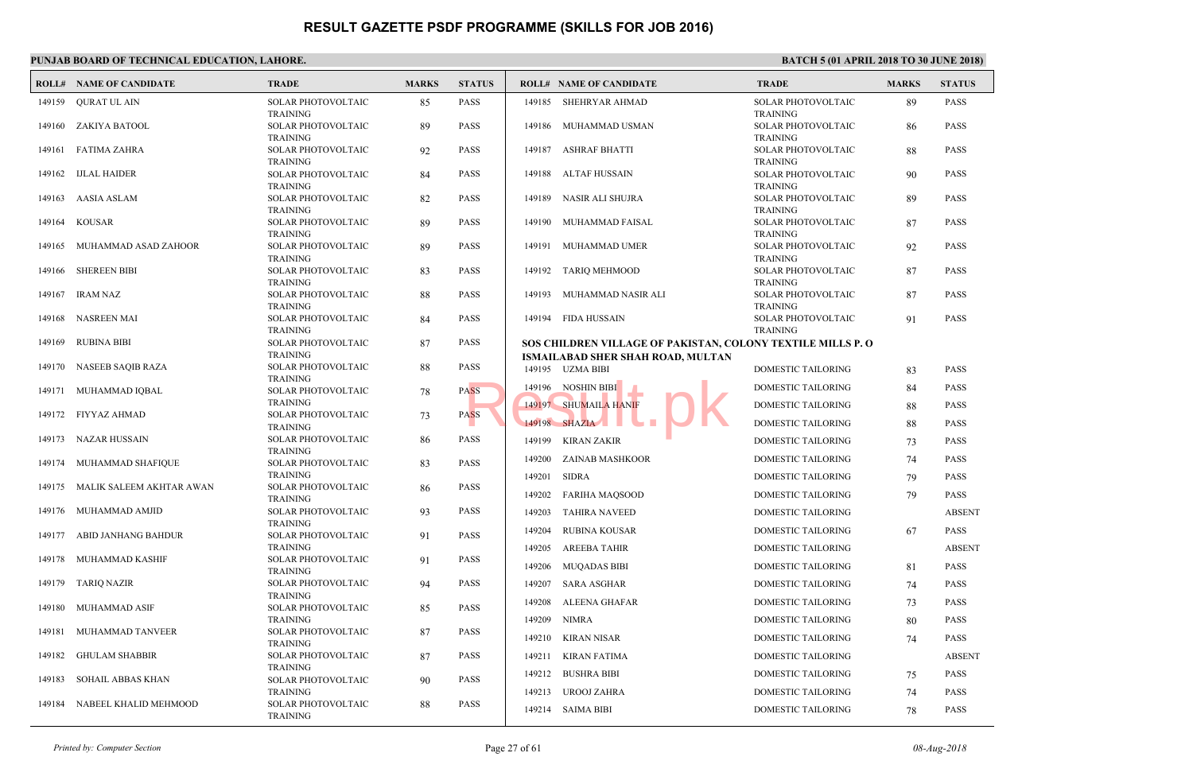# RESULT GAZETTE PSDF PROGRAMME (SKILLS FOR JOB 2016)

**PUNJAB BOARD OF TECHNICAL EDUCATION, LAHORE.**

**BATCH 5 (01 APRIL 2018 TO 30 JUNE 2018)**

| ROLL# | NAME OF CANDIDATE | TRADE | MARKS | STATUS |
|---|---|---|---|---|
| 149159 | QURAT UL AIN | SOLAR PHOTOVOLTAIC TRAINING | 85 | PASS |
| 149160 | ZAKIYA BATOOL | SOLAR PHOTOVOLTAIC TRAINING | 89 | PASS |
| 149161 | FATIMA ZAHRA | SOLAR PHOTOVOLTAIC TRAINING | 92 | PASS |
| 149162 | IJLAL HAIDER | SOLAR PHOTOVOLTAIC TRAINING | 84 | PASS |
| 149163 | AASIA ASLAM | SOLAR PHOTOVOLTAIC TRAINING | 82 | PASS |
| 149164 | KOUSAR | SOLAR PHOTOVOLTAIC TRAINING | 89 | PASS |
| 149165 | MUHAMMAD ASAD ZAHOOR | SOLAR PHOTOVOLTAIC TRAINING | 89 | PASS |
| 149166 | SHEREEN BIBI | SOLAR PHOTOVOLTAIC TRAINING | 83 | PASS |
| 149167 | IRAM NAZ | SOLAR PHOTOVOLTAIC TRAINING | 88 | PASS |
| 149168 | NASREEN MAI | SOLAR PHOTOVOLTAIC TRAINING | 84 | PASS |
| 149169 | RUBINA BIBI | SOLAR PHOTOVOLTAIC TRAINING | 87 | PASS |
| 149170 | NASEEB SAQIB RAZA | SOLAR PHOTOVOLTAIC TRAINING | 88 | PASS |
| 149171 | MUHAMMAD IQBAL | SOLAR PHOTOVOLTAIC TRAINING | 78 | PASS |
| 149172 | FIYYAZ AHMAD | SOLAR PHOTOVOLTAIC TRAINING | 73 | PASS |
| 149173 | NAZAR HUSSAIN | SOLAR PHOTOVOLTAIC TRAINING | 86 | PASS |
| 149174 | MUHAMMAD SHAFIQUE | SOLAR PHOTOVOLTAIC TRAINING | 83 | PASS |
| 149175 | MALIK SALEEM AKHTAR AWAN | SOLAR PHOTOVOLTAIC TRAINING | 86 | PASS |
| 149176 | MUHAMMAD AMJID | SOLAR PHOTOVOLTAIC TRAINING | 93 | PASS |
| 149177 | ABID JANHANG BAHDUR | SOLAR PHOTOVOLTAIC TRAINING | 91 | PASS |
| 149178 | MUHAMMAD KASHIF | SOLAR PHOTOVOLTAIC TRAINING | 91 | PASS |
| 149179 | TARIQ NAZIR | SOLAR PHOTOVOLTAIC TRAINING | 94 | PASS |
| 149180 | MUHAMMAD ASIF | SOLAR PHOTOVOLTAIC TRAINING | 85 | PASS |
| 149181 | MUHAMMAD TANVEER | SOLAR PHOTOVOLTAIC TRAINING | 87 | PASS |
| 149182 | GHULAM SHABBIR | SOLAR PHOTOVOLTAIC TRAINING | 87 | PASS |
| 149183 | SOHAIL ABBAS KHAN | SOLAR PHOTOVOLTAIC TRAINING | 90 | PASS |
| 149184 | NABEEL KHALID MEHMOOD | SOLAR PHOTOVOLTAIC TRAINING | 88 | PASS |
| 149185 | SHEHRYAR AHMAD | SOLAR PHOTOVOLTAIC TRAINING | 89 | PASS |
| 149186 | MUHAMMAD USMAN | SOLAR PHOTOVOLTAIC TRAINING | 86 | PASS |
| 149187 | ASHRAF BHATTI | SOLAR PHOTOVOLTAIC TRAINING | 88 | PASS |
| 149188 | ALTAF HUSSAIN | SOLAR PHOTOVOLTAIC TRAINING | 90 | PASS |
| 149189 | NASIR ALI SHUJRA | SOLAR PHOTOVOLTAIC TRAINING | 89 | PASS |
| 149190 | MUHAMMAD FAISAL | SOLAR PHOTOVOLTAIC TRAINING | 87 | PASS |
| 149191 | MUHAMMAD UMER | SOLAR PHOTOVOLTAIC TRAINING | 92 | PASS |
| 149192 | TARIQ MEHMOOD | SOLAR PHOTOVOLTAIC TRAINING | 87 | PASS |
| 149193 | MUHAMMAD NASIR ALI | SOLAR PHOTOVOLTAIC TRAINING | 87 | PASS |
| 149194 | FIDA HUSSAIN | SOLAR PHOTOVOLTAIC TRAINING | 91 | PASS |

**SOS CHILDREN VILLAGE OF PAKISTAN, COLONY TEXTILE MILLS P. O ISMAILABAD SHER SHAH ROAD, MULTAN**

| ROLL# | NAME OF CANDIDATE | TRADE | MARKS | STATUS |
|---|---|---|---|---|
| 149195 | UZMA BIBI | DOMESTIC TAILORING | 83 | PASS |
| 149196 | NOSHIN BIBI | DOMESTIC TAILORING | 84 | PASS |
| 149197 | SHUMAILA HANIF | DOMESTIC TAILORING | 88 | PASS |
| 149198 | SHAZIA | DOMESTIC TAILORING | 88 | PASS |
| 149199 | KIRAN ZAKIR | DOMESTIC TAILORING | 73 | PASS |
| 149200 | ZAINAB MASHKOOR | DOMESTIC TAILORING | 74 | PASS |
| 149201 | SIDRA | DOMESTIC TAILORING | 79 | PASS |
| 149202 | FARIHA MAQSOOD | DOMESTIC TAILORING | 79 | PASS |
| 149203 | TAHIRA NAVEED | DOMESTIC TAILORING | | ABSENT |
| 149204 | RUBINA KOUSAR | DOMESTIC TAILORING | 67 | PASS |
| 149205 | AREEBA TAHIR | DOMESTIC TAILORING | | ABSENT |
| 149206 | MUQADAS BIBI | DOMESTIC TAILORING | 81 | PASS |
| 149207 | SARA ASGHAR | DOMESTIC TAILORING | 74 | PASS |
| 149208 | ALEENA GHAFAR | DOMESTIC TAILORING | 73 | PASS |
| 149209 | NIMRA | DOMESTIC TAILORING | 80 | PASS |
| 149210 | KIRAN NISAR | DOMESTIC TAILORING | 74 | PASS |
| 149211 | KIRAN FATIMA | DOMESTIC TAILORING | | ABSENT |
| 149212 | BUSHRA BIBI | DOMESTIC TAILORING | 75 | PASS |
| 149213 | UROOJ ZAHRA | DOMESTIC TAILORING | 74 | PASS |
| 149214 | SAIMA BIBI | DOMESTIC TAILORING | 78 | PASS |

*Printed by: Computer Section*

*08-Aug-2018*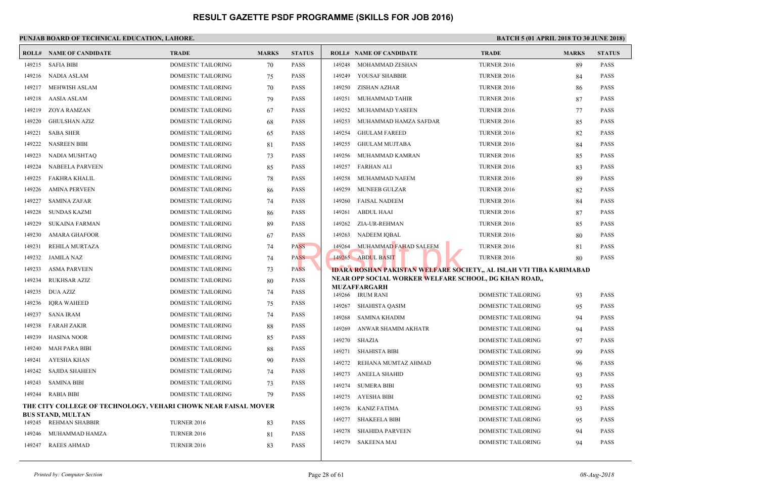# RESULT GAZETTE PSDF PROGRAMME (SKILLS FOR JOB 2016)

**PUNJAB BOARD OF TECHNICAL EDUCATION, LAHORE.**

**BATCH 5 (01 APRIL 2018 TO 30 JUNE 2018)**

| ROLL# | NAME OF CANDIDATE | TRADE | MARKS | STATUS |
|---|---|---|---|---|
| 149215 | SAFIA BIBI | DOMESTIC TAILORING | 70 | PASS |
| 149216 | NADIA ASLAM | DOMESTIC TAILORING | 75 | PASS |
| 149217 | MEHWISH ASLAM | DOMESTIC TAILORING | 70 | PASS |
| 149218 | AASIA ASLAM | DOMESTIC TAILORING | 79 | PASS |
| 149219 | ZOYA RAMZAN | DOMESTIC TAILORING | 67 | PASS |
| 149220 | GHULSHAN AZIZ | DOMESTIC TAILORING | 68 | PASS |
| 149221 | SABA SHER | DOMESTIC TAILORING | 65 | PASS |
| 149222 | NASREEN BIBI | DOMESTIC TAILORING | 81 | PASS |
| 149223 | NADIA MUSHTAQ | DOMESTIC TAILORING | 73 | PASS |
| 149224 | NABEELA PARVEEN | DOMESTIC TAILORING | 85 | PASS |
| 149225 | FAKHRA KHALIL | DOMESTIC TAILORING | 78 | PASS |
| 149226 | AMINA PERVEEN | DOMESTIC TAILORING | 86 | PASS |
| 149227 | SAMINA ZAFAR | DOMESTIC TAILORING | 74 | PASS |
| 149228 | SUNDAS KAZMI | DOMESTIC TAILORING | 86 | PASS |
| 149229 | SUKAINA FARMAN | DOMESTIC TAILORING | 89 | PASS |
| 149230 | AMARA GHAFOOR | DOMESTIC TAILORING | 67 | PASS |
| 149231 | REHILA MURTAZA | DOMESTIC TAILORING | 74 | PASS |
| 149232 | JAMILA NAZ | DOMESTIC TAILORING | 74 | PASS |
| 149233 | ASMA PARVEEN | DOMESTIC TAILORING | 73 | PASS |
| 149234 | RUKHSAR AZIZ | DOMESTIC TAILORING | 80 | PASS |
| 149235 | DUA AZIZ | DOMESTIC TAILORING | 74 | PASS |
| 149236 | IQRA WAHEED | DOMESTIC TAILORING | 75 | PASS |
| 149237 | SANA IRAM | DOMESTIC TAILORING | 74 | PASS |
| 149238 | FARAH ZAKIR | DOMESTIC TAILORING | 88 | PASS |
| 149239 | HASINA NOOR | DOMESTIC TAILORING | 85 | PASS |
| 149240 | MAH PARA BIBI | DOMESTIC TAILORING | 88 | PASS |
| 149241 | AYESHA KHAN | DOMESTIC TAILORING | 90 | PASS |
| 149242 | SAJIDA SHAHEEN | DOMESTIC TAILORING | 74 | PASS |
| 149243 | SAMINA BIBI | DOMESTIC TAILORING | 73 | PASS |
| 149244 | RABIA BIBI | DOMESTIC TAILORING | 79 | PASS |

**THE CITY COLLEGE OF TECHNOLOGY, VEHARI CHOWK NEAR FAISAL MOVER BUS STAND, MULTAN**

| ROLL# | NAME OF CANDIDATE | TRADE | MARKS | STATUS |
|---|---|---|---|---|
| 149245 | REHMAN SHABBIR | TURNER 2016 | 83 | PASS |
| 149246 | MUHAMMAD HAMZA | TURNER 2016 | 81 | PASS |
| 149247 | RAEES AHMAD | TURNER 2016 | 83 | PASS |
| 149248 | MOHAMMAD ZESHAN | TURNER 2016 | 89 | PASS |
| 149249 | YOUSAF SHABBIR | TURNER 2016 | 84 | PASS |
| 149250 | ZISHAN AZHAR | TURNER 2016 | 86 | PASS |
| 149251 | MUHAMMAD TAHIR | TURNER 2016 | 87 | PASS |
| 149252 | MUHAMMAD YASEEN | TURNER 2016 | 77 | PASS |
| 149253 | MUHAMMAD HAMZA SAFDAR | TURNER 2016 | 85 | PASS |
| 149254 | GHULAM FAREED | TURNER 2016 | 82 | PASS |
| 149255 | GHULAM MUJTABA | TURNER 2016 | 84 | PASS |
| 149256 | MUHAMMAD KAMRAN | TURNER 2016 | 85 | PASS |
| 149257 | FARHAN ALI | TURNER 2016 | 83 | PASS |
| 149258 | MUHAMMAD NAEEM | TURNER 2016 | 89 | PASS |
| 149259 | MUNEEB GULZAR | TURNER 2016 | 82 | PASS |
| 149260 | FAISAL NADEEM | TURNER 2016 | 84 | PASS |
| 149261 | ABDUL HAAI | TURNER 2016 | 87 | PASS |
| 149262 | ZIA-UR-REHMAN | TURNER 2016 | 85 | PASS |
| 149263 | NADEEM IQBAL | TURNER 2016 | 80 | PASS |
| 149264 | MUHAMMAD FAHAD SALEEM | TURNER 2016 | 81 | PASS |
| 149265 | ABDUL BASIT | TURNER 2016 | 80 | PASS |

**IDARA ROSHAN PAKISTAN WELFARE SOCIETY,, AL ISLAH VTI TIBA KARIMABAD NEAR OPP SOCIAL WORKER WELFARE SCHOOL, DG KHAN ROAD,, MUZAFFARGARH**

| ROLL# | NAME OF CANDIDATE | TRADE | MARKS | STATUS |
|---|---|---|---|---|
| 149266 | IRUM RANI | DOMESTIC TAILORING | 93 | PASS |
| 149267 | SHAHISTA QASIM | DOMESTIC TAILORING | 95 | PASS |
| 149268 | SAMINA KHADIM | DOMESTIC TAILORING | 94 | PASS |
| 149269 | ANWAR SHAMIM AKHATR | DOMESTIC TAILORING | 94 | PASS |
| 149270 | SHAZIA | DOMESTIC TAILORING | 97 | PASS |
| 149271 | SHAHISTA BIBI | DOMESTIC TAILORING | 99 | PASS |
| 149272 | REHANA MUMTAZ AHMAD | DOMESTIC TAILORING | 96 | PASS |
| 149273 | ANEELA SHAHID | DOMESTIC TAILORING | 93 | PASS |
| 149274 | SUMERA BIBI | DOMESTIC TAILORING | 93 | PASS |
| 149275 | AYESHA BIBI | DOMESTIC TAILORING | 92 | PASS |
| 149276 | KANIZ FATIMA | DOMESTIC TAILORING | 93 | PASS |
| 149277 | SHAKEELA BIBI | DOMESTIC TAILORING | 95 | PASS |
| 149278 | SHAHIDA PARVEEN | DOMESTIC TAILORING | 94 | PASS |
| 149279 | SAKEENA MAI | DOMESTIC TAILORING | 94 | PASS |

*Printed by: Computer Section* — *08-Aug-2018*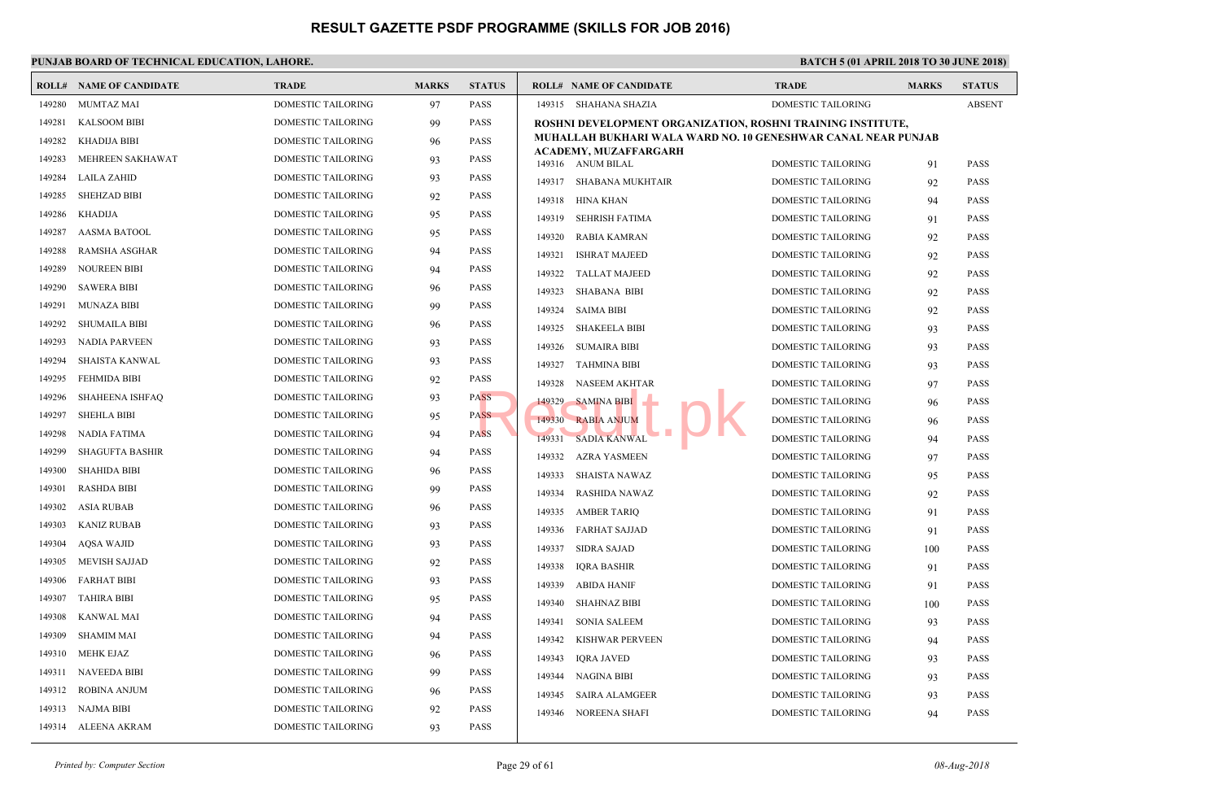# RESULT GAZETTE PSDF PROGRAMME (SKILLS FOR JOB 2016)

**PUNJAB BOARD OF TECHNICAL EDUCATION, LAHORE.**

**BATCH 5 (01 APRIL 2018 TO 30 JUNE 2018)**

| ROLL# | NAME OF CANDIDATE | TRADE | MARKS | STATUS |
|---|---|---|---|---|
| 149280 | MUMTAZ MAI | DOMESTIC TAILORING | 97 | PASS |
| 149281 | KALSOOM BIBI | DOMESTIC TAILORING | 99 | PASS |
| 149282 | KHADIJA BIBI | DOMESTIC TAILORING | 96 | PASS |
| 149283 | MEHREEN SAKHAWAT | DOMESTIC TAILORING | 93 | PASS |
| 149284 | LAILA ZAHID | DOMESTIC TAILORING | 93 | PASS |
| 149285 | SHEHZAD BIBI | DOMESTIC TAILORING | 92 | PASS |
| 149286 | KHADIJA | DOMESTIC TAILORING | 95 | PASS |
| 149287 | AASMA BATOOL | DOMESTIC TAILORING | 95 | PASS |
| 149288 | RAMSHA ASGHAR | DOMESTIC TAILORING | 94 | PASS |
| 149289 | NOUREEN BIBI | DOMESTIC TAILORING | 94 | PASS |
| 149290 | SAWERA BIBI | DOMESTIC TAILORING | 96 | PASS |
| 149291 | MUNAZA BIBI | DOMESTIC TAILORING | 99 | PASS |
| 149292 | SHUMAILA BIBI | DOMESTIC TAILORING | 96 | PASS |
| 149293 | NADIA PARVEEN | DOMESTIC TAILORING | 93 | PASS |
| 149294 | SHAISTA KANWAL | DOMESTIC TAILORING | 93 | PASS |
| 149295 | FEHMIDA BIBI | DOMESTIC TAILORING | 92 | PASS |
| 149296 | SHAHEENA ISHFAQ | DOMESTIC TAILORING | 93 | PASS |
| 149297 | SHEHLA BIBI | DOMESTIC TAILORING | 95 | PASS |
| 149298 | NADIA FATIMA | DOMESTIC TAILORING | 94 | PASS |
| 149299 | SHAGUFTA BASHIR | DOMESTIC TAILORING | 94 | PASS |
| 149300 | SHAHIDA BIBI | DOMESTIC TAILORING | 96 | PASS |
| 149301 | RASHDA BIBI | DOMESTIC TAILORING | 99 | PASS |
| 149302 | ASIA RUBAB | DOMESTIC TAILORING | 96 | PASS |
| 149303 | KANIZ RUBAB | DOMESTIC TAILORING | 93 | PASS |
| 149304 | AQSA WAJID | DOMESTIC TAILORING | 93 | PASS |
| 149305 | MEVISH SAJJAD | DOMESTIC TAILORING | 92 | PASS |
| 149306 | FARHAT BIBI | DOMESTIC TAILORING | 93 | PASS |
| 149307 | TAHIRA BIBI | DOMESTIC TAILORING | 95 | PASS |
| 149308 | KANWAL MAI | DOMESTIC TAILORING | 94 | PASS |
| 149309 | SHAMIM MAI | DOMESTIC TAILORING | 94 | PASS |
| 149310 | MEHK EJAZ | DOMESTIC TAILORING | 96 | PASS |
| 149311 | NAVEEDA BIBI | DOMESTIC TAILORING | 99 | PASS |
| 149312 | ROBINA ANJUM | DOMESTIC TAILORING | 96 | PASS |
| 149313 | NAJMA BIBI | DOMESTIC TAILORING | 92 | PASS |
| 149314 | ALEENA AKRAM | DOMESTIC TAILORING | 93 | PASS |
| 149315 | SHAHANA SHAZIA | DOMESTIC TAILORING | | ABSENT |

**ROSHNI DEVELOPMENT ORGANIZATION, ROSHNI TRAINING INSTITUTE, MUHALLAH BUKHARI WALA WARD NO. 10 GENESHWAR CANAL NEAR PUNJAB ACADEMY, MUZAFFARGARH**

| ROLL# | NAME OF CANDIDATE | TRADE | MARKS | STATUS |
|---|---|---|---|---|
| 149316 | ANUM BILAL | DOMESTIC TAILORING | 91 | PASS |
| 149317 | SHABANA MUKHTAIR | DOMESTIC TAILORING | 92 | PASS |
| 149318 | HINA KHAN | DOMESTIC TAILORING | 94 | PASS |
| 149319 | SEHRISH FATIMA | DOMESTIC TAILORING | 91 | PASS |
| 149320 | RABIA KAMRAN | DOMESTIC TAILORING | 92 | PASS |
| 149321 | ISHRAT MAJEED | DOMESTIC TAILORING | 92 | PASS |
| 149322 | TALLAT MAJEED | DOMESTIC TAILORING | 92 | PASS |
| 149323 | SHABANA BIBI | DOMESTIC TAILORING | 92 | PASS |
| 149324 | SAIMA BIBI | DOMESTIC TAILORING | 92 | PASS |
| 149325 | SHAKEELA BIBI | DOMESTIC TAILORING | 93 | PASS |
| 149326 | SUMAIRA BIBI | DOMESTIC TAILORING | 93 | PASS |
| 149327 | TAHMINA BIBI | DOMESTIC TAILORING | 93 | PASS |
| 149328 | NASEEM AKHTAR | DOMESTIC TAILORING | 97 | PASS |
| 149329 | SAMINA BIBI | DOMESTIC TAILORING | 96 | PASS |
| 149330 | RABIA ANJUM | DOMESTIC TAILORING | 96 | PASS |
| 149331 | SADIA KANWAL | DOMESTIC TAILORING | 94 | PASS |
| 149332 | AZRA YASMEEN | DOMESTIC TAILORING | 97 | PASS |
| 149333 | SHAISTA NAWAZ | DOMESTIC TAILORING | 95 | PASS |
| 149334 | RASHIDA NAWAZ | DOMESTIC TAILORING | 92 | PASS |
| 149335 | AMBER TARIQ | DOMESTIC TAILORING | 91 | PASS |
| 149336 | FARHAT SAJJAD | DOMESTIC TAILORING | 91 | PASS |
| 149337 | SIDRA SAJAD | DOMESTIC TAILORING | 100 | PASS |
| 149338 | IQRA BASHIR | DOMESTIC TAILORING | 91 | PASS |
| 149339 | ABIDA HANIF | DOMESTIC TAILORING | 91 | PASS |
| 149340 | SHAHNAZ BIBI | DOMESTIC TAILORING | 100 | PASS |
| 149341 | SONIA SALEEM | DOMESTIC TAILORING | 93 | PASS |
| 149342 | KISHWAR PERVEEN | DOMESTIC TAILORING | 94 | PASS |
| 149343 | IQRA JAVED | DOMESTIC TAILORING | 93 | PASS |
| 149344 | NAGINA BIBI | DOMESTIC TAILORING | 93 | PASS |
| 149345 | SAIRA ALAMGEER | DOMESTIC TAILORING | 93 | PASS |
| 149346 | NOREENA SHAFI | DOMESTIC TAILORING | 94 | PASS |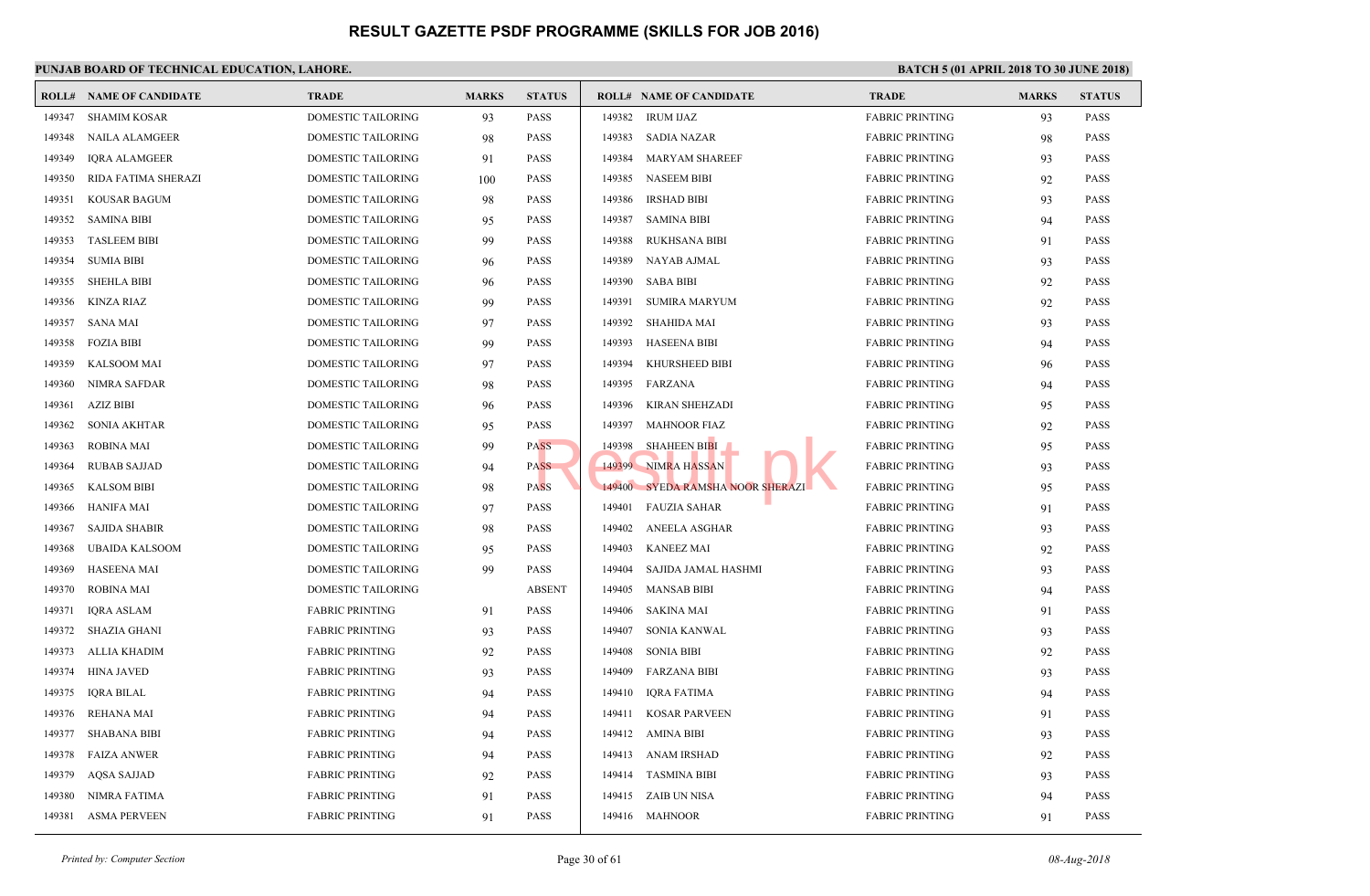# RESULT GAZETTE PSDF PROGRAMME (SKILLS FOR JOB 2016)

**PUNJAB BOARD OF TECHNICAL EDUCATION, LAHORE.**

**BATCH 5 (01 APRIL 2018 TO 30 JUNE 2018)**

| ROLL# | NAME OF CANDIDATE | TRADE | MARKS | STATUS |
|---|---|---|---|---|
| 149347 | SHAMIM KOSAR | DOMESTIC TAILORING | 93 | PASS |
| 149348 | NAILA ALAMGEER | DOMESTIC TAILORING | 98 | PASS |
| 149349 | IQRA ALAMGEER | DOMESTIC TAILORING | 91 | PASS |
| 149350 | RIDA FATIMA SHERAZI | DOMESTIC TAILORING | 100 | PASS |
| 149351 | KOUSAR BAGUM | DOMESTIC TAILORING | 98 | PASS |
| 149352 | SAMINA BIBI | DOMESTIC TAILORING | 95 | PASS |
| 149353 | TASLEEM BIBI | DOMESTIC TAILORING | 99 | PASS |
| 149354 | SUMIA BIBI | DOMESTIC TAILORING | 96 | PASS |
| 149355 | SHEHLA BIBI | DOMESTIC TAILORING | 96 | PASS |
| 149356 | KINZA RIAZ | DOMESTIC TAILORING | 99 | PASS |
| 149357 | SANA MAI | DOMESTIC TAILORING | 97 | PASS |
| 149358 | FOZIA BIBI | DOMESTIC TAILORING | 99 | PASS |
| 149359 | KALSOOM MAI | DOMESTIC TAILORING | 97 | PASS |
| 149360 | NIMRA SAFDAR | DOMESTIC TAILORING | 98 | PASS |
| 149361 | AZIZ BIBI | DOMESTIC TAILORING | 96 | PASS |
| 149362 | SONIA AKHTAR | DOMESTIC TAILORING | 95 | PASS |
| 149363 | ROBINA MAI | DOMESTIC TAILORING | 99 | PASS |
| 149364 | RUBAB SAJJAD | DOMESTIC TAILORING | 94 | PASS |
| 149365 | KALSOM BIBI | DOMESTIC TAILORING | 98 | PASS |
| 149366 | HANIFA MAI | DOMESTIC TAILORING | 97 | PASS |
| 149367 | SAJIDA SHABIR | DOMESTIC TAILORING | 98 | PASS |
| 149368 | UBAIDA KALSOOM | DOMESTIC TAILORING | 95 | PASS |
| 149369 | HASEENA MAI | DOMESTIC TAILORING | 99 | PASS |
| 149370 | ROBINA MAI | DOMESTIC TAILORING | | ABSENT |
| 149371 | IQRA ASLAM | FABRIC PRINTING | 91 | PASS |
| 149372 | SHAZIA GHANI | FABRIC PRINTING | 93 | PASS |
| 149373 | ALLIA KHADIM | FABRIC PRINTING | 92 | PASS |
| 149374 | HINA JAVED | FABRIC PRINTING | 93 | PASS |
| 149375 | IQRA BILAL | FABRIC PRINTING | 94 | PASS |
| 149376 | REHANA MAI | FABRIC PRINTING | 94 | PASS |
| 149377 | SHABANA BIBI | FABRIC PRINTING | 94 | PASS |
| 149378 | FAIZA ANWER | FABRIC PRINTING | 94 | PASS |
| 149379 | AQSA SAJJAD | FABRIC PRINTING | 92 | PASS |
| 149380 | NIMRA FATIMA | FABRIC PRINTING | 91 | PASS |
| 149381 | ASMA PERVEEN | FABRIC PRINTING | 91 | PASS |
| 149382 | IRUM IJAZ | FABRIC PRINTING | 93 | PASS |
| 149383 | SADIA NAZAR | FABRIC PRINTING | 98 | PASS |
| 149384 | MARYAM SHAREEF | FABRIC PRINTING | 93 | PASS |
| 149385 | NASEEM BIBI | FABRIC PRINTING | 92 | PASS |
| 149386 | IRSHAD BIBI | FABRIC PRINTING | 93 | PASS |
| 149387 | SAMINA BIBI | FABRIC PRINTING | 94 | PASS |
| 149388 | RUKHSANA BIBI | FABRIC PRINTING | 91 | PASS |
| 149389 | NAYAB AJMAL | FABRIC PRINTING | 93 | PASS |
| 149390 | SABA BIBI | FABRIC PRINTING | 92 | PASS |
| 149391 | SUMIRA MARYUM | FABRIC PRINTING | 92 | PASS |
| 149392 | SHAHIDA MAI | FABRIC PRINTING | 93 | PASS |
| 149393 | HASEENA BIBI | FABRIC PRINTING | 94 | PASS |
| 149394 | KHURSHEED BIBI | FABRIC PRINTING | 96 | PASS |
| 149395 | FARZANA | FABRIC PRINTING | 94 | PASS |
| 149396 | KIRAN SHEHZADI | FABRIC PRINTING | 95 | PASS |
| 149397 | MAHNOOR FIAZ | FABRIC PRINTING | 92 | PASS |
| 149398 | SHAHEEN BIBI | FABRIC PRINTING | 95 | PASS |
| 149399 | NIMRA HASSAN | FABRIC PRINTING | 93 | PASS |
| 149400 | SYEDA RAMSHA NOOR SHERAZI | FABRIC PRINTING | 95 | PASS |
| 149401 | FAUZIA SAHAR | FABRIC PRINTING | 91 | PASS |
| 149402 | ANEELA ASGHAR | FABRIC PRINTING | 93 | PASS |
| 149403 | KANEEZ MAI | FABRIC PRINTING | 92 | PASS |
| 149404 | SAJIDA JAMAL HASHMI | FABRIC PRINTING | 93 | PASS |
| 149405 | MANSAB BIBI | FABRIC PRINTING | 94 | PASS |
| 149406 | SAKINA MAI | FABRIC PRINTING | 91 | PASS |
| 149407 | SONIA KANWAL | FABRIC PRINTING | 93 | PASS |
| 149408 | SONIA BIBI | FABRIC PRINTING | 92 | PASS |
| 149409 | FARZANA BIBI | FABRIC PRINTING | 93 | PASS |
| 149410 | IQRA FATIMA | FABRIC PRINTING | 94 | PASS |
| 149411 | KOSAR PARVEEN | FABRIC PRINTING | 91 | PASS |
| 149412 | AMINA BIBI | FABRIC PRINTING | 93 | PASS |
| 149413 | ANAM IRSHAD | FABRIC PRINTING | 92 | PASS |
| 149414 | TASMINA BIBI | FABRIC PRINTING | 93 | PASS |
| 149415 | ZAIB UN NISA | FABRIC PRINTING | 94 | PASS |
| 149416 | MAHNOOR | FABRIC PRINTING | 91 | PASS |

*Printed by: Computer Section*

*08-Aug-2018*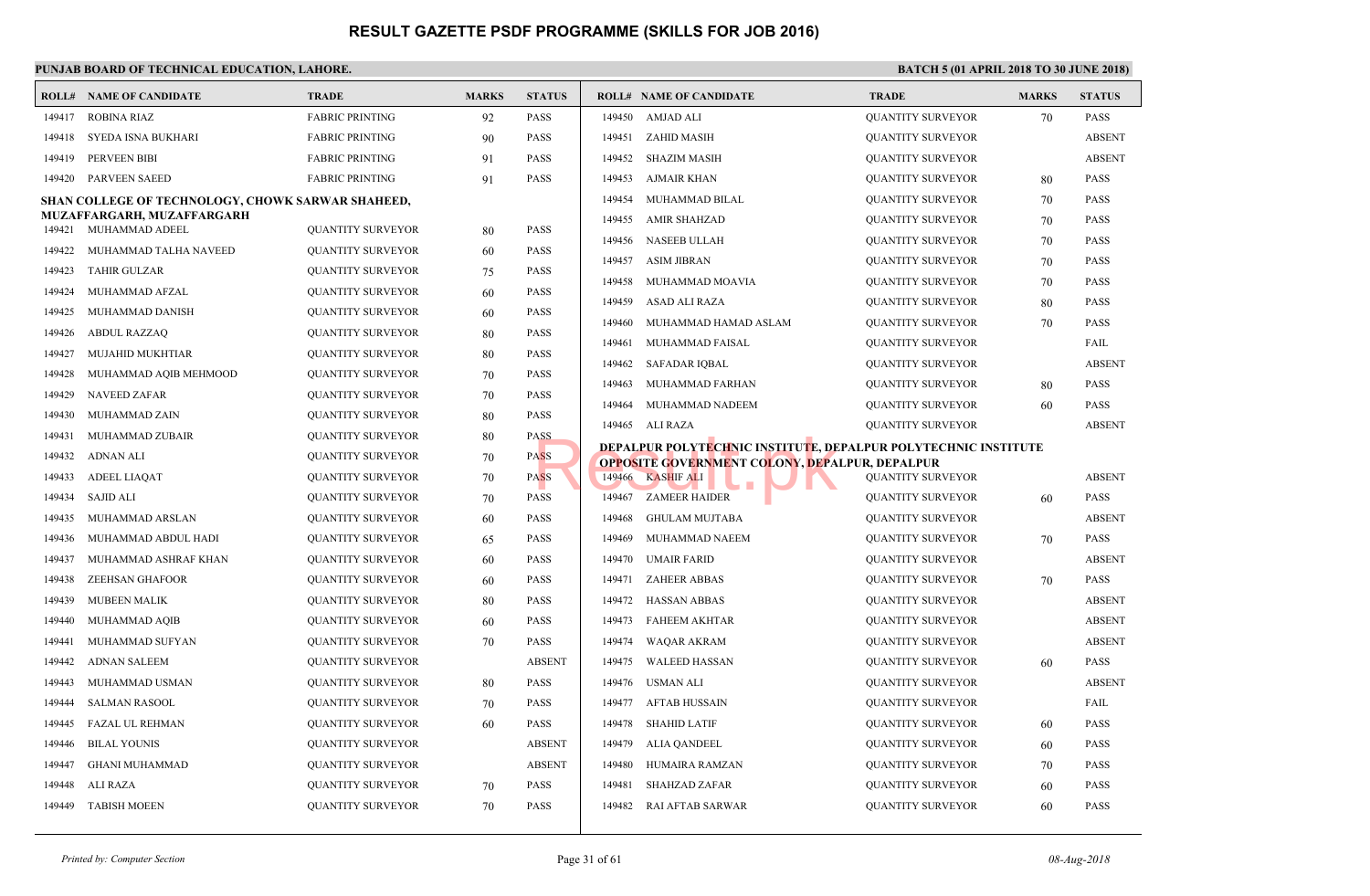# RESULT GAZETTE PSDF PROGRAMME (SKILLS FOR JOB 2016)

**PUNJAB BOARD OF TECHNICAL EDUCATION, LAHORE.**

**BATCH 5 (01 APRIL 2018 TO 30 JUNE 2018)**

| ROLL# | NAME OF CANDIDATE | TRADE | MARKS | STATUS |
|---|---|---|---|---|
| 149417 | ROBINA RIAZ | FABRIC PRINTING | 92 | PASS |
| 149418 | SYEDA ISNA BUKHARI | FABRIC PRINTING | 90 | PASS |
| 149419 | PERVEEN BIBI | FABRIC PRINTING | 91 | PASS |
| 149420 | PARVEEN SAEED | FABRIC PRINTING | 91 | PASS |
| **SHAN COLLEGE OF TECHNOLOGY, CHOWK SARWAR SHAHEED, MUZAFFARGARH, MUZAFFARGARH** | | | | |
| 149421 | MUHAMMAD ADEEL | QUANTITY SURVEYOR | 80 | PASS |
| 149422 | MUHAMMAD TALHA NAVEED | QUANTITY SURVEYOR | 60 | PASS |
| 149423 | TAHIR GULZAR | QUANTITY SURVEYOR | 75 | PASS |
| 149424 | MUHAMMAD AFZAL | QUANTITY SURVEYOR | 60 | PASS |
| 149425 | MUHAMMAD DANISH | QUANTITY SURVEYOR | 60 | PASS |
| 149426 | ABDUL RAZZAQ | QUANTITY SURVEYOR | 80 | PASS |
| 149427 | MUJAHID MUKHTIAR | QUANTITY SURVEYOR | 80 | PASS |
| 149428 | MUHAMMAD AQIB MEHMOOD | QUANTITY SURVEYOR | 70 | PASS |
| 149429 | NAVEED ZAFAR | QUANTITY SURVEYOR | 70 | PASS |
| 149430 | MUHAMMAD ZAIN | QUANTITY SURVEYOR | 80 | PASS |
| 149431 | MUHAMMAD ZUBAIR | QUANTITY SURVEYOR | 80 | PASS |
| 149432 | ADNAN ALI | QUANTITY SURVEYOR | 70 | PASS |
| 149433 | ADEEL LIAQAT | QUANTITY SURVEYOR | 70 | PASS |
| 149434 | SAJID ALI | QUANTITY SURVEYOR | 70 | PASS |
| 149435 | MUHAMMAD ARSLAN | QUANTITY SURVEYOR | 60 | PASS |
| 149436 | MUHAMMAD ABDUL HADI | QUANTITY SURVEYOR | 65 | PASS |
| 149437 | MUHAMMAD ASHRAF KHAN | QUANTITY SURVEYOR | 60 | PASS |
| 149438 | ZEEHSAN GHAFOOR | QUANTITY SURVEYOR | 60 | PASS |
| 149439 | MUBEEN MALIK | QUANTITY SURVEYOR | 80 | PASS |
| 149440 | MUHAMMAD AQIB | QUANTITY SURVEYOR | 60 | PASS |
| 149441 | MUHAMMAD SUFYAN | QUANTITY SURVEYOR | 70 | PASS |
| 149442 | ADNAN SALEEM | QUANTITY SURVEYOR | | ABSENT |
| 149443 | MUHAMMAD USMAN | QUANTITY SURVEYOR | 80 | PASS |
| 149444 | SALMAN RASOOL | QUANTITY SURVEYOR | 70 | PASS |
| 149445 | FAZAL UL REHMAN | QUANTITY SURVEYOR | 60 | PASS |
| 149446 | BILAL YOUNIS | QUANTITY SURVEYOR | | ABSENT |
| 149447 | GHANI MUHAMMAD | QUANTITY SURVEYOR | | ABSENT |
| 149448 | ALI RAZA | QUANTITY SURVEYOR | 70 | PASS |
| 149449 | TABISH MOEEN | QUANTITY SURVEYOR | 70 | PASS |
| 149450 | AMJAD ALI | QUANTITY SURVEYOR | 70 | PASS |
| 149451 | ZAHID MASIH | QUANTITY SURVEYOR | | ABSENT |
| 149452 | SHAZIM MASIH | QUANTITY SURVEYOR | | ABSENT |
| 149453 | AJMAIR KHAN | QUANTITY SURVEYOR | 80 | PASS |
| 149454 | MUHAMMAD BILAL | QUANTITY SURVEYOR | 70 | PASS |
| 149455 | AMIR SHAHZAD | QUANTITY SURVEYOR | 70 | PASS |
| 149456 | NASEEB ULLAH | QUANTITY SURVEYOR | 70 | PASS |
| 149457 | ASIM JIBRAN | QUANTITY SURVEYOR | 70 | PASS |
| 149458 | MUHAMMAD MOAVIA | QUANTITY SURVEYOR | 70 | PASS |
| 149459 | ASAD ALI RAZA | QUANTITY SURVEYOR | 80 | PASS |
| 149460 | MUHAMMAD HAMAD ASLAM | QUANTITY SURVEYOR | 70 | PASS |
| 149461 | MUHAMMAD FAISAL | QUANTITY SURVEYOR | | FAIL |
| 149462 | SAFADAR IQBAL | QUANTITY SURVEYOR | | ABSENT |
| 149463 | MUHAMMAD FARHAN | QUANTITY SURVEYOR | 80 | PASS |
| 149464 | MUHAMMAD NADEEM | QUANTITY SURVEYOR | 60 | PASS |
| 149465 | ALI RAZA | QUANTITY SURVEYOR | | ABSENT |
| **DEPALPUR POLYTECHNIC INSTITUTE, DEPALPUR POLYTECHNIC INSTITUTE OPPOSITE GOVERNMENT COLONY, DEPALPUR, DEPALPUR** | | | | |
| 149466 | KASHIF ALI | QUANTITY SURVEYOR | | ABSENT |
| 149467 | ZAMEER HAIDER | QUANTITY SURVEYOR | 60 | PASS |
| 149468 | GHULAM MUJTABA | QUANTITY SURVEYOR | | ABSENT |
| 149469 | MUHAMMAD NAEEM | QUANTITY SURVEYOR | 70 | PASS |
| 149470 | UMAIR FARID | QUANTITY SURVEYOR | | ABSENT |
| 149471 | ZAHEER ABBAS | QUANTITY SURVEYOR | 70 | PASS |
| 149472 | HASSAN ABBAS | QUANTITY SURVEYOR | | ABSENT |
| 149473 | FAHEEM AKHTAR | QUANTITY SURVEYOR | | ABSENT |
| 149474 | WAQAR AKRAM | QUANTITY SURVEYOR | | ABSENT |
| 149475 | WALEED HASSAN | QUANTITY SURVEYOR | 60 | PASS |
| 149476 | USMAN ALI | QUANTITY SURVEYOR | | ABSENT |
| 149477 | AFTAB HUSSAIN | QUANTITY SURVEYOR | | FAIL |
| 149478 | SHAHID LATIF | QUANTITY SURVEYOR | 60 | PASS |
| 149479 | ALIA QANDEEL | QUANTITY SURVEYOR | 60 | PASS |
| 149480 | HUMAIRA RAMZAN | QUANTITY SURVEYOR | 70 | PASS |
| 149481 | SHAHZAD ZAFAR | QUANTITY SURVEYOR | 60 | PASS |
| 149482 | RAI AFTAB SARWAR | QUANTITY SURVEYOR | 60 | PASS |

*Printed by: Computer Section* 08-Aug-2018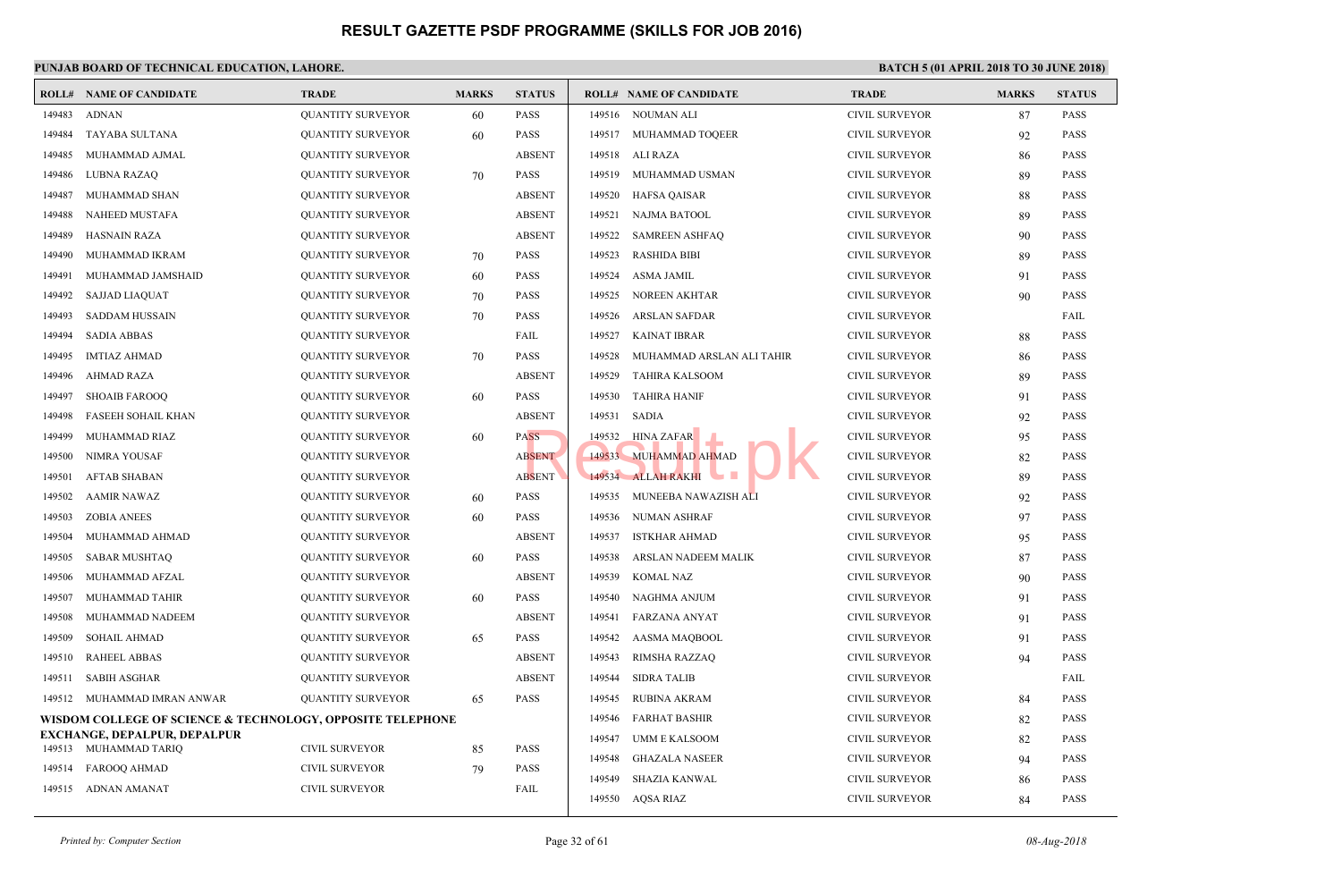# RESULT GAZETTE PSDF PROGRAMME (SKILLS FOR JOB 2016)

**PUNJAB BOARD OF TECHNICAL EDUCATION, LAHORE.**

**BATCH 5 (01 APRIL 2018 TO 30 JUNE 2018)**

| ROLL# | NAME OF CANDIDATE | TRADE | MARKS | STATUS |
|---|---|---|---|---|
| 149483 | ADNAN | QUANTITY SURVEYOR | 60 | PASS |
| 149484 | TAYABA SULTANA | QUANTITY SURVEYOR | 60 | PASS |
| 149485 | MUHAMMAD AJMAL | QUANTITY SURVEYOR | | ABSENT |
| 149486 | LUBNA RAZAQ | QUANTITY SURVEYOR | 70 | PASS |
| 149487 | MUHAMMAD SHAN | QUANTITY SURVEYOR | | ABSENT |
| 149488 | NAHEED MUSTAFA | QUANTITY SURVEYOR | | ABSENT |
| 149489 | HASNAIN RAZA | QUANTITY SURVEYOR | | ABSENT |
| 149490 | MUHAMMAD IKRAM | QUANTITY SURVEYOR | 70 | PASS |
| 149491 | MUHAMMAD JAMSHAID | QUANTITY SURVEYOR | 60 | PASS |
| 149492 | SAJJAD LIAQUAT | QUANTITY SURVEYOR | 70 | PASS |
| 149493 | SADDAM HUSSAIN | QUANTITY SURVEYOR | 70 | PASS |
| 149494 | SADIA ABBAS | QUANTITY SURVEYOR | | FAIL |
| 149495 | IMTIAZ AHMAD | QUANTITY SURVEYOR | 70 | PASS |
| 149496 | AHMAD RAZA | QUANTITY SURVEYOR | | ABSENT |
| 149497 | SHOAIB FAROOQ | QUANTITY SURVEYOR | 60 | PASS |
| 149498 | FASEEH SOHAIL KHAN | QUANTITY SURVEYOR | | ABSENT |
| 149499 | MUHAMMAD RIAZ | QUANTITY SURVEYOR | 60 | PASS |
| 149500 | NIMRA YOUSAF | QUANTITY SURVEYOR | | ABSENT |
| 149501 | AFTAB SHABAN | QUANTITY SURVEYOR | | ABSENT |
| 149502 | AAMIR NAWAZ | QUANTITY SURVEYOR | 60 | PASS |
| 149503 | ZOBIA ANEES | QUANTITY SURVEYOR | 60 | PASS |
| 149504 | MUHAMMAD AHMAD | QUANTITY SURVEYOR | | ABSENT |
| 149505 | SABAR MUSHTAQ | QUANTITY SURVEYOR | 60 | PASS |
| 149506 | MUHAMMAD AFZAL | QUANTITY SURVEYOR | | ABSENT |
| 149507 | MUHAMMAD TAHIR | QUANTITY SURVEYOR | 60 | PASS |
| 149508 | MUHAMMAD NADEEM | QUANTITY SURVEYOR | | ABSENT |
| 149509 | SOHAIL AHMAD | QUANTITY SURVEYOR | 65 | PASS |
| 149510 | RAHEEL ABBAS | QUANTITY SURVEYOR | | ABSENT |
| 149511 | SABIH ASGHAR | QUANTITY SURVEYOR | | ABSENT |
| 149512 | MUHAMMAD IMRAN ANWAR | QUANTITY SURVEYOR | 65 | PASS |

**WISDOM COLLEGE OF SCIENCE & TECHNOLOGY, OPPOSITE TELEPHONE EXCHANGE, DEPALPUR, DEPALPUR**

| ROLL# | NAME OF CANDIDATE | TRADE | MARKS | STATUS |
|---|---|---|---|---|
| 149513 | MUHAMMAD TARIQ | CIVIL SURVEYOR | 85 | PASS |
| 149514 | FAROOQ AHMAD | CIVIL SURVEYOR | 79 | PASS |
| 149515 | ADNAN AMANAT | CIVIL SURVEYOR | | FAIL |
| 149516 | NOUMAN ALI | CIVIL SURVEYOR | 87 | PASS |
| 149517 | MUHAMMAD TOQEER | CIVIL SURVEYOR | 92 | PASS |
| 149518 | ALI RAZA | CIVIL SURVEYOR | 86 | PASS |
| 149519 | MUHAMMAD USMAN | CIVIL SURVEYOR | 89 | PASS |
| 149520 | HAFSA QAISAR | CIVIL SURVEYOR | 88 | PASS |
| 149521 | NAJMA BATOOL | CIVIL SURVEYOR | 89 | PASS |
| 149522 | SAMREEN ASHFAQ | CIVIL SURVEYOR | 90 | PASS |
| 149523 | RASHIDA BIBI | CIVIL SURVEYOR | 89 | PASS |
| 149524 | ASMA JAMIL | CIVIL SURVEYOR | 91 | PASS |
| 149525 | NOREEN AKHTAR | CIVIL SURVEYOR | 90 | PASS |
| 149526 | ARSLAN SAFDAR | CIVIL SURVEYOR | | FAIL |
| 149527 | KAINAT IBRAR | CIVIL SURVEYOR | 88 | PASS |
| 149528 | MUHAMMAD ARSLAN ALI TAHIR | CIVIL SURVEYOR | 86 | PASS |
| 149529 | TAHIRA KALSOOM | CIVIL SURVEYOR | 89 | PASS |
| 149530 | TAHIRA HANIF | CIVIL SURVEYOR | 91 | PASS |
| 149531 | SADIA | CIVIL SURVEYOR | 92 | PASS |
| 149532 | HINA ZAFAR | CIVIL SURVEYOR | 95 | PASS |
| 149533 | MUHAMMAD AHMAD | CIVIL SURVEYOR | 82 | PASS |
| 149534 | ALLAH RAKHI | CIVIL SURVEYOR | 89 | PASS |
| 149535 | MUNEEBA NAWAZISH ALI | CIVIL SURVEYOR | 92 | PASS |
| 149536 | NUMAN ASHRAF | CIVIL SURVEYOR | 97 | PASS |
| 149537 | ISTKHAR AHMAD | CIVIL SURVEYOR | 95 | PASS |
| 149538 | ARSLAN NADEEM MALIK | CIVIL SURVEYOR | 87 | PASS |
| 149539 | KOMAL NAZ | CIVIL SURVEYOR | 90 | PASS |
| 149540 | NAGHMA ANJUM | CIVIL SURVEYOR | 91 | PASS |
| 149541 | FARZANA ANYAT | CIVIL SURVEYOR | 91 | PASS |
| 149542 | AASMA MAQBOOL | CIVIL SURVEYOR | 91 | PASS |
| 149543 | RIMSHA RAZZAQ | CIVIL SURVEYOR | 94 | PASS |
| 149544 | SIDRA TALIB | CIVIL SURVEYOR | | FAIL |
| 149545 | RUBINA AKRAM | CIVIL SURVEYOR | 84 | PASS |
| 149546 | FARHAT BASHIR | CIVIL SURVEYOR | 82 | PASS |
| 149547 | UMM E KALSOOM | CIVIL SURVEYOR | 82 | PASS |
| 149548 | GHAZALA NASEER | CIVIL SURVEYOR | 94 | PASS |
| 149549 | SHAZIA KANWAL | CIVIL SURVEYOR | 86 | PASS |
| 149550 | AQSA RIAZ | CIVIL SURVEYOR | 84 | PASS |

*Printed by: Computer Section*

*08-Aug-2018*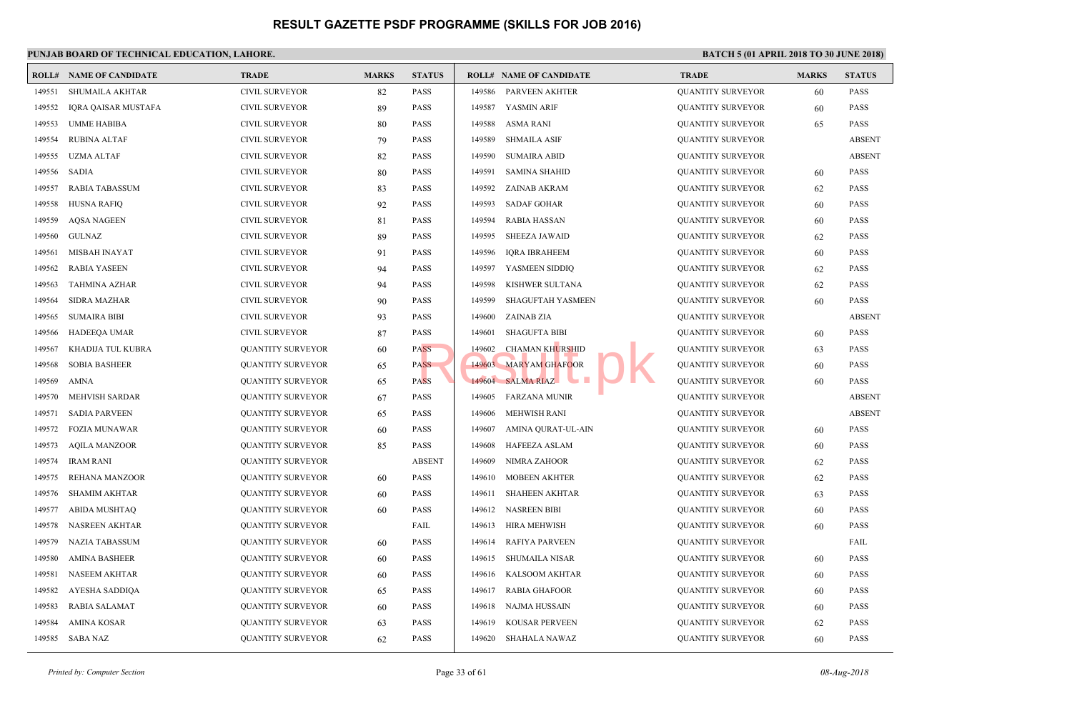# RESULT GAZETTE PSDF PROGRAMME (SKILLS FOR JOB 2016)

**PUNJAB BOARD OF TECHNICAL EDUCATION, LAHORE.** | **BATCH 5 (01 APRIL 2018 TO 30 JUNE 2018)**

| ROLL# | NAME OF CANDIDATE | TRADE | MARKS | STATUS |
|---|---|---|---|---|
| 149551 | SHUMAILA AKHTAR | CIVIL SURVEYOR | 82 | PASS |
| 149552 | IQRA QAISAR MUSTAFA | CIVIL SURVEYOR | 89 | PASS |
| 149553 | UMME HABIBA | CIVIL SURVEYOR | 80 | PASS |
| 149554 | RUBINA ALTAF | CIVIL SURVEYOR | 79 | PASS |
| 149555 | UZMA ALTAF | CIVIL SURVEYOR | 82 | PASS |
| 149556 | SADIA | CIVIL SURVEYOR | 80 | PASS |
| 149557 | RABIA TABASSUM | CIVIL SURVEYOR | 83 | PASS |
| 149558 | HUSNA RAFIQ | CIVIL SURVEYOR | 92 | PASS |
| 149559 | AQSA NAGEEN | CIVIL SURVEYOR | 81 | PASS |
| 149560 | GULNAZ | CIVIL SURVEYOR | 89 | PASS |
| 149561 | MISBAH INAYAT | CIVIL SURVEYOR | 91 | PASS |
| 149562 | RABIA YASEEN | CIVIL SURVEYOR | 94 | PASS |
| 149563 | TAHMINA AZHAR | CIVIL SURVEYOR | 94 | PASS |
| 149564 | SIDRA MAZHAR | CIVIL SURVEYOR | 90 | PASS |
| 149565 | SUMAIRA BIBI | CIVIL SURVEYOR | 93 | PASS |
| 149566 | HADEEQA UMAR | CIVIL SURVEYOR | 87 | PASS |
| 149567 | KHADIJA TUL KUBRA | QUANTITY SURVEYOR | 60 | PASS |
| 149568 | SOBIA BASHEER | QUANTITY SURVEYOR | 65 | PASS |
| 149569 | AMNA | QUANTITY SURVEYOR | 65 | PASS |
| 149570 | MEHVISH SARDAR | QUANTITY SURVEYOR | 67 | PASS |
| 149571 | SADIA PARVEEN | QUANTITY SURVEYOR | 65 | PASS |
| 149572 | FOZIA MUNAWAR | QUANTITY SURVEYOR | 60 | PASS |
| 149573 | AQILA MANZOOR | QUANTITY SURVEYOR | 85 | PASS |
| 149574 | IRAM RANI | QUANTITY SURVEYOR | | ABSENT |
| 149575 | REHANA MANZOOR | QUANTITY SURVEYOR | 60 | PASS |
| 149576 | SHAMIM AKHTAR | QUANTITY SURVEYOR | 60 | PASS |
| 149577 | ABIDA MUSHTAQ | QUANTITY SURVEYOR | 60 | PASS |
| 149578 | NASREEN AKHTAR | QUANTITY SURVEYOR | | FAIL |
| 149579 | NAZIA TABASSUM | QUANTITY SURVEYOR | 60 | PASS |
| 149580 | AMINA BASHEER | QUANTITY SURVEYOR | 60 | PASS |
| 149581 | NASEEM AKHTAR | QUANTITY SURVEYOR | 60 | PASS |
| 149582 | AYESHA SADDIQA | QUANTITY SURVEYOR | 65 | PASS |
| 149583 | RABIA SALAMAT | QUANTITY SURVEYOR | 60 | PASS |
| 149584 | AMINA KOSAR | QUANTITY SURVEYOR | 63 | PASS |
| 149585 | SABA NAZ | QUANTITY SURVEYOR | 62 | PASS |
| 149586 | PARVEEN AKHTER | QUANTITY SURVEYOR | 60 | PASS |
| 149587 | YASMIN ARIF | QUANTITY SURVEYOR | 60 | PASS |
| 149588 | ASMA RANI | QUANTITY SURVEYOR | 65 | PASS |
| 149589 | SHMAILA ASIF | QUANTITY SURVEYOR | | ABSENT |
| 149590 | SUMAIRA ABID | QUANTITY SURVEYOR | | ABSENT |
| 149591 | SAMINA SHAHID | QUANTITY SURVEYOR | 60 | PASS |
| 149592 | ZAINAB AKRAM | QUANTITY SURVEYOR | 62 | PASS |
| 149593 | SADAF GOHAR | QUANTITY SURVEYOR | 60 | PASS |
| 149594 | RABIA HASSAN | QUANTITY SURVEYOR | 60 | PASS |
| 149595 | SHEEZA JAWAID | QUANTITY SURVEYOR | 62 | PASS |
| 149596 | IQRA IBRAHEEM | QUANTITY SURVEYOR | 60 | PASS |
| 149597 | YASMEEN SIDDIQ | QUANTITY SURVEYOR | 62 | PASS |
| 149598 | KISHWER SULTANA | QUANTITY SURVEYOR | 62 | PASS |
| 149599 | SHAGUFTAH YASMEEN | QUANTITY SURVEYOR | 60 | PASS |
| 149600 | ZAINAB ZIA | QUANTITY SURVEYOR | | ABSENT |
| 149601 | SHAGUFTA BIBI | QUANTITY SURVEYOR | 60 | PASS |
| 149602 | CHAMAN KHURSHID | QUANTITY SURVEYOR | 63 | PASS |
| 149603 | MARYAM GHAFOOR | QUANTITY SURVEYOR | 60 | PASS |
| 149604 | SALMA RIAZ | QUANTITY SURVEYOR | 60 | PASS |
| 149605 | FARZANA MUNIR | QUANTITY SURVEYOR | | ABSENT |
| 149606 | MEHWISH RANI | QUANTITY SURVEYOR | | ABSENT |
| 149607 | AMINA QURAT-UL-AIN | QUANTITY SURVEYOR | 60 | PASS |
| 149608 | HAFEEZA ASLAM | QUANTITY SURVEYOR | 60 | PASS |
| 149609 | NIMRA ZAHOOR | QUANTITY SURVEYOR | 62 | PASS |
| 149610 | MOBEEN AKHTER | QUANTITY SURVEYOR | 62 | PASS |
| 149611 | SHAHEEN AKHTAR | QUANTITY SURVEYOR | 63 | PASS |
| 149612 | NASREEN BIBI | QUANTITY SURVEYOR | 60 | PASS |
| 149613 | HIRA MEHWISH | QUANTITY SURVEYOR | 60 | PASS |
| 149614 | RAFIYA PARVEEN | QUANTITY SURVEYOR | | FAIL |
| 149615 | SHUMAILA NISAR | QUANTITY SURVEYOR | 60 | PASS |
| 149616 | KALSOOM AKHTAR | QUANTITY SURVEYOR | 60 | PASS |
| 149617 | RABIA GHAFOOR | QUANTITY SURVEYOR | 60 | PASS |
| 149618 | NAJMA HUSSAIN | QUANTITY SURVEYOR | 60 | PASS |
| 149619 | KOUSAR PERVEEN | QUANTITY SURVEYOR | 62 | PASS |
| 149620 | SHAHALA NAWAZ | QUANTITY SURVEYOR | 60 | PASS |

*Printed by: Computer Section* | *08-Aug-2018*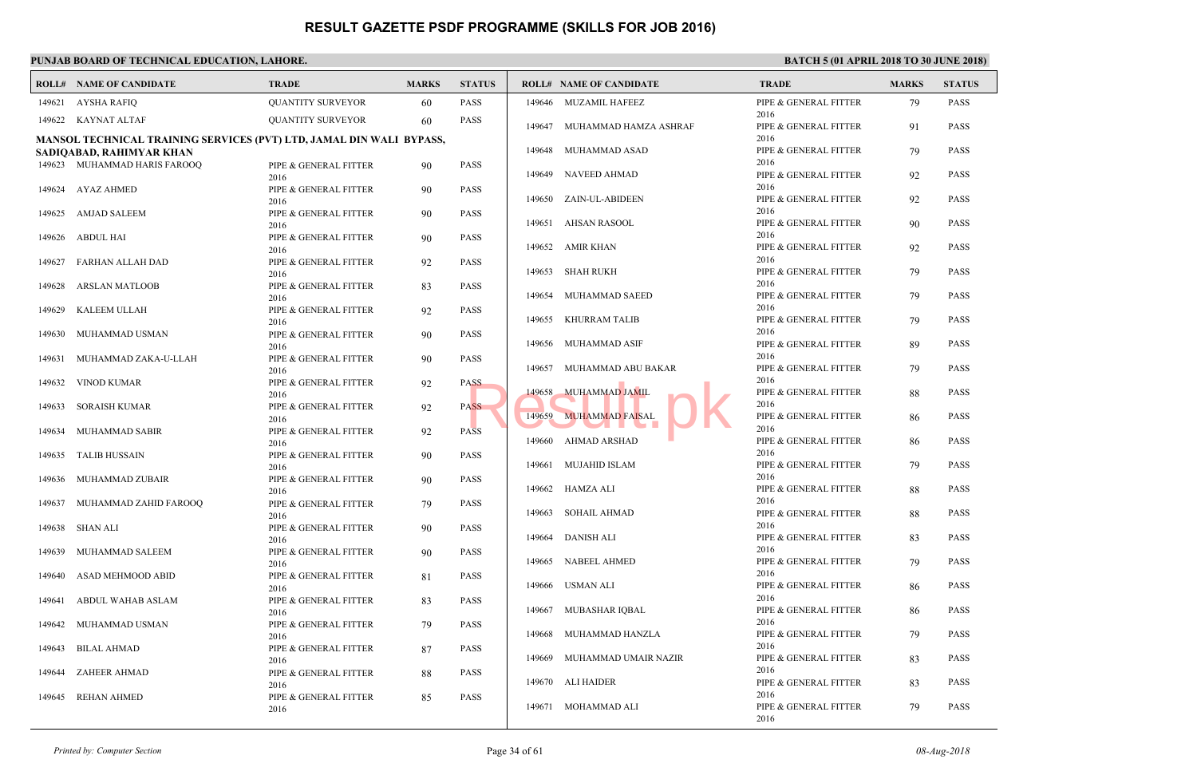# RESULT GAZETTE PSDF PROGRAMME (SKILLS FOR JOB 2016)

**PUNJAB BOARD OF TECHNICAL EDUCATION, LAHORE.**

**BATCH 5 (01 APRIL 2018 TO 30 JUNE 2018)**

| ROLL# | NAME OF CANDIDATE | TRADE | MARKS | STATUS |
|---|---|---|---|---|
| 149621 | AYSHA RAFIQ | QUANTITY SURVEYOR | 60 | PASS |
| 149622 | KAYNAT ALTAF | QUANTITY SURVEYOR | 60 | PASS |

**MANSOL TECHNICAL TRAINING SERVICES (PVT) LTD, JAMAL DIN WALI BYPASS, SADIQABAD, RAHIMYAR KHAN**

| ROLL# | NAME OF CANDIDATE | TRADE | MARKS | STATUS |
|---|---|---|---|---|
| 149623 | MUHAMMAD HARIS FAROOQ | PIPE & GENERAL FITTER 2016 | 90 | PASS |
| 149624 | AYAZ AHMED | PIPE & GENERAL FITTER 2016 | 90 | PASS |
| 149625 | AMJAD SALEEM | PIPE & GENERAL FITTER 2016 | 90 | PASS |
| 149626 | ABDUL HAI | PIPE & GENERAL FITTER 2016 | 90 | PASS |
| 149627 | FARHAN ALLAH DAD | PIPE & GENERAL FITTER 2016 | 92 | PASS |
| 149628 | ARSLAN MATLOOB | PIPE & GENERAL FITTER 2016 | 83 | PASS |
| 149629 | KALEEM ULLAH | PIPE & GENERAL FITTER 2016 | 92 | PASS |
| 149630 | MUHAMMAD USMAN | PIPE & GENERAL FITTER 2016 | 90 | PASS |
| 149631 | MUHAMMAD ZAKA-U-LLAH | PIPE & GENERAL FITTER 2016 | 90 | PASS |
| 149632 | VINOD KUMAR | PIPE & GENERAL FITTER 2016 | 92 | PASS |
| 149633 | SORAISH KUMAR | PIPE & GENERAL FITTER 2016 | 92 | PASS |
| 149634 | MUHAMMAD SABIR | PIPE & GENERAL FITTER 2016 | 92 | PASS |
| 149635 | TALIB HUSSAIN | PIPE & GENERAL FITTER 2016 | 90 | PASS |
| 149636 | MUHAMMAD ZUBAIR | PIPE & GENERAL FITTER 2016 | 90 | PASS |
| 149637 | MUHAMMAD ZAHID FAROOQ | PIPE & GENERAL FITTER 2016 | 79 | PASS |
| 149638 | SHAN ALI | PIPE & GENERAL FITTER 2016 | 90 | PASS |
| 149639 | MUHAMMAD SALEEM | PIPE & GENERAL FITTER 2016 | 90 | PASS |
| 149640 | ASAD MEHMOOD ABID | PIPE & GENERAL FITTER 2016 | 81 | PASS |
| 149641 | ABDUL WAHAB ASLAM | PIPE & GENERAL FITTER 2016 | 83 | PASS |
| 149642 | MUHAMMAD USMAN | PIPE & GENERAL FITTER 2016 | 79 | PASS |
| 149643 | BILAL AHMAD | PIPE & GENERAL FITTER 2016 | 87 | PASS |
| 149644 | ZAHEER AHMAD | PIPE & GENERAL FITTER 2016 | 88 | PASS |
| 149645 | REHAN AHMED | PIPE & GENERAL FITTER 2016 | 85 | PASS |
| 149646 | MUZAMIL HAFEEZ | PIPE & GENERAL FITTER 2016 | 79 | PASS |
| 149647 | MUHAMMAD HAMZA ASHRAF | PIPE & GENERAL FITTER 2016 | 91 | PASS |
| 149648 | MUHAMMAD ASAD | PIPE & GENERAL FITTER 2016 | 79 | PASS |
| 149649 | NAVEED AHMAD | PIPE & GENERAL FITTER 2016 | 92 | PASS |
| 149650 | ZAIN-UL-ABIDEEN | PIPE & GENERAL FITTER 2016 | 92 | PASS |
| 149651 | AHSAN RASOOL | PIPE & GENERAL FITTER 2016 | 90 | PASS |
| 149652 | AMIR KHAN | PIPE & GENERAL FITTER 2016 | 92 | PASS |
| 149653 | SHAH RUKH | PIPE & GENERAL FITTER 2016 | 79 | PASS |
| 149654 | MUHAMMAD SAEED | PIPE & GENERAL FITTER 2016 | 79 | PASS |
| 149655 | KHURRAM TALIB | PIPE & GENERAL FITTER 2016 | 79 | PASS |
| 149656 | MUHAMMAD ASIF | PIPE & GENERAL FITTER 2016 | 89 | PASS |
| 149657 | MUHAMMAD ABU BAKAR | PIPE & GENERAL FITTER 2016 | 79 | PASS |
| 149658 | MUHAMMAD JAMIL | PIPE & GENERAL FITTER 2016 | 88 | PASS |
| 149659 | MUHAMMAD FAISAL | PIPE & GENERAL FITTER 2016 | 86 | PASS |
| 149660 | AHMAD ARSHAD | PIPE & GENERAL FITTER 2016 | 86 | PASS |
| 149661 | MUJAHID ISLAM | PIPE & GENERAL FITTER 2016 | 79 | PASS |
| 149662 | HAMZA ALI | PIPE & GENERAL FITTER 2016 | 88 | PASS |
| 149663 | SOHAIL AHMAD | PIPE & GENERAL FITTER 2016 | 88 | PASS |
| 149664 | DANISH ALI | PIPE & GENERAL FITTER 2016 | 83 | PASS |
| 149665 | NABEEL AHMED | PIPE & GENERAL FITTER 2016 | 79 | PASS |
| 149666 | USMAN ALI | PIPE & GENERAL FITTER 2016 | 86 | PASS |
| 149667 | MUBASHAR IQBAL | PIPE & GENERAL FITTER 2016 | 86 | PASS |
| 149668 | MUHAMMAD HANZLA | PIPE & GENERAL FITTER 2016 | 79 | PASS |
| 149669 | MUHAMMAD UMAIR NAZIR | PIPE & GENERAL FITTER 2016 | 83 | PASS |
| 149670 | ALI HAIDER | PIPE & GENERAL FITTER 2016 | 83 | PASS |
| 149671 | MOHAMMAD ALI | PIPE & GENERAL FITTER 2016 | 79 | PASS |

*Printed by: Computer Section* 08-Aug-2018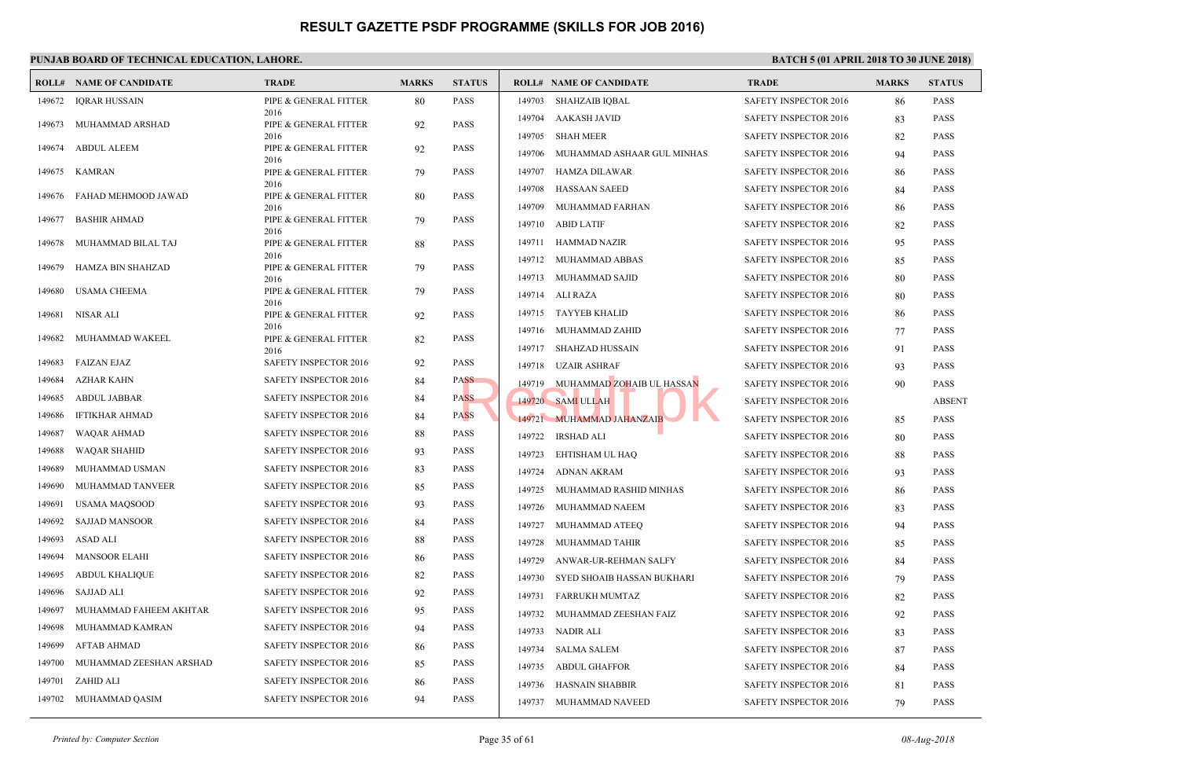# RESULT GAZETTE PSDF PROGRAMME (SKILLS FOR JOB 2016)

**PUNJAB BOARD OF TECHNICAL EDUCATION, LAHORE.**

**BATCH 5 (01 APRIL 2018 TO 30 JUNE 2018)**

| ROLL# | NAME OF CANDIDATE | TRADE | MARKS | STATUS |
|---|---|---|---|---|
| 149672 | IQRAR HUSSAIN | PIPE & GENERAL FITTER 2016 | 80 | PASS |
| 149673 | MUHAMMAD ARSHAD | PIPE & GENERAL FITTER 2016 | 92 | PASS |
| 149674 | ABDUL ALEEM | PIPE & GENERAL FITTER 2016 | 92 | PASS |
| 149675 | KAMRAN | PIPE & GENERAL FITTER 2016 | 79 | PASS |
| 149676 | FAHAD MEHMOOD JAWAD | PIPE & GENERAL FITTER 2016 | 80 | PASS |
| 149677 | BASHIR AHMAD | PIPE & GENERAL FITTER 2016 | 79 | PASS |
| 149678 | MUHAMMAD BILAL TAJ | PIPE & GENERAL FITTER 2016 | 88 | PASS |
| 149679 | HAMZA BIN SHAHZAD | PIPE & GENERAL FITTER 2016 | 79 | PASS |
| 149680 | USAMA CHEEMA | PIPE & GENERAL FITTER 2016 | 79 | PASS |
| 149681 | NISAR ALI | PIPE & GENERAL FITTER 2016 | 92 | PASS |
| 149682 | MUHAMMAD WAKEEL | PIPE & GENERAL FITTER 2016 | 82 | PASS |
| 149683 | FAIZAN EJAZ | SAFETY INSPECTOR 2016 | 92 | PASS |
| 149684 | AZHAR KAHN | SAFETY INSPECTOR 2016 | 84 | PASS |
| 149685 | ABDUL JABBAR | SAFETY INSPECTOR 2016 | 84 | PASS |
| 149686 | IFTIKHAR AHMAD | SAFETY INSPECTOR 2016 | 84 | PASS |
| 149687 | WAQAR AHMAD | SAFETY INSPECTOR 2016 | 88 | PASS |
| 149688 | WAQAR SHAHID | SAFETY INSPECTOR 2016 | 93 | PASS |
| 149689 | MUHAMMAD USMAN | SAFETY INSPECTOR 2016 | 83 | PASS |
| 149690 | MUHAMMAD TANVEER | SAFETY INSPECTOR 2016 | 85 | PASS |
| 149691 | USAMA MAQSOOD | SAFETY INSPECTOR 2016 | 93 | PASS |
| 149692 | SAJJAD MANSOOR | SAFETY INSPECTOR 2016 | 84 | PASS |
| 149693 | ASAD ALI | SAFETY INSPECTOR 2016 | 88 | PASS |
| 149694 | MANSOOR ELAHI | SAFETY INSPECTOR 2016 | 86 | PASS |
| 149695 | ABDUL KHALIQUE | SAFETY INSPECTOR 2016 | 82 | PASS |
| 149696 | SAJJAD ALI | SAFETY INSPECTOR 2016 | 92 | PASS |
| 149697 | MUHAMMAD FAHEEM AKHTAR | SAFETY INSPECTOR 2016 | 95 | PASS |
| 149698 | MUHAMMAD KAMRAN | SAFETY INSPECTOR 2016 | 94 | PASS |
| 149699 | AFTAB AHMAD | SAFETY INSPECTOR 2016 | 86 | PASS |
| 149700 | MUHAMMAD ZEESHAN ARSHAD | SAFETY INSPECTOR 2016 | 85 | PASS |
| 149701 | ZAHID ALI | SAFETY INSPECTOR 2016 | 86 | PASS |
| 149702 | MUHAMMAD QASIM | SAFETY INSPECTOR 2016 | 94 | PASS |
| 149703 | SHAHZAIB IQBAL | SAFETY INSPECTOR 2016 | 86 | PASS |
| 149704 | AAKASH JAVID | SAFETY INSPECTOR 2016 | 83 | PASS |
| 149705 | SHAH MEER | SAFETY INSPECTOR 2016 | 82 | PASS |
| 149706 | MUHAMMAD ASHAAR GUL MINHAS | SAFETY INSPECTOR 2016 | 94 | PASS |
| 149707 | HAMZA DILAWAR | SAFETY INSPECTOR 2016 | 86 | PASS |
| 149708 | HASSAAN SAEED | SAFETY INSPECTOR 2016 | 84 | PASS |
| 149709 | MUHAMMAD FARHAN | SAFETY INSPECTOR 2016 | 86 | PASS |
| 149710 | ABID LATIF | SAFETY INSPECTOR 2016 | 82 | PASS |
| 149711 | HAMMAD NAZIR | SAFETY INSPECTOR 2016 | 95 | PASS |
| 149712 | MUHAMMAD ABBAS | SAFETY INSPECTOR 2016 | 85 | PASS |
| 149713 | MUHAMMAD SAJID | SAFETY INSPECTOR 2016 | 80 | PASS |
| 149714 | ALI RAZA | SAFETY INSPECTOR 2016 | 80 | PASS |
| 149715 | TAYYEB KHALID | SAFETY INSPECTOR 2016 | 86 | PASS |
| 149716 | MUHAMMAD ZAHID | SAFETY INSPECTOR 2016 | 77 | PASS |
| 149717 | SHAHZAD HUSSAIN | SAFETY INSPECTOR 2016 | 91 | PASS |
| 149718 | UZAIR ASHRAF | SAFETY INSPECTOR 2016 | 93 | PASS |
| 149719 | MUHAMMAD ZOHAIB UL HASSAN | SAFETY INSPECTOR 2016 | 90 | PASS |
| 149720 | SAMI ULLAH | SAFETY INSPECTOR 2016 | | ABSENT |
| 149721 | MUHAMMAD JAHANZAIB | SAFETY INSPECTOR 2016 | 85 | PASS |
| 149722 | IRSHAD ALI | SAFETY INSPECTOR 2016 | 80 | PASS |
| 149723 | EHTISHAM UL HAQ | SAFETY INSPECTOR 2016 | 88 | PASS |
| 149724 | ADNAN AKRAM | SAFETY INSPECTOR 2016 | 93 | PASS |
| 149725 | MUHAMMAD RASHID MINHAS | SAFETY INSPECTOR 2016 | 86 | PASS |
| 149726 | MUHAMMAD NAEEM | SAFETY INSPECTOR 2016 | 83 | PASS |
| 149727 | MUHAMMAD ATEEQ | SAFETY INSPECTOR 2016 | 94 | PASS |
| 149728 | MUHAMMAD TAHIR | SAFETY INSPECTOR 2016 | 85 | PASS |
| 149729 | ANWAR-UR-REHMAN SALFY | SAFETY INSPECTOR 2016 | 84 | PASS |
| 149730 | SYED SHOAIB HASSAN BUKHARI | SAFETY INSPECTOR 2016 | 79 | PASS |
| 149731 | FARRUKH MUMTAZ | SAFETY INSPECTOR 2016 | 82 | PASS |
| 149732 | MUHAMMAD ZEESHAN FAIZ | SAFETY INSPECTOR 2016 | 92 | PASS |
| 149733 | NADIR ALI | SAFETY INSPECTOR 2016 | 83 | PASS |
| 149734 | SALMA SALEM | SAFETY INSPECTOR 2016 | 87 | PASS |
| 149735 | ABDUL GHAFFOR | SAFETY INSPECTOR 2016 | 84 | PASS |
| 149736 | HASNAIN SHABBIR | SAFETY INSPECTOR 2016 | 81 | PASS |
| 149737 | MUHAMMAD NAVEED | SAFETY INSPECTOR 2016 | 79 | PASS |

*Printed by: Computer Section* 08-Aug-2018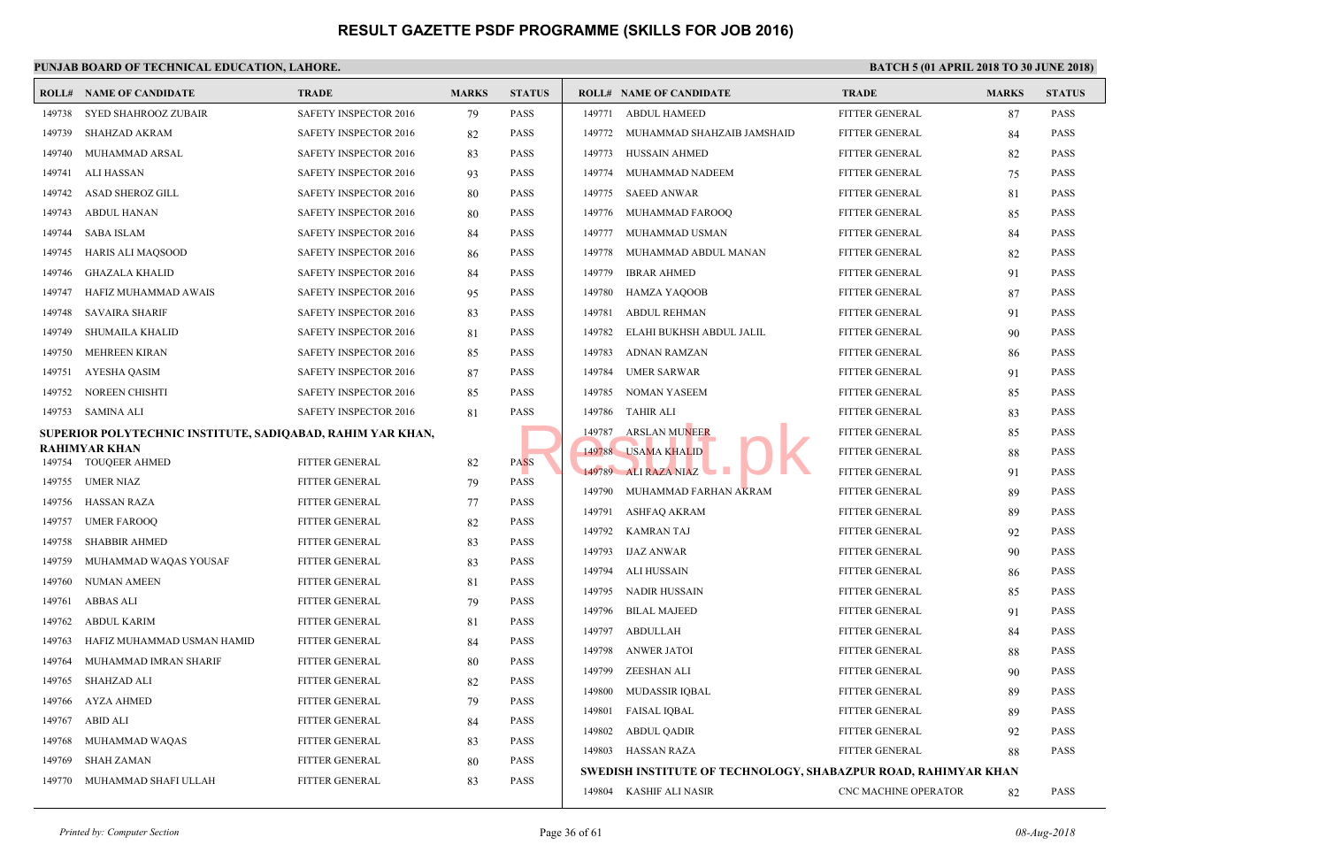# RESULT GAZETTE PSDF PROGRAMME (SKILLS FOR JOB 2016)

**PUNJAB BOARD OF TECHNICAL EDUCATION, LAHORE.**

**BATCH 5 (01 APRIL 2018 TO 30 JUNE 2018)**

| ROLL# | NAME OF CANDIDATE | TRADE | MARKS | STATUS |
|---|---|---|---|---|
| 149738 | SYED SHAHROOZ ZUBAIR | SAFETY INSPECTOR 2016 | 79 | PASS |
| 149739 | SHAHZAD AKRAM | SAFETY INSPECTOR 2016 | 82 | PASS |
| 149740 | MUHAMMAD ARSAL | SAFETY INSPECTOR 2016 | 83 | PASS |
| 149741 | ALI HASSAN | SAFETY INSPECTOR 2016 | 93 | PASS |
| 149742 | ASAD SHEROZ GILL | SAFETY INSPECTOR 2016 | 80 | PASS |
| 149743 | ABDUL HANAN | SAFETY INSPECTOR 2016 | 80 | PASS |
| 149744 | SABA ISLAM | SAFETY INSPECTOR 2016 | 84 | PASS |
| 149745 | HARIS ALI MAQSOOD | SAFETY INSPECTOR 2016 | 86 | PASS |
| 149746 | GHAZALA KHALID | SAFETY INSPECTOR 2016 | 84 | PASS |
| 149747 | HAFIZ MUHAMMAD AWAIS | SAFETY INSPECTOR 2016 | 95 | PASS |
| 149748 | SAVAIRA SHARIF | SAFETY INSPECTOR 2016 | 83 | PASS |
| 149749 | SHUMAILA KHALID | SAFETY INSPECTOR 2016 | 81 | PASS |
| 149750 | MEHREEN KIRAN | SAFETY INSPECTOR 2016 | 85 | PASS |
| 149751 | AYESHA QASIM | SAFETY INSPECTOR 2016 | 87 | PASS |
| 149752 | NOREEN CHISHTI | SAFETY INSPECTOR 2016 | 85 | PASS |
| 149753 | SAMINA ALI | SAFETY INSPECTOR 2016 | 81 | PASS |

**SUPERIOR POLYTECHNIC INSTITUTE, SADIQABAD, RAHIM YAR KHAN, RAHIMYAR KHAN**

| ROLL# | NAME OF CANDIDATE | TRADE | MARKS | STATUS |
|---|---|---|---|---|
| 149754 | TOUQEER AHMED | FITTER GENERAL | 82 | PASS |
| 149755 | UMER NIAZ | FITTER GENERAL | 79 | PASS |
| 149756 | HASSAN RAZA | FITTER GENERAL | 77 | PASS |
| 149757 | UMER FAROOQ | FITTER GENERAL | 82 | PASS |
| 149758 | SHABBIR AHMED | FITTER GENERAL | 83 | PASS |
| 149759 | MUHAMMAD WAQAS YOUSAF | FITTER GENERAL | 83 | PASS |
| 149760 | NUMAN AMEEN | FITTER GENERAL | 81 | PASS |
| 149761 | ABBAS ALI | FITTER GENERAL | 79 | PASS |
| 149762 | ABDUL KARIM | FITTER GENERAL | 81 | PASS |
| 149763 | HAFIZ MUHAMMAD USMAN HAMID | FITTER GENERAL | 84 | PASS |
| 149764 | MUHAMMAD IMRAN SHARIF | FITTER GENERAL | 80 | PASS |
| 149765 | SHAHZAD ALI | FITTER GENERAL | 82 | PASS |
| 149766 | AYZA AHMED | FITTER GENERAL | 79 | PASS |
| 149767 | ABID ALI | FITTER GENERAL | 84 | PASS |
| 149768 | MUHAMMAD WAQAS | FITTER GENERAL | 83 | PASS |
| 149769 | SHAH ZAMAN | FITTER GENERAL | 80 | PASS |
| 149770 | MUHAMMAD SHAFI ULLAH | FITTER GENERAL | 83 | PASS |
| 149771 | ABDUL HAMEED | FITTER GENERAL | 87 | PASS |
| 149772 | MUHAMMAD SHAHZAIB JAMSHAID | FITTER GENERAL | 84 | PASS |
| 149773 | HUSSAIN AHMED | FITTER GENERAL | 82 | PASS |
| 149774 | MUHAMMAD NADEEM | FITTER GENERAL | 75 | PASS |
| 149775 | SAEED ANWAR | FITTER GENERAL | 81 | PASS |
| 149776 | MUHAMMAD FAROOQ | FITTER GENERAL | 85 | PASS |
| 149777 | MUHAMMAD USMAN | FITTER GENERAL | 84 | PASS |
| 149778 | MUHAMMAD ABDUL MANAN | FITTER GENERAL | 82 | PASS |
| 149779 | IBRAR AHMED | FITTER GENERAL | 91 | PASS |
| 149780 | HAMZA YAQOOB | FITTER GENERAL | 87 | PASS |
| 149781 | ABDUL REHMAN | FITTER GENERAL | 91 | PASS |
| 149782 | ELAHI BUKHSH ABDUL JALIL | FITTER GENERAL | 90 | PASS |
| 149783 | ADNAN RAMZAN | FITTER GENERAL | 86 | PASS |
| 149784 | UMER SARWAR | FITTER GENERAL | 91 | PASS |
| 149785 | NOMAN YASEEM | FITTER GENERAL | 85 | PASS |
| 149786 | TAHIR ALI | FITTER GENERAL | 83 | PASS |
| 149787 | ARSLAN MUNEER | FITTER GENERAL | 85 | PASS |
| 149788 | USAMA KHALID | FITTER GENERAL | 88 | PASS |
| 149789 | ALI RAZA NIAZ | FITTER GENERAL | 91 | PASS |
| 149790 | MUHAMMAD FARHAN AKRAM | FITTER GENERAL | 89 | PASS |
| 149791 | ASHFAQ AKRAM | FITTER GENERAL | 89 | PASS |
| 149792 | KAMRAN TAJ | FITTER GENERAL | 92 | PASS |
| 149793 | IJAZ ANWAR | FITTER GENERAL | 90 | PASS |
| 149794 | ALI HUSSAIN | FITTER GENERAL | 86 | PASS |
| 149795 | NADIR HUSSAIN | FITTER GENERAL | 85 | PASS |
| 149796 | BILAL MAJEED | FITTER GENERAL | 91 | PASS |
| 149797 | ABDULLAH | FITTER GENERAL | 84 | PASS |
| 149798 | ANWER JATOI | FITTER GENERAL | 88 | PASS |
| 149799 | ZEESHAN ALI | FITTER GENERAL | 90 | PASS |
| 149800 | MUDASSIR IQBAL | FITTER GENERAL | 89 | PASS |
| 149801 | FAISAL IQBAL | FITTER GENERAL | 89 | PASS |
| 149802 | ABDUL QADIR | FITTER GENERAL | 92 | PASS |
| 149803 | HASSAN RAZA | FITTER GENERAL | 88 | PASS |

**SWEDISH INSTITUTE OF TECHNOLOGY, SHABAZPUR ROAD, RAHIMYAR KHAN**

| ROLL# | NAME OF CANDIDATE | TRADE | MARKS | STATUS |
|---|---|---|---|---|
| 149804 | KASHIF ALI NASIR | CNC MACHINE OPERATOR | 82 | PASS |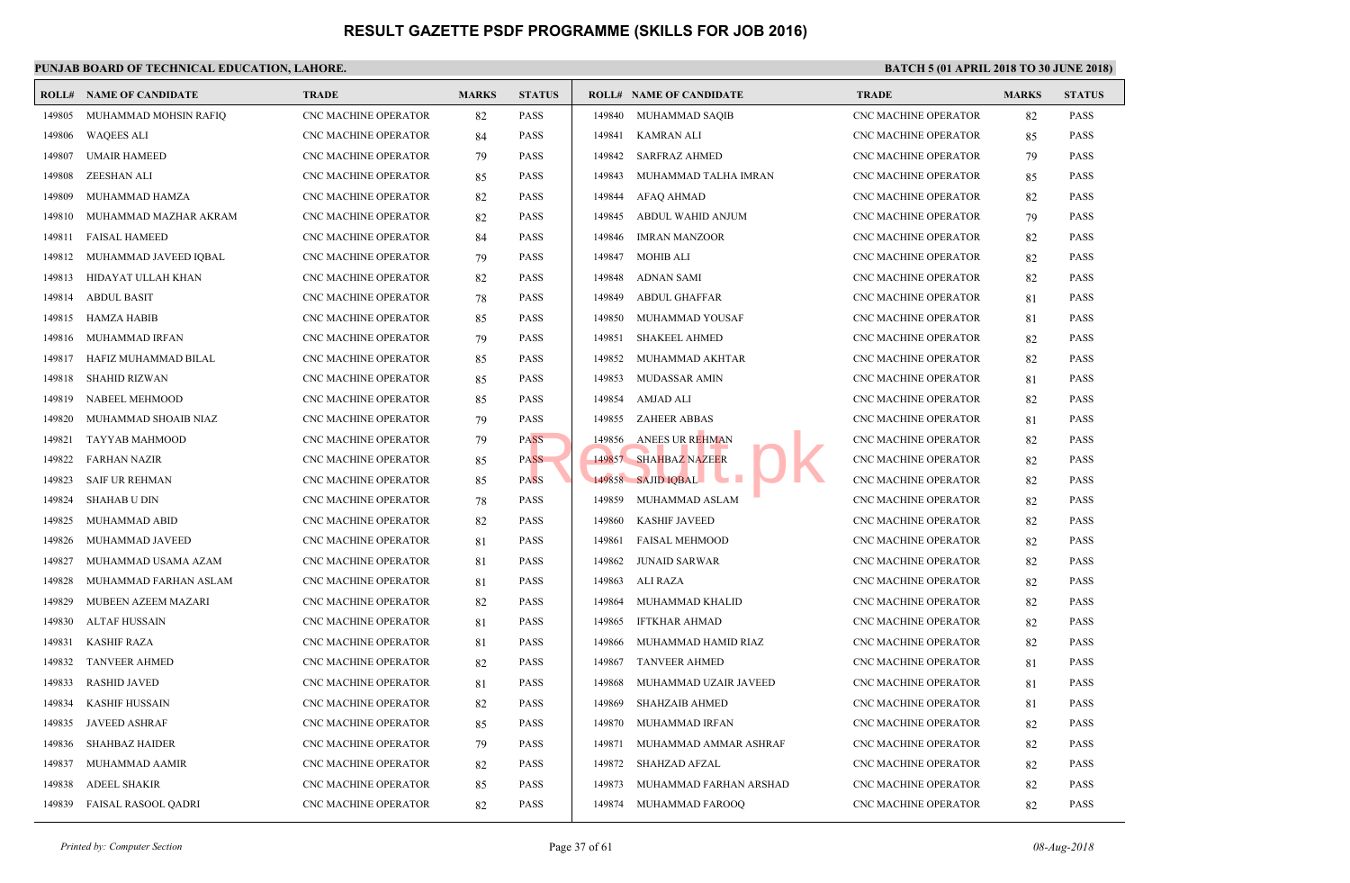# RESULT GAZETTE PSDF PROGRAMME (SKILLS FOR JOB 2016)

**PUNJAB BOARD OF TECHNICAL EDUCATION, LAHORE.**

**BATCH 5 (01 APRIL 2018 TO 30 JUNE 2018)**

| ROLL# | NAME OF CANDIDATE | TRADE | MARKS | STATUS |
|---|---|---|---|---|
| 149805 | MUHAMMAD MOHSIN RAFIQ | CNC MACHINE OPERATOR | 82 | PASS |
| 149806 | WAQEES ALI | CNC MACHINE OPERATOR | 84 | PASS |
| 149807 | UMAIR HAMEED | CNC MACHINE OPERATOR | 79 | PASS |
| 149808 | ZEESHAN ALI | CNC MACHINE OPERATOR | 85 | PASS |
| 149809 | MUHAMMAD HAMZA | CNC MACHINE OPERATOR | 82 | PASS |
| 149810 | MUHAMMAD MAZHAR AKRAM | CNC MACHINE OPERATOR | 82 | PASS |
| 149811 | FAISAL HAMEED | CNC MACHINE OPERATOR | 84 | PASS |
| 149812 | MUHAMMAD JAVEED IQBAL | CNC MACHINE OPERATOR | 79 | PASS |
| 149813 | HIDAYAT ULLAH KHAN | CNC MACHINE OPERATOR | 82 | PASS |
| 149814 | ABDUL BASIT | CNC MACHINE OPERATOR | 78 | PASS |
| 149815 | HAMZA HABIB | CNC MACHINE OPERATOR | 85 | PASS |
| 149816 | MUHAMMAD IRFAN | CNC MACHINE OPERATOR | 79 | PASS |
| 149817 | HAFIZ MUHAMMAD BILAL | CNC MACHINE OPERATOR | 85 | PASS |
| 149818 | SHAHID RIZWAN | CNC MACHINE OPERATOR | 85 | PASS |
| 149819 | NABEEL MEHMOOD | CNC MACHINE OPERATOR | 85 | PASS |
| 149820 | MUHAMMAD SHOAIB NIAZ | CNC MACHINE OPERATOR | 79 | PASS |
| 149821 | TAYYAB MAHMOOD | CNC MACHINE OPERATOR | 79 | PASS |
| 149822 | FARHAN NAZIR | CNC MACHINE OPERATOR | 85 | PASS |
| 149823 | SAIF UR REHMAN | CNC MACHINE OPERATOR | 85 | PASS |
| 149824 | SHAHAB U DIN | CNC MACHINE OPERATOR | 78 | PASS |
| 149825 | MUHAMMAD ABID | CNC MACHINE OPERATOR | 82 | PASS |
| 149826 | MUHAMMAD JAVEED | CNC MACHINE OPERATOR | 81 | PASS |
| 149827 | MUHAMMAD USAMA AZAM | CNC MACHINE OPERATOR | 81 | PASS |
| 149828 | MUHAMMAD FARHAN ASLAM | CNC MACHINE OPERATOR | 81 | PASS |
| 149829 | MUBEEN AZEEM MAZARI | CNC MACHINE OPERATOR | 82 | PASS |
| 149830 | ALTAF HUSSAIN | CNC MACHINE OPERATOR | 81 | PASS |
| 149831 | KASHIF RAZA | CNC MACHINE OPERATOR | 81 | PASS |
| 149832 | TANVEER AHMED | CNC MACHINE OPERATOR | 82 | PASS |
| 149833 | RASHID JAVED | CNC MACHINE OPERATOR | 81 | PASS |
| 149834 | KASHIF HUSSAIN | CNC MACHINE OPERATOR | 82 | PASS |
| 149835 | JAVEED ASHRAF | CNC MACHINE OPERATOR | 85 | PASS |
| 149836 | SHAHBAZ HAIDER | CNC MACHINE OPERATOR | 79 | PASS |
| 149837 | MUHAMMAD AAMIR | CNC MACHINE OPERATOR | 82 | PASS |
| 149838 | ADEEL SHAKIR | CNC MACHINE OPERATOR | 85 | PASS |
| 149839 | FAISAL RASOOL QADRI | CNC MACHINE OPERATOR | 82 | PASS |
| 149840 | MUHAMMAD SAQIB | CNC MACHINE OPERATOR | 82 | PASS |
| 149841 | KAMRAN ALI | CNC MACHINE OPERATOR | 85 | PASS |
| 149842 | SARFRAZ AHMED | CNC MACHINE OPERATOR | 79 | PASS |
| 149843 | MUHAMMAD TALHA IMRAN | CNC MACHINE OPERATOR | 85 | PASS |
| 149844 | AFAQ AHMAD | CNC MACHINE OPERATOR | 82 | PASS |
| 149845 | ABDUL WAHID ANJUM | CNC MACHINE OPERATOR | 79 | PASS |
| 149846 | IMRAN MANZOOR | CNC MACHINE OPERATOR | 82 | PASS |
| 149847 | MOHIB ALI | CNC MACHINE OPERATOR | 82 | PASS |
| 149848 | ADNAN SAMI | CNC MACHINE OPERATOR | 82 | PASS |
| 149849 | ABDUL GHAFFAR | CNC MACHINE OPERATOR | 81 | PASS |
| 149850 | MUHAMMAD YOUSAF | CNC MACHINE OPERATOR | 81 | PASS |
| 149851 | SHAKEEL AHMED | CNC MACHINE OPERATOR | 82 | PASS |
| 149852 | MUHAMMAD AKHTAR | CNC MACHINE OPERATOR | 82 | PASS |
| 149853 | MUDASSAR AMIN | CNC MACHINE OPERATOR | 81 | PASS |
| 149854 | AMJAD ALI | CNC MACHINE OPERATOR | 82 | PASS |
| 149855 | ZAHEER ABBAS | CNC MACHINE OPERATOR | 81 | PASS |
| 149856 | ANEES UR REHMAN | CNC MACHINE OPERATOR | 82 | PASS |
| 149857 | SHAHBAZ NAZEER | CNC MACHINE OPERATOR | 82 | PASS |
| 149858 | SAJID IQBAL | CNC MACHINE OPERATOR | 82 | PASS |
| 149859 | MUHAMMAD ASLAM | CNC MACHINE OPERATOR | 82 | PASS |
| 149860 | KASHIF JAVEED | CNC MACHINE OPERATOR | 82 | PASS |
| 149861 | FAISAL MEHMOOD | CNC MACHINE OPERATOR | 82 | PASS |
| 149862 | JUNAID SARWAR | CNC MACHINE OPERATOR | 82 | PASS |
| 149863 | ALI RAZA | CNC MACHINE OPERATOR | 82 | PASS |
| 149864 | MUHAMMAD KHALID | CNC MACHINE OPERATOR | 82 | PASS |
| 149865 | IFTKHAR AHMAD | CNC MACHINE OPERATOR | 82 | PASS |
| 149866 | MUHAMMAD HAMID RIAZ | CNC MACHINE OPERATOR | 82 | PASS |
| 149867 | TANVEER AHMED | CNC MACHINE OPERATOR | 81 | PASS |
| 149868 | MUHAMMAD UZAIR JAVEED | CNC MACHINE OPERATOR | 81 | PASS |
| 149869 | SHAHZAIB AHMED | CNC MACHINE OPERATOR | 81 | PASS |
| 149870 | MUHAMMAD IRFAN | CNC MACHINE OPERATOR | 82 | PASS |
| 149871 | MUHAMMAD AMMAR ASHRAF | CNC MACHINE OPERATOR | 82 | PASS |
| 149872 | SHAHZAD AFZAL | CNC MACHINE OPERATOR | 82 | PASS |
| 149873 | MUHAMMAD FARHAN ARSHAD | CNC MACHINE OPERATOR | 82 | PASS |
| 149874 | MUHAMMAD FAROOQ | CNC MACHINE OPERATOR | 82 | PASS |

*Printed by: Computer Section*

*08-Aug-2018*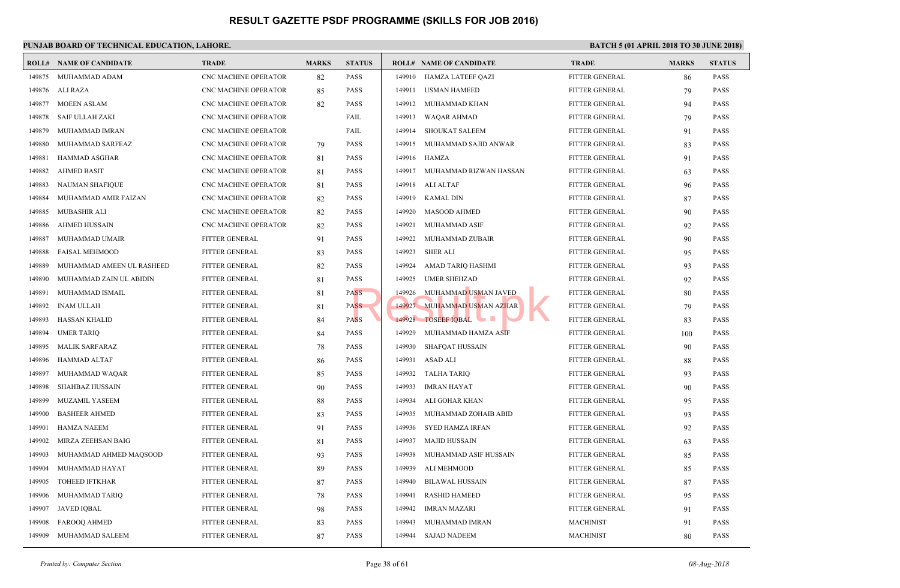# RESULT GAZETTE PSDF PROGRAMME (SKILLS FOR JOB 2016)

**PUNJAB BOARD OF TECHNICAL EDUCATION, LAHORE.**

**BATCH 5 (01 APRIL 2018 TO 30 JUNE 2018)**

| ROLL# | NAME OF CANDIDATE | TRADE | MARKS | STATUS |
|---|---|---|---|---|
| 149875 | MUHAMMAD ADAM | CNC MACHINE OPERATOR | 82 | PASS |
| 149876 | ALI RAZA | CNC MACHINE OPERATOR | 85 | PASS |
| 149877 | MOEEN ASLAM | CNC MACHINE OPERATOR | 82 | PASS |
| 149878 | SAIF ULLAH ZAKI | CNC MACHINE OPERATOR | | FAIL |
| 149879 | MUHAMMAD IMRAN | CNC MACHINE OPERATOR | | FAIL |
| 149880 | MUHAMMAD SARFEAZ | CNC MACHINE OPERATOR | 79 | PASS |
| 149881 | HAMMAD ASGHAR | CNC MACHINE OPERATOR | 81 | PASS |
| 149882 | AHMED BASIT | CNC MACHINE OPERATOR | 81 | PASS |
| 149883 | NAUMAN SHAFIQUE | CNC MACHINE OPERATOR | 81 | PASS |
| 149884 | MUHAMMAD AMIR FAIZAN | CNC MACHINE OPERATOR | 82 | PASS |
| 149885 | MUBASHIR ALI | CNC MACHINE OPERATOR | 82 | PASS |
| 149886 | AHMED HUSSAIN | CNC MACHINE OPERATOR | 82 | PASS |
| 149887 | MUHAMMAD UMAIR | FITTER GENERAL | 91 | PASS |
| 149888 | FAISAL MEHMOOD | FITTER GENERAL | 83 | PASS |
| 149889 | MUHAMMAD AMEEN UL RASHEED | FITTER GENERAL | 82 | PASS |
| 149890 | MUHAMMAD ZAIN UL ABIDIN | FITTER GENERAL | 81 | PASS |
| 149891 | MUHAMMAD ISMAIL | FITTER GENERAL | 81 | PASS |
| 149892 | INAM ULLAH | FITTER GENERAL | 81 | PASS |
| 149893 | HASSAN KHALID | FITTER GENERAL | 84 | PASS |
| 149894 | UMER TARIQ | FITTER GENERAL | 84 | PASS |
| 149895 | MALIK SARFARAZ | FITTER GENERAL | 78 | PASS |
| 149896 | HAMMAD ALTAF | FITTER GENERAL | 86 | PASS |
| 149897 | MUHAMMAD WAQAR | FITTER GENERAL | 85 | PASS |
| 149898 | SHAHBAZ HUSSAIN | FITTER GENERAL | 90 | PASS |
| 149899 | MUZAMIL YASEEM | FITTER GENERAL | 88 | PASS |
| 149900 | BASHEER AHMED | FITTER GENERAL | 83 | PASS |
| 149901 | HAMZA NAEEM | FITTER GENERAL | 91 | PASS |
| 149902 | MIRZA ZEEHSAN BAIG | FITTER GENERAL | 81 | PASS |
| 149903 | MUHAMMAD AHMED MAQSOOD | FITTER GENERAL | 93 | PASS |
| 149904 | MUHAMMAD HAYAT | FITTER GENERAL | 89 | PASS |
| 149905 | TOHEED IFTKHAR | FITTER GENERAL | 87 | PASS |
| 149906 | MUHAMMAD TARIQ | FITTER GENERAL | 78 | PASS |
| 149907 | JAVED IQBAL | FITTER GENERAL | 98 | PASS |
| 149908 | FAROOQ AHMED | FITTER GENERAL | 83 | PASS |
| 149909 | MUHAMMAD SALEEM | FITTER GENERAL | 87 | PASS |
| 149910 | HAMZA LATEEF QAZI | FITTER GENERAL | 86 | PASS |
| 149911 | USMAN HAMEED | FITTER GENERAL | 79 | PASS |
| 149912 | MUHAMMAD KHAN | FITTER GENERAL | 94 | PASS |
| 149913 | WAQAR AHMAD | FITTER GENERAL | 79 | PASS |
| 149914 | SHOUKAT SALEEM | FITTER GENERAL | 91 | PASS |
| 149915 | MUHAMMAD SAJID ANWAR | FITTER GENERAL | 83 | PASS |
| 149916 | HAMZA | FITTER GENERAL | 91 | PASS |
| 149917 | MUHAMMAD RIZWAN HASSAN | FITTER GENERAL | 63 | PASS |
| 149918 | ALI ALTAF | FITTER GENERAL | 96 | PASS |
| 149919 | KAMAL DIN | FITTER GENERAL | 87 | PASS |
| 149920 | MASOOD AHMED | FITTER GENERAL | 90 | PASS |
| 149921 | MUHAMMAD ASIF | FITTER GENERAL | 92 | PASS |
| 149922 | MUHAMMAD ZUBAIR | FITTER GENERAL | 90 | PASS |
| 149923 | SHER ALI | FITTER GENERAL | 95 | PASS |
| 149924 | AMAD TARIQ HASHMI | FITTER GENERAL | 93 | PASS |
| 149925 | UMER SHEHZAD | FITTER GENERAL | 92 | PASS |
| 149926 | MUHAMMAD USMAN JAVED | FITTER GENERAL | 80 | PASS |
| 149927 | MUHAMMAD USMAN AZHAR | FITTER GENERAL | 79 | PASS |
| 149928 | TOSEEF IQBAL | FITTER GENERAL | 83 | PASS |
| 149929 | MUHAMMAD HAMZA ASIF | FITTER GENERAL | 100 | PASS |
| 149930 | SHAFQAT HUSSAIN | FITTER GENERAL | 90 | PASS |
| 149931 | ASAD ALI | FITTER GENERAL | 88 | PASS |
| 149932 | TALHA TARIQ | FITTER GENERAL | 93 | PASS |
| 149933 | IMRAN HAYAT | FITTER GENERAL | 90 | PASS |
| 149934 | ALI GOHAR KHAN | FITTER GENERAL | 95 | PASS |
| 149935 | MUHAMMAD ZOHAIB ABID | FITTER GENERAL | 93 | PASS |
| 149936 | SYED HAMZA IRFAN | FITTER GENERAL | 92 | PASS |
| 149937 | MAJID HUSSAIN | FITTER GENERAL | 63 | PASS |
| 149938 | MUHAMMAD ASIF HUSSAIN | FITTER GENERAL | 85 | PASS |
| 149939 | ALI MEHMOOD | FITTER GENERAL | 85 | PASS |
| 149940 | BILAWAL HUSSAIN | FITTER GENERAL | 87 | PASS |
| 149941 | RASHID HAMEED | FITTER GENERAL | 95 | PASS |
| 149942 | IMRAN MAZARI | FITTER GENERAL | 91 | PASS |
| 149943 | MUHAMMAD IMRAN | MACHINIST | 91 | PASS |
| 149944 | SAJAD NADEEM | MACHINIST | 80 | PASS |

*Printed by: Computer Section*

*08-Aug-2018*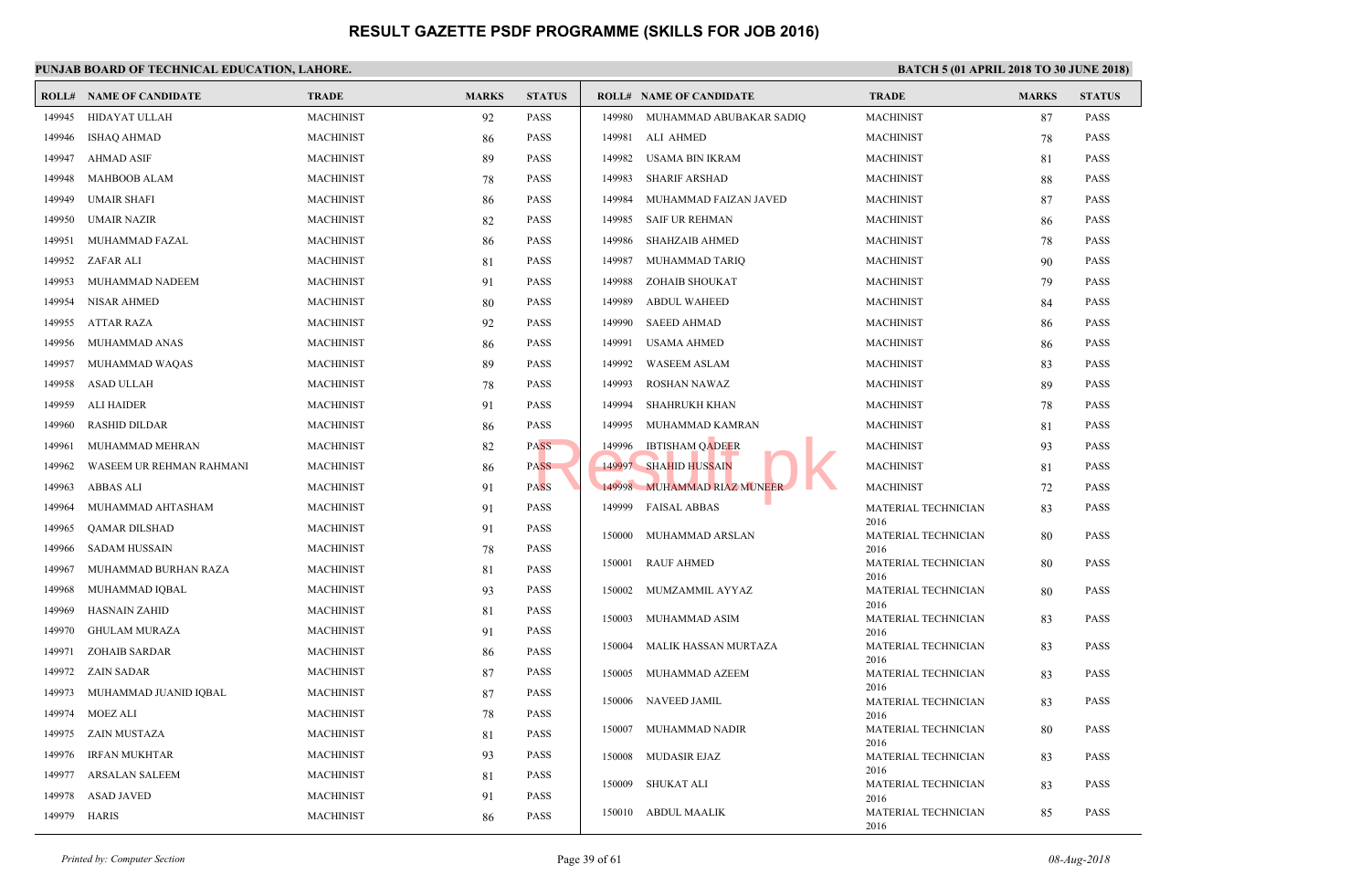# RESULT GAZETTE PSDF PROGRAMME (SKILLS FOR JOB 2016)

**PUNJAB BOARD OF TECHNICAL EDUCATION, LAHORE.**

**BATCH 5 (01 APRIL 2018 TO 30 JUNE 2018)**

| ROLL# | NAME OF CANDIDATE | TRADE | MARKS | STATUS |
|---|---|---|---|---|
| 149945 | HIDAYAT ULLAH | MACHINIST | 92 | PASS |
| 149946 | ISHAQ AHMAD | MACHINIST | 86 | PASS |
| 149947 | AHMAD ASIF | MACHINIST | 89 | PASS |
| 149948 | MAHBOOB ALAM | MACHINIST | 78 | PASS |
| 149949 | UMAIR SHAFI | MACHINIST | 86 | PASS |
| 149950 | UMAIR NAZIR | MACHINIST | 82 | PASS |
| 149951 | MUHAMMAD FAZAL | MACHINIST | 86 | PASS |
| 149952 | ZAFAR ALI | MACHINIST | 81 | PASS |
| 149953 | MUHAMMAD NADEEM | MACHINIST | 91 | PASS |
| 149954 | NISAR AHMED | MACHINIST | 80 | PASS |
| 149955 | ATTAR RAZA | MACHINIST | 92 | PASS |
| 149956 | MUHAMMAD ANAS | MACHINIST | 86 | PASS |
| 149957 | MUHAMMAD WAQAS | MACHINIST | 89 | PASS |
| 149958 | ASAD ULLAH | MACHINIST | 78 | PASS |
| 149959 | ALI HAIDER | MACHINIST | 91 | PASS |
| 149960 | RASHID DILDAR | MACHINIST | 86 | PASS |
| 149961 | MUHAMMAD MEHRAN | MACHINIST | 82 | PASS |
| 149962 | WASEEM UR REHMAN RAHMANI | MACHINIST | 86 | PASS |
| 149963 | ABBAS ALI | MACHINIST | 91 | PASS |
| 149964 | MUHAMMAD AHTASHAM | MACHINIST | 91 | PASS |
| 149965 | QAMAR DILSHAD | MACHINIST | 91 | PASS |
| 149966 | SADAM HUSSAIN | MACHINIST | 78 | PASS |
| 149967 | MUHAMMAD BURHAN RAZA | MACHINIST | 81 | PASS |
| 149968 | MUHAMMAD IQBAL | MACHINIST | 93 | PASS |
| 149969 | HASNAIN ZAHID | MACHINIST | 81 | PASS |
| 149970 | GHULAM MURAZA | MACHINIST | 91 | PASS |
| 149971 | ZOHAIB SARDAR | MACHINIST | 86 | PASS |
| 149972 | ZAIN SADAR | MACHINIST | 87 | PASS |
| 149973 | MUHAMMAD JUANID IQBAL | MACHINIST | 87 | PASS |
| 149974 | MOEZ ALI | MACHINIST | 78 | PASS |
| 149975 | ZAIN MUSTAZA | MACHINIST | 81 | PASS |
| 149976 | IRFAN MUKHTAR | MACHINIST | 93 | PASS |
| 149977 | ARSALAN SALEEM | MACHINIST | 81 | PASS |
| 149978 | ASAD JAVED | MACHINIST | 91 | PASS |
| 149979 | HARIS | MACHINIST | 86 | PASS |
| 149980 | MUHAMMAD ABUBAKAR SADIQ | MACHINIST | 87 | PASS |
| 149981 | ALI AHMED | MACHINIST | 78 | PASS |
| 149982 | USAMA BIN IKRAM | MACHINIST | 81 | PASS |
| 149983 | SHARIF ARSHAD | MACHINIST | 88 | PASS |
| 149984 | MUHAMMAD FAIZAN JAVED | MACHINIST | 87 | PASS |
| 149985 | SAIF UR REHMAN | MACHINIST | 86 | PASS |
| 149986 | SHAHZAIB AHMED | MACHINIST | 78 | PASS |
| 149987 | MUHAMMAD TARIQ | MACHINIST | 90 | PASS |
| 149988 | ZOHAIB SHOUKAT | MACHINIST | 79 | PASS |
| 149989 | ABDUL WAHEED | MACHINIST | 84 | PASS |
| 149990 | SAEED AHMAD | MACHINIST | 86 | PASS |
| 149991 | USAMA AHMED | MACHINIST | 86 | PASS |
| 149992 | WASEEM ASLAM | MACHINIST | 83 | PASS |
| 149993 | ROSHAN NAWAZ | MACHINIST | 89 | PASS |
| 149994 | SHAHRUKH KHAN | MACHINIST | 78 | PASS |
| 149995 | MUHAMMAD KAMRAN | MACHINIST | 81 | PASS |
| 149996 | IBTISHAM QADEER | MACHINIST | 93 | PASS |
| 149997 | SHAHID HUSSAIN | MACHINIST | 81 | PASS |
| 149998 | MUHAMMAD RIAZ MUNEER | MACHINIST | 72 | PASS |
| 149999 | FAISAL ABBAS | MATERIAL TECHNICIAN 2016 | 83 | PASS |
| 150000 | MUHAMMAD ARSLAN | MATERIAL TECHNICIAN 2016 | 80 | PASS |
| 150001 | RAUF AHMED | MATERIAL TECHNICIAN 2016 | 80 | PASS |
| 150002 | MUMZAMMIL AYYAZ | MATERIAL TECHNICIAN 2016 | 80 | PASS |
| 150003 | MUHAMMAD ASIM | MATERIAL TECHNICIAN 2016 | 83 | PASS |
| 150004 | MALIK HASSAN MURTAZA | MATERIAL TECHNICIAN 2016 | 83 | PASS |
| 150005 | MUHAMMAD AZEEM | MATERIAL TECHNICIAN 2016 | 83 | PASS |
| 150006 | NAVEED JAMIL | MATERIAL TECHNICIAN 2016 | 83 | PASS |
| 150007 | MUHAMMAD NADIR | MATERIAL TECHNICIAN 2016 | 80 | PASS |
| 150008 | MUDASIR EJAZ | MATERIAL TECHNICIAN 2016 | 83 | PASS |
| 150009 | SHUKAT ALI | MATERIAL TECHNICIAN 2016 | 83 | PASS |
| 150010 | ABDUL MAALIK | MATERIAL TECHNICIAN 2016 | 85 | PASS |

*Printed by: Computer Section* | *08-Aug-2018*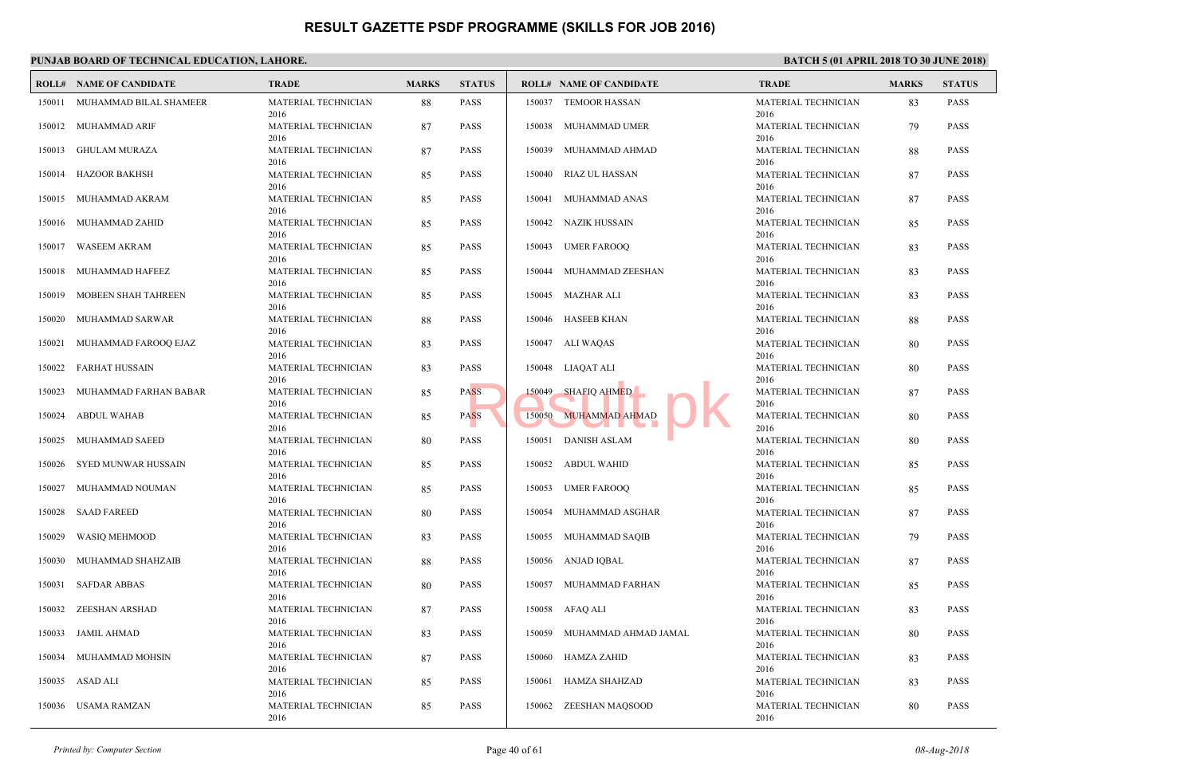# RESULT GAZETTE PSDF PROGRAMME (SKILLS FOR JOB 2016)

**PUNJAB BOARD OF TECHNICAL EDUCATION, LAHORE.**

**BATCH 5 (01 APRIL 2018 TO 30 JUNE 2018)**

| ROLL# | NAME OF CANDIDATE | TRADE | MARKS | STATUS |
|---|---|---|---|---|
| 150011 | MUHAMMAD BILAL SHAMEER | MATERIAL TECHNICIAN 2016 | 88 | PASS |
| 150012 | MUHAMMAD ARIF | MATERIAL TECHNICIAN 2016 | 87 | PASS |
| 150013 | GHULAM MURAZA | MATERIAL TECHNICIAN 2016 | 87 | PASS |
| 150014 | HAZOOR BAKHSH | MATERIAL TECHNICIAN 2016 | 85 | PASS |
| 150015 | MUHAMMAD AKRAM | MATERIAL TECHNICIAN 2016 | 85 | PASS |
| 150016 | MUHAMMAD ZAHID | MATERIAL TECHNICIAN 2016 | 85 | PASS |
| 150017 | WASEEM AKRAM | MATERIAL TECHNICIAN 2016 | 85 | PASS |
| 150018 | MUHAMMAD HAFEEZ | MATERIAL TECHNICIAN 2016 | 85 | PASS |
| 150019 | MOBEEN SHAH TAHREEN | MATERIAL TECHNICIAN 2016 | 85 | PASS |
| 150020 | MUHAMMAD SARWAR | MATERIAL TECHNICIAN 2016 | 88 | PASS |
| 150021 | MUHAMMAD FAROOQ EJAZ | MATERIAL TECHNICIAN 2016 | 83 | PASS |
| 150022 | FARHAT HUSSAIN | MATERIAL TECHNICIAN 2016 | 83 | PASS |
| 150023 | MUHAMMAD FARHAN BABAR | MATERIAL TECHNICIAN 2016 | 85 | PASS |
| 150024 | ABDUL WAHAB | MATERIAL TECHNICIAN 2016 | 85 | PASS |
| 150025 | MUHAMMAD SAEED | MATERIAL TECHNICIAN 2016 | 80 | PASS |
| 150026 | SYED MUNWAR HUSSAIN | MATERIAL TECHNICIAN 2016 | 85 | PASS |
| 150027 | MUHAMMAD NOUMAN | MATERIAL TECHNICIAN 2016 | 85 | PASS |
| 150028 | SAAD FAREED | MATERIAL TECHNICIAN 2016 | 80 | PASS |
| 150029 | WASIQ MEHMOOD | MATERIAL TECHNICIAN 2016 | 83 | PASS |
| 150030 | MUHAMMAD SHAHZAIB | MATERIAL TECHNICIAN 2016 | 88 | PASS |
| 150031 | SAFDAR ABBAS | MATERIAL TECHNICIAN 2016 | 80 | PASS |
| 150032 | ZEESHAN ARSHAD | MATERIAL TECHNICIAN 2016 | 87 | PASS |
| 150033 | JAMIL AHMAD | MATERIAL TECHNICIAN 2016 | 83 | PASS |
| 150034 | MUHAMMAD MOHSIN | MATERIAL TECHNICIAN 2016 | 87 | PASS |
| 150035 | ASAD ALI | MATERIAL TECHNICIAN 2016 | 85 | PASS |
| 150036 | USAMA RAMZAN | MATERIAL TECHNICIAN 2016 | 85 | PASS |
| 150037 | TEMOOR HASSAN | MATERIAL TECHNICIAN 2016 | 83 | PASS |
| 150038 | MUHAMMAD UMER | MATERIAL TECHNICIAN 2016 | 79 | PASS |
| 150039 | MUHAMMAD AHMAD | MATERIAL TECHNICIAN 2016 | 88 | PASS |
| 150040 | RIAZ UL HASSAN | MATERIAL TECHNICIAN 2016 | 87 | PASS |
| 150041 | MUHAMMAD ANAS | MATERIAL TECHNICIAN 2016 | 87 | PASS |
| 150042 | NAZIK HUSSAIN | MATERIAL TECHNICIAN 2016 | 85 | PASS |
| 150043 | UMER FAROOQ | MATERIAL TECHNICIAN 2016 | 83 | PASS |
| 150044 | MUHAMMAD ZEESHAN | MATERIAL TECHNICIAN 2016 | 83 | PASS |
| 150045 | MAZHAR ALI | MATERIAL TECHNICIAN 2016 | 83 | PASS |
| 150046 | HASEEB KHAN | MATERIAL TECHNICIAN 2016 | 88 | PASS |
| 150047 | ALI WAQAS | MATERIAL TECHNICIAN 2016 | 80 | PASS |
| 150048 | LIAQAT ALI | MATERIAL TECHNICIAN 2016 | 80 | PASS |
| 150049 | SHAFIQ AHMED | MATERIAL TECHNICIAN 2016 | 87 | PASS |
| 150050 | MUHAMMAD AHMAD | MATERIAL TECHNICIAN 2016 | 80 | PASS |
| 150051 | DANISH ASLAM | MATERIAL TECHNICIAN 2016 | 80 | PASS |
| 150052 | ABDUL WAHID | MATERIAL TECHNICIAN 2016 | 85 | PASS |
| 150053 | UMER FAROOQ | MATERIAL TECHNICIAN 2016 | 85 | PASS |
| 150054 | MUHAMMAD ASGHAR | MATERIAL TECHNICIAN 2016 | 87 | PASS |
| 150055 | MUHAMMAD SAQIB | MATERIAL TECHNICIAN 2016 | 79 | PASS |
| 150056 | ANJAD IQBAL | MATERIAL TECHNICIAN 2016 | 87 | PASS |
| 150057 | MUHAMMAD FARHAN | MATERIAL TECHNICIAN 2016 | 85 | PASS |
| 150058 | AFAQ ALI | MATERIAL TECHNICIAN 2016 | 83 | PASS |
| 150059 | MUHAMMAD AHMAD JAMAL | MATERIAL TECHNICIAN 2016 | 80 | PASS |
| 150060 | HAMZA ZAHID | MATERIAL TECHNICIAN 2016 | 83 | PASS |
| 150061 | HAMZA SHAHZAD | MATERIAL TECHNICIAN 2016 | 83 | PASS |
| 150062 | ZEESHAN MAQSOOD | MATERIAL TECHNICIAN 2016 | 80 | PASS |

*Printed by: Computer Section*

*08-Aug-2018*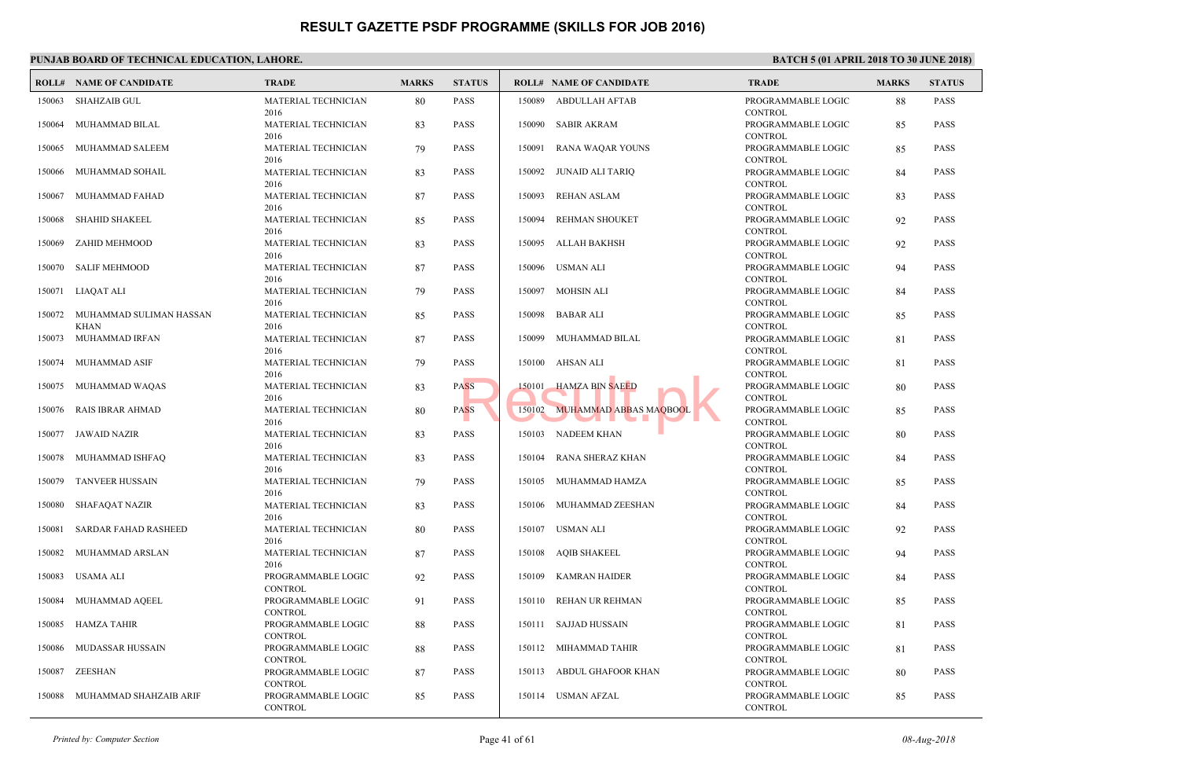# RESULT GAZETTE PSDF PROGRAMME (SKILLS FOR JOB 2016)

**PUNJAB BOARD OF TECHNICAL EDUCATION, LAHORE.**

**BATCH 5 (01 APRIL 2018 TO 30 JUNE 2018)**

| ROLL# | NAME OF CANDIDATE | TRADE | MARKS | STATUS |
|---|---|---|---|---|
| 150063 | SHAHZAIB GUL | MATERIAL TECHNICIAN 2016 | 80 | PASS |
| 150064 | MUHAMMAD BILAL | MATERIAL TECHNICIAN 2016 | 83 | PASS |
| 150065 | MUHAMMAD SALEEM | MATERIAL TECHNICIAN 2016 | 79 | PASS |
| 150066 | MUHAMMAD SOHAIL | MATERIAL TECHNICIAN 2016 | 83 | PASS |
| 150067 | MUHAMMAD FAHAD | MATERIAL TECHNICIAN 2016 | 87 | PASS |
| 150068 | SHAHID SHAKEEL | MATERIAL TECHNICIAN 2016 | 85 | PASS |
| 150069 | ZAHID MEHMOOD | MATERIAL TECHNICIAN 2016 | 83 | PASS |
| 150070 | SALIF MEHMOOD | MATERIAL TECHNICIAN 2016 | 87 | PASS |
| 150071 | LIAQAT ALI | MATERIAL TECHNICIAN 2016 | 79 | PASS |
| 150072 | MUHAMMAD SULIMAN HASSAN KHAN | MATERIAL TECHNICIAN 2016 | 85 | PASS |
| 150073 | MUHAMMAD IRFAN | MATERIAL TECHNICIAN 2016 | 87 | PASS |
| 150074 | MUHAMMAD ASIF | MATERIAL TECHNICIAN 2016 | 79 | PASS |
| 150075 | MUHAMMAD WAQAS | MATERIAL TECHNICIAN 2016 | 83 | PASS |
| 150076 | RAIS IBRAR AHMAD | MATERIAL TECHNICIAN 2016 | 80 | PASS |
| 150077 | JAWAID NAZIR | MATERIAL TECHNICIAN 2016 | 83 | PASS |
| 150078 | MUHAMMAD ISHFAQ | MATERIAL TECHNICIAN 2016 | 83 | PASS |
| 150079 | TANVEER HUSSAIN | MATERIAL TECHNICIAN 2016 | 79 | PASS |
| 150080 | SHAFAQAT NAZIR | MATERIAL TECHNICIAN 2016 | 83 | PASS |
| 150081 | SARDAR FAHAD RASHEED | MATERIAL TECHNICIAN 2016 | 80 | PASS |
| 150082 | MUHAMMAD ARSLAN | MATERIAL TECHNICIAN 2016 | 87 | PASS |
| 150083 | USAMA ALI | PROGRAMMABLE LOGIC CONTROL | 92 | PASS |
| 150084 | MUHAMMAD AQEEL | PROGRAMMABLE LOGIC CONTROL | 91 | PASS |
| 150085 | HAMZA TAHIR | PROGRAMMABLE LOGIC CONTROL | 88 | PASS |
| 150086 | MUDASSAR HUSSAIN | PROGRAMMABLE LOGIC CONTROL | 88 | PASS |
| 150087 | ZEESHAN | PROGRAMMABLE LOGIC CONTROL | 87 | PASS |
| 150088 | MUHAMMAD SHAHZAIB ARIF | PROGRAMMABLE LOGIC CONTROL | 85 | PASS |
| 150089 | ABDULLAH AFTAB | PROGRAMMABLE LOGIC CONTROL | 88 | PASS |
| 150090 | SABIR AKRAM | PROGRAMMABLE LOGIC CONTROL | 85 | PASS |
| 150091 | RANA WAQAR YOUNS | PROGRAMMABLE LOGIC CONTROL | 85 | PASS |
| 150092 | JUNAID ALI TARIQ | PROGRAMMABLE LOGIC CONTROL | 84 | PASS |
| 150093 | REHAN ASLAM | PROGRAMMABLE LOGIC CONTROL | 83 | PASS |
| 150094 | REHMAN SHOUKET | PROGRAMMABLE LOGIC CONTROL | 92 | PASS |
| 150095 | ALLAH BAKHSH | PROGRAMMABLE LOGIC CONTROL | 92 | PASS |
| 150096 | USMAN ALI | PROGRAMMABLE LOGIC CONTROL | 94 | PASS |
| 150097 | MOHSIN ALI | PROGRAMMABLE LOGIC CONTROL | 84 | PASS |
| 150098 | BABAR ALI | PROGRAMMABLE LOGIC CONTROL | 85 | PASS |
| 150099 | MUHAMMAD BILAL | PROGRAMMABLE LOGIC CONTROL | 81 | PASS |
| 150100 | AHSAN ALI | PROGRAMMABLE LOGIC CONTROL | 81 | PASS |
| 150101 | HAMZA BIN SAEED | PROGRAMMABLE LOGIC CONTROL | 80 | PASS |
| 150102 | MUHAMMAD ABBAS MAQBOOL | PROGRAMMABLE LOGIC CONTROL | 85 | PASS |
| 150103 | NADEEM KHAN | PROGRAMMABLE LOGIC CONTROL | 80 | PASS |
| 150104 | RANA SHERAZ KHAN | PROGRAMMABLE LOGIC CONTROL | 84 | PASS |
| 150105 | MUHAMMAD HAMZA | PROGRAMMABLE LOGIC CONTROL | 85 | PASS |
| 150106 | MUHAMMAD ZEESHAN | PROGRAMMABLE LOGIC CONTROL | 84 | PASS |
| 150107 | USMAN ALI | PROGRAMMABLE LOGIC CONTROL | 92 | PASS |
| 150108 | AQIB SHAKEEL | PROGRAMMABLE LOGIC CONTROL | 94 | PASS |
| 150109 | KAMRAN HAIDER | PROGRAMMABLE LOGIC CONTROL | 84 | PASS |
| 150110 | REHAN UR REHMAN | PROGRAMMABLE LOGIC CONTROL | 85 | PASS |
| 150111 | SAJJAD HUSSAIN | PROGRAMMABLE LOGIC CONTROL | 81 | PASS |
| 150112 | MIHAMMAD TAHIR | PROGRAMMABLE LOGIC CONTROL | 81 | PASS |
| 150113 | ABDUL GHAFOOR KHAN | PROGRAMMABLE LOGIC CONTROL | 80 | PASS |
| 150114 | USMAN AFZAL | PROGRAMMABLE LOGIC CONTROL | 85 | PASS |

*Printed by: Computer Section*

*08-Aug-2018*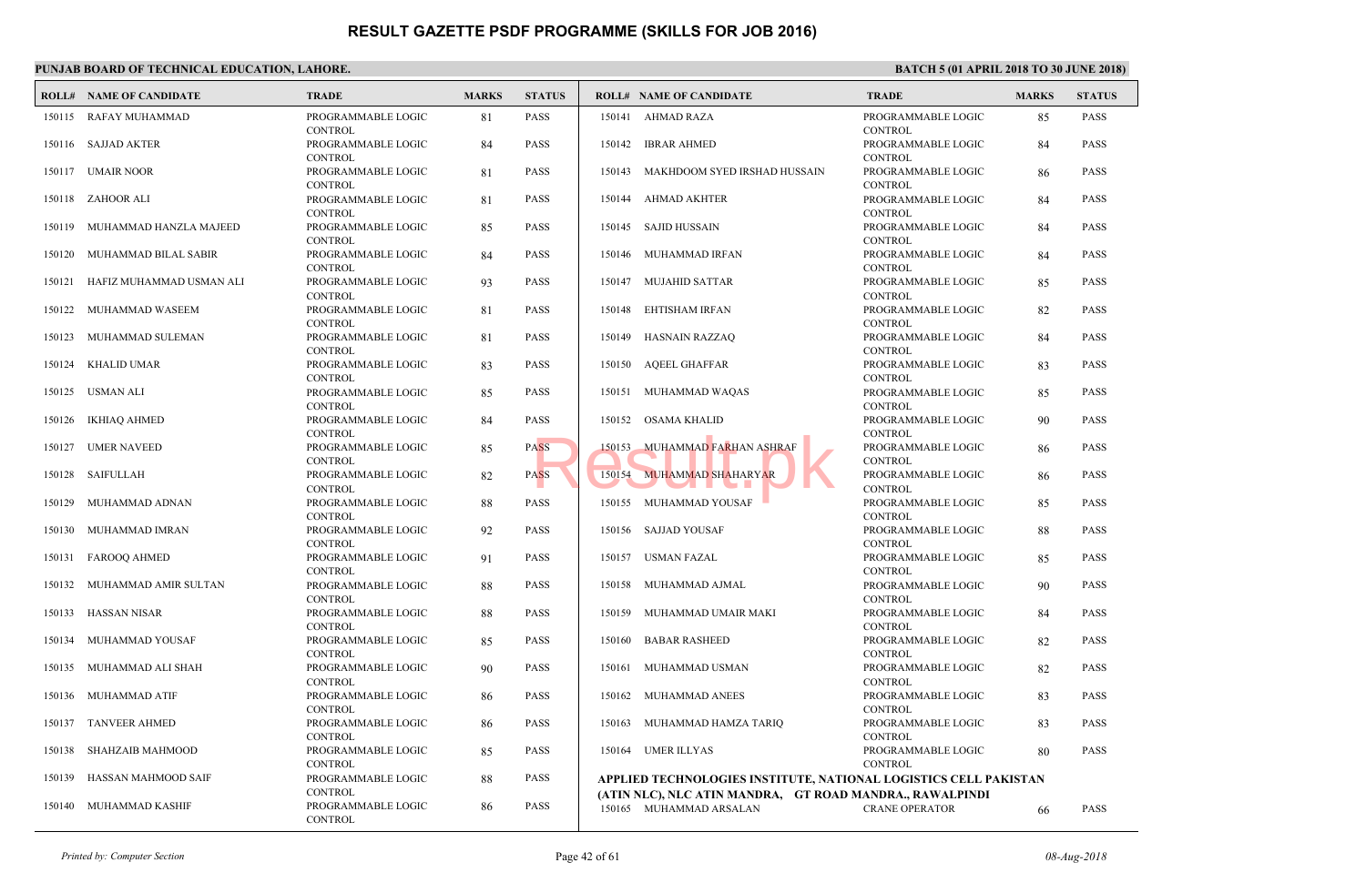# RESULT GAZETTE PSDF PROGRAMME (SKILLS FOR JOB 2016)

**PUNJAB BOARD OF TECHNICAL EDUCATION, LAHORE.**

**BATCH 5 (01 APRIL 2018 TO 30 JUNE 2018)**

| ROLL# | NAME OF CANDIDATE | TRADE | MARKS | STATUS |
|---|---|---|---|---|
| 150115 | RAFAY MUHAMMAD | PROGRAMMABLE LOGIC CONTROL | 81 | PASS |
| 150116 | SAJJAD AKTER | PROGRAMMABLE LOGIC CONTROL | 84 | PASS |
| 150117 | UMAIR NOOR | PROGRAMMABLE LOGIC CONTROL | 81 | PASS |
| 150118 | ZAHOOR ALI | PROGRAMMABLE LOGIC CONTROL | 81 | PASS |
| 150119 | MUHAMMAD HANZLA MAJEED | PROGRAMMABLE LOGIC CONTROL | 85 | PASS |
| 150120 | MUHAMMAD BILAL SABIR | PROGRAMMABLE LOGIC CONTROL | 84 | PASS |
| 150121 | HAFIZ MUHAMMAD USMAN ALI | PROGRAMMABLE LOGIC CONTROL | 93 | PASS |
| 150122 | MUHAMMAD WASEEM | PROGRAMMABLE LOGIC CONTROL | 81 | PASS |
| 150123 | MUHAMMAD SULEMAN | PROGRAMMABLE LOGIC CONTROL | 81 | PASS |
| 150124 | KHALID UMAR | PROGRAMMABLE LOGIC CONTROL | 83 | PASS |
| 150125 | USMAN ALI | PROGRAMMABLE LOGIC CONTROL | 85 | PASS |
| 150126 | IKHIAQ AHMED | PROGRAMMABLE LOGIC CONTROL | 84 | PASS |
| 150127 | UMER NAVEED | PROGRAMMABLE LOGIC CONTROL | 85 | PASS |
| 150128 | SAIFULLAH | PROGRAMMABLE LOGIC CONTROL | 82 | PASS |
| 150129 | MUHAMMAD ADNAN | PROGRAMMABLE LOGIC CONTROL | 88 | PASS |
| 150130 | MUHAMMAD IMRAN | PROGRAMMABLE LOGIC CONTROL | 92 | PASS |
| 150131 | FAROOQ AHMED | PROGRAMMABLE LOGIC CONTROL | 91 | PASS |
| 150132 | MUHAMMAD AMIR SULTAN | PROGRAMMABLE LOGIC CONTROL | 88 | PASS |
| 150133 | HASSAN NISAR | PROGRAMMABLE LOGIC CONTROL | 88 | PASS |
| 150134 | MUHAMMAD YOUSAF | PROGRAMMABLE LOGIC CONTROL | 85 | PASS |
| 150135 | MUHAMMAD ALI SHAH | PROGRAMMABLE LOGIC CONTROL | 90 | PASS |
| 150136 | MUHAMMAD ATIF | PROGRAMMABLE LOGIC CONTROL | 86 | PASS |
| 150137 | TANVEER AHMED | PROGRAMMABLE LOGIC CONTROL | 86 | PASS |
| 150138 | SHAHZAIB MAHMOOD | PROGRAMMABLE LOGIC CONTROL | 85 | PASS |
| 150139 | HASSAN MAHMOOD SAIF | PROGRAMMABLE LOGIC CONTROL | 88 | PASS |
| 150140 | MUHAMMAD KASHIF | PROGRAMMABLE LOGIC CONTROL | 86 | PASS |
| 150141 | AHMAD RAZA | PROGRAMMABLE LOGIC CONTROL | 85 | PASS |
| 150142 | IBRAR AHMED | PROGRAMMABLE LOGIC CONTROL | 84 | PASS |
| 150143 | MAKHDOOM SYED IRSHAD HUSSAIN | PROGRAMMABLE LOGIC CONTROL | 86 | PASS |
| 150144 | AHMAD AKHTER | PROGRAMMABLE LOGIC CONTROL | 84 | PASS |
| 150145 | SAJID HUSSAIN | PROGRAMMABLE LOGIC CONTROL | 84 | PASS |
| 150146 | MUHAMMAD IRFAN | PROGRAMMABLE LOGIC CONTROL | 84 | PASS |
| 150147 | MUJAHID SATTAR | PROGRAMMABLE LOGIC CONTROL | 85 | PASS |
| 150148 | EHTISHAM IRFAN | PROGRAMMABLE LOGIC CONTROL | 82 | PASS |
| 150149 | HASNAIN RAZZAQ | PROGRAMMABLE LOGIC CONTROL | 84 | PASS |
| 150150 | AQEEL GHAFFAR | PROGRAMMABLE LOGIC CONTROL | 83 | PASS |
| 150151 | MUHAMMAD WAQAS | PROGRAMMABLE LOGIC CONTROL | 85 | PASS |
| 150152 | OSAMA KHALID | PROGRAMMABLE LOGIC CONTROL | 90 | PASS |
| 150153 | MUHAMMAD FARHAN ASHRAF | PROGRAMMABLE LOGIC CONTROL | 86 | PASS |
| 150154 | MUHAMMAD SHAHARYAR | PROGRAMMABLE LOGIC CONTROL | 86 | PASS |
| 150155 | MUHAMMAD YOUSAF | PROGRAMMABLE LOGIC CONTROL | 85 | PASS |
| 150156 | SAJJAD YOUSAF | PROGRAMMABLE LOGIC CONTROL | 88 | PASS |
| 150157 | USMAN FAZAL | PROGRAMMABLE LOGIC CONTROL | 85 | PASS |
| 150158 | MUHAMMAD AJMAL | PROGRAMMABLE LOGIC CONTROL | 90 | PASS |
| 150159 | MUHAMMAD UMAIR MAKI | PROGRAMMABLE LOGIC CONTROL | 84 | PASS |
| 150160 | BABAR RASHEED | PROGRAMMABLE LOGIC CONTROL | 82 | PASS |
| 150161 | MUHAMMAD USMAN | PROGRAMMABLE LOGIC CONTROL | 82 | PASS |
| 150162 | MUHAMMAD ANEES | PROGRAMMABLE LOGIC CONTROL | 83 | PASS |
| 150163 | MUHAMMAD HAMZA TARIQ | PROGRAMMABLE LOGIC CONTROL | 83 | PASS |
| 150164 | UMER ILLYAS | PROGRAMMABLE LOGIC CONTROL | 80 | PASS |

**APPLIED TECHNOLOGIES INSTITUTE, NATIONAL LOGISTICS CELL PAKISTAN (ATIN NLC), NLC ATIN MANDRA, GT ROAD MANDRA., RAWALPINDI**

| ROLL# | NAME OF CANDIDATE | TRADE | MARKS | STATUS |
|---|---|---|---|---|
| 150165 | MUHAMMAD ARSALAN | CRANE OPERATOR | 66 | PASS |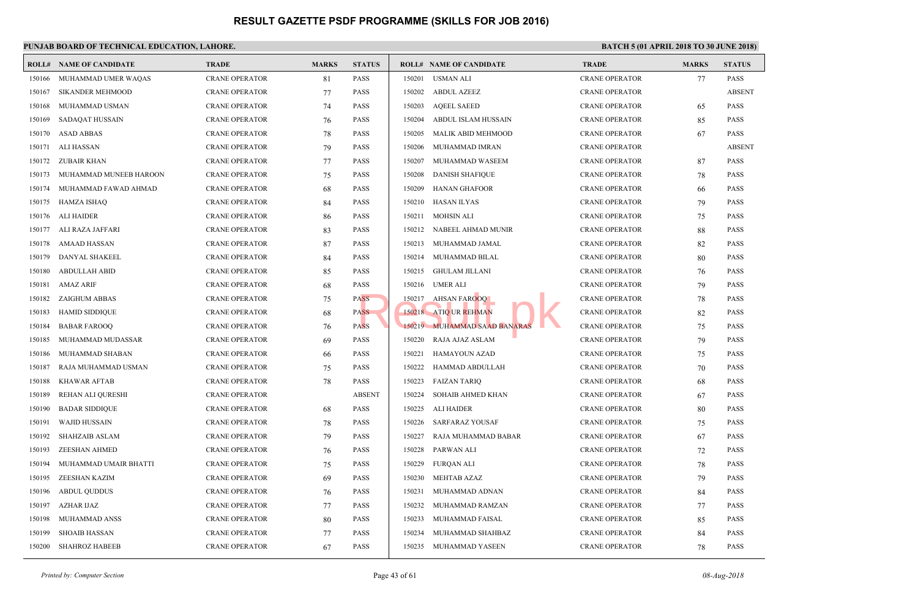# RESULT GAZETTE PSDF PROGRAMME (SKILLS FOR JOB 2016)

**PUNJAB BOARD OF TECHNICAL EDUCATION, LAHORE.**

**BATCH 5 (01 APRIL 2018 TO 30 JUNE 2018)**

| ROLL# | NAME OF CANDIDATE | TRADE | MARKS | STATUS |
|---|---|---|---|---|
| 150166 | MUHAMMAD UMER WAQAS | CRANE OPERATOR | 81 | PASS |
| 150167 | SIKANDER MEHMOOD | CRANE OPERATOR | 77 | PASS |
| 150168 | MUHAMMAD USMAN | CRANE OPERATOR | 74 | PASS |
| 150169 | SADAQAT HUSSAIN | CRANE OPERATOR | 76 | PASS |
| 150170 | ASAD ABBAS | CRANE OPERATOR | 78 | PASS |
| 150171 | ALI HASSAN | CRANE OPERATOR | 79 | PASS |
| 150172 | ZUBAIR KHAN | CRANE OPERATOR | 77 | PASS |
| 150173 | MUHAMMAD MUNEEB HAROON | CRANE OPERATOR | 75 | PASS |
| 150174 | MUHAMMAD FAWAD AHMAD | CRANE OPERATOR | 68 | PASS |
| 150175 | HAMZA ISHAQ | CRANE OPERATOR | 84 | PASS |
| 150176 | ALI HAIDER | CRANE OPERATOR | 86 | PASS |
| 150177 | ALI RAZA JAFFARI | CRANE OPERATOR | 83 | PASS |
| 150178 | AMAAD HASSAN | CRANE OPERATOR | 87 | PASS |
| 150179 | DANYAL SHAKEEL | CRANE OPERATOR | 84 | PASS |
| 150180 | ABDULLAH ABID | CRANE OPERATOR | 85 | PASS |
| 150181 | AMAZ ARIF | CRANE OPERATOR | 68 | PASS |
| 150182 | ZAIGHUM ABBAS | CRANE OPERATOR | 75 | PASS |
| 150183 | HAMID SIDDIQUE | CRANE OPERATOR | 68 | PASS |
| 150184 | BABAR FAROOQ | CRANE OPERATOR | 76 | PASS |
| 150185 | MUHAMMAD MUDASSAR | CRANE OPERATOR | 69 | PASS |
| 150186 | MUHAMMAD SHABAN | CRANE OPERATOR | 66 | PASS |
| 150187 | RAJA MUHAMMAD USMAN | CRANE OPERATOR | 75 | PASS |
| 150188 | KHAWAR AFTAB | CRANE OPERATOR | 78 | PASS |
| 150189 | REHAN ALI QURESHI | CRANE OPERATOR | | ABSENT |
| 150190 | BADAR SIDDIQUE | CRANE OPERATOR | 68 | PASS |
| 150191 | WAJID HUSSAIN | CRANE OPERATOR | 78 | PASS |
| 150192 | SHAHZAIB ASLAM | CRANE OPERATOR | 79 | PASS |
| 150193 | ZEESHAN AHMED | CRANE OPERATOR | 76 | PASS |
| 150194 | MUHAMMAD UMAIR BHATTI | CRANE OPERATOR | 75 | PASS |
| 150195 | ZEESHAN KAZIM | CRANE OPERATOR | 69 | PASS |
| 150196 | ABDUL QUDDUS | CRANE OPERATOR | 76 | PASS |
| 150197 | AZHAR IJAZ | CRANE OPERATOR | 77 | PASS |
| 150198 | MUHAMMAD ANSS | CRANE OPERATOR | 80 | PASS |
| 150199 | SHOAIB HASSAN | CRANE OPERATOR | 77 | PASS |
| 150200 | SHAHROZ HABEEB | CRANE OPERATOR | 67 | PASS |
| 150201 | USMAN ALI | CRANE OPERATOR | 77 | PASS |
| 150202 | ABDUL AZEEZ | CRANE OPERATOR | | ABSENT |
| 150203 | AQEEL SAEED | CRANE OPERATOR | 65 | PASS |
| 150204 | ABDUL ISLAM HUSSAIN | CRANE OPERATOR | 85 | PASS |
| 150205 | MALIK ABID MEHMOOD | CRANE OPERATOR | 67 | PASS |
| 150206 | MUHAMMAD IMRAN | CRANE OPERATOR | | ABSENT |
| 150207 | MUHAMMAD WASEEM | CRANE OPERATOR | 87 | PASS |
| 150208 | DANISH SHAFIQUE | CRANE OPERATOR | 78 | PASS |
| 150209 | HANAN GHAFOOR | CRANE OPERATOR | 66 | PASS |
| 150210 | HASAN ILYAS | CRANE OPERATOR | 79 | PASS |
| 150211 | MOHSIN ALI | CRANE OPERATOR | 75 | PASS |
| 150212 | NABEEL AHMAD MUNIR | CRANE OPERATOR | 88 | PASS |
| 150213 | MUHAMMAD JAMAL | CRANE OPERATOR | 82 | PASS |
| 150214 | MUHAMMAD BILAL | CRANE OPERATOR | 80 | PASS |
| 150215 | GHULAM JILLANI | CRANE OPERATOR | 76 | PASS |
| 150216 | UMER ALI | CRANE OPERATOR | 79 | PASS |
| 150217 | AHSAN FAROOQ | CRANE OPERATOR | 78 | PASS |
| 150218 | ATIQ UR REHMAN | CRANE OPERATOR | 82 | PASS |
| 150219 | MUHAMMAD SAAD BANARAS | CRANE OPERATOR | 75 | PASS |
| 150220 | RAJA AJAZ ASLAM | CRANE OPERATOR | 79 | PASS |
| 150221 | HAMAYOUN AZAD | CRANE OPERATOR | 75 | PASS |
| 150222 | HAMMAD ABDULLAH | CRANE OPERATOR | 70 | PASS |
| 150223 | FAIZAN TARIQ | CRANE OPERATOR | 68 | PASS |
| 150224 | SOHAIB AHMED KHAN | CRANE OPERATOR | 67 | PASS |
| 150225 | ALI HAIDER | CRANE OPERATOR | 80 | PASS |
| 150226 | SARFARAZ YOUSAF | CRANE OPERATOR | 75 | PASS |
| 150227 | RAJA MUHAMMAD BABAR | CRANE OPERATOR | 67 | PASS |
| 150228 | PARWAN ALI | CRANE OPERATOR | 72 | PASS |
| 150229 | FURQAN ALI | CRANE OPERATOR | 78 | PASS |
| 150230 | MEHTAB AZAZ | CRANE OPERATOR | 79 | PASS |
| 150231 | MUHAMMAD ADNAN | CRANE OPERATOR | 84 | PASS |
| 150232 | MUHAMMAD RAMZAN | CRANE OPERATOR | 77 | PASS |
| 150233 | MUHAMMAD FAISAL | CRANE OPERATOR | 85 | PASS |
| 150234 | MUHAMMAD SHAHBAZ | CRANE OPERATOR | 84 | PASS |
| 150235 | MUHAMMAD YASEEN | CRANE OPERATOR | 78 | PASS |

*Printed by: Computer Section* — *08-Aug-2018*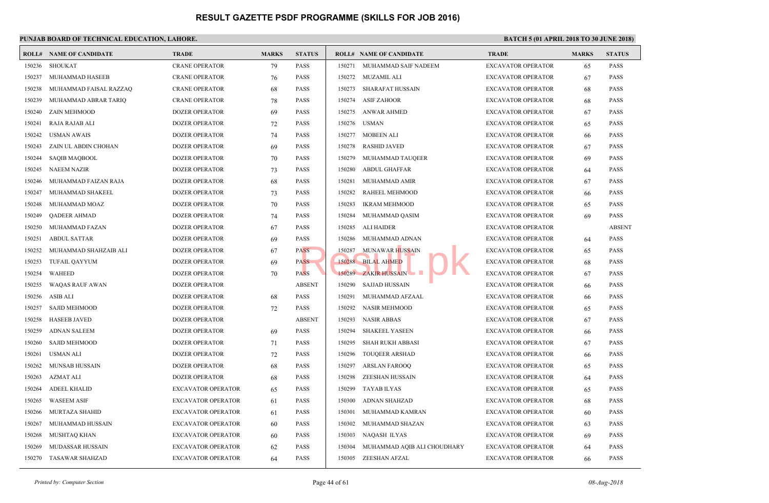# RESULT GAZETTE PSDF PROGRAMME (SKILLS FOR JOB 2016)

**PUNJAB BOARD OF TECHNICAL EDUCATION, LAHORE.**

**BATCH 5 (01 APRIL 2018 TO 30 JUNE 2018)**

| ROLL# | NAME OF CANDIDATE | TRADE | MARKS | STATUS |
|---|---|---|---|---|
| 150236 | SHOUKAT | CRANE OPERATOR | 79 | PASS |
| 150237 | MUHAMMAD HASEEB | CRANE OPERATOR | 76 | PASS |
| 150238 | MUHAMMAD FAISAL RAZZAQ | CRANE OPERATOR | 68 | PASS |
| 150239 | MUHAMMAD ABRAR TARIQ | CRANE OPERATOR | 78 | PASS |
| 150240 | ZAIN MEHMOOD | DOZER OPERATOR | 69 | PASS |
| 150241 | RAJA RAJAB ALI | DOZER OPERATOR | 72 | PASS |
| 150242 | USMAN AWAIS | DOZER OPERATOR | 74 | PASS |
| 150243 | ZAIN UL ABDIN CHOHAN | DOZER OPERATOR | 69 | PASS |
| 150244 | SAQIB MAQBOOL | DOZER OPERATOR | 70 | PASS |
| 150245 | NAEEM NAZIR | DOZER OPERATOR | 73 | PASS |
| 150246 | MUHAMMAD FAIZAN RAJA | DOZER OPERATOR | 68 | PASS |
| 150247 | MUHAMMAD SHAKEEL | DOZER OPERATOR | 73 | PASS |
| 150248 | MUHAMMAD MOAZ | DOZER OPERATOR | 70 | PASS |
| 150249 | QADEER AHMAD | DOZER OPERATOR | 74 | PASS |
| 150250 | MUHAMMAD FAZAN | DOZER OPERATOR | 67 | PASS |
| 150251 | ABDUL SATTAR | DOZER OPERATOR | 69 | PASS |
| 150252 | MUHAMMAD SHAHZAIB ALI | DOZER OPERATOR | 67 | PASS |
| 150253 | TUFAIL QAYYUM | DOZER OPERATOR | 69 | PASS |
| 150254 | WAHEED | DOZER OPERATOR | 70 | PASS |
| 150255 | WAQAS RAUF AWAN | DOZER OPERATOR | | ABSENT |
| 150256 | ASIB ALI | DOZER OPERATOR | 68 | PASS |
| 150257 | SAJID MEHMOOD | DOZER OPERATOR | 72 | PASS |
| 150258 | HASEEB JAVED | DOZER OPERATOR | | ABSENT |
| 150259 | ADNAN SALEEM | DOZER OPERATOR | 69 | PASS |
| 150260 | SAJID MEHMOOD | DOZER OPERATOR | 71 | PASS |
| 150261 | USMAN ALI | DOZER OPERATOR | 72 | PASS |
| 150262 | MUNSAB HUSSAIN | DOZER OPERATOR | 68 | PASS |
| 150263 | AZMAT ALI | DOZER OPERATOR | 68 | PASS |
| 150264 | ADEEL KHALID | EXCAVATOR OPERATOR | 65 | PASS |
| 150265 | WASEEM ASIF | EXCAVATOR OPERATOR | 61 | PASS |
| 150266 | MURTAZA SHAHID | EXCAVATOR OPERATOR | 61 | PASS |
| 150267 | MUHAMMAD HUSSAIN | EXCAVATOR OPERATOR | 60 | PASS |
| 150268 | MUSHTAQ KHAN | EXCAVATOR OPERATOR | 60 | PASS |
| 150269 | MUDASSAR HUSSAIN | EXCAVATOR OPERATOR | 62 | PASS |
| 150270 | TASAWAR SHAHZAD | EXCAVATOR OPERATOR | 64 | PASS |
| 150271 | MUHAMMAD SAIF NADEEM | EXCAVATOR OPERATOR | 65 | PASS |
| 150272 | MUZAMIL ALI | EXCAVATOR OPERATOR | 67 | PASS |
| 150273 | SHARAFAT HUSSAIN | EXCAVATOR OPERATOR | 68 | PASS |
| 150274 | ASIF ZAHOOR | EXCAVATOR OPERATOR | 68 | PASS |
| 150275 | ANWAR AHMED | EXCAVATOR OPERATOR | 67 | PASS |
| 150276 | USMAN | EXCAVATOR OPERATOR | 65 | PASS |
| 150277 | MOBEEN ALI | EXCAVATOR OPERATOR | 66 | PASS |
| 150278 | RASHID JAVED | EXCAVATOR OPERATOR | 67 | PASS |
| 150279 | MUHAMMAD TAUQEER | EXCAVATOR OPERATOR | 69 | PASS |
| 150280 | ABDUL GHAFFAR | EXCAVATOR OPERATOR | 64 | PASS |
| 150281 | MUHAMMAD AMIR | EXCAVATOR OPERATOR | 67 | PASS |
| 150282 | RAHEEL MEHMOOD | EXCAVATOR OPERATOR | 66 | PASS |
| 150283 | IKRAM MEHMOOD | EXCAVATOR OPERATOR | 65 | PASS |
| 150284 | MUHAMMAD QASIM | EXCAVATOR OPERATOR | 69 | PASS |
| 150285 | ALI HAIDER | EXCAVATOR OPERATOR | | ABSENT |
| 150286 | MUHAMMAD ADNAN | EXCAVATOR OPERATOR | 64 | PASS |
| 150287 | MUNAWAR HUSSAIN | EXCAVATOR OPERATOR | 65 | PASS |
| 150288 | BILAL AHMED | EXCAVATOR OPERATOR | 68 | PASS |
| 150289 | ZAKIR HUSSAIN | EXCAVATOR OPERATOR | 67 | PASS |
| 150290 | SAJJAD HUSSAIN | EXCAVATOR OPERATOR | 66 | PASS |
| 150291 | MUHAMMAD AFZAAL | EXCAVATOR OPERATOR | 66 | PASS |
| 150292 | NASIR MEHMOOD | EXCAVATOR OPERATOR | 65 | PASS |
| 150293 | NASIR ABBAS | EXCAVATOR OPERATOR | 67 | PASS |
| 150294 | SHAKEEL YASEEN | EXCAVATOR OPERATOR | 66 | PASS |
| 150295 | SHAH RUKH ABBASI | EXCAVATOR OPERATOR | 67 | PASS |
| 150296 | TOUQEER ARSHAD | EXCAVATOR OPERATOR | 66 | PASS |
| 150297 | ARSLAN FAROOQ | EXCAVATOR OPERATOR | 65 | PASS |
| 150298 | ZEESHAN HUSSAIN | EXCAVATOR OPERATOR | 64 | PASS |
| 150299 | TAYAB ILYAS | EXCAVATOR OPERATOR | 65 | PASS |
| 150300 | ADNAN SHAHZAD | EXCAVATOR OPERATOR | 68 | PASS |
| 150301 | MUHAMMAD KAMRAN | EXCAVATOR OPERATOR | 60 | PASS |
| 150302 | MUHAMMAD SHAZAN | EXCAVATOR OPERATOR | 63 | PASS |
| 150303 | NAQASH ILYAS | EXCAVATOR OPERATOR | 69 | PASS |
| 150304 | MUHAMMAD AQIB ALI CHOUDHARY | EXCAVATOR OPERATOR | 64 | PASS |
| 150305 | ZEESHAN AFZAL | EXCAVATOR OPERATOR | 66 | PASS |

*Printed by: Computer Section* | *08-Aug-2018*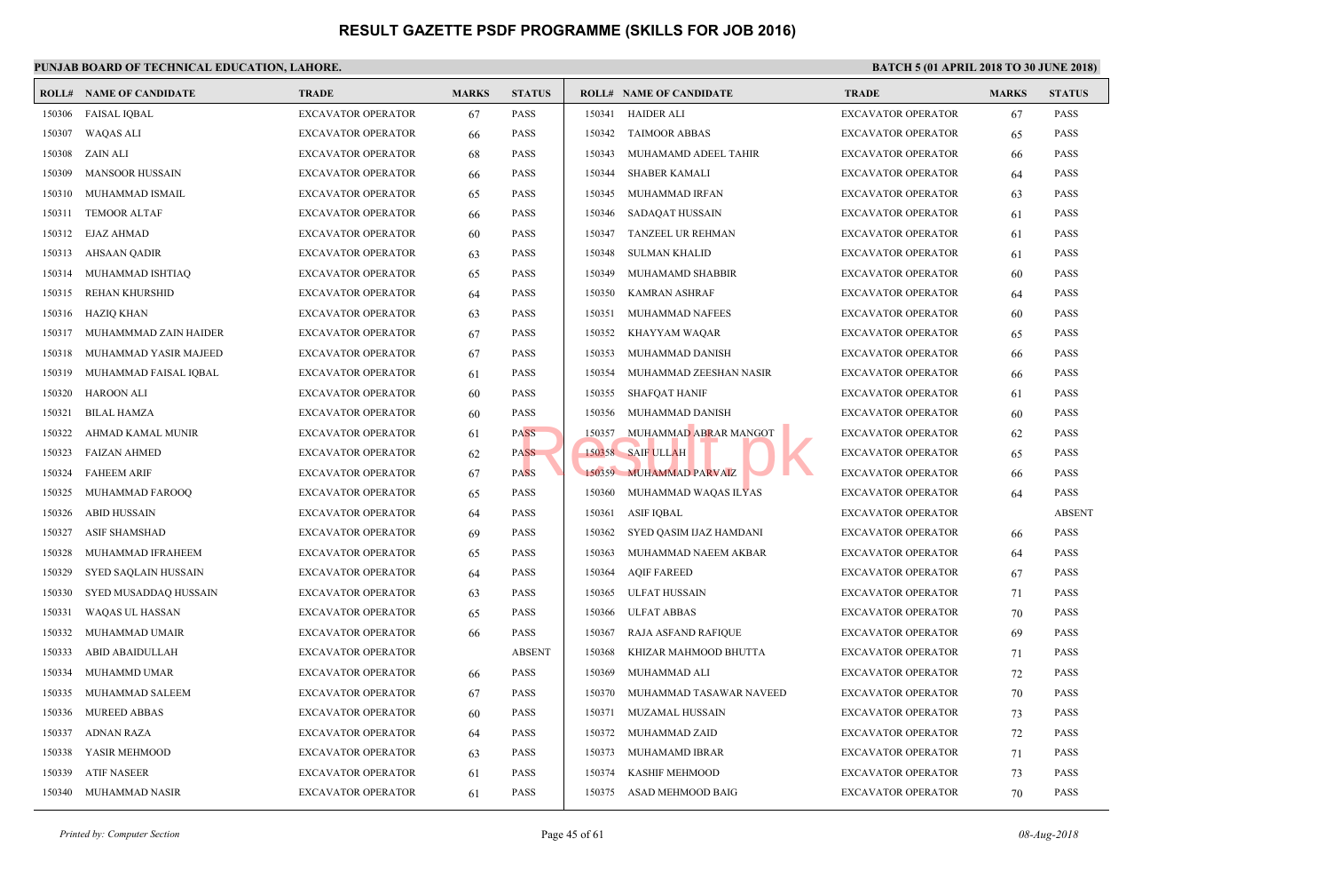# RESULT GAZETTE PSDF PROGRAMME (SKILLS FOR JOB 2016)

**PUNJAB BOARD OF TECHNICAL EDUCATION, LAHORE.**

**BATCH 5 (01 APRIL 2018 TO 30 JUNE 2018)**

| ROLL# | NAME OF CANDIDATE | TRADE | MARKS | STATUS |
|---|---|---|---|---|
| 150306 | FAISAL IQBAL | EXCAVATOR OPERATOR | 67 | PASS |
| 150307 | WAQAS ALI | EXCAVATOR OPERATOR | 66 | PASS |
| 150308 | ZAIN ALI | EXCAVATOR OPERATOR | 68 | PASS |
| 150309 | MANSOOR HUSSAIN | EXCAVATOR OPERATOR | 66 | PASS |
| 150310 | MUHAMMAD ISMAIL | EXCAVATOR OPERATOR | 65 | PASS |
| 150311 | TEMOOR ALTAF | EXCAVATOR OPERATOR | 66 | PASS |
| 150312 | EJAZ AHMAD | EXCAVATOR OPERATOR | 60 | PASS |
| 150313 | AHSAAN QADIR | EXCAVATOR OPERATOR | 63 | PASS |
| 150314 | MUHAMMAD ISHTIAQ | EXCAVATOR OPERATOR | 65 | PASS |
| 150315 | REHAN KHURSHID | EXCAVATOR OPERATOR | 64 | PASS |
| 150316 | HAZIQ KHAN | EXCAVATOR OPERATOR | 63 | PASS |
| 150317 | MUHAMMMAD ZAIN HAIDER | EXCAVATOR OPERATOR | 67 | PASS |
| 150318 | MUHAMMAD YASIR MAJEED | EXCAVATOR OPERATOR | 67 | PASS |
| 150319 | MUHAMMAD FAISAL IQBAL | EXCAVATOR OPERATOR | 61 | PASS |
| 150320 | HAROON ALI | EXCAVATOR OPERATOR | 60 | PASS |
| 150321 | BILAL HAMZA | EXCAVATOR OPERATOR | 60 | PASS |
| 150322 | AHMAD KAMAL MUNIR | EXCAVATOR OPERATOR | 61 | PASS |
| 150323 | FAIZAN AHMED | EXCAVATOR OPERATOR | 62 | PASS |
| 150324 | FAHEEM ARIF | EXCAVATOR OPERATOR | 67 | PASS |
| 150325 | MUHAMMAD FAROOQ | EXCAVATOR OPERATOR | 65 | PASS |
| 150326 | ABID HUSSAIN | EXCAVATOR OPERATOR | 64 | PASS |
| 150327 | ASIF SHAMSHAD | EXCAVATOR OPERATOR | 69 | PASS |
| 150328 | MUHAMMAD IFRAHEEM | EXCAVATOR OPERATOR | 65 | PASS |
| 150329 | SYED SAQLAIN HUSSAIN | EXCAVATOR OPERATOR | 64 | PASS |
| 150330 | SYED MUSADDAQ HUSSAIN | EXCAVATOR OPERATOR | 63 | PASS |
| 150331 | WAQAS UL HASSAN | EXCAVATOR OPERATOR | 65 | PASS |
| 150332 | MUHAMMAD UMAIR | EXCAVATOR OPERATOR | 66 | PASS |
| 150333 | ABID ABAIDULLAH | EXCAVATOR OPERATOR | | ABSENT |
| 150334 | MUHAMMD UMAR | EXCAVATOR OPERATOR | 66 | PASS |
| 150335 | MUHAMMAD SALEEM | EXCAVATOR OPERATOR | 67 | PASS |
| 150336 | MUREED ABBAS | EXCAVATOR OPERATOR | 60 | PASS |
| 150337 | ADNAN RAZA | EXCAVATOR OPERATOR | 64 | PASS |
| 150338 | YASIR MEHMOOD | EXCAVATOR OPERATOR | 63 | PASS |
| 150339 | ATIF NASEER | EXCAVATOR OPERATOR | 61 | PASS |
| 150340 | MUHAMMAD NASIR | EXCAVATOR OPERATOR | 61 | PASS |
| 150341 | HAIDER ALI | EXCAVATOR OPERATOR | 67 | PASS |
| 150342 | TAIMOOR ABBAS | EXCAVATOR OPERATOR | 65 | PASS |
| 150343 | MUHAMAMD ADEEL TAHIR | EXCAVATOR OPERATOR | 66 | PASS |
| 150344 | SHABER KAMALI | EXCAVATOR OPERATOR | 64 | PASS |
| 150345 | MUHAMMAD IRFAN | EXCAVATOR OPERATOR | 63 | PASS |
| 150346 | SADAQAT HUSSAIN | EXCAVATOR OPERATOR | 61 | PASS |
| 150347 | TANZEEL UR REHMAN | EXCAVATOR OPERATOR | 61 | PASS |
| 150348 | SULMAN KHALID | EXCAVATOR OPERATOR | 61 | PASS |
| 150349 | MUHAMAMD SHABBIR | EXCAVATOR OPERATOR | 60 | PASS |
| 150350 | KAMRAN ASHRAF | EXCAVATOR OPERATOR | 64 | PASS |
| 150351 | MUHAMMAD NAFEES | EXCAVATOR OPERATOR | 60 | PASS |
| 150352 | KHAYYAM WAQAR | EXCAVATOR OPERATOR | 65 | PASS |
| 150353 | MUHAMMAD DANISH | EXCAVATOR OPERATOR | 66 | PASS |
| 150354 | MUHAMMAD ZEESHAN NASIR | EXCAVATOR OPERATOR | 66 | PASS |
| 150355 | SHAFQAT HANIF | EXCAVATOR OPERATOR | 61 | PASS |
| 150356 | MUHAMMAD DANISH | EXCAVATOR OPERATOR | 60 | PASS |
| 150357 | MUHAMMAD ABRAR MANGOT | EXCAVATOR OPERATOR | 62 | PASS |
| 150358 | SAIF ULLAH | EXCAVATOR OPERATOR | 65 | PASS |
| 150359 | MUHAMMAD PARVAIZ | EXCAVATOR OPERATOR | 66 | PASS |
| 150360 | MUHAMMAD WAQAS ILYAS | EXCAVATOR OPERATOR | 64 | PASS |
| 150361 | ASIF IQBAL | EXCAVATOR OPERATOR | | ABSENT |
| 150362 | SYED QASIM IJAZ HAMDANI | EXCAVATOR OPERATOR | 66 | PASS |
| 150363 | MUHAMMAD NAEEM AKBAR | EXCAVATOR OPERATOR | 64 | PASS |
| 150364 | AQIF FAREED | EXCAVATOR OPERATOR | 67 | PASS |
| 150365 | ULFAT HUSSAIN | EXCAVATOR OPERATOR | 71 | PASS |
| 150366 | ULFAT ABBAS | EXCAVATOR OPERATOR | 70 | PASS |
| 150367 | RAJA ASFAND RAFIQUE | EXCAVATOR OPERATOR | 69 | PASS |
| 150368 | KHIZAR MAHMOOD BHUTTA | EXCAVATOR OPERATOR | 71 | PASS |
| 150369 | MUHAMMAD ALI | EXCAVATOR OPERATOR | 72 | PASS |
| 150370 | MUHAMMAD TASAWAR NAVEED | EXCAVATOR OPERATOR | 70 | PASS |
| 150371 | MUZAMAL HUSSAIN | EXCAVATOR OPERATOR | 73 | PASS |
| 150372 | MUHAMMAD ZAID | EXCAVATOR OPERATOR | 72 | PASS |
| 150373 | MUHAMAMD IBRAR | EXCAVATOR OPERATOR | 71 | PASS |
| 150374 | KASHIF MEHMOOD | EXCAVATOR OPERATOR | 73 | PASS |
| 150375 | ASAD MEHMOOD BAIG | EXCAVATOR OPERATOR | 70 | PASS |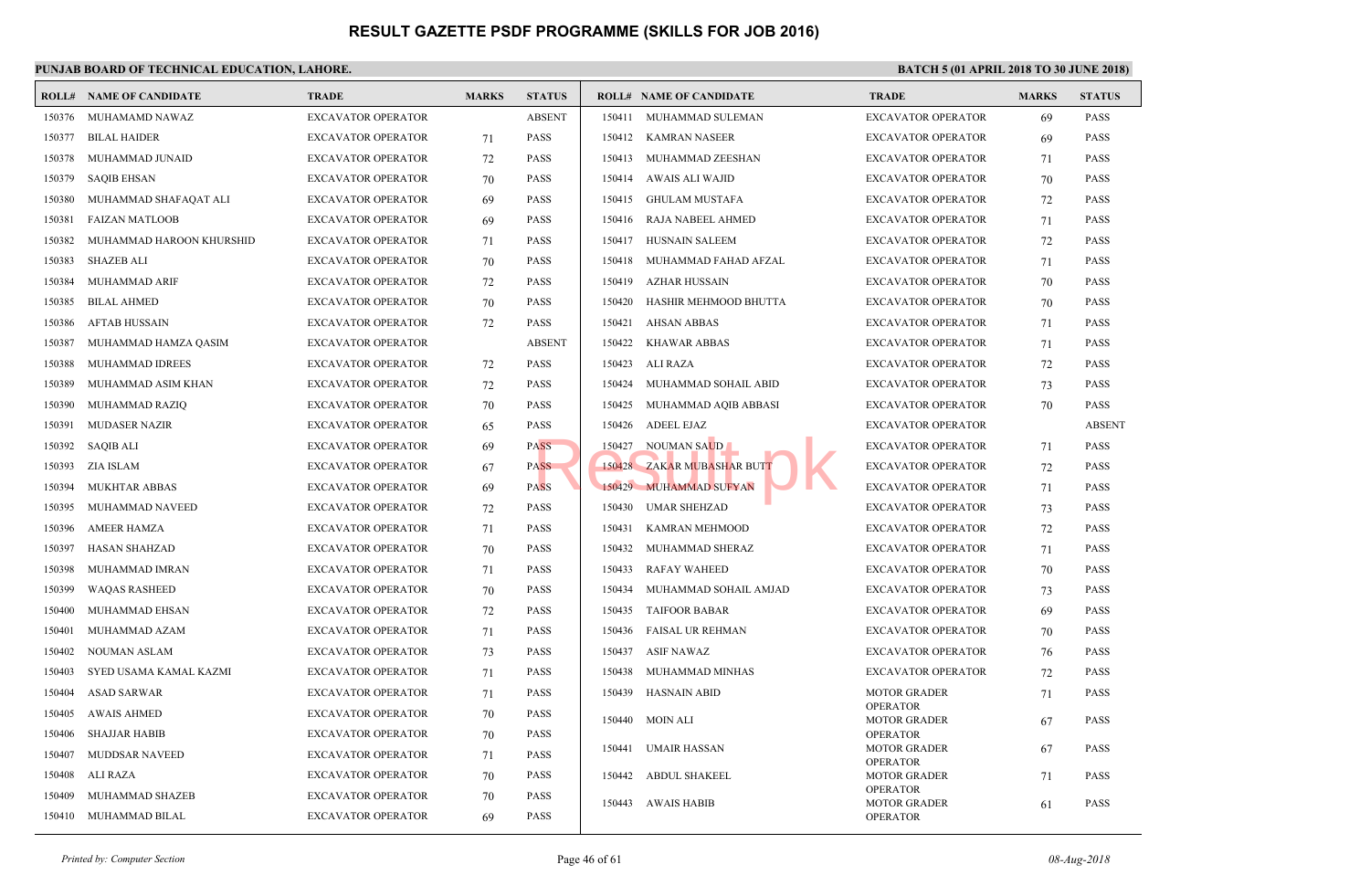# RESULT GAZETTE PSDF PROGRAMME (SKILLS FOR JOB 2016)

**PUNJAB BOARD OF TECHNICAL EDUCATION, LAHORE.**

**BATCH 5 (01 APRIL 2018 TO 30 JUNE 2018)**

| ROLL# | NAME OF CANDIDATE | TRADE | MARKS | STATUS |
|---|---|---|---|---|
| 150376 | MUHAMAMD NAWAZ | EXCAVATOR OPERATOR | | ABSENT |
| 150377 | BILAL HAIDER | EXCAVATOR OPERATOR | 71 | PASS |
| 150378 | MUHAMMAD JUNAID | EXCAVATOR OPERATOR | 72 | PASS |
| 150379 | SAQIB EHSAN | EXCAVATOR OPERATOR | 70 | PASS |
| 150380 | MUHAMMAD SHAFAQAT ALI | EXCAVATOR OPERATOR | 69 | PASS |
| 150381 | FAIZAN MATLOOB | EXCAVATOR OPERATOR | 69 | PASS |
| 150382 | MUHAMMAD HAROON KHURSHID | EXCAVATOR OPERATOR | 71 | PASS |
| 150383 | SHAZEB ALI | EXCAVATOR OPERATOR | 70 | PASS |
| 150384 | MUHAMMAD ARIF | EXCAVATOR OPERATOR | 72 | PASS |
| 150385 | BILAL AHMED | EXCAVATOR OPERATOR | 70 | PASS |
| 150386 | AFTAB HUSSAIN | EXCAVATOR OPERATOR | 72 | PASS |
| 150387 | MUHAMMAD HAMZA QASIM | EXCAVATOR OPERATOR | | ABSENT |
| 150388 | MUHAMMAD IDREES | EXCAVATOR OPERATOR | 72 | PASS |
| 150389 | MUHAMMAD ASIM KHAN | EXCAVATOR OPERATOR | 72 | PASS |
| 150390 | MUHAMMAD RAZIQ | EXCAVATOR OPERATOR | 70 | PASS |
| 150391 | MUDASER NAZIR | EXCAVATOR OPERATOR | 65 | PASS |
| 150392 | SAQIB ALI | EXCAVATOR OPERATOR | 69 | PASS |
| 150393 | ZIA ISLAM | EXCAVATOR OPERATOR | 67 | PASS |
| 150394 | MUKHTAR ABBAS | EXCAVATOR OPERATOR | 69 | PASS |
| 150395 | MUHAMMAD NAVEED | EXCAVATOR OPERATOR | 72 | PASS |
| 150396 | AMEER HAMZA | EXCAVATOR OPERATOR | 71 | PASS |
| 150397 | HASAN SHAHZAD | EXCAVATOR OPERATOR | 70 | PASS |
| 150398 | MUHAMMAD IMRAN | EXCAVATOR OPERATOR | 71 | PASS |
| 150399 | WAQAS RASHEED | EXCAVATOR OPERATOR | 70 | PASS |
| 150400 | MUHAMMAD EHSAN | EXCAVATOR OPERATOR | 72 | PASS |
| 150401 | MUHAMMAD AZAM | EXCAVATOR OPERATOR | 71 | PASS |
| 150402 | NOUMAN ASLAM | EXCAVATOR OPERATOR | 73 | PASS |
| 150403 | SYED USAMA KAMAL KAZMI | EXCAVATOR OPERATOR | 71 | PASS |
| 150404 | ASAD SARWAR | EXCAVATOR OPERATOR | 71 | PASS |
| 150405 | AWAIS AHMED | EXCAVATOR OPERATOR | 70 | PASS |
| 150406 | SHAJJAR HABIB | EXCAVATOR OPERATOR | 70 | PASS |
| 150407 | MUDDSAR NAVEED | EXCAVATOR OPERATOR | 71 | PASS |
| 150408 | ALI RAZA | EXCAVATOR OPERATOR | 70 | PASS |
| 150409 | MUHAMMAD SHAZEB | EXCAVATOR OPERATOR | 70 | PASS |
| 150410 | MUHAMMAD BILAL | EXCAVATOR OPERATOR | 69 | PASS |
| 150411 | MUHAMMAD SULEMAN | EXCAVATOR OPERATOR | 69 | PASS |
| 150412 | KAMRAN NASEER | EXCAVATOR OPERATOR | 69 | PASS |
| 150413 | MUHAMMAD ZEESHAN | EXCAVATOR OPERATOR | 71 | PASS |
| 150414 | AWAIS ALI WAJID | EXCAVATOR OPERATOR | 70 | PASS |
| 150415 | GHULAM MUSTAFA | EXCAVATOR OPERATOR | 72 | PASS |
| 150416 | RAJA NABEEL AHMED | EXCAVATOR OPERATOR | 71 | PASS |
| 150417 | HUSNAIN SALEEM | EXCAVATOR OPERATOR | 72 | PASS |
| 150418 | MUHAMMAD FAHAD AFZAL | EXCAVATOR OPERATOR | 71 | PASS |
| 150419 | AZHAR HUSSAIN | EXCAVATOR OPERATOR | 70 | PASS |
| 150420 | HASHIR MEHMOOD BHUTTA | EXCAVATOR OPERATOR | 70 | PASS |
| 150421 | AHSAN ABBAS | EXCAVATOR OPERATOR | 71 | PASS |
| 150422 | KHAWAR ABBAS | EXCAVATOR OPERATOR | 71 | PASS |
| 150423 | ALI RAZA | EXCAVATOR OPERATOR | 72 | PASS |
| 150424 | MUHAMMAD SOHAIL ABID | EXCAVATOR OPERATOR | 73 | PASS |
| 150425 | MUHAMMAD AQIB ABBASI | EXCAVATOR OPERATOR | 70 | PASS |
| 150426 | ADEEL EJAZ | EXCAVATOR OPERATOR | | ABSENT |
| 150427 | NOUMAN SAUD | EXCAVATOR OPERATOR | 71 | PASS |
| 150428 | ZAKAR MUBASHAR BUTT | EXCAVATOR OPERATOR | 72 | PASS |
| 150429 | MUHAMMAD SUFYAN | EXCAVATOR OPERATOR | 71 | PASS |
| 150430 | UMAR SHEHZAD | EXCAVATOR OPERATOR | 73 | PASS |
| 150431 | KAMRAN MEHMOOD | EXCAVATOR OPERATOR | 72 | PASS |
| 150432 | MUHAMMAD SHERAZ | EXCAVATOR OPERATOR | 71 | PASS |
| 150433 | RAFAY WAHEED | EXCAVATOR OPERATOR | 70 | PASS |
| 150434 | MUHAMMAD SOHAIL AMJAD | EXCAVATOR OPERATOR | 73 | PASS |
| 150435 | TAIFOOR BABAR | EXCAVATOR OPERATOR | 69 | PASS |
| 150436 | FAISAL UR REHMAN | EXCAVATOR OPERATOR | 70 | PASS |
| 150437 | ASIF NAWAZ | EXCAVATOR OPERATOR | 76 | PASS |
| 150438 | MUHAMMAD MINHAS | EXCAVATOR OPERATOR | 72 | PASS |
| 150439 | HASNAIN ABID | MOTOR GRADER OPERATOR | 71 | PASS |
| 150440 | MOIN ALI | MOTOR GRADER OPERATOR | 67 | PASS |
| 150441 | UMAIR HASSAN | MOTOR GRADER OPERATOR | 67 | PASS |
| 150442 | ABDUL SHAKEEL | MOTOR GRADER OPERATOR | 71 | PASS |
| 150443 | AWAIS HABIB | MOTOR GRADER OPERATOR | 61 | PASS |

*Printed by: Computer Section* — *08-Aug-2018*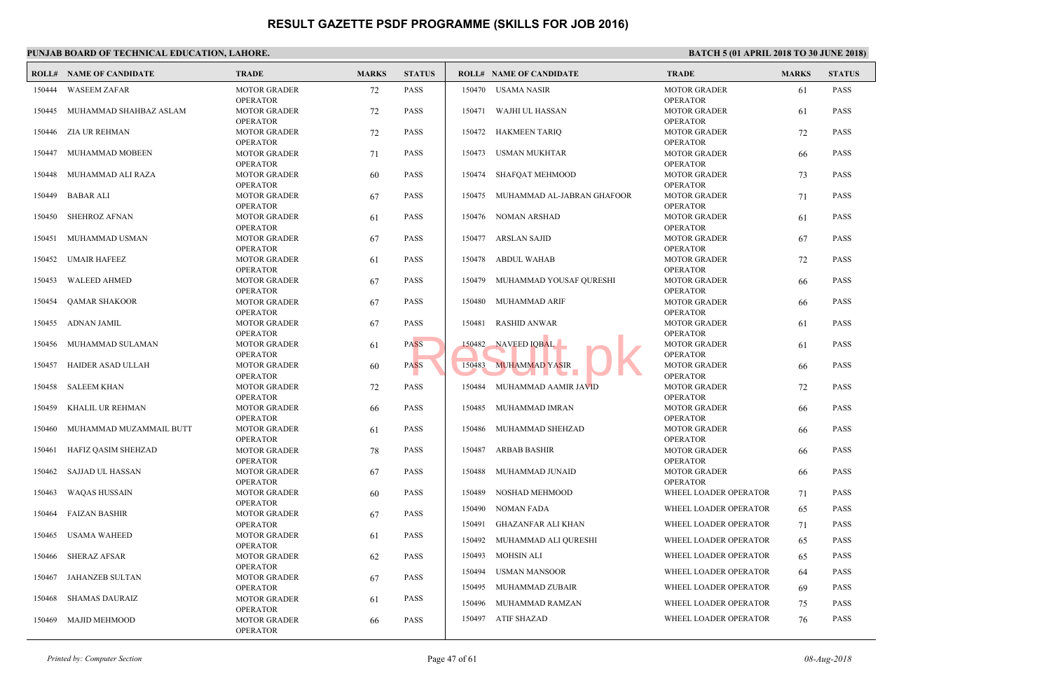# RESULT GAZETTE PSDF PROGRAMME (SKILLS FOR JOB 2016)

**PUNJAB BOARD OF TECHNICAL EDUCATION, LAHORE.**

**BATCH 5 (01 APRIL 2018 TO 30 JUNE 2018)**

| ROLL# | NAME OF CANDIDATE | TRADE | MARKS | STATUS |
|---|---|---|---|---|
| 150444 | WASEEM ZAFAR | MOTOR GRADER OPERATOR | 72 | PASS |
| 150445 | MUHAMMAD SHAHBAZ ASLAM | MOTOR GRADER OPERATOR | 72 | PASS |
| 150446 | ZIA UR REHMAN | MOTOR GRADER OPERATOR | 72 | PASS |
| 150447 | MUHAMMAD MOBEEN | MOTOR GRADER OPERATOR | 71 | PASS |
| 150448 | MUHAMMAD ALI RAZA | MOTOR GRADER OPERATOR | 60 | PASS |
| 150449 | BABAR ALI | MOTOR GRADER OPERATOR | 67 | PASS |
| 150450 | SHEHROZ AFNAN | MOTOR GRADER OPERATOR | 61 | PASS |
| 150451 | MUHAMMAD USMAN | MOTOR GRADER OPERATOR | 67 | PASS |
| 150452 | UMAIR HAFEEZ | MOTOR GRADER OPERATOR | 61 | PASS |
| 150453 | WALEED AHMED | MOTOR GRADER OPERATOR | 67 | PASS |
| 150454 | QAMAR SHAKOOR | MOTOR GRADER OPERATOR | 67 | PASS |
| 150455 | ADNAN JAMIL | MOTOR GRADER OPERATOR | 67 | PASS |
| 150456 | MUHAMMAD SULAMAN | MOTOR GRADER OPERATOR | 61 | PASS |
| 150457 | HAIDER ASAD ULLAH | MOTOR GRADER OPERATOR | 60 | PASS |
| 150458 | SALEEM KHAN | MOTOR GRADER OPERATOR | 72 | PASS |
| 150459 | KHALIL UR REHMAN | MOTOR GRADER OPERATOR | 66 | PASS |
| 150460 | MUHAMMAD MUZAMMAIL BUTT | MOTOR GRADER OPERATOR | 61 | PASS |
| 150461 | HAFIZ QASIM SHEHZAD | MOTOR GRADER OPERATOR | 78 | PASS |
| 150462 | SAJJAD UL HASSAN | MOTOR GRADER OPERATOR | 67 | PASS |
| 150463 | WAQAS HUSSAIN | MOTOR GRADER OPERATOR | 60 | PASS |
| 150464 | FAIZAN BASHIR | MOTOR GRADER OPERATOR | 67 | PASS |
| 150465 | USAMA WAHEED | MOTOR GRADER OPERATOR | 61 | PASS |
| 150466 | SHERAZ AFSAR | MOTOR GRADER OPERATOR | 62 | PASS |
| 150467 | JAHANZEB SULTAN | MOTOR GRADER OPERATOR | 67 | PASS |
| 150468 | SHAMAS DAURAIZ | MOTOR GRADER OPERATOR | 61 | PASS |
| 150469 | MAJID MEHMOOD | MOTOR GRADER OPERATOR | 66 | PASS |
| 150470 | USAMA NASIR | MOTOR GRADER OPERATOR | 61 | PASS |
| 150471 | WAJHI UL HASSAN | MOTOR GRADER OPERATOR | 61 | PASS |
| 150472 | HAKMEEN TARIQ | MOTOR GRADER OPERATOR | 72 | PASS |
| 150473 | USMAN MUKHTAR | MOTOR GRADER OPERATOR | 66 | PASS |
| 150474 | SHAFQAT MEHMOOD | MOTOR GRADER OPERATOR | 73 | PASS |
| 150475 | MUHAMMAD AL-JABRAN GHAFOOR | MOTOR GRADER OPERATOR | 71 | PASS |
| 150476 | NOMAN ARSHAD | MOTOR GRADER OPERATOR | 61 | PASS |
| 150477 | ARSLAN SAJID | MOTOR GRADER OPERATOR | 67 | PASS |
| 150478 | ABDUL WAHAB | MOTOR GRADER OPERATOR | 72 | PASS |
| 150479 | MUHAMMAD YOUSAF QURESHI | MOTOR GRADER OPERATOR | 66 | PASS |
| 150480 | MUHAMMAD ARIF | MOTOR GRADER OPERATOR | 66 | PASS |
| 150481 | RASHID ANWAR | MOTOR GRADER OPERATOR | 61 | PASS |
| 150482 | NAVEED IQBAL | MOTOR GRADER OPERATOR | 61 | PASS |
| 150483 | MUHAMMAD YASIR | MOTOR GRADER OPERATOR | 66 | PASS |
| 150484 | MUHAMMAD AAMIR JAVID | MOTOR GRADER OPERATOR | 72 | PASS |
| 150485 | MUHAMMAD IMRAN | MOTOR GRADER OPERATOR | 66 | PASS |
| 150486 | MUHAMMAD SHEHZAD | MOTOR GRADER OPERATOR | 66 | PASS |
| 150487 | ARBAB BASHIR | MOTOR GRADER OPERATOR | 66 | PASS |
| 150488 | MUHAMMAD JUNAID | MOTOR GRADER OPERATOR | 66 | PASS |
| 150489 | NOSHAD MEHMOOD | WHEEL LOADER OPERATOR | 71 | PASS |
| 150490 | NOMAN FADA | WHEEL LOADER OPERATOR | 65 | PASS |
| 150491 | GHAZANFAR ALI KHAN | WHEEL LOADER OPERATOR | 71 | PASS |
| 150492 | MUHAMMAD ALI QURESHI | WHEEL LOADER OPERATOR | 65 | PASS |
| 150493 | MOHSIN ALI | WHEEL LOADER OPERATOR | 65 | PASS |
| 150494 | USMAN MANSOOR | WHEEL LOADER OPERATOR | 64 | PASS |
| 150495 | MUHAMMAD ZUBAIR | WHEEL LOADER OPERATOR | 69 | PASS |
| 150496 | MUHAMMAD RAMZAN | WHEEL LOADER OPERATOR | 75 | PASS |
| 150497 | ATIF SHAZAD | WHEEL LOADER OPERATOR | 76 | PASS |

*Printed by: Computer Section* — *08-Aug-2018*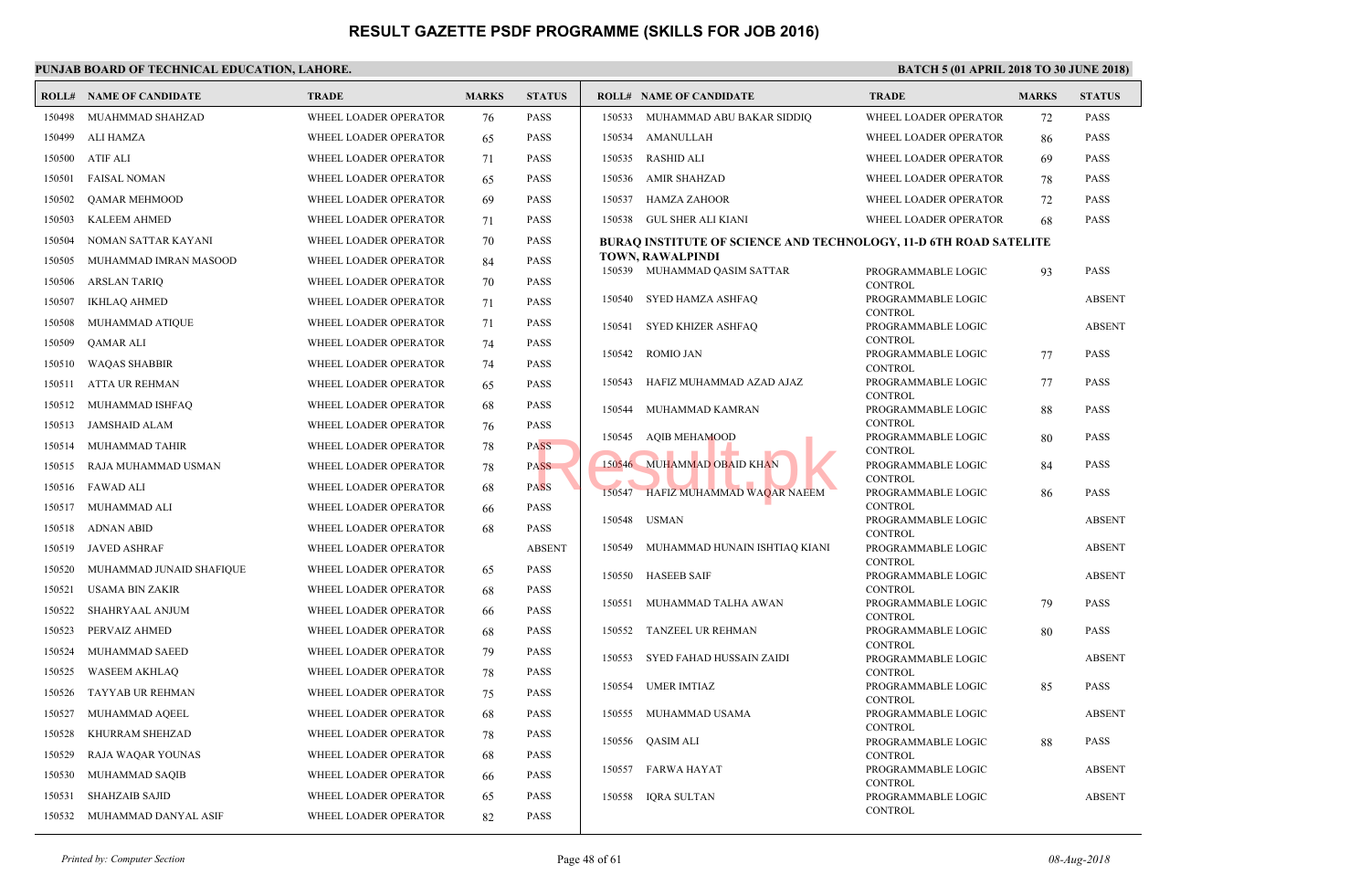# RESULT GAZETTE PSDF PROGRAMME (SKILLS FOR JOB 2016)

**PUNJAB BOARD OF TECHNICAL EDUCATION, LAHORE.** **BATCH 5 (01 APRIL 2018 TO 30 JUNE 2018)**

| ROLL# | NAME OF CANDIDATE | TRADE | MARKS | STATUS |
|---|---|---|---|---|
| 150498 | MUAHMMAD SHAHZAD | WHEEL LOADER OPERATOR | 76 | PASS |
| 150499 | ALI HAMZA | WHEEL LOADER OPERATOR | 65 | PASS |
| 150500 | ATIF ALI | WHEEL LOADER OPERATOR | 71 | PASS |
| 150501 | FAISAL NOMAN | WHEEL LOADER OPERATOR | 65 | PASS |
| 150502 | QAMAR MEHMOOD | WHEEL LOADER OPERATOR | 69 | PASS |
| 150503 | KALEEM AHMED | WHEEL LOADER OPERATOR | 71 | PASS |
| 150504 | NOMAN SATTAR KAYANI | WHEEL LOADER OPERATOR | 70 | PASS |
| 150505 | MUHAMMAD IMRAN MASOOD | WHEEL LOADER OPERATOR | 84 | PASS |
| 150506 | ARSLAN TARIQ | WHEEL LOADER OPERATOR | 70 | PASS |
| 150507 | IKHLAQ AHMED | WHEEL LOADER OPERATOR | 71 | PASS |
| 150508 | MUHAMMAD ATIQUE | WHEEL LOADER OPERATOR | 71 | PASS |
| 150509 | QAMAR ALI | WHEEL LOADER OPERATOR | 74 | PASS |
| 150510 | WAQAS SHABBIR | WHEEL LOADER OPERATOR | 74 | PASS |
| 150511 | ATTA UR REHMAN | WHEEL LOADER OPERATOR | 65 | PASS |
| 150512 | MUHAMMAD ISHFAQ | WHEEL LOADER OPERATOR | 68 | PASS |
| 150513 | JAMSHAID ALAM | WHEEL LOADER OPERATOR | 76 | PASS |
| 150514 | MUHAMMAD TAHIR | WHEEL LOADER OPERATOR | 78 | PASS |
| 150515 | RAJA MUHAMMAD USMAN | WHEEL LOADER OPERATOR | 78 | PASS |
| 150516 | FAWAD ALI | WHEEL LOADER OPERATOR | 68 | PASS |
| 150517 | MUHAMMAD ALI | WHEEL LOADER OPERATOR | 66 | PASS |
| 150518 | ADNAN ABID | WHEEL LOADER OPERATOR | 68 | PASS |
| 150519 | JAVED ASHRAF | WHEEL LOADER OPERATOR | | ABSENT |
| 150520 | MUHAMMAD JUNAID SHAFIQUE | WHEEL LOADER OPERATOR | 65 | PASS |
| 150521 | USAMA BIN ZAKIR | WHEEL LOADER OPERATOR | 68 | PASS |
| 150522 | SHAHRYAAL ANJUM | WHEEL LOADER OPERATOR | 66 | PASS |
| 150523 | PERVAIZ AHMED | WHEEL LOADER OPERATOR | 68 | PASS |
| 150524 | MUHAMMAD SAEED | WHEEL LOADER OPERATOR | 79 | PASS |
| 150525 | WASEEM AKHLAQ | WHEEL LOADER OPERATOR | 78 | PASS |
| 150526 | TAYYAB UR REHMAN | WHEEL LOADER OPERATOR | 75 | PASS |
| 150527 | MUHAMMAD AQEEL | WHEEL LOADER OPERATOR | 68 | PASS |
| 150528 | KHURRAM SHEHZAD | WHEEL LOADER OPERATOR | 78 | PASS |
| 150529 | RAJA WAQAR YOUNAS | WHEEL LOADER OPERATOR | 68 | PASS |
| 150530 | MUHAMMAD SAQIB | WHEEL LOADER OPERATOR | 66 | PASS |
| 150531 | SHAHZAIB SAJID | WHEEL LOADER OPERATOR | 65 | PASS |
| 150532 | MUHAMMAD DANYAL ASIF | WHEEL LOADER OPERATOR | 82 | PASS |
| 150533 | MUHAMMAD ABU BAKAR SIDDIQ | WHEEL LOADER OPERATOR | 72 | PASS |
| 150534 | AMANULLAH | WHEEL LOADER OPERATOR | 86 | PASS |
| 150535 | RASHID ALI | WHEEL LOADER OPERATOR | 69 | PASS |
| 150536 | AMIR SHAHZAD | WHEEL LOADER OPERATOR | 78 | PASS |
| 150537 | HAMZA ZAHOOR | WHEEL LOADER OPERATOR | 72 | PASS |
| 150538 | GUL SHER ALI KIANI | WHEEL LOADER OPERATOR | 68 | PASS |

**BURAQ INSTITUTE OF SCIENCE AND TECHNOLOGY, 11-D 6TH ROAD SATELITE TOWN, RAWALPINDI**

| ROLL# | NAME OF CANDIDATE | TRADE | MARKS | STATUS |
|---|---|---|---|---|
| 150539 | MUHAMMAD QASIM SATTAR | PROGRAMMABLE LOGIC CONTROL | 93 | PASS |
| 150540 | SYED HAMZA ASHFAQ | PROGRAMMABLE LOGIC CONTROL | | ABSENT |
| 150541 | SYED KHIZER ASHFAQ | PROGRAMMABLE LOGIC CONTROL | | ABSENT |
| 150542 | ROMIO JAN | PROGRAMMABLE LOGIC CONTROL | 77 | PASS |
| 150543 | HAFIZ MUHAMMAD AZAD AJAZ | PROGRAMMABLE LOGIC CONTROL | 77 | PASS |
| 150544 | MUHAMMAD KAMRAN | PROGRAMMABLE LOGIC CONTROL | 88 | PASS |
| 150545 | AQIB MEHAMOOD | PROGRAMMABLE LOGIC CONTROL | 80 | PASS |
| 150546 | MUHAMMAD OBAID KHAN | PROGRAMMABLE LOGIC CONTROL | 84 | PASS |
| 150547 | HAFIZ MUHAMMAD WAQAR NAEEM | PROGRAMMABLE LOGIC CONTROL | 86 | PASS |
| 150548 | USMAN | PROGRAMMABLE LOGIC CONTROL | | ABSENT |
| 150549 | MUHAMMAD HUNAIN ISHTIAQ KIANI | PROGRAMMABLE LOGIC CONTROL | | ABSENT |
| 150550 | HASEEB SAIF | PROGRAMMABLE LOGIC CONTROL | | ABSENT |
| 150551 | MUHAMMAD TALHA AWAN | PROGRAMMABLE LOGIC CONTROL | 79 | PASS |
| 150552 | TANZEEL UR REHMAN | PROGRAMMABLE LOGIC CONTROL | 80 | PASS |
| 150553 | SYED FAHAD HUSSAIN ZAIDI | PROGRAMMABLE LOGIC CONTROL | | ABSENT |
| 150554 | UMER IMTIAZ | PROGRAMMABLE LOGIC CONTROL | 85 | PASS |
| 150555 | MUHAMMAD USAMA | PROGRAMMABLE LOGIC CONTROL | | ABSENT |
| 150556 | QASIM ALI | PROGRAMMABLE LOGIC CONTROL | 88 | PASS |
| 150557 | FARWA HAYAT | PROGRAMMABLE LOGIC CONTROL | | ABSENT |
| 150558 | IQRA SULTAN | PROGRAMMABLE LOGIC CONTROL | | ABSENT |

*Printed by: Computer Section* *08-Aug-2018*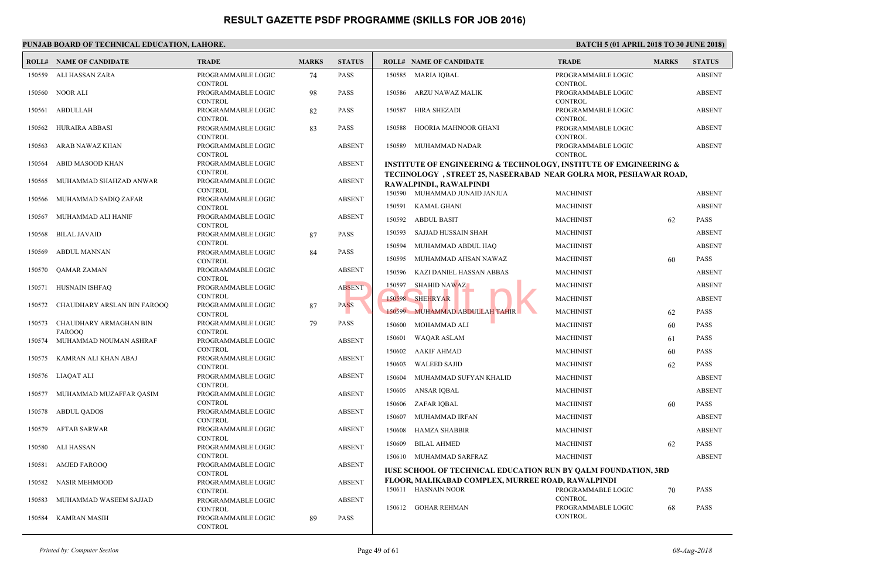# RESULT GAZETTE PSDF PROGRAMME (SKILLS FOR JOB 2016)

**PUNJAB BOARD OF TECHNICAL EDUCATION, LAHORE.**

**BATCH 5 (01 APRIL 2018 TO 30 JUNE 2018)**

| ROLL# | NAME OF CANDIDATE | TRADE | MARKS | STATUS |
|---|---|---|---|---|
| 150559 | ALI HASSAN ZARA | PROGRAMMABLE LOGIC CONTROL | 74 | PASS |
| 150560 | NOOR ALI | PROGRAMMABLE LOGIC CONTROL | 98 | PASS |
| 150561 | ABDULLAH | PROGRAMMABLE LOGIC CONTROL | 82 | PASS |
| 150562 | HURAIRA ABBASI | PROGRAMMABLE LOGIC CONTROL | 83 | PASS |
| 150563 | ARAB NAWAZ KHAN | PROGRAMMABLE LOGIC CONTROL | | ABSENT |
| 150564 | ABID MASOOD KHAN | PROGRAMMABLE LOGIC CONTROL | | ABSENT |
| 150565 | MUHAMMAD SHAHZAD ANWAR | PROGRAMMABLE LOGIC CONTROL | | ABSENT |
| 150566 | MUHAMMAD SADIQ ZAFAR | PROGRAMMABLE LOGIC CONTROL | | ABSENT |
| 150567 | MUHAMMAD ALI HANIF | PROGRAMMABLE LOGIC CONTROL | | ABSENT |
| 150568 | BILAL JAVAID | PROGRAMMABLE LOGIC CONTROL | 87 | PASS |
| 150569 | ABDUL MANNAN | PROGRAMMABLE LOGIC CONTROL | 84 | PASS |
| 150570 | QAMAR ZAMAN | PROGRAMMABLE LOGIC CONTROL | | ABSENT |
| 150571 | HUSNAIN ISHFAQ | PROGRAMMABLE LOGIC CONTROL | | ABSENT |
| 150572 | CHAUDHARY ARSLAN BIN FAROOQ | PROGRAMMABLE LOGIC CONTROL | 87 | PASS |
| 150573 | CHAUDHARY ARMAGHAN BIN FAROOQ | PROGRAMMABLE LOGIC CONTROL | 79 | PASS |
| 150574 | MUHAMMAD NOUMAN ASHRAF | PROGRAMMABLE LOGIC CONTROL | | ABSENT |
| 150575 | KAMRAN ALI KHAN ABAJ | PROGRAMMABLE LOGIC CONTROL | | ABSENT |
| 150576 | LIAQAT ALI | PROGRAMMABLE LOGIC CONTROL | | ABSENT |
| 150577 | MUHAMMAD MUZAFFAR QASIM | PROGRAMMABLE LOGIC CONTROL | | ABSENT |
| 150578 | ABDUL QADOS | PROGRAMMABLE LOGIC CONTROL | | ABSENT |
| 150579 | AFTAB SARWAR | PROGRAMMABLE LOGIC CONTROL | | ABSENT |
| 150580 | ALI HASSAN | PROGRAMMABLE LOGIC CONTROL | | ABSENT |
| 150581 | AMJED FAROOQ | PROGRAMMABLE LOGIC CONTROL | | ABSENT |
| 150582 | NASIR MEHMOOD | PROGRAMMABLE LOGIC CONTROL | | ABSENT |
| 150583 | MUHAMMAD WASEEM SAJJAD | PROGRAMMABLE LOGIC CONTROL | | ABSENT |
| 150584 | KAMRAN MASIH | PROGRAMMABLE LOGIC CONTROL | 89 | PASS |
| 150585 | MARIA IQBAL | PROGRAMMABLE LOGIC CONTROL | | ABSENT |
| 150586 | ARZU NAWAZ MALIK | PROGRAMMABLE LOGIC CONTROL | | ABSENT |
| 150587 | HIRA SHEZADI | PROGRAMMABLE LOGIC CONTROL | | ABSENT |
| 150588 | HOORIA MAHNOOR GHANI | PROGRAMMABLE LOGIC CONTROL | | ABSENT |
| 150589 | MUHAMMAD NADAR | PROGRAMMABLE LOGIC CONTROL | | ABSENT |

**INSTITUTE OF ENGINEERING & TECHNOLOGY, INSTITUTE OF EMGINEERING & TECHNOLOGY , STREET 25, NASEERABAD NEAR GOLRA MOR, PESHAWAR ROAD, RAWALPINDI., RAWALPINDI**

| ROLL# | NAME OF CANDIDATE | TRADE | MARKS | STATUS |
|---|---|---|---|---|
| 150590 | MUHAMMAD JUNAID JANJUA | MACHINIST | | ABSENT |
| 150591 | KAMAL GHANI | MACHINIST | | ABSENT |
| 150592 | ABDUL BASIT | MACHINIST | 62 | PASS |
| 150593 | SAJJAD HUSSAIN SHAH | MACHINIST | | ABSENT |
| 150594 | MUHAMMAD ABDUL HAQ | MACHINIST | | ABSENT |
| 150595 | MUHAMMAD AHSAN NAWAZ | MACHINIST | 60 | PASS |
| 150596 | KAZI DANIEL HASSAN ABBAS | MACHINIST | | ABSENT |
| 150597 | SHAHID NAWAZ | MACHINIST | | ABSENT |
| 150598 | SHEHRYAR | MACHINIST | | ABSENT |
| 150599 | MUHAMMAD ABDULLAH TAHIR | MACHINIST | 62 | PASS |
| 150600 | MOHAMMAD ALI | MACHINIST | 60 | PASS |
| 150601 | WAQAR ASLAM | MACHINIST | 61 | PASS |
| 150602 | AAKIF AHMAD | MACHINIST | 60 | PASS |
| 150603 | WALEED SAJID | MACHINIST | 62 | PASS |
| 150604 | MUHAMMAD SUFYAN KHALID | MACHINIST | | ABSENT |
| 150605 | ANSAR IQBAL | MACHINIST | | ABSENT |
| 150606 | ZAFAR IQBAL | MACHINIST | 60 | PASS |
| 150607 | MUHAMMAD IRFAN | MACHINIST | | ABSENT |
| 150608 | HAMZA SHABBIR | MACHINIST | | ABSENT |
| 150609 | BILAL AHMED | MACHINIST | 62 | PASS |
| 150610 | MUHAMMAD SARFRAZ | MACHINIST | | ABSENT |

**IUSE SCHOOL OF TECHNICAL EDUCATION RUN BY QALM FOUNDATION, 3RD FLOOR, MALIKABAD COMPLEX, MURREE ROAD, RAWALPINDI**

| ROLL# | NAME OF CANDIDATE | TRADE | MARKS | STATUS |
|---|---|---|---|---|
| 150611 | HASNAIN NOOR | PROGRAMMABLE LOGIC CONTROL | 70 | PASS |
| 150612 | GOHAR REHMAN | PROGRAMMABLE LOGIC CONTROL | 68 | PASS |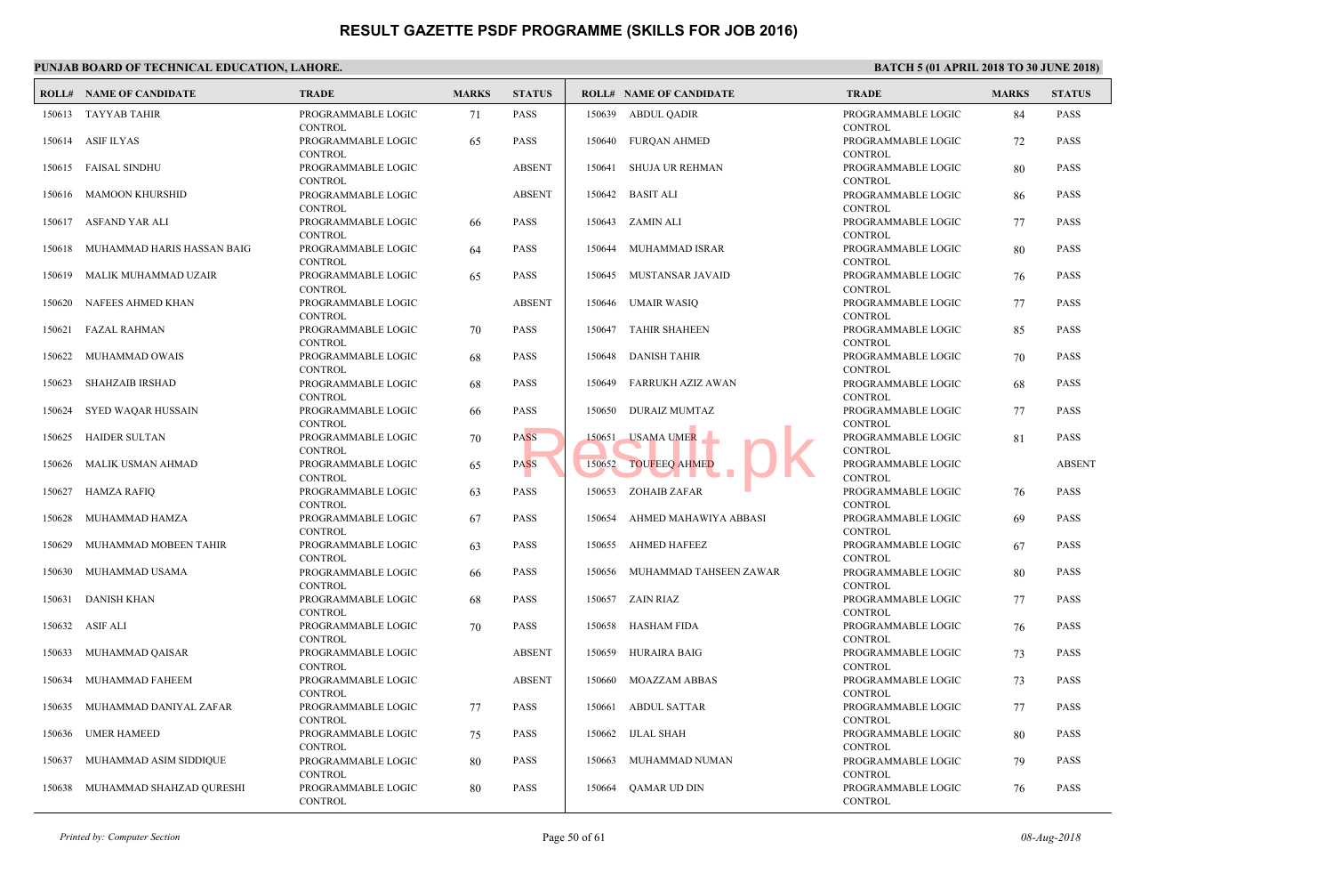# RESULT GAZETTE PSDF PROGRAMME (SKILLS FOR JOB 2016)

**PUNJAB BOARD OF TECHNICAL EDUCATION, LAHORE.**

**BATCH 5 (01 APRIL 2018 TO 30 JUNE 2018)**

| ROLL# | NAME OF CANDIDATE | TRADE | MARKS | STATUS |
|---|---|---|---|---|
| 150613 | TAYYAB TAHIR | PROGRAMMABLE LOGIC CONTROL | 71 | PASS |
| 150614 | ASIF ILYAS | PROGRAMMABLE LOGIC CONTROL | 65 | PASS |
| 150615 | FAISAL SINDHU | PROGRAMMABLE LOGIC CONTROL | | ABSENT |
| 150616 | MAMOON KHURSHID | PROGRAMMABLE LOGIC CONTROL | | ABSENT |
| 150617 | ASFAND YAR ALI | PROGRAMMABLE LOGIC CONTROL | 66 | PASS |
| 150618 | MUHAMMAD HARIS HASSAN BAIG | PROGRAMMABLE LOGIC CONTROL | 64 | PASS |
| 150619 | MALIK MUHAMMAD UZAIR | PROGRAMMABLE LOGIC CONTROL | 65 | PASS |
| 150620 | NAFEES AHMED KHAN | PROGRAMMABLE LOGIC CONTROL | | ABSENT |
| 150621 | FAZAL RAHMAN | PROGRAMMABLE LOGIC CONTROL | 70 | PASS |
| 150622 | MUHAMMAD OWAIS | PROGRAMMABLE LOGIC CONTROL | 68 | PASS |
| 150623 | SHAHZAIB IRSHAD | PROGRAMMABLE LOGIC CONTROL | 68 | PASS |
| 150624 | SYED WAQAR HUSSAIN | PROGRAMMABLE LOGIC CONTROL | 66 | PASS |
| 150625 | HAIDER SULTAN | PROGRAMMABLE LOGIC CONTROL | 70 | PASS |
| 150626 | MALIK USMAN AHMAD | PROGRAMMABLE LOGIC CONTROL | 65 | PASS |
| 150627 | HAMZA RAFIQ | PROGRAMMABLE LOGIC CONTROL | 63 | PASS |
| 150628 | MUHAMMAD HAMZA | PROGRAMMABLE LOGIC CONTROL | 67 | PASS |
| 150629 | MUHAMMAD MOBEEN TAHIR | PROGRAMMABLE LOGIC CONTROL | 63 | PASS |
| 150630 | MUHAMMAD USAMA | PROGRAMMABLE LOGIC CONTROL | 66 | PASS |
| 150631 | DANISH KHAN | PROGRAMMABLE LOGIC CONTROL | 68 | PASS |
| 150632 | ASIF ALI | PROGRAMMABLE LOGIC CONTROL | 70 | PASS |
| 150633 | MUHAMMAD QAISAR | PROGRAMMABLE LOGIC CONTROL | | ABSENT |
| 150634 | MUHAMMAD FAHEEM | PROGRAMMABLE LOGIC CONTROL | | ABSENT |
| 150635 | MUHAMMAD DANIYAL ZAFAR | PROGRAMMABLE LOGIC CONTROL | 77 | PASS |
| 150636 | UMER HAMEED | PROGRAMMABLE LOGIC CONTROL | 75 | PASS |
| 150637 | MUHAMMAD ASIM SIDDIQUE | PROGRAMMABLE LOGIC CONTROL | 80 | PASS |
| 150638 | MUHAMMAD SHAHZAD QURESHI | PROGRAMMABLE LOGIC CONTROL | 80 | PASS |
| 150639 | ABDUL QADIR | PROGRAMMABLE LOGIC CONTROL | 84 | PASS |
| 150640 | FURQAN AHMED | PROGRAMMABLE LOGIC CONTROL | 72 | PASS |
| 150641 | SHUJA UR REHMAN | PROGRAMMABLE LOGIC CONTROL | 80 | PASS |
| 150642 | BASIT ALI | PROGRAMMABLE LOGIC CONTROL | 86 | PASS |
| 150643 | ZAMIN ALI | PROGRAMMABLE LOGIC CONTROL | 77 | PASS |
| 150644 | MUHAMMAD ISRAR | PROGRAMMABLE LOGIC CONTROL | 80 | PASS |
| 150645 | MUSTANSAR JAVAID | PROGRAMMABLE LOGIC CONTROL | 76 | PASS |
| 150646 | UMAIR WASIQ | PROGRAMMABLE LOGIC CONTROL | 77 | PASS |
| 150647 | TAHIR SHAHEEN | PROGRAMMABLE LOGIC CONTROL | 85 | PASS |
| 150648 | DANISH TAHIR | PROGRAMMABLE LOGIC CONTROL | 70 | PASS |
| 150649 | FARRUKH AZIZ AWAN | PROGRAMMABLE LOGIC CONTROL | 68 | PASS |
| 150650 | DURAIZ MUMTAZ | PROGRAMMABLE LOGIC CONTROL | 77 | PASS |
| 150651 | USAMA UMER | PROGRAMMABLE LOGIC CONTROL | 81 | PASS |
| 150652 | TOUFEEQ AHMED | PROGRAMMABLE LOGIC CONTROL | | ABSENT |
| 150653 | ZOHAIB ZAFAR | PROGRAMMABLE LOGIC CONTROL | 76 | PASS |
| 150654 | AHMED MAHAWIYA ABBASI | PROGRAMMABLE LOGIC CONTROL | 69 | PASS |
| 150655 | AHMED HAFEEZ | PROGRAMMABLE LOGIC CONTROL | 67 | PASS |
| 150656 | MUHAMMAD TAHSEEN ZAWAR | PROGRAMMABLE LOGIC CONTROL | 80 | PASS |
| 150657 | ZAIN RIAZ | PROGRAMMABLE LOGIC CONTROL | 77 | PASS |
| 150658 | HASHAM FIDA | PROGRAMMABLE LOGIC CONTROL | 76 | PASS |
| 150659 | HURAIRA BAIG | PROGRAMMABLE LOGIC CONTROL | 73 | PASS |
| 150660 | MOAZZAM ABBAS | PROGRAMMABLE LOGIC CONTROL | 73 | PASS |
| 150661 | ABDUL SATTAR | PROGRAMMABLE LOGIC CONTROL | 77 | PASS |
| 150662 | IJLAL SHAH | PROGRAMMABLE LOGIC CONTROL | 80 | PASS |
| 150663 | MUHAMMAD NUMAN | PROGRAMMABLE LOGIC CONTROL | 79 | PASS |
| 150664 | QAMAR UD DIN | PROGRAMMABLE LOGIC CONTROL | 76 | PASS |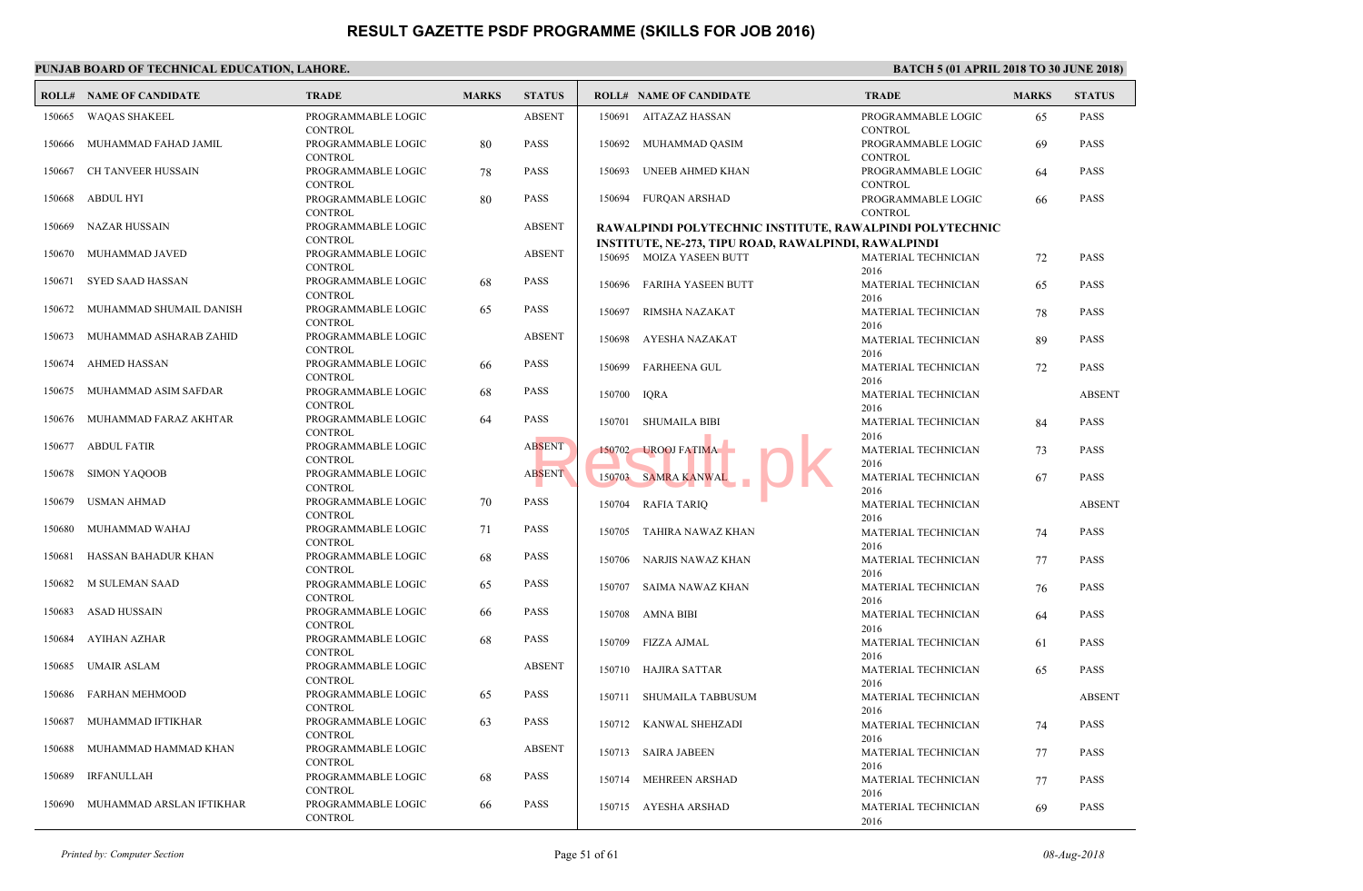# RESULT GAZETTE PSDF PROGRAMME (SKILLS FOR JOB 2016)

**PUNJAB BOARD OF TECHNICAL EDUCATION, LAHORE.**

**BATCH 5 (01 APRIL 2018 TO 30 JUNE 2018)**

| ROLL# | NAME OF CANDIDATE | TRADE | MARKS | STATUS |
|---|---|---|---|---|
| 150665 | WAQAS SHAKEEL | PROGRAMMABLE LOGIC CONTROL | | ABSENT |
| 150666 | MUHAMMAD FAHAD JAMIL | PROGRAMMABLE LOGIC CONTROL | 80 | PASS |
| 150667 | CH TANVEER HUSSAIN | PROGRAMMABLE LOGIC CONTROL | 78 | PASS |
| 150668 | ABDUL HYI | PROGRAMMABLE LOGIC CONTROL | 80 | PASS |
| 150669 | NAZAR HUSSAIN | PROGRAMMABLE LOGIC CONTROL | | ABSENT |
| 150670 | MUHAMMAD JAVED | PROGRAMMABLE LOGIC CONTROL | | ABSENT |
| 150671 | SYED SAAD HASSAN | PROGRAMMABLE LOGIC CONTROL | 68 | PASS |
| 150672 | MUHAMMAD SHUMAIL DANISH | PROGRAMMABLE LOGIC CONTROL | 65 | PASS |
| 150673 | MUHAMMAD ASHARAB ZAHID | PROGRAMMABLE LOGIC CONTROL | | ABSENT |
| 150674 | AHMED HASSAN | PROGRAMMABLE LOGIC CONTROL | 66 | PASS |
| 150675 | MUHAMMAD ASIM SAFDAR | PROGRAMMABLE LOGIC CONTROL | 68 | PASS |
| 150676 | MUHAMMAD FARAZ AKHTAR | PROGRAMMABLE LOGIC CONTROL | 64 | PASS |
| 150677 | ABDUL FATIR | PROGRAMMABLE LOGIC CONTROL | | ABSENT |
| 150678 | SIMON YAQOOB | PROGRAMMABLE LOGIC CONTROL | | ABSENT |
| 150679 | USMAN AHMAD | PROGRAMMABLE LOGIC CONTROL | 70 | PASS |
| 150680 | MUHAMMAD WAHAJ | PROGRAMMABLE LOGIC CONTROL | 71 | PASS |
| 150681 | HASSAN BAHADUR KHAN | PROGRAMMABLE LOGIC CONTROL | 68 | PASS |
| 150682 | M SULEMAN SAAD | PROGRAMMABLE LOGIC CONTROL | 65 | PASS |
| 150683 | ASAD HUSSAIN | PROGRAMMABLE LOGIC CONTROL | 66 | PASS |
| 150684 | AYIHAN AZHAR | PROGRAMMABLE LOGIC CONTROL | 68 | PASS |
| 150685 | UMAIR ASLAM | PROGRAMMABLE LOGIC CONTROL | | ABSENT |
| 150686 | FARHAN MEHMOOD | PROGRAMMABLE LOGIC CONTROL | 65 | PASS |
| 150687 | MUHAMMAD IFTIKHAR | PROGRAMMABLE LOGIC CONTROL | 63 | PASS |
| 150688 | MUHAMMAD HAMMAD KHAN | PROGRAMMABLE LOGIC CONTROL | | ABSENT |
| 150689 | IRFANULLAH | PROGRAMMABLE LOGIC CONTROL | 68 | PASS |
| 150690 | MUHAMMAD ARSLAN IFTIKHAR | PROGRAMMABLE LOGIC CONTROL | 66 | PASS |
| 150691 | AITAZAZ HASSAN | PROGRAMMABLE LOGIC CONTROL | 65 | PASS |
| 150692 | MUHAMMAD QASIM | PROGRAMMABLE LOGIC CONTROL | 69 | PASS |
| 150693 | UNEEB AHMED KHAN | PROGRAMMABLE LOGIC CONTROL | 64 | PASS |
| 150694 | FURQAN ARSHAD | PROGRAMMABLE LOGIC CONTROL | 66 | PASS |

**RAWALPINDI POLYTECHNIC INSTITUTE, RAWALPINDI POLYTECHNIC INSTITUTE, NE-273, TIPU ROAD, RAWALPINDI, RAWALPINDI**

| ROLL# | NAME OF CANDIDATE | TRADE | MARKS | STATUS |
|---|---|---|---|---|
| 150695 | MOIZA YASEEN BUTT | MATERIAL TECHNICIAN 2016 | 72 | PASS |
| 150696 | FARIHA YASEEN BUTT | MATERIAL TECHNICIAN 2016 | 65 | PASS |
| 150697 | RIMSHA NAZAKAT | MATERIAL TECHNICIAN 2016 | 78 | PASS |
| 150698 | AYESHA NAZAKAT | MATERIAL TECHNICIAN 2016 | 89 | PASS |
| 150699 | FARHEENA GUL | MATERIAL TECHNICIAN 2016 | 72 | PASS |
| 150700 | IQRA | MATERIAL TECHNICIAN 2016 | | ABSENT |
| 150701 | SHUMAILA BIBI | MATERIAL TECHNICIAN 2016 | 84 | PASS |
| 150702 | UROOJ FATIMA | MATERIAL TECHNICIAN 2016 | 73 | PASS |
| 150703 | SAMRA KANWAL | MATERIAL TECHNICIAN 2016 | 67 | PASS |
| 150704 | RAFIA TARIQ | MATERIAL TECHNICIAN 2016 | | ABSENT |
| 150705 | TAHIRA NAWAZ KHAN | MATERIAL TECHNICIAN 2016 | 74 | PASS |
| 150706 | NARJIS NAWAZ KHAN | MATERIAL TECHNICIAN 2016 | 77 | PASS |
| 150707 | SAIMA NAWAZ KHAN | MATERIAL TECHNICIAN 2016 | 76 | PASS |
| 150708 | AMNA BIBI | MATERIAL TECHNICIAN 2016 | 64 | PASS |
| 150709 | FIZZA AJMAL | MATERIAL TECHNICIAN 2016 | 61 | PASS |
| 150710 | HAJIRA SATTAR | MATERIAL TECHNICIAN 2016 | 65 | PASS |
| 150711 | SHUMAILA TABBUSUM | MATERIAL TECHNICIAN 2016 | | ABSENT |
| 150712 | KANWAL SHEHZADI | MATERIAL TECHNICIAN 2016 | 74 | PASS |
| 150713 | SAIRA JABEEN | MATERIAL TECHNICIAN 2016 | 77 | PASS |
| 150714 | MEHREEN ARSHAD | MATERIAL TECHNICIAN 2016 | 77 | PASS |
| 150715 | AYESHA ARSHAD | MATERIAL TECHNICIAN 2016 | 69 | PASS |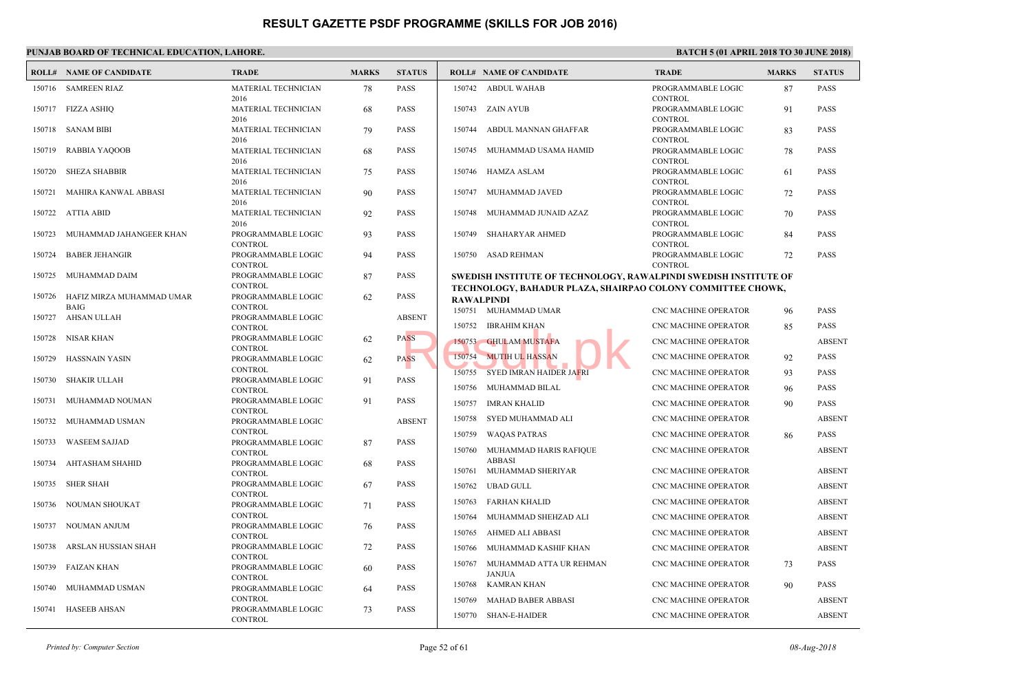# RESULT GAZETTE PSDF PROGRAMME (SKILLS FOR JOB 2016)

**PUNJAB BOARD OF TECHNICAL EDUCATION, LAHORE.**

**BATCH 5 (01 APRIL 2018 TO 30 JUNE 2018)**

| ROLL# | NAME OF CANDIDATE | TRADE | MARKS | STATUS |
|---|---|---|---|---|
| 150716 | SAMREEN RIAZ | MATERIAL TECHNICIAN 2016 | 78 | PASS |
| 150717 | FIZZA ASHIQ | MATERIAL TECHNICIAN 2016 | 68 | PASS |
| 150718 | SANAM BIBI | MATERIAL TECHNICIAN 2016 | 79 | PASS |
| 150719 | RABBIA YAQOOB | MATERIAL TECHNICIAN 2016 | 68 | PASS |
| 150720 | SHEZA SHABBIR | MATERIAL TECHNICIAN 2016 | 75 | PASS |
| 150721 | MAHIRA KANWAL ABBASI | MATERIAL TECHNICIAN 2016 | 90 | PASS |
| 150722 | ATTIA ABID | MATERIAL TECHNICIAN 2016 | 92 | PASS |
| 150723 | MUHAMMAD JAHANGEER KHAN | PROGRAMMABLE LOGIC CONTROL | 93 | PASS |
| 150724 | BABER JEHANGIR | PROGRAMMABLE LOGIC CONTROL | 94 | PASS |
| 150725 | MUHAMMAD DAIM | PROGRAMMABLE LOGIC CONTROL | 87 | PASS |
| 150726 | HAFIZ MIRZA MUHAMMAD UMAR BAIG | PROGRAMMABLE LOGIC CONTROL | 62 | PASS |
| 150727 | AHSAN ULLAH | PROGRAMMABLE LOGIC CONTROL | | ABSENT |
| 150728 | NISAR KHAN | PROGRAMMABLE LOGIC CONTROL | 62 | PASS |
| 150729 | HASSNAIN YASIN | PROGRAMMABLE LOGIC CONTROL | 62 | PASS |
| 150730 | SHAKIR ULLAH | PROGRAMMABLE LOGIC CONTROL | 91 | PASS |
| 150731 | MUHAMMAD NOUMAN | PROGRAMMABLE LOGIC CONTROL | 91 | PASS |
| 150732 | MUHAMMAD USMAN | PROGRAMMABLE LOGIC CONTROL | | ABSENT |
| 150733 | WASEEM SAJJAD | PROGRAMMABLE LOGIC CONTROL | 87 | PASS |
| 150734 | AHTASHAM SHAHID | PROGRAMMABLE LOGIC CONTROL | 68 | PASS |
| 150735 | SHER SHAH | PROGRAMMABLE LOGIC CONTROL | 67 | PASS |
| 150736 | NOUMAN SHOUKAT | PROGRAMMABLE LOGIC CONTROL | 71 | PASS |
| 150737 | NOUMAN ANJUM | PROGRAMMABLE LOGIC CONTROL | 76 | PASS |
| 150738 | ARSLAN HUSSIAN SHAH | PROGRAMMABLE LOGIC CONTROL | 72 | PASS |
| 150739 | FAIZAN KHAN | PROGRAMMABLE LOGIC CONTROL | 60 | PASS |
| 150740 | MUHAMMAD USMAN | PROGRAMMABLE LOGIC CONTROL | 64 | PASS |
| 150741 | HASEEB AHSAN | PROGRAMMABLE LOGIC CONTROL | 73 | PASS |
| 150742 | ABDUL WAHAB | PROGRAMMABLE LOGIC CONTROL | 87 | PASS |
| 150743 | ZAIN AYUB | PROGRAMMABLE LOGIC CONTROL | 91 | PASS |
| 150744 | ABDUL MANNAN GHAFFAR | PROGRAMMABLE LOGIC CONTROL | 83 | PASS |
| 150745 | MUHAMMAD USAMA HAMID | PROGRAMMABLE LOGIC CONTROL | 78 | PASS |
| 150746 | HAMZA ASLAM | PROGRAMMABLE LOGIC CONTROL | 61 | PASS |
| 150747 | MUHAMMAD JAVED | PROGRAMMABLE LOGIC CONTROL | 72 | PASS |
| 150748 | MUHAMMAD JUNAID AZAZ | PROGRAMMABLE LOGIC CONTROL | 70 | PASS |
| 150749 | SHAHARYAR AHMED | PROGRAMMABLE LOGIC CONTROL | 84 | PASS |
| 150750 | ASAD REHMAN | PROGRAMMABLE LOGIC CONTROL | 72 | PASS |

**SWEDISH INSTITUTE OF TECHNOLOGY, RAWALPINDI SWEDISH INSTITUTE OF TECHNOLOGY, BAHADUR PLAZA, SHAIRPAO COLONY COMMITTEE CHOWK, RAWALPINDI**

| ROLL# | NAME OF CANDIDATE | TRADE | MARKS | STATUS |
|---|---|---|---|---|
| 150751 | MUHAMMAD UMAR | CNC MACHINE OPERATOR | 96 | PASS |
| 150752 | IBRAHIM KHAN | CNC MACHINE OPERATOR | 85 | PASS |
| 150753 | GHULAM MUSTAFA | CNC MACHINE OPERATOR | | ABSENT |
| 150754 | MUTIH UL HASSAN | CNC MACHINE OPERATOR | 92 | PASS |
| 150755 | SYED IMRAN HAIDER JAFRI | CNC MACHINE OPERATOR | 93 | PASS |
| 150756 | MUHAMMAD BILAL | CNC MACHINE OPERATOR | 96 | PASS |
| 150757 | IMRAN KHALID | CNC MACHINE OPERATOR | 90 | PASS |
| 150758 | SYED MUHAMMAD ALI | CNC MACHINE OPERATOR | | ABSENT |
| 150759 | WAQAS PATRAS | CNC MACHINE OPERATOR | 86 | PASS |
| 150760 | MUHAMMAD HARIS RAFIQUE ABBASI | CNC MACHINE OPERATOR | | ABSENT |
| 150761 | MUHAMMAD SHERIYAR | CNC MACHINE OPERATOR | | ABSENT |
| 150762 | UBAD GULL | CNC MACHINE OPERATOR | | ABSENT |
| 150763 | FARHAN KHALID | CNC MACHINE OPERATOR | | ABSENT |
| 150764 | MUHAMMAD SHEHZAD ALI | CNC MACHINE OPERATOR | | ABSENT |
| 150765 | AHMED ALI ABBASI | CNC MACHINE OPERATOR | | ABSENT |
| 150766 | MUHAMMAD KASHIF KHAN | CNC MACHINE OPERATOR | | ABSENT |
| 150767 | MUHAMMAD ATTA UR REHMAN JANJUA | CNC MACHINE OPERATOR | 73 | PASS |
| 150768 | KAMRAN KHAN | CNC MACHINE OPERATOR | 90 | PASS |
| 150769 | MAHAD BABER ABBASI | CNC MACHINE OPERATOR | | ABSENT |
| 150770 | SHAN-E-HAIDER | CNC MACHINE OPERATOR | | ABSENT |

*Printed by: Computer Section* | Page 52 of 61 | *08-Aug-2018*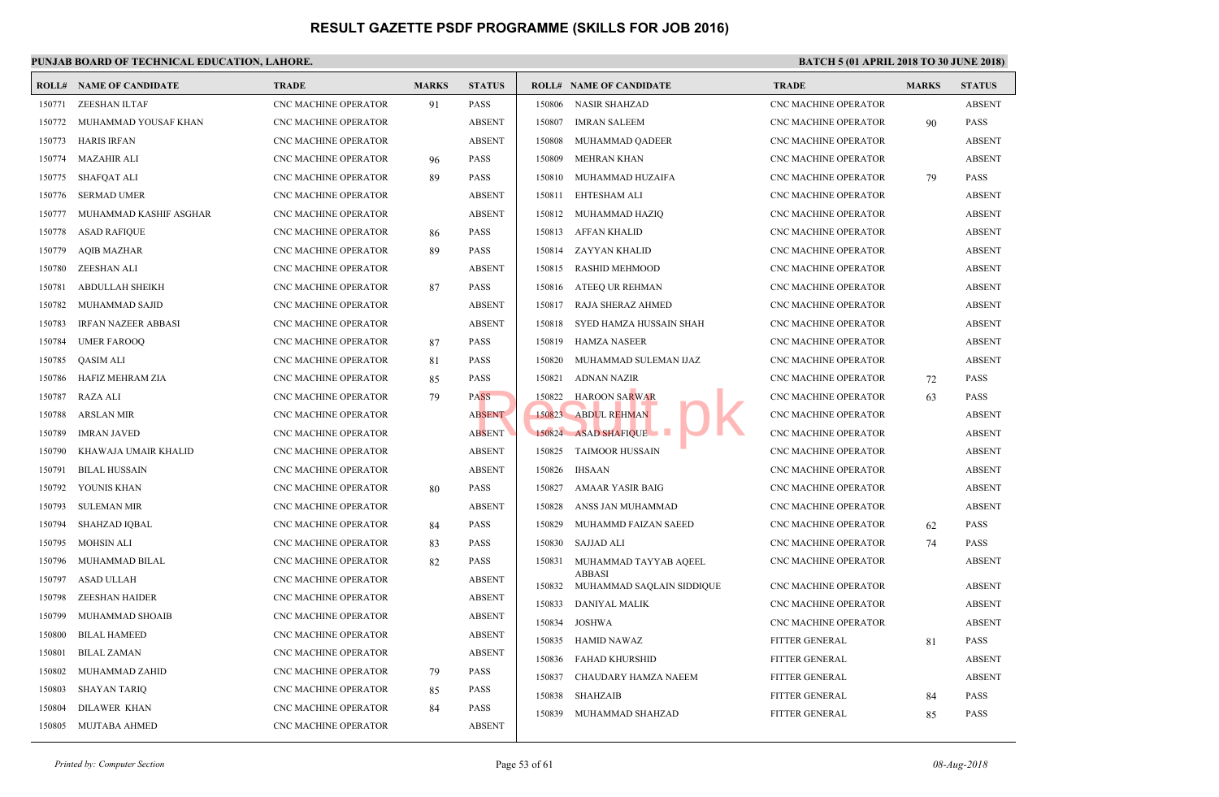# RESULT GAZETTE PSDF PROGRAMME (SKILLS FOR JOB 2016)

**PUNJAB BOARD OF TECHNICAL EDUCATION, LAHORE.**

**BATCH 5 (01 APRIL 2018 TO 30 JUNE 2018)**

| ROLL# | NAME OF CANDIDATE | TRADE | MARKS | STATUS |
|---|---|---|---|---|
| 150771 | ZEESHAN ILTAF | CNC MACHINE OPERATOR | 91 | PASS |
| 150772 | MUHAMMAD YOUSAF KHAN | CNC MACHINE OPERATOR | | ABSENT |
| 150773 | HARIS IRFAN | CNC MACHINE OPERATOR | | ABSENT |
| 150774 | MAZAHIR ALI | CNC MACHINE OPERATOR | 96 | PASS |
| 150775 | SHAFQAT ALI | CNC MACHINE OPERATOR | 89 | PASS |
| 150776 | SERMAD UMER | CNC MACHINE OPERATOR | | ABSENT |
| 150777 | MUHAMMAD KASHIF ASGHAR | CNC MACHINE OPERATOR | | ABSENT |
| 150778 | ASAD RAFIQUE | CNC MACHINE OPERATOR | 86 | PASS |
| 150779 | AQIB MAZHAR | CNC MACHINE OPERATOR | 89 | PASS |
| 150780 | ZEESHAN ALI | CNC MACHINE OPERATOR | | ABSENT |
| 150781 | ABDULLAH SHEIKH | CNC MACHINE OPERATOR | 87 | PASS |
| 150782 | MUHAMMAD SAJID | CNC MACHINE OPERATOR | | ABSENT |
| 150783 | IRFAN NAZEER ABBASI | CNC MACHINE OPERATOR | | ABSENT |
| 150784 | UMER FAROOQ | CNC MACHINE OPERATOR | 87 | PASS |
| 150785 | QASIM ALI | CNC MACHINE OPERATOR | 81 | PASS |
| 150786 | HAFIZ MEHRAM ZIA | CNC MACHINE OPERATOR | 85 | PASS |
| 150787 | RAZA ALI | CNC MACHINE OPERATOR | 79 | PASS |
| 150788 | ARSLAN MIR | CNC MACHINE OPERATOR | | ABSENT |
| 150789 | IMRAN JAVED | CNC MACHINE OPERATOR | | ABSENT |
| 150790 | KHAWAJA UMAIR KHALID | CNC MACHINE OPERATOR | | ABSENT |
| 150791 | BILAL HUSSAIN | CNC MACHINE OPERATOR | | ABSENT |
| 150792 | YOUNIS KHAN | CNC MACHINE OPERATOR | 80 | PASS |
| 150793 | SULEMAN MIR | CNC MACHINE OPERATOR | | ABSENT |
| 150794 | SHAHZAD IQBAL | CNC MACHINE OPERATOR | 84 | PASS |
| 150795 | MOHSIN ALI | CNC MACHINE OPERATOR | 83 | PASS |
| 150796 | MUHAMMAD BILAL | CNC MACHINE OPERATOR | 82 | PASS |
| 150797 | ASAD ULLAH | CNC MACHINE OPERATOR | | ABSENT |
| 150798 | ZEESHAN HAIDER | CNC MACHINE OPERATOR | | ABSENT |
| 150799 | MUHAMMAD SHOAIB | CNC MACHINE OPERATOR | | ABSENT |
| 150800 | BILAL HAMEED | CNC MACHINE OPERATOR | | ABSENT |
| 150801 | BILAL ZAMAN | CNC MACHINE OPERATOR | | ABSENT |
| 150802 | MUHAMMAD ZAHID | CNC MACHINE OPERATOR | 79 | PASS |
| 150803 | SHAYAN TARIQ | CNC MACHINE OPERATOR | 85 | PASS |
| 150804 | DILAWER KHAN | CNC MACHINE OPERATOR | 84 | PASS |
| 150805 | MUJTABA AHMED | CNC MACHINE OPERATOR | | ABSENT |
| 150806 | NASIR SHAHZAD | CNC MACHINE OPERATOR | | ABSENT |
| 150807 | IMRAN SALEEM | CNC MACHINE OPERATOR | 90 | PASS |
| 150808 | MUHAMMAD QADEER | CNC MACHINE OPERATOR | | ABSENT |
| 150809 | MEHRAN KHAN | CNC MACHINE OPERATOR | | ABSENT |
| 150810 | MUHAMMAD HUZAIFA | CNC MACHINE OPERATOR | 79 | PASS |
| 150811 | EHTESHAM ALI | CNC MACHINE OPERATOR | | ABSENT |
| 150812 | MUHAMMAD HAZIQ | CNC MACHINE OPERATOR | | ABSENT |
| 150813 | AFFAN KHALID | CNC MACHINE OPERATOR | | ABSENT |
| 150814 | ZAYYAN KHALID | CNC MACHINE OPERATOR | | ABSENT |
| 150815 | RASHID MEHMOOD | CNC MACHINE OPERATOR | | ABSENT |
| 150816 | ATEEQ UR REHMAN | CNC MACHINE OPERATOR | | ABSENT |
| 150817 | RAJA SHERAZ AHMED | CNC MACHINE OPERATOR | | ABSENT |
| 150818 | SYED HAMZA HUSSAIN SHAH | CNC MACHINE OPERATOR | | ABSENT |
| 150819 | HAMZA NASEER | CNC MACHINE OPERATOR | | ABSENT |
| 150820 | MUHAMMAD SULEMAN IJAZ | CNC MACHINE OPERATOR | | ABSENT |
| 150821 | ADNAN NAZIR | CNC MACHINE OPERATOR | 72 | PASS |
| 150822 | HAROON SARWAR | CNC MACHINE OPERATOR | 63 | PASS |
| 150823 | ABDUL REHMAN | CNC MACHINE OPERATOR | | ABSENT |
| 150824 | ASAD SHAFIQUE | CNC MACHINE OPERATOR | | ABSENT |
| 150825 | TAIMOOR HUSSAIN | CNC MACHINE OPERATOR | | ABSENT |
| 150826 | IHSAAN | CNC MACHINE OPERATOR | | ABSENT |
| 150827 | AMAAR YASIR BAIG | CNC MACHINE OPERATOR | | ABSENT |
| 150828 | ANSS JAN MUHAMMAD | CNC MACHINE OPERATOR | | ABSENT |
| 150829 | MUHAMMD FAIZAN SAEED | CNC MACHINE OPERATOR | 62 | PASS |
| 150830 | SAJJAD ALI | CNC MACHINE OPERATOR | 74 | PASS |
| 150831 | MUHAMMAD TAYYAB AQEEL ABBASI | CNC MACHINE OPERATOR | | ABSENT |
| 150832 | MUHAMMAD SAQLAIN SIDDIQUE | CNC MACHINE OPERATOR | | ABSENT |
| 150833 | DANIYAL MALIK | CNC MACHINE OPERATOR | | ABSENT |
| 150834 | JOSHWA | CNC MACHINE OPERATOR | | ABSENT |
| 150835 | HAMID NAWAZ | FITTER GENERAL | 81 | PASS |
| 150836 | FAHAD KHURSHID | FITTER GENERAL | | ABSENT |
| 150837 | CHAUDARY HAMZA NAEEM | FITTER GENERAL | | ABSENT |
| 150838 | SHAHZAIB | FITTER GENERAL | 84 | PASS |
| 150839 | MUHAMMAD SHAHZAD | FITTER GENERAL | 85 | PASS |

*Printed by: Computer Section* | *08-Aug-2018*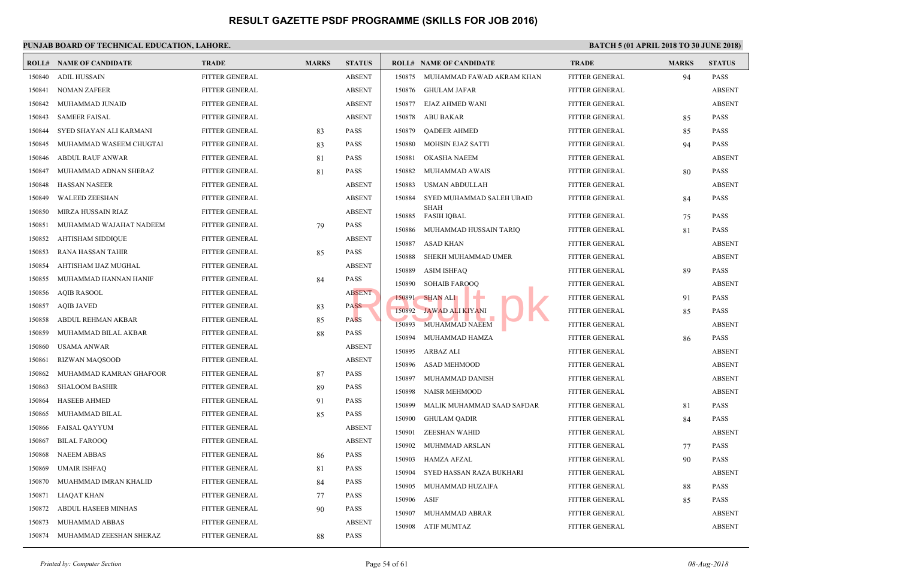# RESULT GAZETTE PSDF PROGRAMME (SKILLS FOR JOB 2016)

**PUNJAB BOARD OF TECHNICAL EDUCATION, LAHORE.**

**BATCH 5 (01 APRIL 2018 TO 30 JUNE 2018)**

| ROLL# | NAME OF CANDIDATE | TRADE | MARKS | STATUS |
|---|---|---|---|---|
| 150840 | ADIL HUSSAIN | FITTER GENERAL | | ABSENT |
| 150841 | NOMAN ZAFEER | FITTER GENERAL | | ABSENT |
| 150842 | MUHAMMAD JUNAID | FITTER GENERAL | | ABSENT |
| 150843 | SAMEER FAISAL | FITTER GENERAL | | ABSENT |
| 150844 | SYED SHAYAN ALI KARMANI | FITTER GENERAL | 83 | PASS |
| 150845 | MUHAMMAD WASEEM CHUGTAI | FITTER GENERAL | 83 | PASS |
| 150846 | ABDUL RAUF ANWAR | FITTER GENERAL | 81 | PASS |
| 150847 | MUHAMMAD ADNAN SHERAZ | FITTER GENERAL | 81 | PASS |
| 150848 | HASSAN NASEER | FITTER GENERAL | | ABSENT |
| 150849 | WALEED ZEESHAN | FITTER GENERAL | | ABSENT |
| 150850 | MIRZA HUSSAIN RIAZ | FITTER GENERAL | | ABSENT |
| 150851 | MUHAMMAD WAJAHAT NADEEM | FITTER GENERAL | 79 | PASS |
| 150852 | AHTISHAM SIDDIQUE | FITTER GENERAL | | ABSENT |
| 150853 | RANA HASSAN TAHIR | FITTER GENERAL | 85 | PASS |
| 150854 | AHTISHAM IJAZ MUGHAL | FITTER GENERAL | | ABSENT |
| 150855 | MUHAMMAD HANNAN HANIF | FITTER GENERAL | 84 | PASS |
| 150856 | AQIB RASOOL | FITTER GENERAL | | ABSENT |
| 150857 | AQIB JAVED | FITTER GENERAL | 83 | PASS |
| 150858 | ABDUL REHMAN AKBAR | FITTER GENERAL | 85 | PASS |
| 150859 | MUHAMMAD BILAL AKBAR | FITTER GENERAL | 88 | PASS |
| 150860 | USAMA ANWAR | FITTER GENERAL | | ABSENT |
| 150861 | RIZWAN MAQSOOD | FITTER GENERAL | | ABSENT |
| 150862 | MUHAMMAD KAMRAN GHAFOOR | FITTER GENERAL | 87 | PASS |
| 150863 | SHALOOM BASHIR | FITTER GENERAL | 89 | PASS |
| 150864 | HASEEB AHMED | FITTER GENERAL | 91 | PASS |
| 150865 | MUHAMMAD BILAL | FITTER GENERAL | 85 | PASS |
| 150866 | FAISAL QAYYUM | FITTER GENERAL | | ABSENT |
| 150867 | BILAL FAROOQ | FITTER GENERAL | | ABSENT |
| 150868 | NAEEM ABBAS | FITTER GENERAL | 86 | PASS |
| 150869 | UMAIR ISHFAQ | FITTER GENERAL | 81 | PASS |
| 150870 | MUAHMMAD IMRAN KHALID | FITTER GENERAL | 84 | PASS |
| 150871 | LIAQAT KHAN | FITTER GENERAL | 77 | PASS |
| 150872 | ABDUL HASEEB MINHAS | FITTER GENERAL | 90 | PASS |
| 150873 | MUHAMMAD ABBAS | FITTER GENERAL | | ABSENT |
| 150874 | MUHAMMAD ZEESHAN SHERAZ | FITTER GENERAL | 88 | PASS |
| 150875 | MUHAMMAD FAWAD AKRAM KHAN | FITTER GENERAL | 94 | PASS |
| 150876 | GHULAM JAFAR | FITTER GENERAL | | ABSENT |
| 150877 | EJAZ AHMED WANI | FITTER GENERAL | | ABSENT |
| 150878 | ABU BAKAR | FITTER GENERAL | 85 | PASS |
| 150879 | QADEER AHMED | FITTER GENERAL | 85 | PASS |
| 150880 | MOHSIN EJAZ SATTI | FITTER GENERAL | 94 | PASS |
| 150881 | OKASHA NAEEM | FITTER GENERAL | | ABSENT |
| 150882 | MUHAMMAD AWAIS | FITTER GENERAL | 80 | PASS |
| 150883 | USMAN ABDULLAH | FITTER GENERAL | | ABSENT |
| 150884 | SYED MUHAMMAD SALEH UBAID SHAH | FITTER GENERAL | 84 | PASS |
| 150885 | FASIH IQBAL | FITTER GENERAL | 75 | PASS |
| 150886 | MUHAMMAD HUSSAIN TARIQ | FITTER GENERAL | 81 | PASS |
| 150887 | ASAD KHAN | FITTER GENERAL | | ABSENT |
| 150888 | SHEKH MUHAMMAD UMER | FITTER GENERAL | | ABSENT |
| 150889 | ASIM ISHFAQ | FITTER GENERAL | 89 | PASS |
| 150890 | SOHAIB FAROOQ | FITTER GENERAL | | ABSENT |
| 150891 | SHAN ALI | FITTER GENERAL | 91 | PASS |
| 150892 | JAWAD ALI KIYANI | FITTER GENERAL | 85 | PASS |
| 150893 | MUHAMMAD NAEEM | FITTER GENERAL | | ABSENT |
| 150894 | MUHAMMAD HAMZA | FITTER GENERAL | 86 | PASS |
| 150895 | ARBAZ ALI | FITTER GENERAL | | ABSENT |
| 150896 | ASAD MEHMOOD | FITTER GENERAL | | ABSENT |
| 150897 | MUHAMMAD DANISH | FITTER GENERAL | | ABSENT |
| 150898 | NAISR MEHMOOD | FITTER GENERAL | | ABSENT |
| 150899 | MALIK MUHAMMAD SAAD SAFDAR | FITTER GENERAL | 81 | PASS |
| 150900 | GHULAM QADIR | FITTER GENERAL | 84 | PASS |
| 150901 | ZEESHAN WAHID | FITTER GENERAL | | ABSENT |
| 150902 | MUHMMAD ARSLAN | FITTER GENERAL | 77 | PASS |
| 150903 | HAMZA AFZAL | FITTER GENERAL | 90 | PASS |
| 150904 | SYED HASSAN RAZA BUKHARI | FITTER GENERAL | | ABSENT |
| 150905 | MUHAMMAD HUZAIFA | FITTER GENERAL | 88 | PASS |
| 150906 | ASIF | FITTER GENERAL | 85 | PASS |
| 150907 | MUHAMMAD ABRAR | FITTER GENERAL | | ABSENT |
| 150908 | ATIF MUMTAZ | FITTER GENERAL | | ABSENT |

*Printed by: Computer Section* — *08-Aug-2018*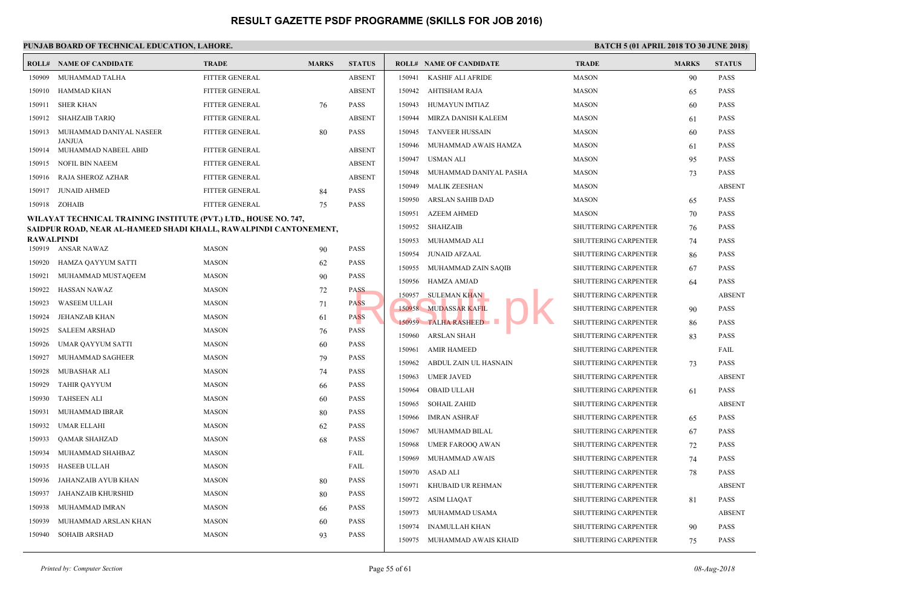# RESULT GAZETTE PSDF PROGRAMME (SKILLS FOR JOB 2016)

**PUNJAB BOARD OF TECHNICAL EDUCATION, LAHORE.**

**BATCH 5 (01 APRIL 2018 TO 30 JUNE 2018)**

| ROLL# | NAME OF CANDIDATE | TRADE | MARKS | STATUS |
|---|---|---|---|---|
| 150909 | MUHAMMAD TALHA | FITTER GENERAL | | ABSENT |
| 150910 | HAMMAD KHAN | FITTER GENERAL | | ABSENT |
| 150911 | SHER KHAN | FITTER GENERAL | 76 | PASS |
| 150912 | SHAHZAIB TARIQ | FITTER GENERAL | | ABSENT |
| 150913 | MUHAMMAD DANIYAL NASEER JANJUA | FITTER GENERAL | 80 | PASS |
| 150914 | MUHAMMAD NABEEL ABID | FITTER GENERAL | | ABSENT |
| 150915 | NOFIL BIN NAEEM | FITTER GENERAL | | ABSENT |
| 150916 | RAJA SHEROZ AZHAR | FITTER GENERAL | | ABSENT |
| 150917 | JUNAID AHMED | FITTER GENERAL | 84 | PASS |
| 150918 | ZOHAIB | FITTER GENERAL | 75 | PASS |

**WILAYAT TECHNICAL TRAINING INSTITUTE (PVT.) LTD., HOUSE NO. 747, SAIDPUR ROAD, NEAR AL-HAMEED SHADI KHALL, RAWALPINDI CANTONEMENT, RAWALPINDI**

| ROLL# | NAME OF CANDIDATE | TRADE | MARKS | STATUS |
|---|---|---|---|---|
| 150919 | ANSAR NAWAZ | MASON | 90 | PASS |
| 150920 | HAMZA QAYYUM SATTI | MASON | 62 | PASS |
| 150921 | MUHAMMAD MUSTAQEEM | MASON | 90 | PASS |
| 150922 | HASSAN NAWAZ | MASON | 72 | PASS |
| 150923 | WASEEM ULLAH | MASON | 71 | PASS |
| 150924 | JEHANZAB KHAN | MASON | 61 | PASS |
| 150925 | SALEEM ARSHAD | MASON | 76 | PASS |
| 150926 | UMAR QAYYUM SATTI | MASON | 60 | PASS |
| 150927 | MUHAMMAD SAGHEER | MASON | 79 | PASS |
| 150928 | MUBASHAR ALI | MASON | 74 | PASS |
| 150929 | TAHIR QAYYUM | MASON | 66 | PASS |
| 150930 | TAHSEEN ALI | MASON | 60 | PASS |
| 150931 | MUHAMMAD IBRAR | MASON | 80 | PASS |
| 150932 | UMAR ELLAHI | MASON | 62 | PASS |
| 150933 | QAMAR SHAHZAD | MASON | 68 | PASS |
| 150934 | MUHAMMAD SHAHBAZ | MASON | | FAIL |
| 150935 | HASEEB ULLAH | MASON | | FAIL |
| 150936 | JAHANZAIB AYUB KHAN | MASON | 80 | PASS |
| 150937 | JAHANZAIB KHURSHID | MASON | 80 | PASS |
| 150938 | MUHAMMAD IMRAN | MASON | 66 | PASS |
| 150939 | MUHAMMAD ARSLAN KHAN | MASON | 60 | PASS |
| 150940 | SOHAIB ARSHAD | MASON | 93 | PASS |
| 150941 | KASHIF ALI AFRIDE | MASON | 90 | PASS |
| 150942 | AHTISHAM RAJA | MASON | 65 | PASS |
| 150943 | HUMAYUN IMTIAZ | MASON | 60 | PASS |
| 150944 | MIRZA DANISH KALEEM | MASON | 61 | PASS |
| 150945 | TANVEER HUSSAIN | MASON | 60 | PASS |
| 150946 | MUHAMMAD AWAIS HAMZA | MASON | 61 | PASS |
| 150947 | USMAN ALI | MASON | 95 | PASS |
| 150948 | MUHAMMAD DANIYAL PASHA | MASON | 73 | PASS |
| 150949 | MALIK ZEESHAN | MASON | | ABSENT |
| 150950 | ARSLAN SAHIB DAD | MASON | 65 | PASS |
| 150951 | AZEEM AHMED | MASON | 70 | PASS |
| 150952 | SHAHZAIB | SHUTTERING CARPENTER | 76 | PASS |
| 150953 | MUHAMMAD ALI | SHUTTERING CARPENTER | 74 | PASS |
| 150954 | JUNAID AFZAAL | SHUTTERING CARPENTER | 86 | PASS |
| 150955 | MUHAMMAD ZAIN SAQIB | SHUTTERING CARPENTER | 67 | PASS |
| 150956 | HAMZA AMJAD | SHUTTERING CARPENTER | 64 | PASS |
| 150957 | SULEMAN KHAN | SHUTTERING CARPENTER | | ABSENT |
| 150958 | MUDASSAR KAFIL | SHUTTERING CARPENTER | 90 | PASS |
| 150959 | TALHA RASHEED | SHUTTERING CARPENTER | 86 | PASS |
| 150960 | ARSLAN SHAH | SHUTTERING CARPENTER | 83 | PASS |
| 150961 | AMIR HAMEED | SHUTTERING CARPENTER | | FAIL |
| 150962 | ABDUL ZAIN UL HASNAIN | SHUTTERING CARPENTER | 73 | PASS |
| 150963 | UMER JAVED | SHUTTERING CARPENTER | | ABSENT |
| 150964 | OBAID ULLAH | SHUTTERING CARPENTER | 61 | PASS |
| 150965 | SOHAIL ZAHID | SHUTTERING CARPENTER | | ABSENT |
| 150966 | IMRAN ASHRAF | SHUTTERING CARPENTER | 65 | PASS |
| 150967 | MUHAMMAD BILAL | SHUTTERING CARPENTER | 67 | PASS |
| 150968 | UMER FAROOQ AWAN | SHUTTERING CARPENTER | 72 | PASS |
| 150969 | MUHAMMAD AWAIS | SHUTTERING CARPENTER | 74 | PASS |
| 150970 | ASAD ALI | SHUTTERING CARPENTER | 78 | PASS |
| 150971 | KHUBAID UR REHMAN | SHUTTERING CARPENTER | | ABSENT |
| 150972 | ASIM LIAQAT | SHUTTERING CARPENTER | 81 | PASS |
| 150973 | MUHAMMAD USAMA | SHUTTERING CARPENTER | | ABSENT |
| 150974 | INAMULLAH KHAN | SHUTTERING CARPENTER | 90 | PASS |
| 150975 | MUHAMMAD AWAIS KHAID | SHUTTERING CARPENTER | 75 | PASS |

*Printed by: Computer Section*

*08-Aug-2018*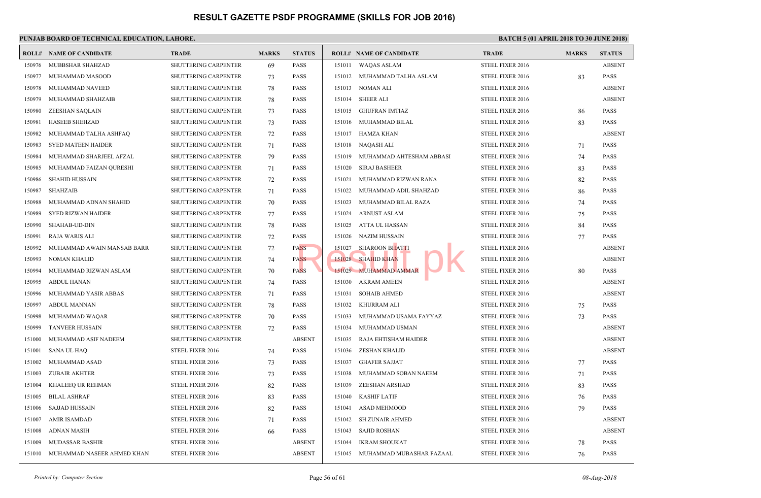# RESULT GAZETTE PSDF PROGRAMME (SKILLS FOR JOB 2016)

**PUNJAB BOARD OF TECHNICAL EDUCATION, LAHORE.**

**BATCH 5 (01 APRIL 2018 TO 30 JUNE 2018)**

| ROLL# | NAME OF CANDIDATE | TRADE | MARKS | STATUS |
|---|---|---|---|---|
| 150976 | MUBBSHAR SHAHZAD | SHUTTERING CARPENTER | 69 | PASS |
| 150977 | MUHAMMAD MASOOD | SHUTTERING CARPENTER | 73 | PASS |
| 150978 | MUHAMMAD NAVEED | SHUTTERING CARPENTER | 78 | PASS |
| 150979 | MUHAMMAD SHAHZAIB | SHUTTERING CARPENTER | 78 | PASS |
| 150980 | ZEESHAN SAQLAIN | SHUTTERING CARPENTER | 73 | PASS |
| 150981 | HASEEB SHEHZAD | SHUTTERING CARPENTER | 73 | PASS |
| 150982 | MUHAMMAD TALHA ASHFAQ | SHUTTERING CARPENTER | 72 | PASS |
| 150983 | SYED MATEEN HAIDER | SHUTTERING CARPENTER | 71 | PASS |
| 150984 | MUHAMMAD SHARJEEL AFZAL | SHUTTERING CARPENTER | 79 | PASS |
| 150985 | MUHAMMAD FAIZAN QURESHI | SHUTTERING CARPENTER | 71 | PASS |
| 150986 | SHAHID HUSSAIN | SHUTTERING CARPENTER | 72 | PASS |
| 150987 | SHAHZAIB | SHUTTERING CARPENTER | 71 | PASS |
| 150988 | MUHAMMAD ADNAN SHAHID | SHUTTERING CARPENTER | 70 | PASS |
| 150989 | SYED RIZWAN HAIDER | SHUTTERING CARPENTER | 77 | PASS |
| 150990 | SHAHAB-UD-DIN | SHUTTERING CARPENTER | 78 | PASS |
| 150991 | RAJA WARIS ALI | SHUTTERING CARPENTER | 72 | PASS |
| 150992 | MUHAMMAD AWAIN MANSAB BARR | SHUTTERING CARPENTER | 72 | PASS |
| 150993 | NOMAN KHALID | SHUTTERING CARPENTER | 74 | PASS |
| 150994 | MUHAMMAD RIZWAN ASLAM | SHUTTERING CARPENTER | 70 | PASS |
| 150995 | ABDUL HANAN | SHUTTERING CARPENTER | 74 | PASS |
| 150996 | MUHAMMAD YASIR ABBAS | SHUTTERING CARPENTER | 71 | PASS |
| 150997 | ABDUL MANNAN | SHUTTERING CARPENTER | 78 | PASS |
| 150998 | MUHAMMAD WAQAR | SHUTTERING CARPENTER | 70 | PASS |
| 150999 | TANVEER HUSSAIN | SHUTTERING CARPENTER | 72 | PASS |
| 151000 | MUHAMMAD ASIF NADEEM | SHUTTERING CARPENTER | | ABSENT |
| 151001 | SANA UL HAQ | STEEL FIXER 2016 | 74 | PASS |
| 151002 | MUHAMMAD ASAD | STEEL FIXER 2016 | 73 | PASS |
| 151003 | ZUBAIR AKHTER | STEEL FIXER 2016 | 73 | PASS |
| 151004 | KHALEEQ UR REHMAN | STEEL FIXER 2016 | 82 | PASS |
| 151005 | BILAL ASHRAF | STEEL FIXER 2016 | 83 | PASS |
| 151006 | SAJJAD HUSSAIN | STEEL FIXER 2016 | 82 | PASS |
| 151007 | AMIR ISAMDAD | STEEL FIXER 2016 | 71 | PASS |
| 151008 | ADNAN MASIH | STEEL FIXER 2016 | 66 | PASS |
| 151009 | MUDASSAR BASHIR | STEEL FIXER 2016 | | ABSENT |
| 151010 | MUHAMMAD NASEER AHMED KHAN | STEEL FIXER 2016 | | ABSENT |
| 151011 | WAQAS ASLAM | STEEL FIXER 2016 | | ABSENT |
| 151012 | MUHAMMAD TALHA ASLAM | STEEL FIXER 2016 | 83 | PASS |
| 151013 | NOMAN ALI | STEEL FIXER 2016 | | ABSENT |
| 151014 | SHEER ALI | STEEL FIXER 2016 | | ABSENT |
| 151015 | GHUFRAN IMTIAZ | STEEL FIXER 2016 | 86 | PASS |
| 151016 | MUHAMMAD BILAL | STEEL FIXER 2016 | 83 | PASS |
| 151017 | HAMZA KHAN | STEEL FIXER 2016 | | ABSENT |
| 151018 | NAQASH ALI | STEEL FIXER 2016 | 71 | PASS |
| 151019 | MUHAMMAD AHTESHAM ABBASI | STEEL FIXER 2016 | 74 | PASS |
| 151020 | SIRAJ BASHEER | STEEL FIXER 2016 | 83 | PASS |
| 151021 | MUHAMMAD RIZWAN RANA | STEEL FIXER 2016 | 82 | PASS |
| 151022 | MUHAMMAD ADIL SHAHZAD | STEEL FIXER 2016 | 86 | PASS |
| 151023 | MUHAMMAD BILAL RAZA | STEEL FIXER 2016 | 74 | PASS |
| 151024 | ARNUST ASLAM | STEEL FIXER 2016 | 75 | PASS |
| 151025 | ATTA UL HASSAN | STEEL FIXER 2016 | 84 | PASS |
| 151026 | NAZIM HUSSAIN | STEEL FIXER 2016 | 77 | PASS |
| 151027 | SHAROON BHATTI | STEEL FIXER 2016 | | ABSENT |
| 151028 | SHAHID KHAN | STEEL FIXER 2016 | | ABSENT |
| 151029 | MUHAMMAD AMMAR | STEEL FIXER 2016 | 80 | PASS |
| 151030 | AKRAM AMEEN | STEEL FIXER 2016 | | ABSENT |
| 151031 | SOHAIB AHMED | STEEL FIXER 2016 | | ABSENT |
| 151032 | KHURRAM ALI | STEEL FIXER 2016 | 75 | PASS |
| 151033 | MUHAMMAD USAMA FAYYAZ | STEEL FIXER 2016 | 73 | PASS |
| 151034 | MUHAMMAD USMAN | STEEL FIXER 2016 | | ABSENT |
| 151035 | RAJA EHTISHAM HAIDER | STEEL FIXER 2016 | | ABSENT |
| 151036 | ZESHAN KHALID | STEEL FIXER 2016 | | ABSENT |
| 151037 | GHAFER SAJJAT | STEEL FIXER 2016 | 77 | PASS |
| 151038 | MUHAMMAD SOBAN NAEEM | STEEL FIXER 2016 | 71 | PASS |
| 151039 | ZEESHAN ARSHAD | STEEL FIXER 2016 | 83 | PASS |
| 151040 | KASHIF LATIF | STEEL FIXER 2016 | 76 | PASS |
| 151041 | ASAD MEHMOOD | STEEL FIXER 2016 | 79 | PASS |
| 151042 | SH.ZUNAIR AHMED | STEEL FIXER 2016 | | ABSENT |
| 151043 | SAJID ROSHAN | STEEL FIXER 2016 | | ABSENT |
| 151044 | IKRAM SHOUKAT | STEEL FIXER 2016 | 78 | PASS |
| 151045 | MUHAMMAD MUBASHAR FAZAAL | STEEL FIXER 2016 | 76 | PASS |

*Printed by: Computer Section* — *08-Aug-2018*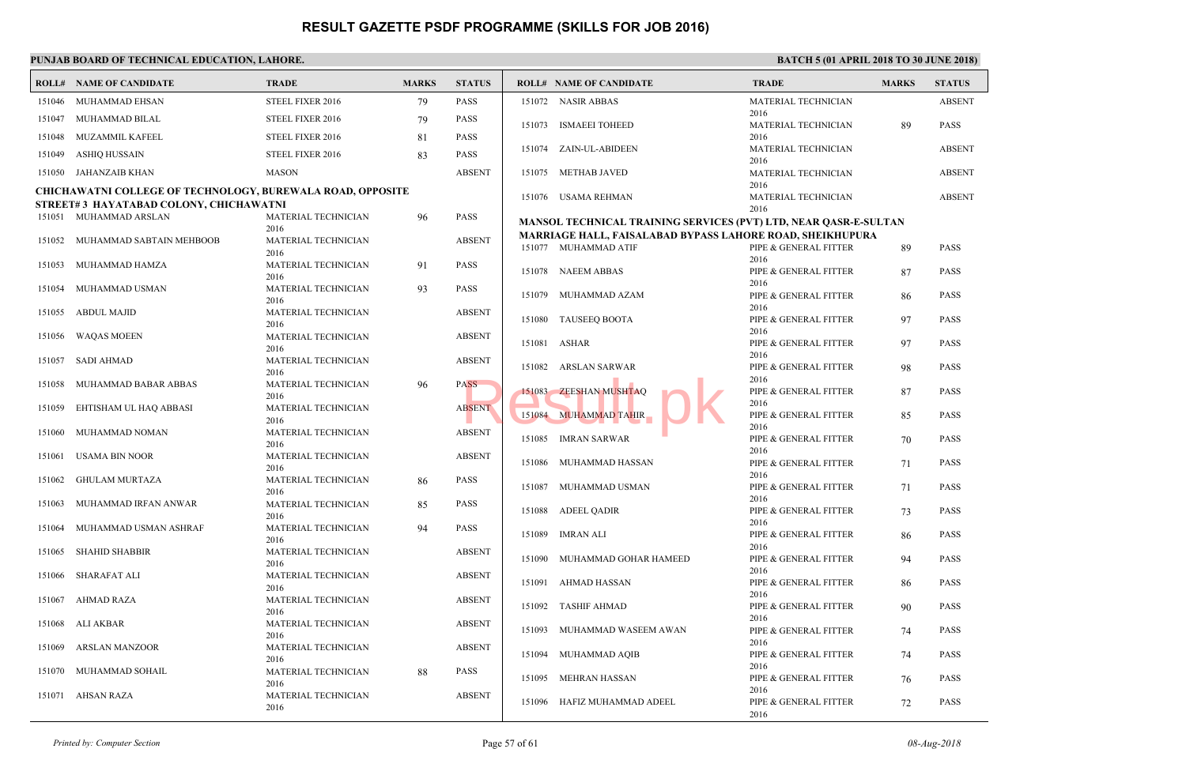# RESULT GAZETTE PSDF PROGRAMME (SKILLS FOR JOB 2016)

**PUNJAB BOARD OF TECHNICAL EDUCATION, LAHORE.**

**BATCH 5 (01 APRIL 2018 TO 30 JUNE 2018)**

| ROLL# | NAME OF CANDIDATE | TRADE | MARKS | STATUS |
|---|---|---|---|---|
| 151046 | MUHAMMAD EHSAN | STEEL FIXER 2016 | 79 | PASS |
| 151047 | MUHAMMAD BILAL | STEEL FIXER 2016 | 79 | PASS |
| 151048 | MUZAMMIL KAFEEL | STEEL FIXER 2016 | 81 | PASS |
| 151049 | ASHIQ HUSSAIN | STEEL FIXER 2016 | 83 | PASS |
| 151050 | JAHANZAIB KHAN | MASON | | ABSENT |

**CHICHAWATNI COLLEGE OF TECHNOLOGY, BUREWALA ROAD, OPPOSITE STREET# 3 HAYATABAD COLONY, CHICHAWATNI**

| ROLL# | NAME OF CANDIDATE | TRADE | MARKS | STATUS |
|---|---|---|---|---|
| 151051 | MUHAMMAD ARSLAN | MATERIAL TECHNICIAN 2016 | 96 | PASS |
| 151052 | MUHAMMAD SABTAIN MEHBOOB | MATERIAL TECHNICIAN 2016 | | ABSENT |
| 151053 | MUHAMMAD HAMZA | MATERIAL TECHNICIAN 2016 | 91 | PASS |
| 151054 | MUHAMMAD USMAN | MATERIAL TECHNICIAN 2016 | 93 | PASS |
| 151055 | ABDUL MAJID | MATERIAL TECHNICIAN 2016 | | ABSENT |
| 151056 | WAQAS MOEEN | MATERIAL TECHNICIAN 2016 | | ABSENT |
| 151057 | SADI AHMAD | MATERIAL TECHNICIAN 2016 | | ABSENT |
| 151058 | MUHAMMAD BABAR ABBAS | MATERIAL TECHNICIAN 2016 | 96 | PASS |
| 151059 | EHTISHAM UL HAQ ABBASI | MATERIAL TECHNICIAN 2016 | | ABSENT |
| 151060 | MUHAMMAD NOMAN | MATERIAL TECHNICIAN 2016 | | ABSENT |
| 151061 | USAMA BIN NOOR | MATERIAL TECHNICIAN 2016 | | ABSENT |
| 151062 | GHULAM MURTAZA | MATERIAL TECHNICIAN 2016 | 86 | PASS |
| 151063 | MUHAMMAD IRFAN ANWAR | MATERIAL TECHNICIAN 2016 | 85 | PASS |
| 151064 | MUHAMMAD USMAN ASHRAF | MATERIAL TECHNICIAN 2016 | 94 | PASS |
| 151065 | SHAHID SHABBIR | MATERIAL TECHNICIAN 2016 | | ABSENT |
| 151066 | SHARAFAT ALI | MATERIAL TECHNICIAN 2016 | | ABSENT |
| 151067 | AHMAD RAZA | MATERIAL TECHNICIAN 2016 | | ABSENT |
| 151068 | ALI AKBAR | MATERIAL TECHNICIAN 2016 | | ABSENT |
| 151069 | ARSLAN MANZOOR | MATERIAL TECHNICIAN 2016 | | ABSENT |
| 151070 | MUHAMMAD SOHAIL | MATERIAL TECHNICIAN 2016 | 88 | PASS |
| 151071 | AHSAN RAZA | MATERIAL TECHNICIAN 2016 | | ABSENT |
| 151072 | NASIR ABBAS | MATERIAL TECHNICIAN 2016 | | ABSENT |
| 151073 | ISMAEEI TOHEED | MATERIAL TECHNICIAN 2016 | 89 | PASS |
| 151074 | ZAIN-UL-ABIDEEN | MATERIAL TECHNICIAN 2016 | | ABSENT |
| 151075 | METHAB JAVED | MATERIAL TECHNICIAN 2016 | | ABSENT |
| 151076 | USAMA REHMAN | MATERIAL TECHNICIAN 2016 | | ABSENT |

**MANSOL TECHNICAL TRAINING SERVICES (PVT) LTD, NEAR QASR-E-SULTAN MARRIAGE HALL, FAISALABAD BYPASS LAHORE ROAD, SHEIKHUPURA**

| ROLL# | NAME OF CANDIDATE | TRADE | MARKS | STATUS |
|---|---|---|---|---|
| 151077 | MUHAMMAD ATIF | PIPE & GENERAL FITTER 2016 | 89 | PASS |
| 151078 | NAEEM ABBAS | PIPE & GENERAL FITTER 2016 | 87 | PASS |
| 151079 | MUHAMMAD AZAM | PIPE & GENERAL FITTER 2016 | 86 | PASS |
| 151080 | TAUSEEQ BOOTA | PIPE & GENERAL FITTER 2016 | 97 | PASS |
| 151081 | ASHAR | PIPE & GENERAL FITTER 2016 | 97 | PASS |
| 151082 | ARSLAN SARWAR | PIPE & GENERAL FITTER 2016 | 98 | PASS |
| 151083 | ZEESHAN MUSHTAQ | PIPE & GENERAL FITTER 2016 | 87 | PASS |
| 151084 | MUHAMMAD TAHIR | PIPE & GENERAL FITTER 2016 | 85 | PASS |
| 151085 | IMRAN SARWAR | PIPE & GENERAL FITTER 2016 | 70 | PASS |
| 151086 | MUHAMMAD HASSAN | PIPE & GENERAL FITTER 2016 | 71 | PASS |
| 151087 | MUHAMMAD USMAN | PIPE & GENERAL FITTER 2016 | 71 | PASS |
| 151088 | ADEEL QADIR | PIPE & GENERAL FITTER 2016 | 73 | PASS |
| 151089 | IMRAN ALI | PIPE & GENERAL FITTER 2016 | 86 | PASS |
| 151090 | MUHAMMAD GOHAR HAMEED | PIPE & GENERAL FITTER 2016 | 94 | PASS |
| 151091 | AHMAD HASSAN | PIPE & GENERAL FITTER 2016 | 86 | PASS |
| 151092 | TASHIF AHMAD | PIPE & GENERAL FITTER 2016 | 90 | PASS |
| 151093 | MUHAMMAD WASEEM AWAN | PIPE & GENERAL FITTER 2016 | 74 | PASS |
| 151094 | MUHAMMAD AQIB | PIPE & GENERAL FITTER 2016 | 74 | PASS |
| 151095 | MEHRAN HASSAN | PIPE & GENERAL FITTER 2016 | 76 | PASS |
| 151096 | HAFIZ MUHAMMAD ADEEL | PIPE & GENERAL FITTER 2016 | 72 | PASS |

*Printed by: Computer Section*

*08-Aug-2018*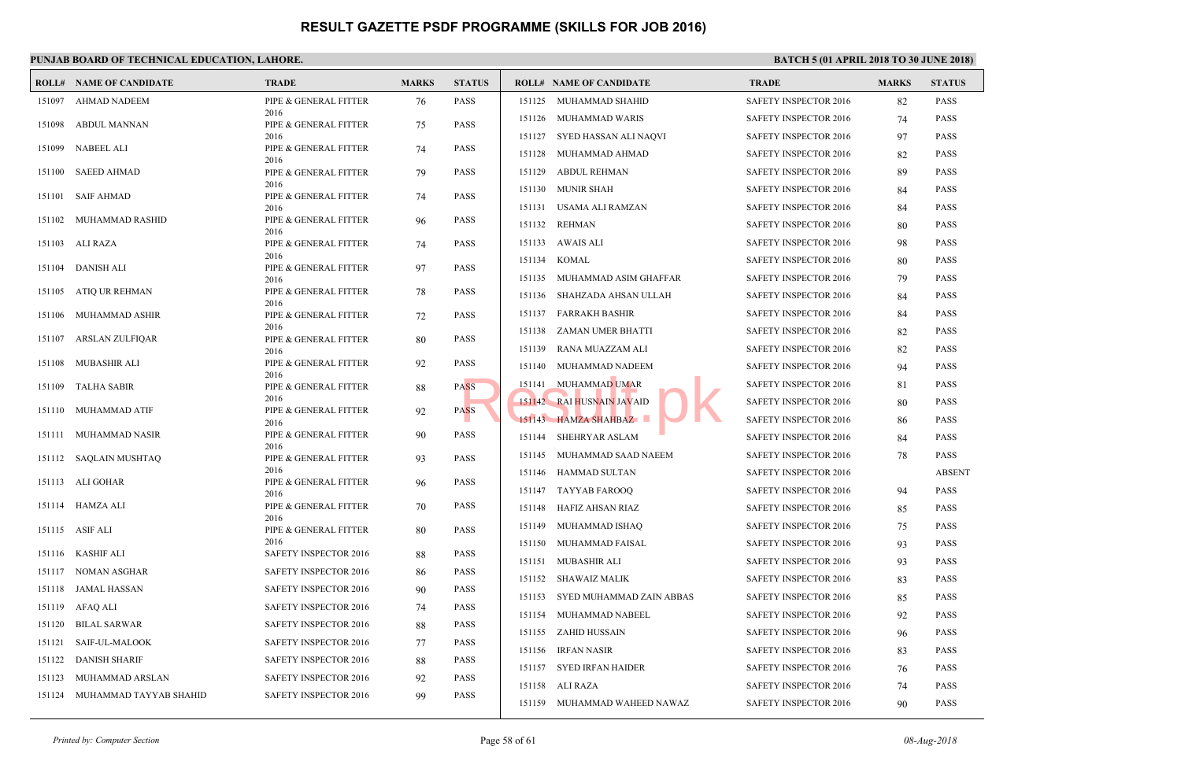# RESULT GAZETTE PSDF PROGRAMME (SKILLS FOR JOB 2016)

**PUNJAB BOARD OF TECHNICAL EDUCATION, LAHORE.**

**BATCH 5 (01 APRIL 2018 TO 30 JUNE 2018)**

| ROLL# | NAME OF CANDIDATE | TRADE | MARKS | STATUS |
|---|---|---|---|---|
| 151097 | AHMAD NADEEM | PIPE & GENERAL FITTER 2016 | 76 | PASS |
| 151098 | ABDUL MANNAN | PIPE & GENERAL FITTER 2016 | 75 | PASS |
| 151099 | NABEEL ALI | PIPE & GENERAL FITTER 2016 | 74 | PASS |
| 151100 | SAEED AHMAD | PIPE & GENERAL FITTER 2016 | 79 | PASS |
| 151101 | SAIF AHMAD | PIPE & GENERAL FITTER 2016 | 74 | PASS |
| 151102 | MUHAMMAD RASHID | PIPE & GENERAL FITTER 2016 | 96 | PASS |
| 151103 | ALI RAZA | PIPE & GENERAL FITTER 2016 | 74 | PASS |
| 151104 | DANISH ALI | PIPE & GENERAL FITTER 2016 | 97 | PASS |
| 151105 | ATIQ UR REHMAN | PIPE & GENERAL FITTER 2016 | 78 | PASS |
| 151106 | MUHAMMAD ASHIR | PIPE & GENERAL FITTER 2016 | 72 | PASS |
| 151107 | ARSLAN ZULFIQAR | PIPE & GENERAL FITTER 2016 | 80 | PASS |
| 151108 | MUBASHIR ALI | PIPE & GENERAL FITTER 2016 | 92 | PASS |
| 151109 | TALHA SABIR | PIPE & GENERAL FITTER 2016 | 88 | PASS |
| 151110 | MUHAMMAD ATIF | PIPE & GENERAL FITTER 2016 | 92 | PASS |
| 151111 | MUHAMMAD NASIR | PIPE & GENERAL FITTER 2016 | 90 | PASS |
| 151112 | SAQLAIN MUSHTAQ | PIPE & GENERAL FITTER 2016 | 93 | PASS |
| 151113 | ALI GOHAR | PIPE & GENERAL FITTER 2016 | 96 | PASS |
| 151114 | HAMZA ALI | PIPE & GENERAL FITTER 2016 | 70 | PASS |
| 151115 | ASIF ALI | PIPE & GENERAL FITTER 2016 | 80 | PASS |
| 151116 | KASHIF ALI | SAFETY INSPECTOR 2016 | 88 | PASS |
| 151117 | NOMAN ASGHAR | SAFETY INSPECTOR 2016 | 86 | PASS |
| 151118 | JAMAL HASSAN | SAFETY INSPECTOR 2016 | 90 | PASS |
| 151119 | AFAQ ALI | SAFETY INSPECTOR 2016 | 74 | PASS |
| 151120 | BILAL SARWAR | SAFETY INSPECTOR 2016 | 88 | PASS |
| 151121 | SAIF-UL-MALOOK | SAFETY INSPECTOR 2016 | 77 | PASS |
| 151122 | DANISH SHARIF | SAFETY INSPECTOR 2016 | 88 | PASS |
| 151123 | MUHAMMAD ARSLAN | SAFETY INSPECTOR 2016 | 92 | PASS |
| 151124 | MUHAMMAD TAYYAB SHAHID | SAFETY INSPECTOR 2016 | 99 | PASS |
| 151125 | MUHAMMAD SHAHID | SAFETY INSPECTOR 2016 | 82 | PASS |
| 151126 | MUHAMMAD WARIS | SAFETY INSPECTOR 2016 | 74 | PASS |
| 151127 | SYED HASSAN ALI NAQVI | SAFETY INSPECTOR 2016 | 97 | PASS |
| 151128 | MUHAMMAD AHMAD | SAFETY INSPECTOR 2016 | 82 | PASS |
| 151129 | ABDUL REHMAN | SAFETY INSPECTOR 2016 | 89 | PASS |
| 151130 | MUNIR SHAH | SAFETY INSPECTOR 2016 | 84 | PASS |
| 151131 | USAMA ALI RAMZAN | SAFETY INSPECTOR 2016 | 84 | PASS |
| 151132 | REHMAN | SAFETY INSPECTOR 2016 | 80 | PASS |
| 151133 | AWAIS ALI | SAFETY INSPECTOR 2016 | 98 | PASS |
| 151134 | KOMAL | SAFETY INSPECTOR 2016 | 80 | PASS |
| 151135 | MUHAMMAD ASIM GHAFFAR | SAFETY INSPECTOR 2016 | 79 | PASS |
| 151136 | SHAHZADA AHSAN ULLAH | SAFETY INSPECTOR 2016 | 84 | PASS |
| 151137 | FARRAKH BASHIR | SAFETY INSPECTOR 2016 | 84 | PASS |
| 151138 | ZAMAN UMER BHATTI | SAFETY INSPECTOR 2016 | 82 | PASS |
| 151139 | RANA MUAZZAM ALI | SAFETY INSPECTOR 2016 | 82 | PASS |
| 151140 | MUHAMMAD NADEEM | SAFETY INSPECTOR 2016 | 94 | PASS |
| 151141 | MUHAMMAD UMAR | SAFETY INSPECTOR 2016 | 81 | PASS |
| 151142 | RAI HUSNAIN JAVAID | SAFETY INSPECTOR 2016 | 80 | PASS |
| 151143 | HAMZA SHAHBAZ | SAFETY INSPECTOR 2016 | 86 | PASS |
| 151144 | SHEHRYAR ASLAM | SAFETY INSPECTOR 2016 | 84 | PASS |
| 151145 | MUHAMMAD SAAD NAEEM | SAFETY INSPECTOR 2016 | 78 | PASS |
| 151146 | HAMMAD SULTAN | SAFETY INSPECTOR 2016 | | ABSENT |
| 151147 | TAYYAB FAROOQ | SAFETY INSPECTOR 2016 | 94 | PASS |
| 151148 | HAFIZ AHSAN RIAZ | SAFETY INSPECTOR 2016 | 85 | PASS |
| 151149 | MUHAMMAD ISHAQ | SAFETY INSPECTOR 2016 | 75 | PASS |
| 151150 | MUHAMMAD FAISAL | SAFETY INSPECTOR 2016 | 93 | PASS |
| 151151 | MUBASHIR ALI | SAFETY INSPECTOR 2016 | 93 | PASS |
| 151152 | SHAWAIZ MALIK | SAFETY INSPECTOR 2016 | 83 | PASS |
| 151153 | SYED MUHAMMAD ZAIN ABBAS | SAFETY INSPECTOR 2016 | 85 | PASS |
| 151154 | MUHAMMAD NABEEL | SAFETY INSPECTOR 2016 | 92 | PASS |
| 151155 | ZAHID HUSSAIN | SAFETY INSPECTOR 2016 | 96 | PASS |
| 151156 | IRFAN NASIR | SAFETY INSPECTOR 2016 | 83 | PASS |
| 151157 | SYED IRFAN HAIDER | SAFETY INSPECTOR 2016 | 76 | PASS |
| 151158 | ALI RAZA | SAFETY INSPECTOR 2016 | 74 | PASS |
| 151159 | MUHAMMAD WAHEED NAWAZ | SAFETY INSPECTOR 2016 | 90 | PASS |

*Printed by: Computer Section* — *08-Aug-2018*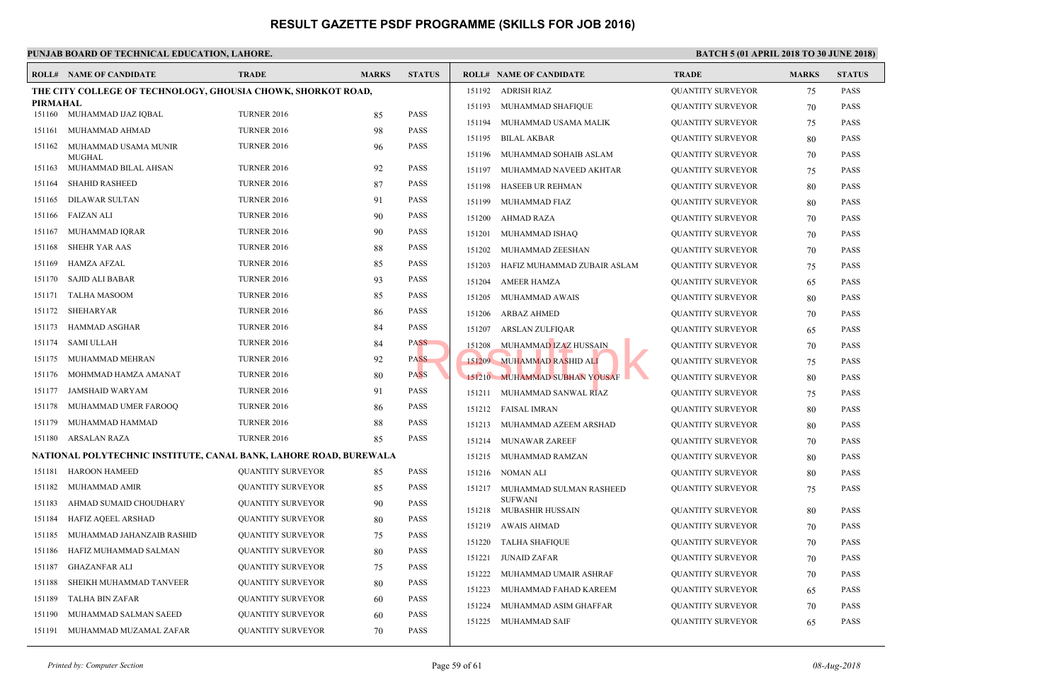# RESULT GAZETTE PSDF PROGRAMME (SKILLS FOR JOB 2016)

**PUNJAB BOARD OF TECHNICAL EDUCATION, LAHORE.** **BATCH 5 (01 APRIL 2018 TO 30 JUNE 2018)**

| ROLL# | NAME OF CANDIDATE | TRADE | MARKS | STATUS |
|---|---|---|---|---|
| **THE CITY COLLEGE OF TECHNOLOGY, GHOUSIA CHOWK, SHORKOT ROAD, PIRMAHAL** | | | | |
| 151160 | MUHAMMAD IJAZ IQBAL | TURNER 2016 | 85 | PASS |
| 151161 | MUHAMMAD AHMAD | TURNER 2016 | 98 | PASS |
| 151162 | MUHAMMAD USAMA MUNIR MUGHAL | TURNER 2016 | 96 | PASS |
| 151163 | MUHAMMAD BILAL AHSAN | TURNER 2016 | 92 | PASS |
| 151164 | SHAHID RASHEED | TURNER 2016 | 87 | PASS |
| 151165 | DILAWAR SULTAN | TURNER 2016 | 91 | PASS |
| 151166 | FAIZAN ALI | TURNER 2016 | 90 | PASS |
| 151167 | MUHAMMAD IQRAR | TURNER 2016 | 90 | PASS |
| 151168 | SHEHR YAR AAS | TURNER 2016 | 88 | PASS |
| 151169 | HAMZA AFZAL | TURNER 2016 | 85 | PASS |
| 151170 | SAJID ALI BABAR | TURNER 2016 | 93 | PASS |
| 151171 | TALHA MASOOM | TURNER 2016 | 85 | PASS |
| 151172 | SHEHARYAR | TURNER 2016 | 86 | PASS |
| 151173 | HAMMAD ASGHAR | TURNER 2016 | 84 | PASS |
| 151174 | SAMI ULLAH | TURNER 2016 | 84 | PASS |
| 151175 | MUHAMMAD MEHRAN | TURNER 2016 | 92 | PASS |
| 151176 | MOHMMAD HAMZA AMANAT | TURNER 2016 | 80 | PASS |
| 151177 | JAMSHAID WARYAM | TURNER 2016 | 91 | PASS |
| 151178 | MUHAMMAD UMER FAROOQ | TURNER 2016 | 86 | PASS |
| 151179 | MUHAMMAD HAMMAD | TURNER 2016 | 88 | PASS |
| 151180 | ARSALAN RAZA | TURNER 2016 | 85 | PASS |
| **NATIONAL POLYTECHNIC INSTITUTE, CANAL BANK, LAHORE ROAD, BUREWALA** | | | | |
| 151181 | HAROON HAMEED | QUANTITY SURVEYOR | 85 | PASS |
| 151182 | MUHAMMAD AMIR | QUANTITY SURVEYOR | 85 | PASS |
| 151183 | AHMAD SUMAID CHOUDHARY | QUANTITY SURVEYOR | 90 | PASS |
| 151184 | HAFIZ AQEEL ARSHAD | QUANTITY SURVEYOR | 80 | PASS |
| 151185 | MUHAMMAD JAHANZAIB RASHID | QUANTITY SURVEYOR | 75 | PASS |
| 151186 | HAFIZ MUHAMMAD SALMAN | QUANTITY SURVEYOR | 80 | PASS |
| 151187 | GHAZANFAR ALI | QUANTITY SURVEYOR | 75 | PASS |
| 151188 | SHEIKH MUHAMMAD TANVEER | QUANTITY SURVEYOR | 80 | PASS |
| 151189 | TALHA BIN ZAFAR | QUANTITY SURVEYOR | 60 | PASS |
| 151190 | MUHAMMAD SALMAN SAEED | QUANTITY SURVEYOR | 60 | PASS |
| 151191 | MUHAMMAD MUZAMAL ZAFAR | QUANTITY SURVEYOR | 70 | PASS |
| 151192 | ADRISH RIAZ | QUANTITY SURVEYOR | 75 | PASS |
| 151193 | MUHAMMAD SHAFIQUE | QUANTITY SURVEYOR | 70 | PASS |
| 151194 | MUHAMMAD USAMA MALIK | QUANTITY SURVEYOR | 75 | PASS |
| 151195 | BILAL AKBAR | QUANTITY SURVEYOR | 80 | PASS |
| 151196 | MUHAMMAD SOHAIB ASLAM | QUANTITY SURVEYOR | 70 | PASS |
| 151197 | MUHAMMAD NAVEED AKHTAR | QUANTITY SURVEYOR | 75 | PASS |
| 151198 | HASEEB UR REHMAN | QUANTITY SURVEYOR | 80 | PASS |
| 151199 | MUHAMMAD FIAZ | QUANTITY SURVEYOR | 80 | PASS |
| 151200 | AHMAD RAZA | QUANTITY SURVEYOR | 70 | PASS |
| 151201 | MUHAMMAD ISHAQ | QUANTITY SURVEYOR | 70 | PASS |
| 151202 | MUHAMMAD ZEESHAN | QUANTITY SURVEYOR | 70 | PASS |
| 151203 | HAFIZ MUHAMMAD ZUBAIR ASLAM | QUANTITY SURVEYOR | 75 | PASS |
| 151204 | AMEER HAMZA | QUANTITY SURVEYOR | 65 | PASS |
| 151205 | MUHAMMAD AWAIS | QUANTITY SURVEYOR | 80 | PASS |
| 151206 | ARBAZ AHMED | QUANTITY SURVEYOR | 70 | PASS |
| 151207 | ARSLAN ZULFIQAR | QUANTITY SURVEYOR | 65 | PASS |
| 151208 | MUHAMMAD IZAZ HUSSAIN | QUANTITY SURVEYOR | 70 | PASS |
| 151209 | MUHAMMAD RASHID ALI | QUANTITY SURVEYOR | 75 | PASS |
| 151210 | MUHAMMAD SUBHAN YOUSAF | QUANTITY SURVEYOR | 80 | PASS |
| 151211 | MUHAMMAD SANWAL RIAZ | QUANTITY SURVEYOR | 75 | PASS |
| 151212 | FAISAL IMRAN | QUANTITY SURVEYOR | 80 | PASS |
| 151213 | MUHAMMAD AZEEM ARSHAD | QUANTITY SURVEYOR | 80 | PASS |
| 151214 | MUNAWAR ZAREEF | QUANTITY SURVEYOR | 70 | PASS |
| 151215 | MUHAMMAD RAMZAN | QUANTITY SURVEYOR | 80 | PASS |
| 151216 | NOMAN ALI | QUANTITY SURVEYOR | 80 | PASS |
| 151217 | MUHAMMAD SULMAN RASHEED SUFWANI | QUANTITY SURVEYOR | 75 | PASS |
| 151218 | MUBASHIR HUSSAIN | QUANTITY SURVEYOR | 80 | PASS |
| 151219 | AWAIS AHMAD | QUANTITY SURVEYOR | 70 | PASS |
| 151220 | TALHA SHAFIQUE | QUANTITY SURVEYOR | 70 | PASS |
| 151221 | JUNAID ZAFAR | QUANTITY SURVEYOR | 70 | PASS |
| 151222 | MUHAMMAD UMAIR ASHRAF | QUANTITY SURVEYOR | 70 | PASS |
| 151223 | MUHAMMAD FAHAD KAREEM | QUANTITY SURVEYOR | 65 | PASS |
| 151224 | MUHAMMAD ASIM GHAFFAR | QUANTITY SURVEYOR | 70 | PASS |
| 151225 | MUHAMMAD SAIF | QUANTITY SURVEYOR | 65 | PASS |

*Printed by: Computer Section* *08-Aug-2018*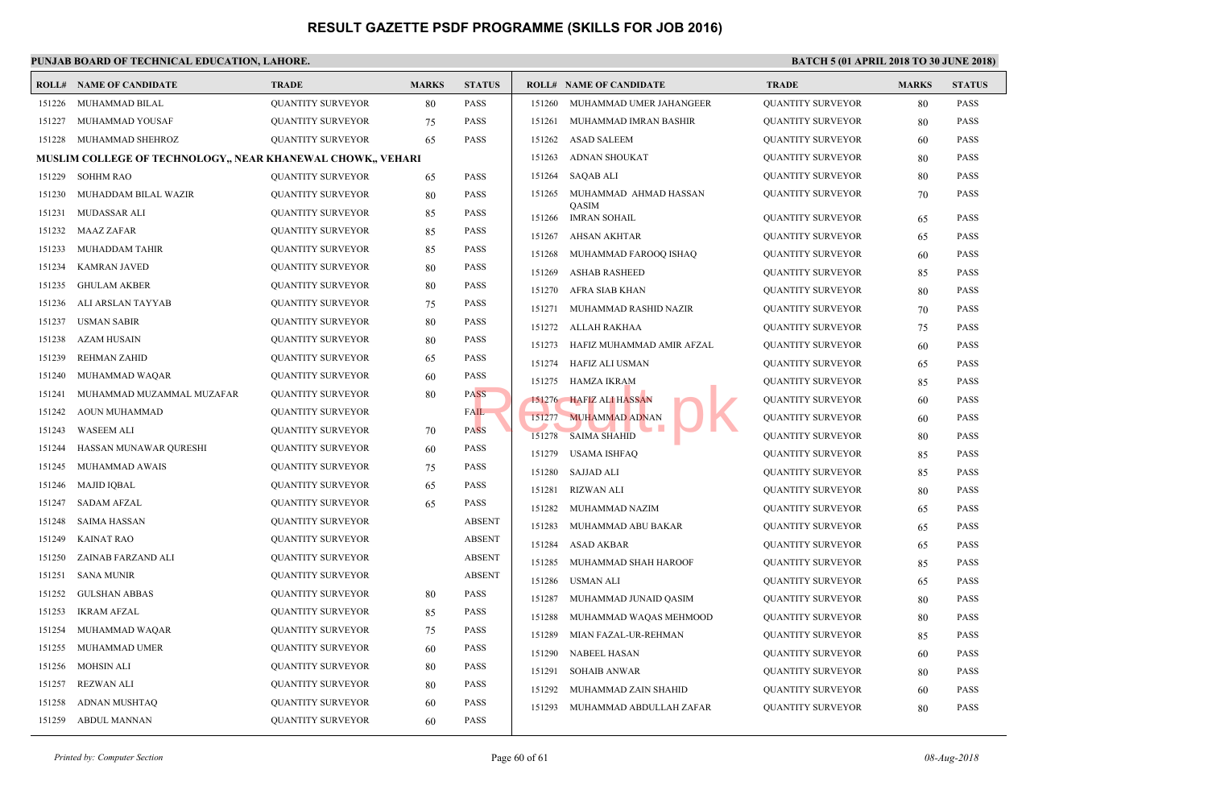# RESULT GAZETTE PSDF PROGRAMME (SKILLS FOR JOB 2016)

**PUNJAB BOARD OF TECHNICAL EDUCATION, LAHORE.**

**BATCH 5 (01 APRIL 2018 TO 30 JUNE 2018)**

| ROLL# | NAME OF CANDIDATE | TRADE | MARKS | STATUS |
|---|---|---|---|---|
| 151226 | MUHAMMAD BILAL | QUANTITY SURVEYOR | 80 | PASS |
| 151227 | MUHAMMAD YOUSAF | QUANTITY SURVEYOR | 75 | PASS |
| 151228 | MUHAMMAD SHEHROZ | QUANTITY SURVEYOR | 65 | PASS |

**MUSLIM COLLEGE OF TECHNOLOGY,, NEAR KHANEWAL CHOWK,, VEHARI**

| ROLL# | NAME OF CANDIDATE | TRADE | MARKS | STATUS |
|---|---|---|---|---|
| 151229 | SOHHM RAO | QUANTITY SURVEYOR | 65 | PASS |
| 151230 | MUHADDAM BILAL WAZIR | QUANTITY SURVEYOR | 80 | PASS |
| 151231 | MUDASSAR ALI | QUANTITY SURVEYOR | 85 | PASS |
| 151232 | MAAZ ZAFAR | QUANTITY SURVEYOR | 85 | PASS |
| 151233 | MUHADDAM TAHIR | QUANTITY SURVEYOR | 85 | PASS |
| 151234 | KAMRAN JAVED | QUANTITY SURVEYOR | 80 | PASS |
| 151235 | GHULAM AKBER | QUANTITY SURVEYOR | 80 | PASS |
| 151236 | ALI ARSLAN TAYYAB | QUANTITY SURVEYOR | 75 | PASS |
| 151237 | USMAN SABIR | QUANTITY SURVEYOR | 80 | PASS |
| 151238 | AZAM HUSAIN | QUANTITY SURVEYOR | 80 | PASS |
| 151239 | REHMAN ZAHID | QUANTITY SURVEYOR | 65 | PASS |
| 151240 | MUHAMMAD WAQAR | QUANTITY SURVEYOR | 60 | PASS |
| 151241 | MUHAMMAD MUZAMMAL MUZAFAR | QUANTITY SURVEYOR | 80 | PASS |
| 151242 | AOUN MUHAMMAD | QUANTITY SURVEYOR | | FAIL |
| 151243 | WASEEM ALI | QUANTITY SURVEYOR | 70 | PASS |
| 151244 | HASSAN MUNAWAR QURESHI | QUANTITY SURVEYOR | 60 | PASS |
| 151245 | MUHAMMAD AWAIS | QUANTITY SURVEYOR | 75 | PASS |
| 151246 | MAJID IQBAL | QUANTITY SURVEYOR | 65 | PASS |
| 151247 | SADAM AFZAL | QUANTITY SURVEYOR | 65 | PASS |
| 151248 | SAIMA HASSAN | QUANTITY SURVEYOR | | ABSENT |
| 151249 | KAINAT RAO | QUANTITY SURVEYOR | | ABSENT |
| 151250 | ZAINAB FARZAND ALI | QUANTITY SURVEYOR | | ABSENT |
| 151251 | SANA MUNIR | QUANTITY SURVEYOR | | ABSENT |
| 151252 | GULSHAN ABBAS | QUANTITY SURVEYOR | 80 | PASS |
| 151253 | IKRAM AFZAL | QUANTITY SURVEYOR | 85 | PASS |
| 151254 | MUHAMMAD WAQAR | QUANTITY SURVEYOR | 75 | PASS |
| 151255 | MUHAMMAD UMER | QUANTITY SURVEYOR | 60 | PASS |
| 151256 | MOHSIN ALI | QUANTITY SURVEYOR | 80 | PASS |
| 151257 | REZWAN ALI | QUANTITY SURVEYOR | 80 | PASS |
| 151258 | ADNAN MUSHTAQ | QUANTITY SURVEYOR | 60 | PASS |
| 151259 | ABDUL MANNAN | QUANTITY SURVEYOR | 60 | PASS |
| 151260 | MUHAMMAD UMER JAHANGEER | QUANTITY SURVEYOR | 80 | PASS |
| 151261 | MUHAMMAD IMRAN BASHIR | QUANTITY SURVEYOR | 80 | PASS |
| 151262 | ASAD SALEEM | QUANTITY SURVEYOR | 60 | PASS |
| 151263 | ADNAN SHOUKAT | QUANTITY SURVEYOR | 80 | PASS |
| 151264 | SAQAB ALI | QUANTITY SURVEYOR | 80 | PASS |
| 151265 | MUHAMMAD AHMAD HASSAN QASIM | QUANTITY SURVEYOR | 70 | PASS |
| 151266 | IMRAN SOHAIL | QUANTITY SURVEYOR | 65 | PASS |
| 151267 | AHSAN AKHTAR | QUANTITY SURVEYOR | 65 | PASS |
| 151268 | MUHAMMAD FAROOQ ISHAQ | QUANTITY SURVEYOR | 60 | PASS |
| 151269 | ASHAB RASHEED | QUANTITY SURVEYOR | 85 | PASS |
| 151270 | AFRA SIAB KHAN | QUANTITY SURVEYOR | 80 | PASS |
| 151271 | MUHAMMAD RASHID NAZIR | QUANTITY SURVEYOR | 70 | PASS |
| 151272 | ALLAH RAKHAA | QUANTITY SURVEYOR | 75 | PASS |
| 151273 | HAFIZ MUHAMMAD AMIR AFZAL | QUANTITY SURVEYOR | 60 | PASS |
| 151274 | HAFIZ ALI USMAN | QUANTITY SURVEYOR | 65 | PASS |
| 151275 | HAMZA IKRAM | QUANTITY SURVEYOR | 85 | PASS |
| 151276 | HAFIZ ALI HASSAN | QUANTITY SURVEYOR | 60 | PASS |
| 151277 | MUHAMMAD ADNAN | QUANTITY SURVEYOR | 60 | PASS |
| 151278 | SAIMA SHAHID | QUANTITY SURVEYOR | 80 | PASS |
| 151279 | USAMA ISHFAQ | QUANTITY SURVEYOR | 85 | PASS |
| 151280 | SAJJAD ALI | QUANTITY SURVEYOR | 85 | PASS |
| 151281 | RIZWAN ALI | QUANTITY SURVEYOR | 80 | PASS |
| 151282 | MUHAMMAD NAZIM | QUANTITY SURVEYOR | 65 | PASS |
| 151283 | MUHAMMAD ABU BAKAR | QUANTITY SURVEYOR | 65 | PASS |
| 151284 | ASAD AKBAR | QUANTITY SURVEYOR | 65 | PASS |
| 151285 | MUHAMMAD SHAH HAROOF | QUANTITY SURVEYOR | 85 | PASS |
| 151286 | USMAN ALI | QUANTITY SURVEYOR | 65 | PASS |
| 151287 | MUHAMMAD JUNAID QASIM | QUANTITY SURVEYOR | 80 | PASS |
| 151288 | MUHAMMAD WAQAS MEHMOOD | QUANTITY SURVEYOR | 80 | PASS |
| 151289 | MIAN FAZAL-UR-REHMAN | QUANTITY SURVEYOR | 85 | PASS |
| 151290 | NABEEL HASAN | QUANTITY SURVEYOR | 60 | PASS |
| 151291 | SOHAIB ANWAR | QUANTITY SURVEYOR | 80 | PASS |
| 151292 | MUHAMMAD ZAIN SHAHID | QUANTITY SURVEYOR | 60 | PASS |
| 151293 | MUHAMMAD ABDULLAH ZAFAR | QUANTITY SURVEYOR | 80 | PASS |

*Printed by: Computer Section*

*08-Aug-2018*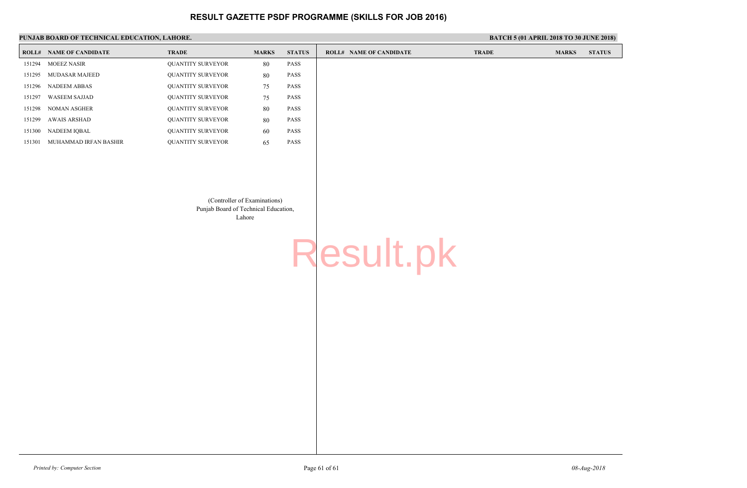# RESULT GAZETTE PSDF PROGRAMME (SKILLS FOR JOB 2016)

**PUNJAB BOARD OF TECHNICAL EDUCATION, LAHORE.**

**BATCH 5 (01 APRIL 2018 TO 30 JUNE 2018)**

| ROLL# | NAME OF CANDIDATE | TRADE | MARKS | STATUS |
|---|---|---|---|---|
| 151294 | MOEEZ NASIR | QUANTITY SURVEYOR | 80 | PASS |
| 151295 | MUDASAR MAJEED | QUANTITY SURVEYOR | 80 | PASS |
| 151296 | NADEEM ABBAS | QUANTITY SURVEYOR | 75 | PASS |
| 151297 | WASEEM SAJJAD | QUANTITY SURVEYOR | 75 | PASS |
| 151298 | NOMAN ASGHER | QUANTITY SURVEYOR | 80 | PASS |
| 151299 | AWAIS ARSHAD | QUANTITY SURVEYOR | 80 | PASS |
| 151300 | NADEEM IQBAL | QUANTITY SURVEYOR | 60 | PASS |
| 151301 | MUHAMMAD IRFAN BASHIR | QUANTITY SURVEYOR | 65 | PASS |

(Controller of Examinations)
Punjab Board of Technical Education,
Lahore

Result.pk

*Printed by: Computer Section*

*08-Aug-2018*